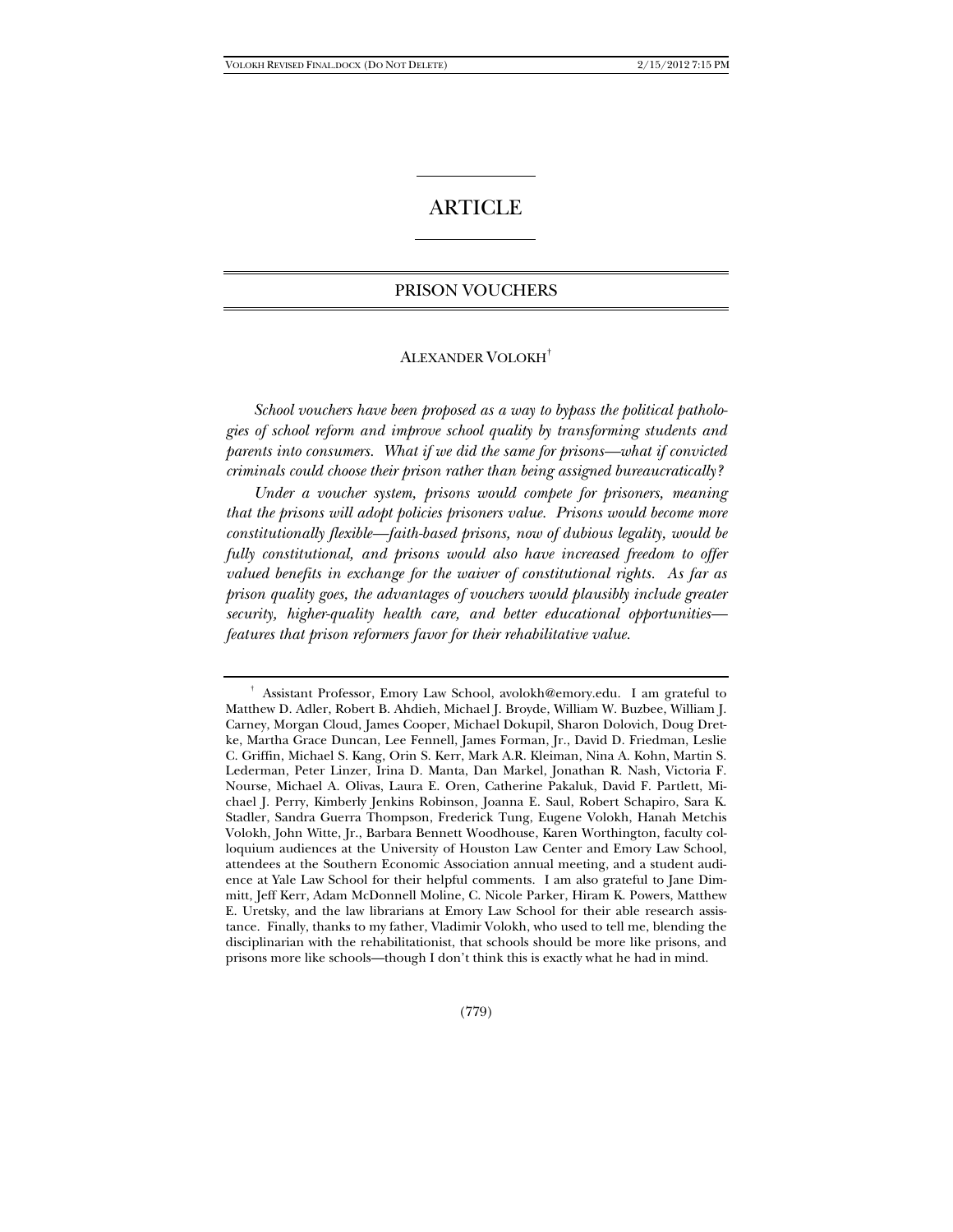# ARTICLE

## PRISON VOUCHERS

ALEXANDER VOLOKH[†]

*School vouchers have been proposed as a way to bypass the political pathologies of school reform and improve school quality by transforming students and parents into consumers. What if we did the same for prisons—what if convicted criminals could choose their prison rather than being assigned bureaucratically?*

*Under a voucher system, prisons would compete for prisoners, meaning that the prisons will adopt policies prisoners value. Prisons would become more constitutionally flexible—faith-based prisons, now of dubious legality, would be fully constitutional, and prisons would also have increased freedom to offer valued benefits in exchange for the waiver of constitutional rights. As far as prison quality goes, the advantages of vouchers would plausibly include greater security, higher-quality health care, and better educational opportunities—features that prison reformers favor for their rehabilitative value.*

---

[†] Assistant Professor, Emory Law School, avolokh@emory.edu. I am grateful to Matthew D. Adler, Robert B. Ahdieh, Michael J. Broyde, William W. Buzbee, William J. Carney, Morgan Cloud, James Cooper, Michael Dokupil, Sharon Dolovich, Doug Dretke, Martha Grace Duncan, Lee Fennell, James Forman, Jr., David D. Friedman, Leslie C. Griffin, Michael S. Kang, Orin S. Kerr, Mark A.R. Kleiman, Nina A. Kohn, Martin S. Lederman, Peter Linzer, Irina D. Manta, Dan Markel, Jonathan R. Nash, Victoria F. Nourse, Michael A. Olivas, Laura E. Oren, Catherine Pakaluk, David F. Partlett, Michael J. Perry, Kimberly Jenkins Robinson, Joanna E. Saul, Robert Schapiro, Sara K. Stadler, Sandra Guerra Thompson, Frederick Tung, Eugene Volokh, Hanah Metchis Volokh, John Witte, Jr., Barbara Bennett Woodhouse, Karen Worthington, faculty colloquium audiences at the University of Houston Law Center and Emory Law School, attendees at the Southern Economic Association annual meeting, and a student audience at Yale Law School for their helpful comments. I am also grateful to Jane Dimmitt, Jeff Kerr, Adam McDonnell Moline, C. Nicole Parker, Hiram K. Powers, Matthew E. Uretsky, and the law librarians at Emory Law School for their able research assistance. Finally, thanks to my father, Vladimir Volokh, who used to tell me, blending the disciplinarian with the rehabilitationist, that schools should be more like prisons, and prisons more like schools—though I don't think this is exactly what he had in mind.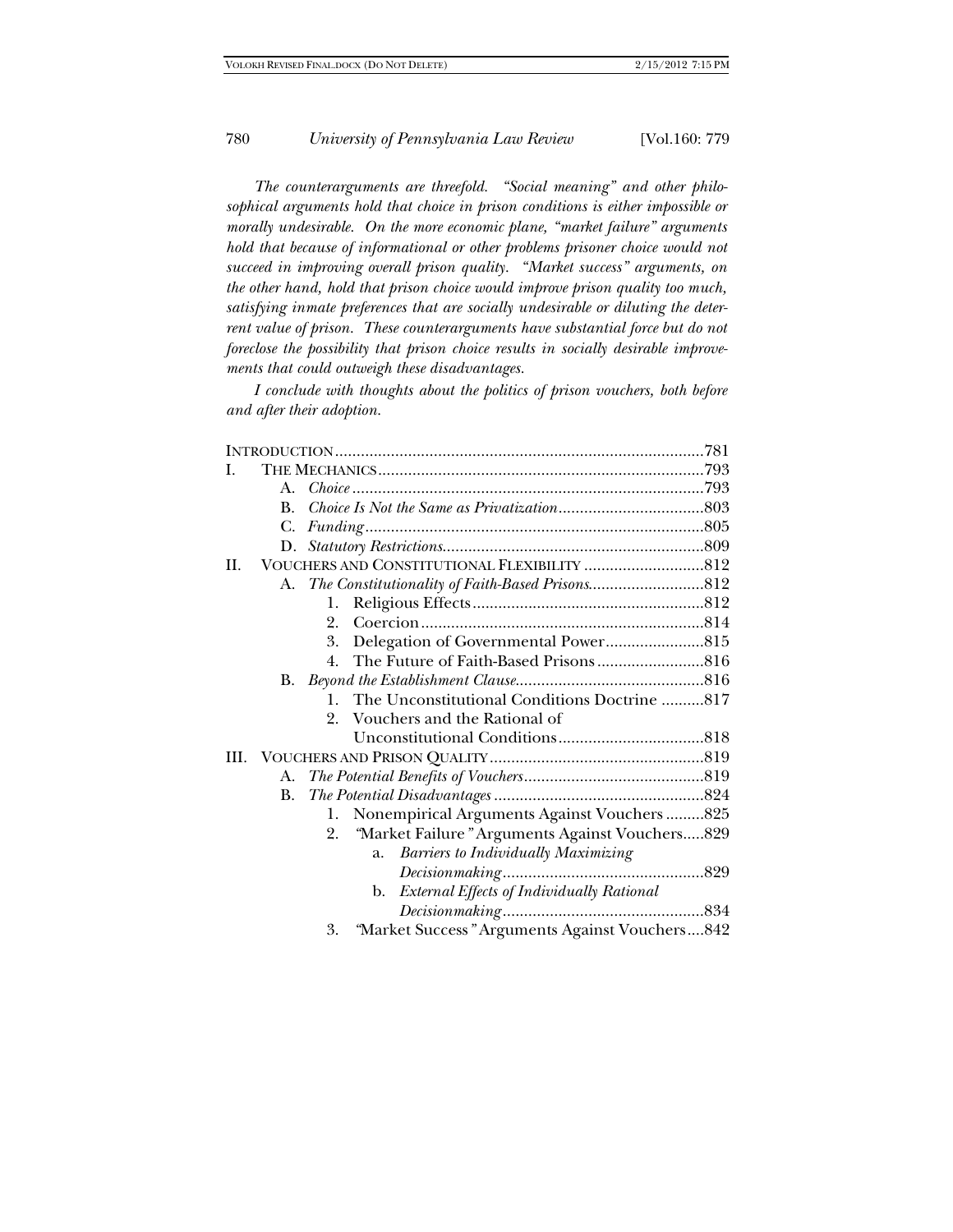*The counterarguments are threefold. "Social meaning" and other philosophical arguments hold that choice in prison conditions is either impossible or morally undesirable. On the more economic plane, "market failure" arguments hold that because of informational or other problems prisoner choice would not succeed in improving overall prison quality. "Market success" arguments, on the other hand, hold that prison choice would improve prison quality too much, satisfying inmate preferences that are socially undesirable or diluting the deterrent value of prison. These counterarguments have substantial force but do not foreclose the possibility that prison choice results in socially desirable improvements that could outweigh these disadvantages.*

*I conclude with thoughts about the politics of prison vouchers, both before and after their adoption.*

INTRODUCTION .....781

I. THE MECHANICS .....793
- A. *Choice* .....793
- B. *Choice Is Not the Same as Privatization* .....803
- C. *Funding* .....805
- D. *Statutory Restrictions* .....809

II. VOUCHERS AND CONSTITUTIONAL FLEXIBILITY .....812
- A. *The Constitutionality of Faith-Based Prisons* .....812
  1. Religious Effects .....812
  2. Coercion .....814
  3. Delegation of Governmental Power .....815
  4. The Future of Faith-Based Prisons .....816
- B. *Beyond the Establishment Clause* .....816
  1. The Unconstitutional Conditions Doctrine .....817
  2. Vouchers and the Rational of Unconstitutional Conditions .....818

III. VOUCHERS AND PRISON QUALITY .....819
- A. *The Potential Benefits of Vouchers* .....819
- B. *The Potential Disadvantages* .....824
  1. Nonempirical Arguments Against Vouchers .....825
  2. "Market Failure" Arguments Against Vouchers .....829
     - a. *Barriers to Individually Maximizing Decisionmaking* .....829
     - b. *External Effects of Individually Rational Decisionmaking* .....834
  3. "Market Success" Arguments Against Vouchers .....842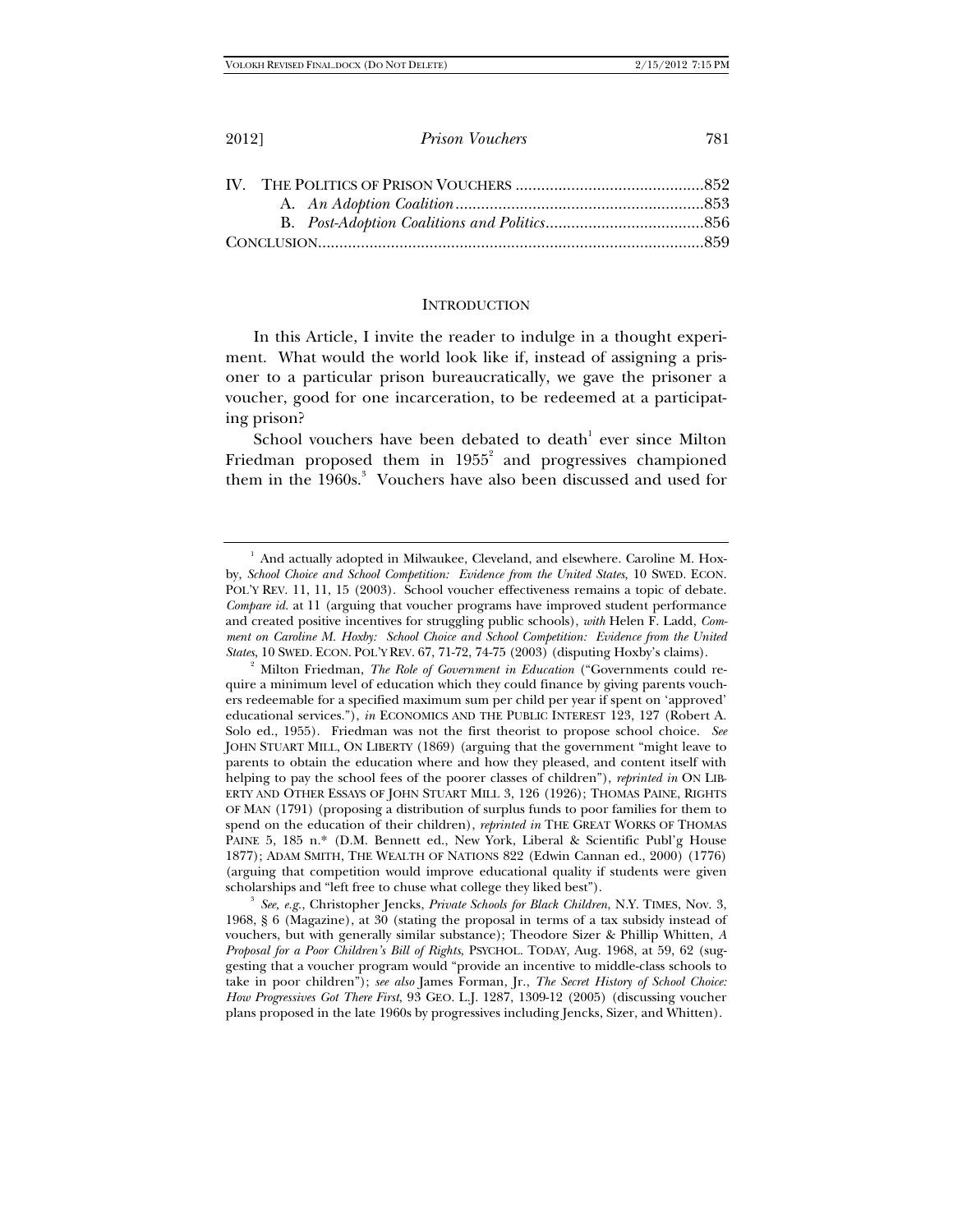IV. THE POLITICS OF PRISON VOUCHERS ............................................852
   A. *An Adoption Coalition*..........................................................853
   B. *Post-Adoption Coalitions and Politics*.....................................856
CONCLUSION..........................................................................................859

## INTRODUCTION

In this Article, I invite the reader to indulge in a thought experiment. What would the world look like if, instead of assigning a prisoner to a particular prison bureaucratically, we gave the prisoner a voucher, good for one incarceration, to be redeemed at a participating prison?

School vouchers have been debated to death[1] ever since Milton Friedman proposed them in 1955[2] and progressives championed them in the 1960s.[3] Vouchers have also been discussed and used for

---

[1] And actually adopted in Milwaukee, Cleveland, and elsewhere. Caroline M. Hoxby, *School Choice and School Competition: Evidence from the United States*, 10 SWED. ECON. POL'Y REV. 11, 11, 15 (2003). School voucher effectiveness remains a topic of debate. *Compare id.* at 11 (arguing that voucher programs have improved student performance and created positive incentives for struggling public schools), *with* Helen F. Ladd, *Comment on Caroline M. Hoxby: School Choice and School Competition: Evidence from the United States*, 10 SWED. ECON. POL'Y REV. 67, 71-72, 74-75 (2003) (disputing Hoxby's claims).

[2] Milton Friedman, *The Role of Government in Education* ("Governments could require a minimum level of education which they could finance by giving parents vouchers redeemable for a specified maximum sum per child per year if spent on 'approved' educational services."), *in* ECONOMICS AND THE PUBLIC INTEREST 123, 127 (Robert A. Solo ed., 1955). Friedman was not the first theorist to propose school choice. *See* JOHN STUART MILL, ON LIBERTY (1869) (arguing that the government "might leave to parents to obtain the education where and how they pleased, and content itself with helping to pay the school fees of the poorer classes of children"), *reprinted in* ON LIBERTY AND OTHER ESSAYS OF JOHN STUART MILL 3, 126 (1926); THOMAS PAINE, RIGHTS OF MAN (1791) (proposing a distribution of surplus funds to poor families for them to spend on the education of their children), *reprinted in* THE GREAT WORKS OF THOMAS PAINE 5, 185 n.* (D.M. Bennett ed., New York, Liberal & Scientific Publ'g House 1877); ADAM SMITH, THE WEALTH OF NATIONS 822 (Edwin Cannan ed., 2000) (1776) (arguing that competition would improve educational quality if students were given scholarships and "left free to chuse what college they liked best").

[3] *See, e.g.*, Christopher Jencks, *Private Schools for Black Children*, N.Y. TIMES, Nov. 3, 1968, § 6 (Magazine), at 30 (stating the proposal in terms of a tax subsidy instead of vouchers, but with generally similar substance); Theodore Sizer & Phillip Whitten, *A Proposal for a Poor Children's Bill of Rights*, PSYCHOL. TODAY, Aug. 1968, at 59, 62 (suggesting that a voucher program would "provide an incentive to middle-class schools to take in poor children"); *see also* James Forman, Jr., *The Secret History of School Choice: How Progressives Got There First*, 93 GEO. L.J. 1287, 1309-12 (2005) (discussing voucher plans proposed in the late 1960s by progressives including Jencks, Sizer, and Whitten).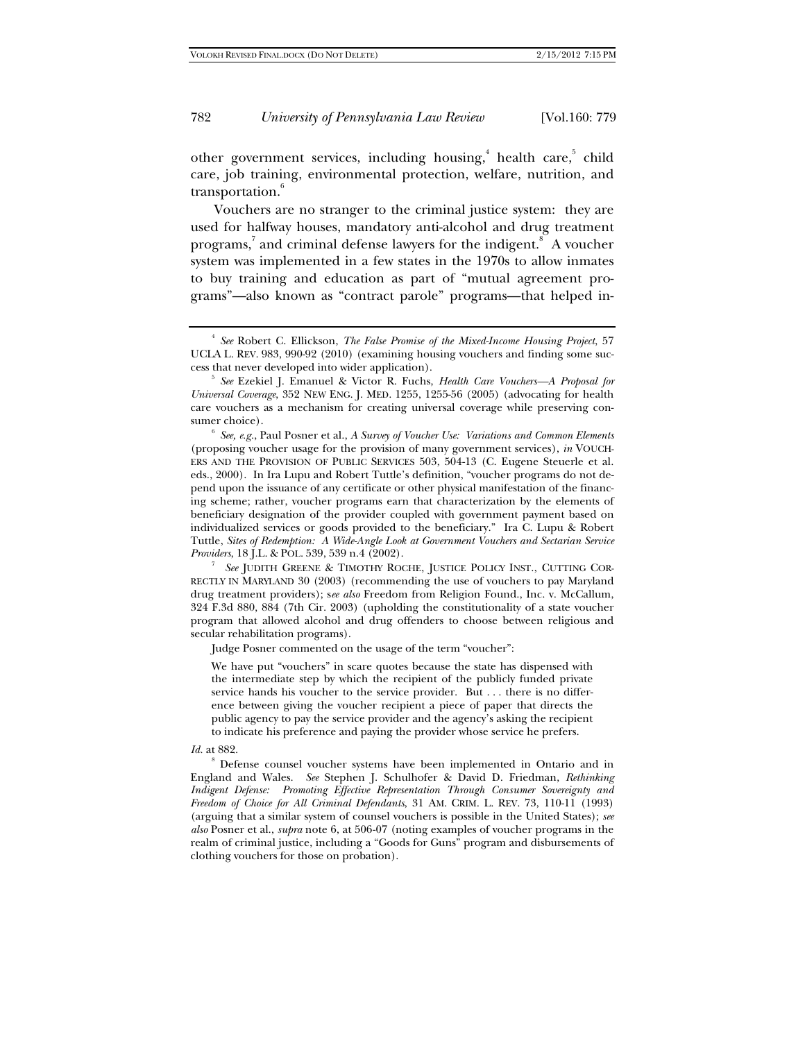other government services, including housing,[4] health care,[5] child care, job training, environmental protection, welfare, nutrition, and transportation.[6]

Vouchers are no stranger to the criminal justice system: they are used for halfway houses, mandatory anti-alcohol and drug treatment programs,[7] and criminal defense lawyers for the indigent.[8] A voucher system was implemented in a few states in the 1970s to allow inmates to buy training and education as part of "mutual agreement programs"—also known as "contract parole" programs—that helped in-

---

[4] *See* Robert C. Ellickson, *The False Promise of the Mixed-Income Housing Project*, 57 UCLA L. REV. 983, 990-92 (2010) (examining housing vouchers and finding some success that never developed into wider application).

[5] *See* Ezekiel J. Emanuel & Victor R. Fuchs, *Health Care Vouchers—A Proposal for Universal Coverage*, 352 NEW ENG. J. MED. 1255, 1255-56 (2005) (advocating for health care vouchers as a mechanism for creating universal coverage while preserving consumer choice).

[6] *See, e.g.*, Paul Posner et al., *A Survey of Voucher Use: Variations and Common Elements* (proposing voucher usage for the provision of many government services), *in* VOUCHERS AND THE PROVISION OF PUBLIC SERVICES 503, 504-13 (C. Eugene Steuerle et al. eds., 2000). In Ira Lupu and Robert Tuttle's definition, "voucher programs do not depend upon the issuance of any certificate or other physical manifestation of the financing scheme; rather, voucher programs earn that characterization by the elements of beneficiary designation of the provider coupled with government payment based on individualized services or goods provided to the beneficiary." Ira C. Lupu & Robert Tuttle, *Sites of Redemption: A Wide-Angle Look at Government Vouchers and Sectarian Service Providers*, 18 J.L. & POL. 539, 539 n.4 (2002).

[7] *See* JUDITH GREENE & TIMOTHY ROCHE, JUSTICE POLICY INST., CUTTING CORRECTLY IN MARYLAND 30 (2003) (recommending the use of vouchers to pay Maryland drug treatment providers); s*ee also* Freedom from Religion Found., Inc. v. McCallum, 324 F.3d 880, 884 (7th Cir. 2003) (upholding the constitutionality of a state voucher program that allowed alcohol and drug offenders to choose between religious and secular rehabilitation programs).

Judge Posner commented on the usage of the term "voucher":

> We have put "vouchers" in scare quotes because the state has dispensed with the intermediate step by which the recipient of the publicly funded private service hands his voucher to the service provider. But . . . there is no difference between giving the voucher recipient a piece of paper that directs the public agency to pay the service provider and the agency's asking the recipient to indicate his preference and paying the provider whose service he prefers.

*Id.* at 882.

[8] Defense counsel voucher systems have been implemented in Ontario and in England and Wales. *See* Stephen J. Schulhofer & David D. Friedman, *Rethinking Indigent Defense: Promoting Effective Representation Through Consumer Sovereignty and Freedom of Choice for All Criminal Defendants*, 31 AM. CRIM. L. REV. 73, 110-11 (1993) (arguing that a similar system of counsel vouchers is possible in the United States); *see also* Posner et al., *supra* note 6, at 506-07 (noting examples of voucher programs in the realm of criminal justice, including a "Goods for Guns" program and disbursements of clothing vouchers for those on probation).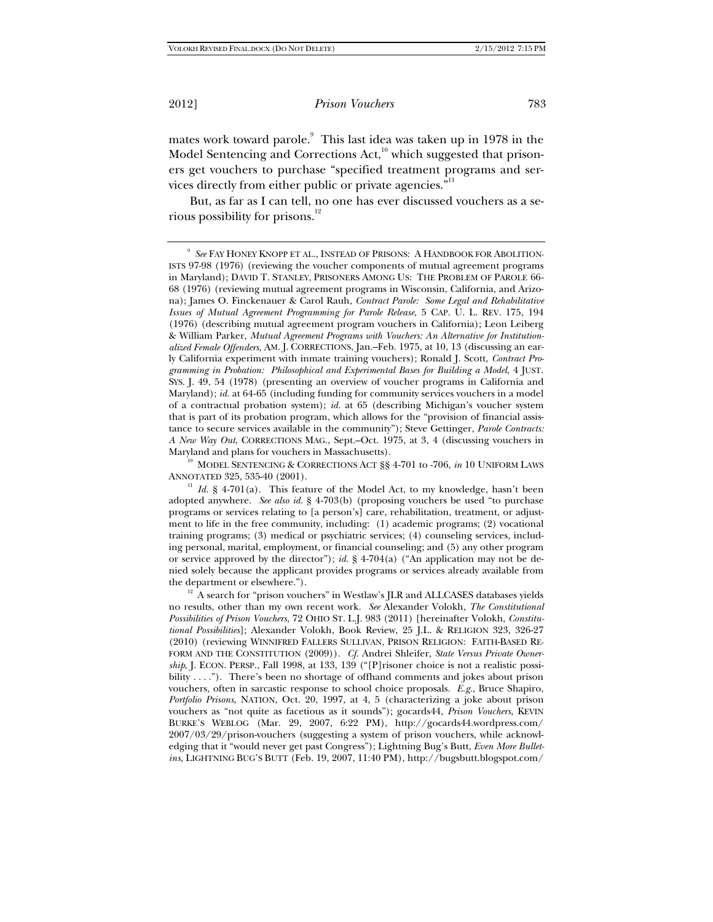mates work toward parole.[9] This last idea was taken up in 1978 in the Model Sentencing and Corrections Act,[10] which suggested that prisoners get vouchers to purchase "specified treatment programs and services directly from either public or private agencies."[11]

But, as far as I can tell, no one has ever discussed vouchers as a serious possibility for prisons.[12]

---

[9] *See* FAY HONEY KNOPP ET AL., INSTEAD OF PRISONS: A HANDBOOK FOR ABOLITIONISTS 97-98 (1976) (reviewing the voucher components of mutual agreement programs in Maryland); DAVID T. STANLEY, PRISONERS AMONG US: THE PROBLEM OF PAROLE 66-68 (1976) (reviewing mutual agreement programs in Wisconsin, California, and Arizona); James O. Finckenauer & Carol Rauh, *Contract Parole: Some Legal and Rehabilitative Issues of Mutual Agreement Programming for Parole Release*, 5 CAP. U. L. REV. 175, 194 (1976) (describing mutual agreement program vouchers in California); Leon Leiberg & William Parker, *Mutual Agreement Programs with Vouchers: An Alternative for Institutionalized Female Offenders*, AM. J. CORRECTIONS, Jan.–Feb. 1975, at 10, 13 (discussing an early California experiment with inmate training vouchers); Ronald J. Scott, *Contract Programming in Probation: Philosophical and Experimental Bases for Building a Model*, 4 JUST. SYS. J. 49, 54 (1978) (presenting an overview of voucher programs in California and Maryland); *id.* at 64-65 (including funding for community services vouchers in a model of a contractual probation system); *id.* at 65 (describing Michigan's voucher system that is part of its probation program, which allows for the "provision of financial assistance to secure services available in the community"); Steve Gettinger, *Parole Contracts: A New Way Out*, CORRECTIONS MAG., Sept.–Oct. 1975, at 3, 4 (discussing vouchers in Maryland and plans for vouchers in Massachusetts).

[10] MODEL SENTENCING & CORRECTIONS ACT §§ 4-701 to -706, *in* 10 UNIFORM LAWS ANNOTATED 325, 535-40 (2001).

[11] *Id.* § 4-701(a). This feature of the Model Act, to my knowledge, hasn't been adopted anywhere. *See also id.* § 4-703(b) (proposing vouchers be used "to purchase programs or services relating to [a person's] care, rehabilitation, treatment, or adjustment to life in the free community, including: (1) academic programs; (2) vocational training programs; (3) medical or psychiatric services; (4) counseling services, including personal, marital, employment, or financial counseling; and (5) any other program or service approved by the director"); *id.* § 4-704(a) ("An application may not be denied solely because the applicant provides programs or services already available from the department or elsewhere.").

[12] A search for "prison vouchers" in Westlaw's JLR and ALLCASES databases yields no results, other than my own recent work. *See* Alexander Volokh, *The Constitutional Possibilities of Prison Vouchers*, 72 OHIO ST. L.J. 983 (2011) [hereinafter Volokh, *Constitutional Possibilities*]; Alexander Volokh, Book Review, 25 J.L. & RELIGION 323, 326-27 (2010) (reviewing WINNIFRED FALLERS SULLIVAN, PRISON RELIGION: FAITH-BASED REFORM AND THE CONSTITUTION (2009)). *Cf.* Andrei Shleifer, *State Versus Private Ownership*, J. ECON. PERSP., Fall 1998, at 133, 139 ("[P]risoner choice is not a realistic possibility . . . ."). There's been no shortage of offhand comments and jokes about prison vouchers, often in sarcastic response to school choice proposals. *E.g.*, Bruce Shapiro, *Portfolio Prisons*, NATION, Oct. 20, 1997, at 4, 5 (characterizing a joke about prison vouchers as "not quite as facetious as it sounds"); gocards44, *Prison Vouchers*, KEVIN BURKE'S WEBLOG (Mar. 29, 2007, 6:22 PM), http://gocards44.wordpress.com/2007/03/29/prison-vouchers (suggesting a system of prison vouchers, while acknowledging that it "would never get past Congress"); Lightning Bug's Butt, *Even More Bulletins*, LIGHTNING BUG'S BUTT (Feb. 19, 2007, 11:40 PM), http://bugsbutt.blogspot.com/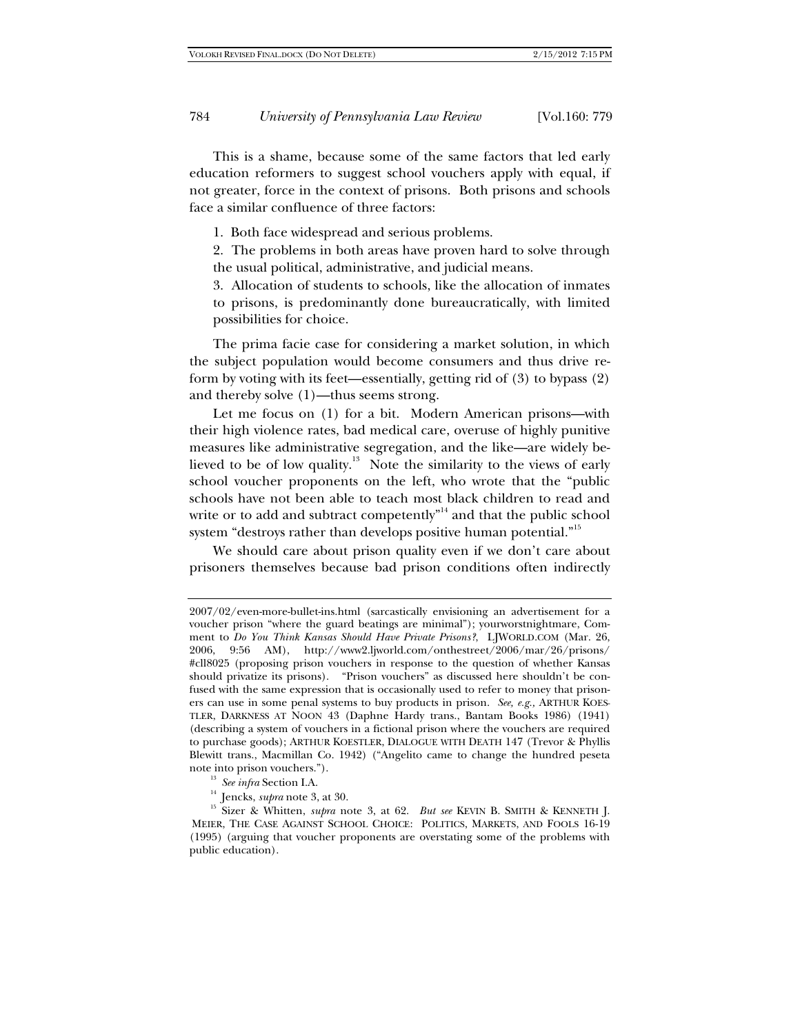This is a shame, because some of the same factors that led early education reformers to suggest school vouchers apply with equal, if not greater, force in the context of prisons. Both prisons and schools face a similar confluence of three factors:

1. Both face widespread and serious problems.

2. The problems in both areas have proven hard to solve through the usual political, administrative, and judicial means.

3. Allocation of students to schools, like the allocation of inmates to prisons, is predominantly done bureaucratically, with limited possibilities for choice.

The prima facie case for considering a market solution, in which the subject population would become consumers and thus drive reform by voting with its feet—essentially, getting rid of (3) to bypass (2) and thereby solve (1)—thus seems strong.

Let me focus on (1) for a bit. Modern American prisons—with their high violence rates, bad medical care, overuse of highly punitive measures like administrative segregation, and the like—are widely believed to be of low quality.[13] Note the similarity to the views of early school voucher proponents on the left, who wrote that the "public schools have not been able to teach most black children to read and write or to add and subtract competently"[14] and that the public school system "destroys rather than develops positive human potential."[15]

We should care about prison quality even if we don't care about prisoners themselves because bad prison conditions often indirectly

---

2007/02/even-more-bullet-ins.html (sarcastically envisioning an advertisement for a voucher prison "where the guard beatings are minimal"); yourworstnightmare, Comment to *Do You Think Kansas Should Have Private Prisons?*, LJWORLD.COM (Mar. 26, 2006, 9:56 AM), http://www2.ljworld.com/onthestreet/2006/mar/26/prisons/#cll8025 (proposing prison vouchers in response to the question of whether Kansas should privatize its prisons). "Prison vouchers" as discussed here shouldn't be confused with the same expression that is occasionally used to refer to money that prisoners can use in some penal systems to buy products in prison. *See, e.g.*, ARTHUR KOESTLER, DARKNESS AT NOON 43 (Daphne Hardy trans., Bantam Books 1986) (1941) (describing a system of vouchers in a fictional prison where the vouchers are required to purchase goods); ARTHUR KOESTLER, DIALOGUE WITH DEATH 147 (Trevor & Phyllis Blewitt trans., Macmillan Co. 1942) ("Angelito came to change the hundred peseta note into prison vouchers.").

[13] *See infra* Section I.A.

[14] Jencks, *supra* note 3, at 30.

[15] Sizer & Whitten, *supra* note 3, at 62. *But see* KEVIN B. SMITH & KENNETH J. MEIER, THE CASE AGAINST SCHOOL CHOICE: POLITICS, MARKETS, AND FOOLS 16-19 (1995) (arguing that voucher proponents are overstating some of the problems with public education).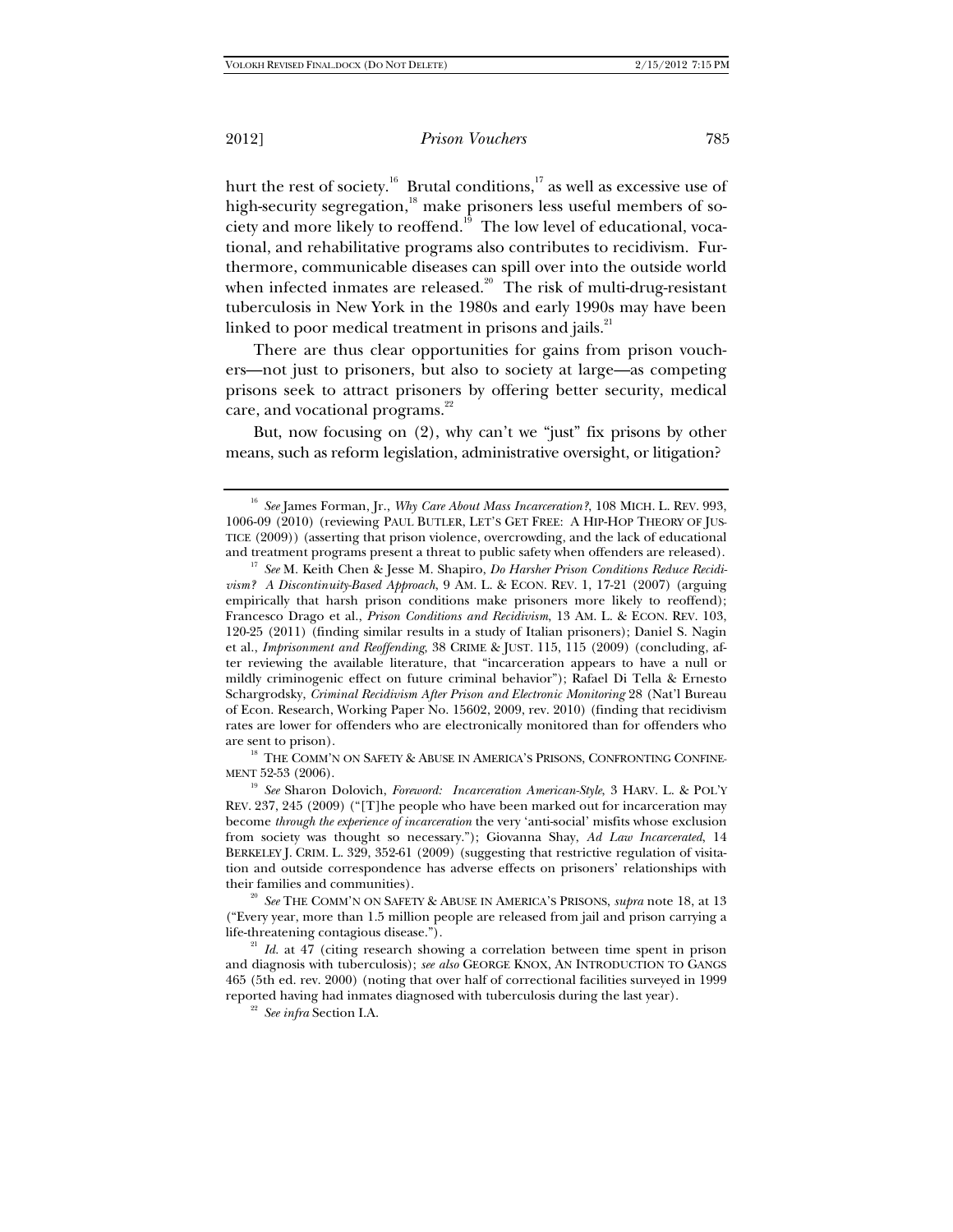hurt the rest of society.[16] Brutal conditions,[17] as well as excessive use of high-security segregation,[18] make prisoners less useful members of society and more likely to reoffend.[19] The low level of educational, vocational, and rehabilitative programs also contributes to recidivism. Furthermore, communicable diseases can spill over into the outside world when infected inmates are released.[20] The risk of multi-drug-resistant tuberculosis in New York in the 1980s and early 1990s may have been linked to poor medical treatment in prisons and jails.[21]

There are thus clear opportunities for gains from prison vouchers—not just to prisoners, but also to society at large—as competing prisons seek to attract prisoners by offering better security, medical care, and vocational programs.[22]

But, now focusing on (2), why can't we "just" fix prisons by other means, such as reform legislation, administrative oversight, or litigation?

---

[16] *See* James Forman, Jr., *Why Care About Mass Incarceration?*, 108 MICH. L. REV. 993, 1006-09 (2010) (reviewing PAUL BUTLER, LET'S GET FREE: A HIP-HOP THEORY OF JUSTICE (2009)) (asserting that prison violence, overcrowding, and the lack of educational and treatment programs present a threat to public safety when offenders are released).

[17] *See* M. Keith Chen & Jesse M. Shapiro, *Do Harsher Prison Conditions Reduce Recidivism? A Discontinuity-Based Approach*, 9 AM. L. & ECON. REV. 1, 17-21 (2007) (arguing empirically that harsh prison conditions make prisoners more likely to reoffend); Francesco Drago et al., *Prison Conditions and Recidivism*, 13 AM. L. & ECON. REV. 103, 120-25 (2011) (finding similar results in a study of Italian prisoners); Daniel S. Nagin et al., *Imprisonment and Reoffending*, 38 CRIME & JUST. 115, 115 (2009) (concluding, after reviewing the available literature, that "incarceration appears to have a null or mildly criminogenic effect on future criminal behavior"); Rafael Di Tella & Ernesto Schargrodsky, *Criminal Recidivism After Prison and Electronic Monitoring* 28 (Nat'l Bureau of Econ. Research, Working Paper No. 15602, 2009, rev. 2010) (finding that recidivism rates are lower for offenders who are electronically monitored than for offenders who are sent to prison).

[18] THE COMM'N ON SAFETY & ABUSE IN AMERICA'S PRISONS, CONFRONTING CONFINEMENT 52-53 (2006).

[19] *See* Sharon Dolovich, *Foreword: Incarceration American-Style*, 3 HARV. L. & POL'Y REV. 237, 245 (2009) ("[T]he people who have been marked out for incarceration may become *through the experience of incarceration* the very 'anti-social' misfits whose exclusion from society was thought so necessary."); Giovanna Shay, *Ad Law Incarcerated*, 14 BERKELEY J. CRIM. L. 329, 352-61 (2009) (suggesting that restrictive regulation of visitation and outside correspondence has adverse effects on prisoners' relationships with their families and communities).

[20] *See* THE COMM'N ON SAFETY & ABUSE IN AMERICA'S PRISONS, *supra* note 18, at 13 ("Every year, more than 1.5 million people are released from jail and prison carrying a life-threatening contagious disease.").

[21] *Id.* at 47 (citing research showing a correlation between time spent in prison and diagnosis with tuberculosis); *see also* GEORGE KNOX, AN INTRODUCTION TO GANGS 465 (5th ed. rev. 2000) (noting that over half of correctional facilities surveyed in 1999 reported having had inmates diagnosed with tuberculosis during the last year).

[22] *See infra* Section I.A.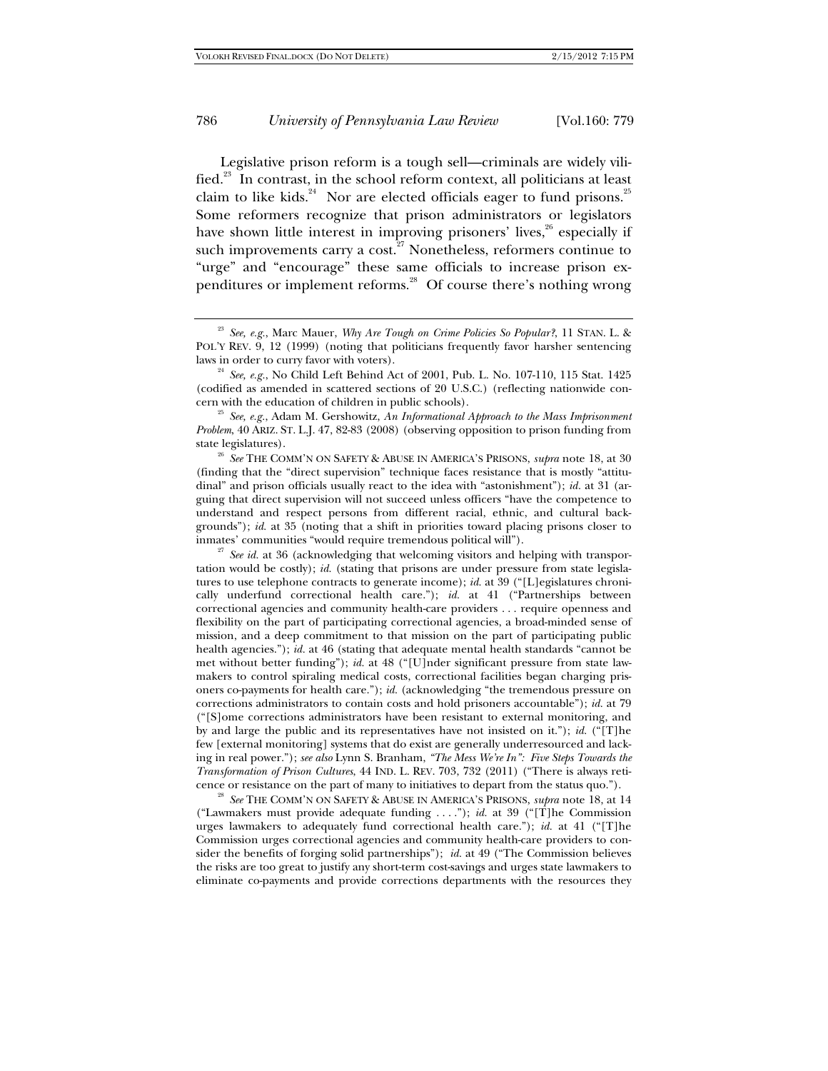Legislative prison reform is a tough sell—criminals are widely vilified.[23] In contrast, in the school reform context, all politicians at least claim to like kids.[24] Nor are elected officials eager to fund prisons.[25] Some reformers recognize that prison administrators or legislators have shown little interest in improving prisoners' lives,[26] especially if such improvements carry a cost.[27] Nonetheless, reformers continue to "urge" and "encourage" these same officials to increase prison expenditures or implement reforms.[28] Of course there's nothing wrong

---

[23] *See, e.g.*, Marc Mauer, *Why Are Tough on Crime Policies So Popular?*, 11 STAN. L. & POL'Y REV. 9, 12 (1999) (noting that politicians frequently favor harsher sentencing laws in order to curry favor with voters).

[24] *See, e.g.*, No Child Left Behind Act of 2001, Pub. L. No. 107-110, 115 Stat. 1425 (codified as amended in scattered sections of 20 U.S.C.) (reflecting nationwide concern with the education of children in public schools).

[25] *See, e.g.*, Adam M. Gershowitz, *An Informational Approach to the Mass Imprisonment Problem*, 40 ARIZ. ST. L.J. 47, 82-83 (2008) (observing opposition to prison funding from state legislatures).

[26] *See* THE COMM'N ON SAFETY & ABUSE IN AMERICA'S PRISONS, *supra* note 18, at 30 (finding that the "direct supervision" technique faces resistance that is mostly "attitudinal" and prison officials usually react to the idea with "astonishment"); *id.* at 31 (arguing that direct supervision will not succeed unless officers "have the competence to understand and respect persons from different racial, ethnic, and cultural backgrounds"); *id.* at 35 (noting that a shift in priorities toward placing prisons closer to inmates' communities "would require tremendous political will").

[27] *See id.* at 36 (acknowledging that welcoming visitors and helping with transportation would be costly); *id.* (stating that prisons are under pressure from state legislatures to use telephone contracts to generate income); *id.* at 39 ("[L]egislatures chronically underfund correctional health care."); *id.* at 41 ("Partnerships between correctional agencies and community health-care providers . . . require openness and flexibility on the part of participating correctional agencies, a broad-minded sense of mission, and a deep commitment to that mission on the part of participating public health agencies."); *id.* at 46 (stating that adequate mental health standards "cannot be met without better funding"); *id.* at 48 ("[U]nder significant pressure from state lawmakers to control spiraling medical costs, correctional facilities began charging prisoners co-payments for health care."); *id.* (acknowledging "the tremendous pressure on corrections administrators to contain costs and hold prisoners accountable"); *id.* at 79 ("[S]ome corrections administrators have been resistant to external monitoring, and by and large the public and its representatives have not insisted on it."); *id.* ("[T]he few [external monitoring] systems that do exist are generally underresourced and lacking in real power."); *see also* Lynn S. Branham, *"The Mess We're In": Five Steps Towards the Transformation of Prison Cultures*, 44 IND. L. REV. 703, 732 (2011) ("There is always reticence or resistance on the part of many to initiatives to depart from the status quo.").

[28] *See* THE COMM'N ON SAFETY & ABUSE IN AMERICA'S PRISONS, *supra* note 18, at 14 ("Lawmakers must provide adequate funding . . . ."); *id.* at 39 ("[T]he Commission urges lawmakers to adequately fund correctional health care."); *id.* at 41 ("[T]he Commission urges correctional agencies and community health-care providers to consider the benefits of forging solid partnerships"); *id.* at 49 ("The Commission believes the risks are too great to justify any short-term cost-savings and urges state lawmakers to eliminate co-payments and provide corrections departments with the resources they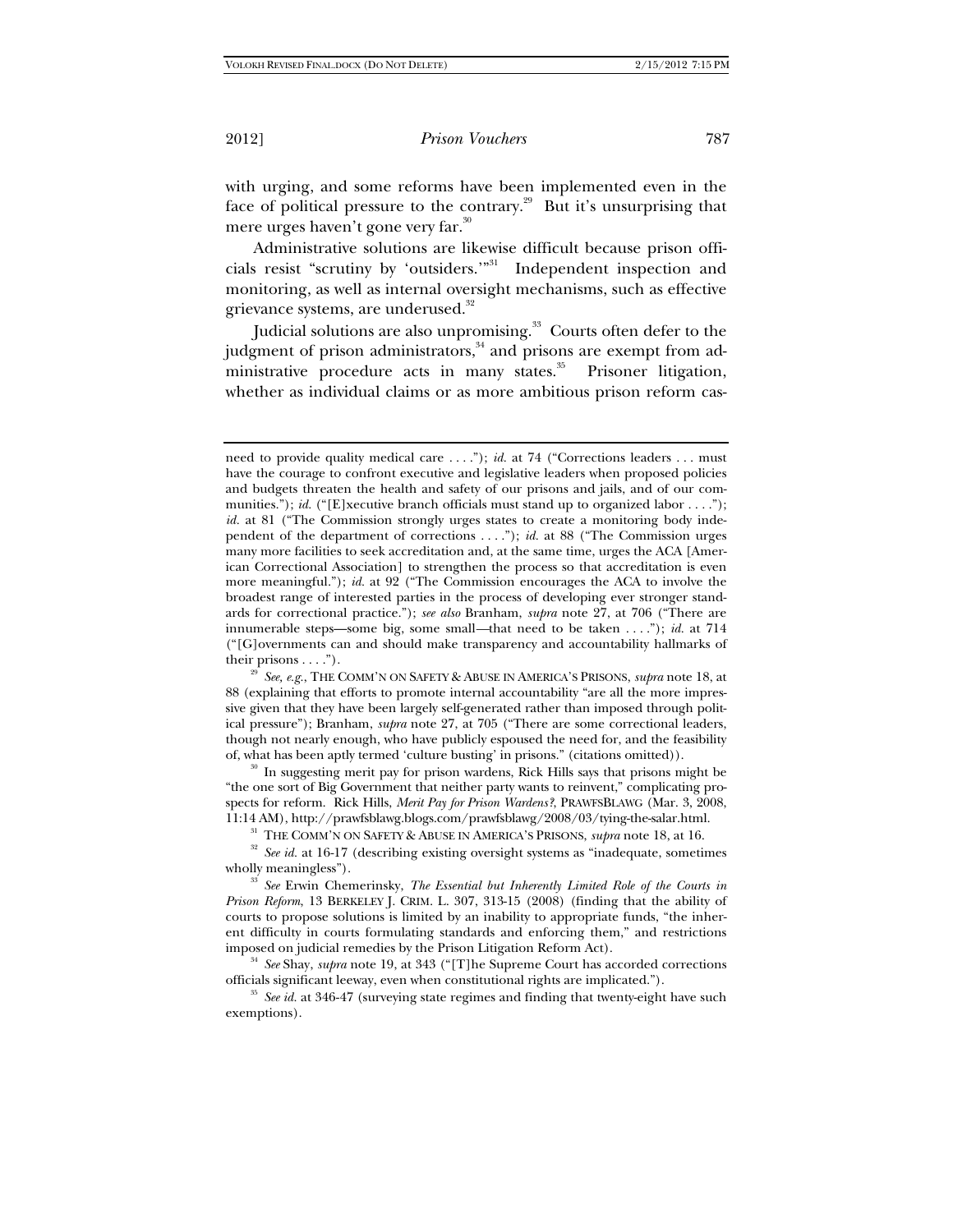with urging, and some reforms have been implemented even in the face of political pressure to the contrary.[29] But it's unsurprising that mere urges haven't gone very far.[30]

Administrative solutions are likewise difficult because prison officials resist "scrutiny by 'outsiders.'"[31] Independent inspection and monitoring, as well as internal oversight mechanisms, such as effective grievance systems, are underused.[32]

Judicial solutions are also unpromising.[33] Courts often defer to the judgment of prison administrators,[34] and prisons are exempt from administrative procedure acts in many states.[35] Prisoner litigation, whether as individual claims or as more ambitious prison reform cas-

---

need to provide quality medical care . . . ."); *id.* at 74 ("Corrections leaders . . . must have the courage to confront executive and legislative leaders when proposed policies and budgets threaten the health and safety of our prisons and jails, and of our communities."); *id.* ("[E]xecutive branch officials must stand up to organized labor . . . ."); *id.* at 81 ("The Commission strongly urges states to create a monitoring body independent of the department of corrections . . . ."); *id.* at 88 ("The Commission urges many more facilities to seek accreditation and, at the same time, urges the ACA [American Correctional Association] to strengthen the process so that accreditation is even more meaningful."); *id.* at 92 ("The Commission encourages the ACA to involve the broadest range of interested parties in the process of developing ever stronger standards for correctional practice."); *see also* Branham, *supra* note 27, at 706 ("There are innumerable steps—some big, some small—that need to be taken . . . ."); *id.* at 714 ("[G]overnments can and should make transparency and accountability hallmarks of their prisons . . . .").

[29] *See, e.g.*, THE COMM'N ON SAFETY & ABUSE IN AMERICA'S PRISONS, *supra* note 18, at 88 (explaining that efforts to promote internal accountability "are all the more impressive given that they have been largely self-generated rather than imposed through political pressure"); Branham, *supra* note 27, at 705 ("There are some correctional leaders, though not nearly enough, who have publicly espoused the need for, and the feasibility of, what has been aptly termed 'culture busting' in prisons." (citations omitted)).

[30] In suggesting merit pay for prison wardens, Rick Hills says that prisons might be "the one sort of Big Government that neither party wants to reinvent," complicating prospects for reform. Rick Hills, *Merit Pay for Prison Wardens?*, PRAWFSBLAWG (Mar. 3, 2008, 11:14 AM), http://prawfsblawg.blogs.com/prawfsblawg/2008/03/tying-the-salar.html.

[31] THE COMM'N ON SAFETY & ABUSE IN AMERICA'S PRISONS, *supra* note 18, at 16.

[32] *See id.* at 16-17 (describing existing oversight systems as "inadequate, sometimes wholly meaningless").

[33] *See* Erwin Chemerinsky, *The Essential but Inherently Limited Role of the Courts in Prison Reform*, 13 BERKELEY J. CRIM. L. 307, 313-15 (2008) (finding that the ability of courts to propose solutions is limited by an inability to appropriate funds, "the inherent difficulty in courts formulating standards and enforcing them," and restrictions imposed on judicial remedies by the Prison Litigation Reform Act).

[34] *See* Shay, *supra* note 19, at 343 ("[T]he Supreme Court has accorded corrections officials significant leeway, even when constitutional rights are implicated.").

[35] *See id.* at 346-47 (surveying state regimes and finding that twenty-eight have such exemptions).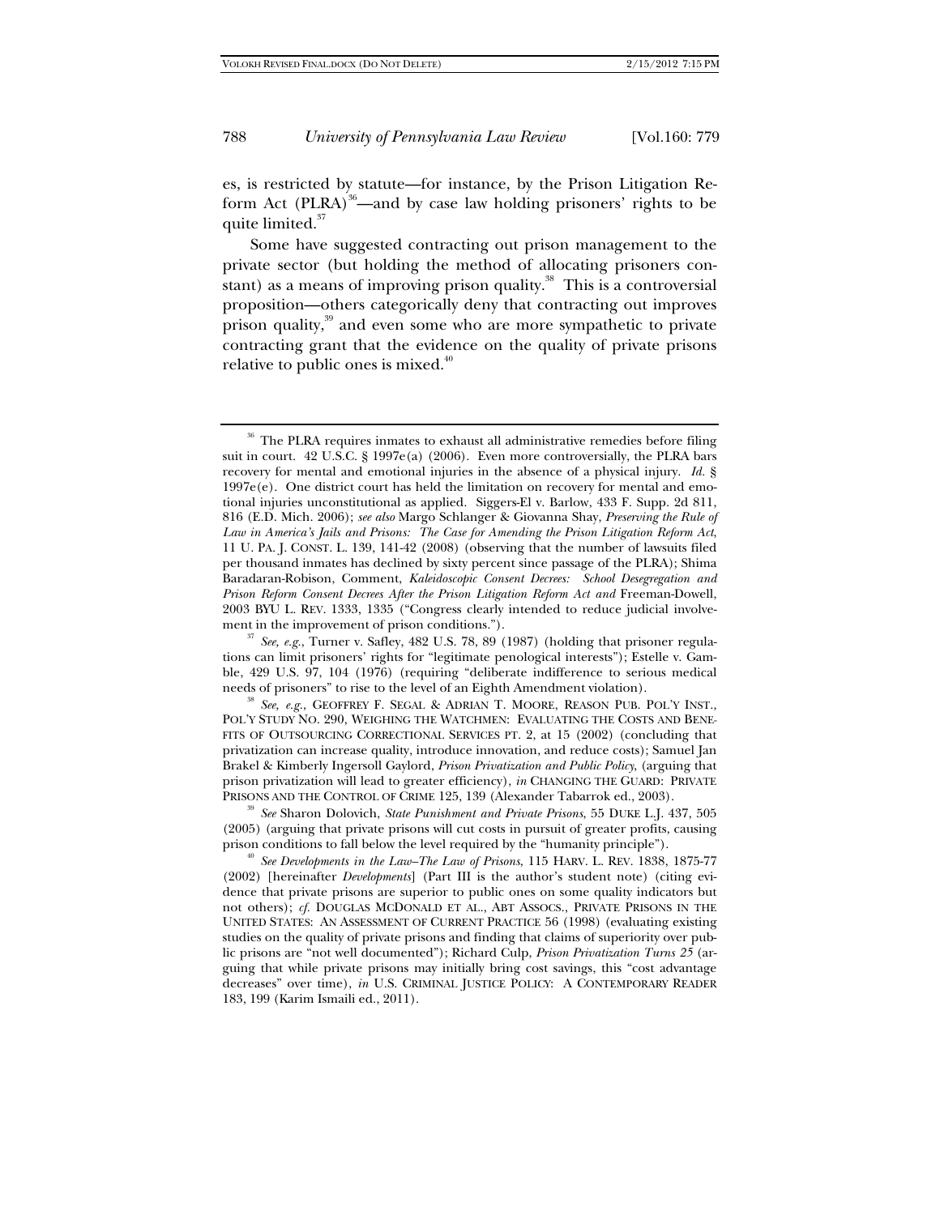es, is restricted by statute—for instance, by the Prison Litigation Reform Act (PLRA)[36]—and by case law holding prisoners' rights to be quite limited.[37]

Some have suggested contracting out prison management to the private sector (but holding the method of allocating prisoners constant) as a means of improving prison quality.[38] This is a controversial proposition—others categorically deny that contracting out improves prison quality,[39] and even some who are more sympathetic to private contracting grant that the evidence on the quality of private prisons relative to public ones is mixed.[40]

---

[36] The PLRA requires inmates to exhaust all administrative remedies before filing suit in court. 42 U.S.C. § 1997e(a) (2006). Even more controversially, the PLRA bars recovery for mental and emotional injuries in the absence of a physical injury. *Id.* § 1997e(e). One district court has held the limitation on recovery for mental and emotional injuries unconstitutional as applied. Siggers-El v. Barlow, 433 F. Supp. 2d 811, 816 (E.D. Mich. 2006); *see also* Margo Schlanger & Giovanna Shay, *Preserving the Rule of Law in America's Jails and Prisons: The Case for Amending the Prison Litigation Reform Act*, 11 U. PA. J. CONST. L. 139, 141-42 (2008) (observing that the number of lawsuits filed per thousand inmates has declined by sixty percent since passage of the PLRA); Shima Baradaran-Robison, Comment, *Kaleidoscopic Consent Decrees: School Desegregation and Prison Reform Consent Decrees After the Prison Litigation Reform Act and* Freeman-Dowell, 2003 BYU L. REV. 1333, 1335 ("Congress clearly intended to reduce judicial involvement in the improvement of prison conditions.").

[37] *See, e.g.*, Turner v. Safley, 482 U.S. 78, 89 (1987) (holding that prisoner regulations can limit prisoners' rights for "legitimate penological interests"); Estelle v. Gamble, 429 U.S. 97, 104 (1976) (requiring "deliberate indifference to serious medical needs of prisoners" to rise to the level of an Eighth Amendment violation).

[38] *See, e.g.*, GEOFFREY F. SEGAL & ADRIAN T. MOORE, REASON PUB. POL'Y INST., POL'Y STUDY NO. 290, WEIGHING THE WATCHMEN: EVALUATING THE COSTS AND BENEFITS OF OUTSOURCING CORRECTIONAL SERVICES PT. 2, at 15 (2002) (concluding that privatization can increase quality, introduce innovation, and reduce costs); Samuel Jan Brakel & Kimberly Ingersoll Gaylord, *Prison Privatization and Public Policy*, (arguing that prison privatization will lead to greater efficiency), *in* CHANGING THE GUARD: PRIVATE PRISONS AND THE CONTROL OF CRIME 125, 139 (Alexander Tabarrok ed., 2003).

[39] *See* Sharon Dolovich, *State Punishment and Private Prisons*, 55 DUKE L.J. 437, 505 (2005) (arguing that private prisons will cut costs in pursuit of greater profits, causing prison conditions to fall below the level required by the "humanity principle").

[40] *See Developments in the Law–The Law of Prisons*, 115 HARV. L. REV. 1838, 1875-77 (2002) [hereinafter *Developments*] (Part III is the author's student note) (citing evidence that private prisons are superior to public ones on some quality indicators but not others); *cf.* DOUGLAS MCDONALD ET AL., ABT ASSOCS., PRIVATE PRISONS IN THE UNITED STATES: AN ASSESSMENT OF CURRENT PRACTICE 56 (1998) (evaluating existing studies on the quality of private prisons and finding that claims of superiority over public prisons are "not well documented"); Richard Culp, *Prison Privatization Turns 25* (arguing that while private prisons may initially bring cost savings, this "cost advantage decreases" over time), *in* U.S. CRIMINAL JUSTICE POLICY: A CONTEMPORARY READER 183, 199 (Karim Ismaili ed., 2011).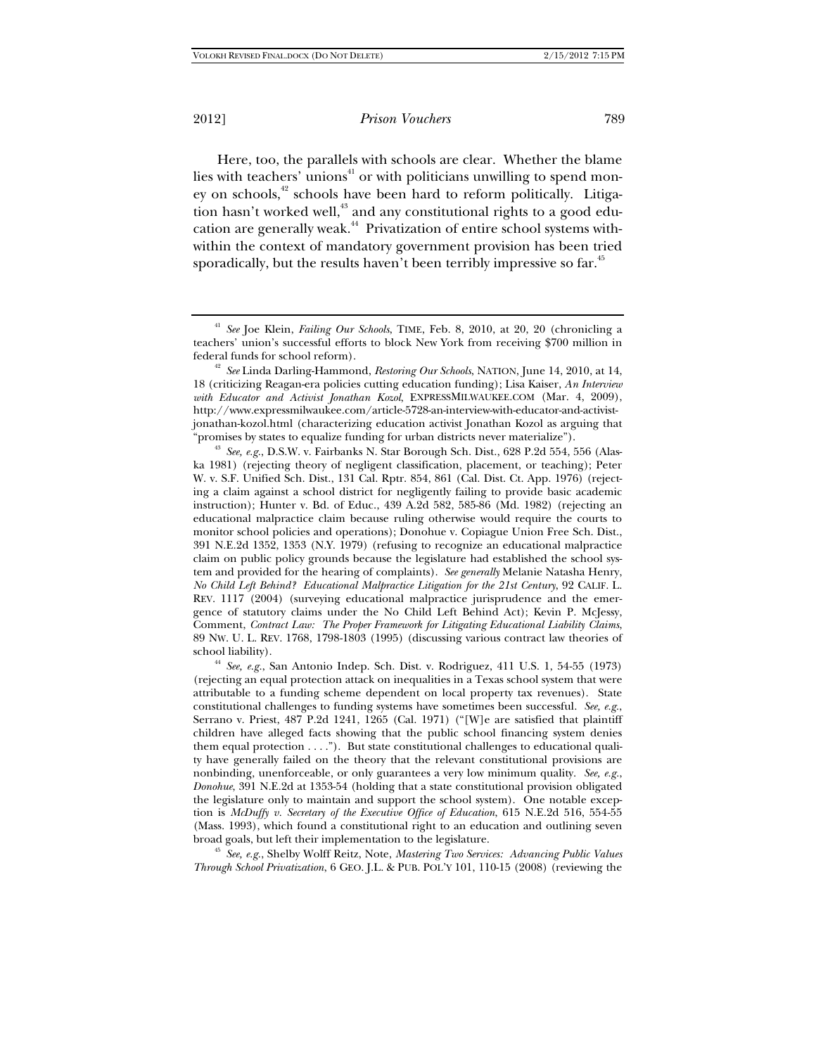Here, too, the parallels with schools are clear. Whether the blame lies with teachers' unions[41] or with politicians unwilling to spend money on schools,[42] schools have been hard to reform politically. Litigation hasn't worked well,[43] and any constitutional rights to a good education are generally weak.[44] Privatization of entire school systems withwithin the context of mandatory government provision has been tried sporadically, but the results haven't been terribly impressive so far.[45]

---

[41] *See* Joe Klein, *Failing Our Schools*, TIME, Feb. 8, 2010, at 20, 20 (chronicling a teachers' union's successful efforts to block New York from receiving $700 million in federal funds for school reform).

[42] *See* Linda Darling-Hammond, *Restoring Our Schools*, NATION, June 14, 2010, at 14, 18 (criticizing Reagan-era policies cutting education funding); Lisa Kaiser, *An Interview with Educator and Activist Jonathan Kozol*, EXPRESSMILWAUKEE.COM (Mar. 4, 2009), http://www.expressmilwaukee.com/article-5728-an-interview-with-educator-and-activist-jonathan-kozol.html (characterizing education activist Jonathan Kozol as arguing that "promises by states to equalize funding for urban districts never materialize").

[43] *See, e.g.*, D.S.W. v. Fairbanks N. Star Borough Sch. Dist., 628 P.2d 554, 556 (Alaska 1981) (rejecting theory of negligent classification, placement, or teaching); Peter W. v. S.F. Unified Sch. Dist., 131 Cal. Rptr. 854, 861 (Cal. Dist. Ct. App. 1976) (rejecting a claim against a school district for negligently failing to provide basic academic instruction); Hunter v. Bd. of Educ., 439 A.2d 582, 585-86 (Md. 1982) (rejecting an educational malpractice claim because ruling otherwise would require the courts to monitor school policies and operations); Donohue v. Copiague Union Free Sch. Dist., 391 N.E.2d 1352, 1353 (N.Y. 1979) (refusing to recognize an educational malpractice claim on public policy grounds because the legislature had established the school system and provided for the hearing of complaints). *See generally* Melanie Natasha Henry, *No Child Left Behind? Educational Malpractice Litigation for the 21st Century*, 92 CALIF. L. REV. 1117 (2004) (surveying educational malpractice jurisprudence and the emergence of statutory claims under the No Child Left Behind Act); Kevin P. McJessy, Comment, *Contract Law: The Proper Framework for Litigating Educational Liability Claims*, 89 NW. U. L. REV. 1768, 1798-1803 (1995) (discussing various contract law theories of school liability).

[44] *See, e.g.*, San Antonio Indep. Sch. Dist. v. Rodriguez, 411 U.S. 1, 54-55 (1973) (rejecting an equal protection attack on inequalities in a Texas school system that were attributable to a funding scheme dependent on local property tax revenues). State constitutional challenges to funding systems have sometimes been successful. *See, e.g.*, Serrano v. Priest, 487 P.2d 1241, 1265 (Cal. 1971) ("[W]e are satisfied that plaintiff children have alleged facts showing that the public school financing system denies them equal protection . . . ."). But state constitutional challenges to educational quality have generally failed on the theory that the relevant constitutional provisions are nonbinding, unenforceable, or only guarantees a very low minimum quality. *See, e.g.*, *Donohue*, 391 N.E.2d at 1353-54 (holding that a state constitutional provision obligated the legislature only to maintain and support the school system). One notable exception is *McDuffy v. Secretary of the Executive Office of Education*, 615 N.E.2d 516, 554-55 (Mass. 1993), which found a constitutional right to an education and outlining seven broad goals, but left their implementation to the legislature.

[45] *See, e.g.*, Shelby Wolff Reitz, Note, *Mastering Two Services: Advancing Public Values Through School Privatization*, 6 GEO. J.L. & PUB. POL'Y 101, 110-15 (2008) (reviewing the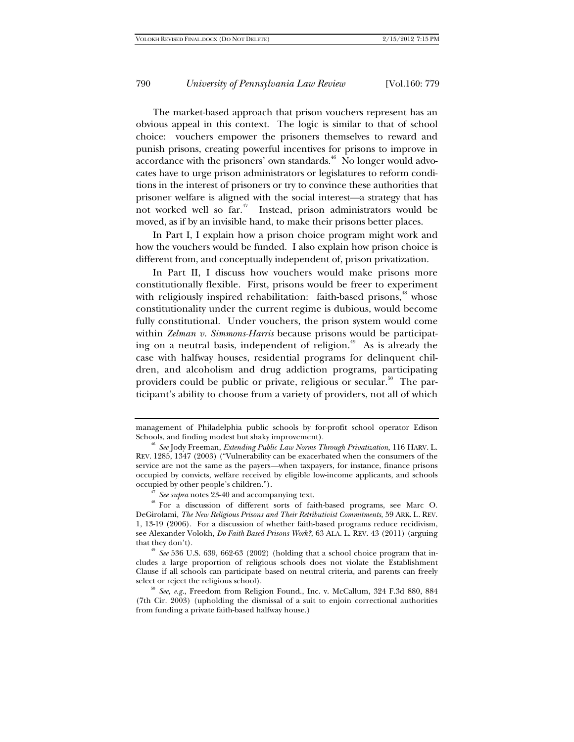The market-based approach that prison vouchers represent has an obvious appeal in this context. The logic is similar to that of school choice: vouchers empower the prisoners themselves to reward and punish prisons, creating powerful incentives for prisons to improve in accordance with the prisoners' own standards.[46] No longer would advocates have to urge prison administrators or legislatures to reform conditions in the interest of prisoners or try to convince these authorities that prisoner welfare is aligned with the social interest—a strategy that has not worked well so far.[47] Instead, prison administrators would be moved, as if by an invisible hand, to make their prisons better places.

In Part I, I explain how a prison choice program might work and how the vouchers would be funded. I also explain how prison choice is different from, and conceptually independent of, prison privatization.

In Part II, I discuss how vouchers would make prisons more constitutionally flexible. First, prisons would be freer to experiment with religiously inspired rehabilitation: faith-based prisons,[48] whose constitutionality under the current regime is dubious, would become fully constitutional. Under vouchers, the prison system would come within *Zelman v. Simmons-Harris* because prisons would be participating on a neutral basis, independent of religion.[49] As is already the case with halfway houses, residential programs for delinquent children, and alcoholism and drug addiction programs, participating providers could be public or private, religious or secular.[50] The participant's ability to choose from a variety of providers, not all of which

---

management of Philadelphia public schools by for-profit school operator Edison Schools, and finding modest but shaky improvement).

[46] *See* Jody Freeman, *Extending Public Law Norms Through Privatization*, 116 HARV. L. REV. 1285, 1347 (2003) ("Vulnerability can be exacerbated when the consumers of the service are not the same as the payers—when taxpayers, for instance, finance prisons occupied by convicts, welfare received by eligible low-income applicants, and schools occupied by other people's children.").

[47] *See supra* notes 23-40 and accompanying text.

[48] For a discussion of different sorts of faith-based programs, see Marc O. DeGirolami, *The New Religious Prisons and Their Retributivist Commitments*, 59 ARK. L. REV. 1, 13-19 (2006). For a discussion of whether faith-based programs reduce recidivism, see Alexander Volokh, *Do Faith-Based Prisons Work?*, 63 ALA. L. REV. 43 (2011) (arguing that they don't).

[49] *See* 536 U.S. 639, 662-63 (2002) (holding that a school choice program that includes a large proportion of religious schools does not violate the Establishment Clause if all schools can participate based on neutral criteria, and parents can freely select or reject the religious school).

[50] *See, e.g.*, Freedom from Religion Found., Inc. v. McCallum, 324 F.3d 880, 884 (7th Cir. 2003) (upholding the dismissal of a suit to enjoin correctional authorities from funding a private faith-based halfway house.)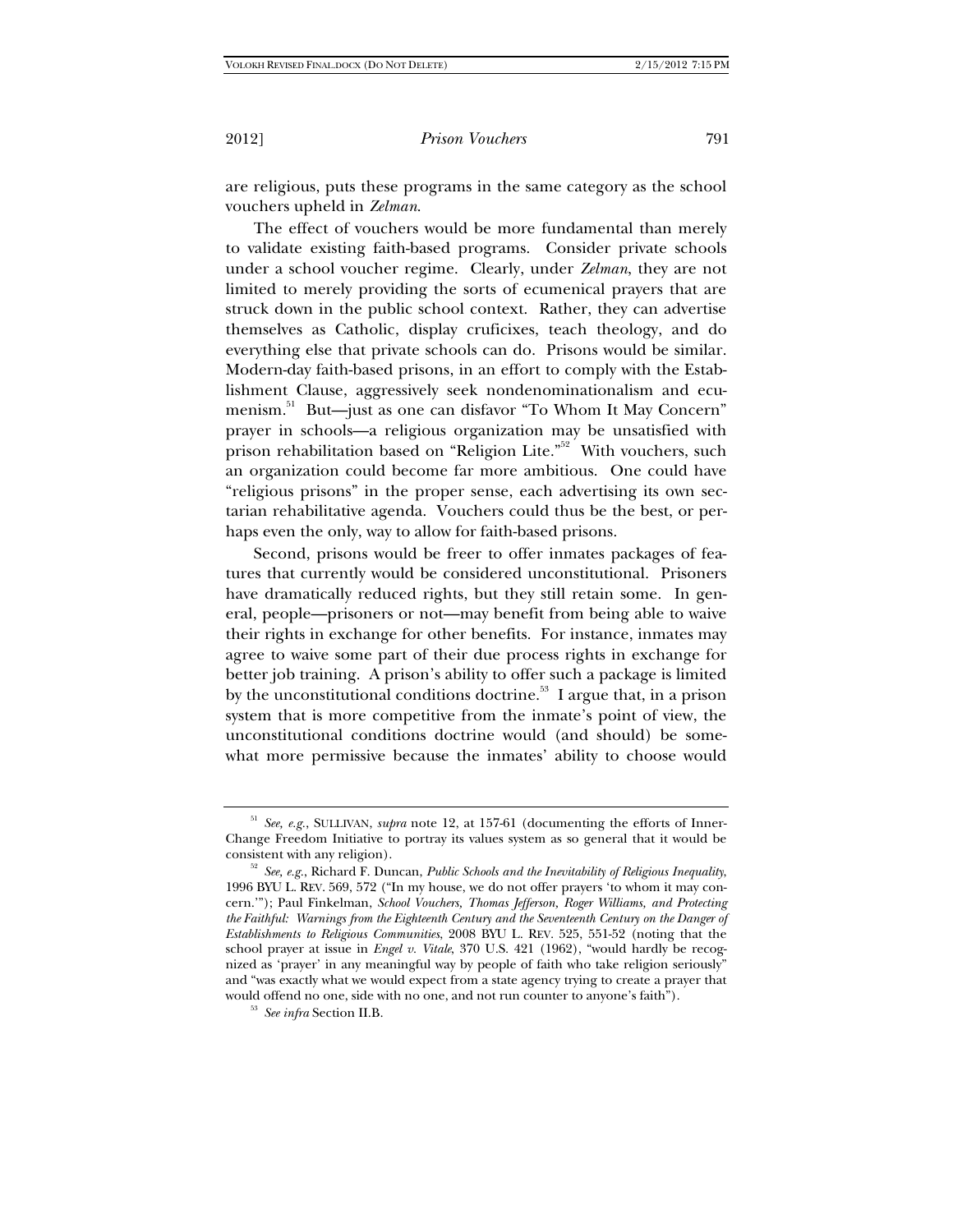are religious, puts these programs in the same category as the school vouchers upheld in *Zelman*.

The effect of vouchers would be more fundamental than merely to validate existing faith-based programs. Consider private schools under a school voucher regime. Clearly, under *Zelman*, they are not limited to merely providing the sorts of ecumenical prayers that are struck down in the public school context. Rather, they can advertise themselves as Catholic, display cruficixes, teach theology, and do everything else that private schools can do. Prisons would be similar. Modern-day faith-based prisons, in an effort to comply with the Establishment Clause, aggressively seek nondenominationalism and ecumenism.[51] But—just as one can disfavor "To Whom It May Concern" prayer in schools—a religious organization may be unsatisfied with prison rehabilitation based on "Religion Lite."[52] With vouchers, such an organization could become far more ambitious. One could have "religious prisons" in the proper sense, each advertising its own sectarian rehabilitative agenda. Vouchers could thus be the best, or perhaps even the only, way to allow for faith-based prisons.

Second, prisons would be freer to offer inmates packages of features that currently would be considered unconstitutional. Prisoners have dramatically reduced rights, but they still retain some. In general, people—prisoners or not—may benefit from being able to waive their rights in exchange for other benefits. For instance, inmates may agree to waive some part of their due process rights in exchange for better job training. A prison's ability to offer such a package is limited by the unconstitutional conditions doctrine.[53] I argue that, in a prison system that is more competitive from the inmate's point of view, the unconstitutional conditions doctrine would (and should) be somewhat more permissive because the inmates' ability to choose would

---

[51] *See, e.g.*, SULLIVAN, *supra* note 12, at 157-61 (documenting the efforts of InnerChange Freedom Initiative to portray its values system as so general that it would be consistent with any religion).

[52] *See, e.g.*, Richard F. Duncan, *Public Schools and the Inevitability of Religious Inequality*, 1996 BYU L. REV. 569, 572 ("In my house, we do not offer prayers 'to whom it may concern.'"); Paul Finkelman, *School Vouchers, Thomas Jefferson, Roger Williams, and Protecting the Faithful: Warnings from the Eighteenth Century and the Seventeenth Century on the Danger of Establishments to Religious Communities*, 2008 BYU L. REV. 525, 551-52 (noting that the school prayer at issue in *Engel v. Vitale*, 370 U.S. 421 (1962), "would hardly be recognized as 'prayer' in any meaningful way by people of faith who take religion seriously" and "was exactly what we would expect from a state agency trying to create a prayer that would offend no one, side with no one, and not run counter to anyone's faith").

[53] *See infra* Section II.B.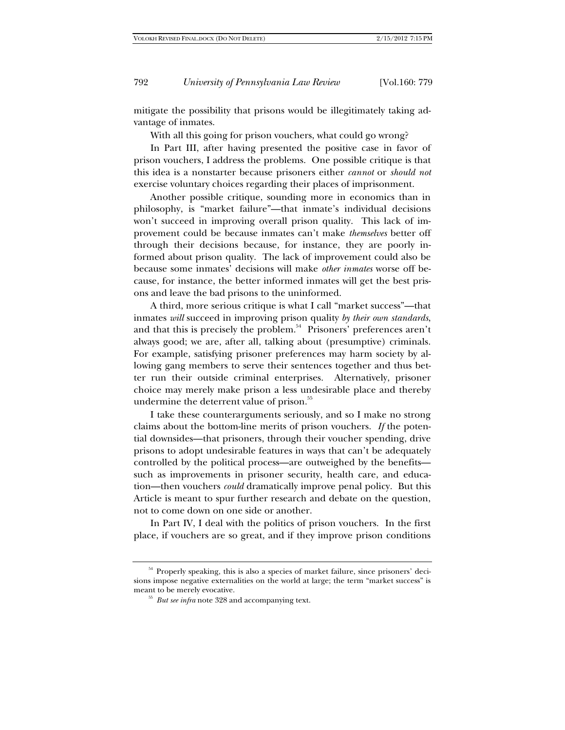mitigate the possibility that prisons would be illegitimately taking advantage of inmates.

With all this going for prison vouchers, what could go wrong?

In Part III, after having presented the positive case in favor of prison vouchers, I address the problems. One possible critique is that this idea is a nonstarter because prisoners either *cannot* or *should not* exercise voluntary choices regarding their places of imprisonment.

Another possible critique, sounding more in economics than in philosophy, is "market failure"—that inmate's individual decisions won't succeed in improving overall prison quality. This lack of improvement could be because inmates can't make *themselves* better off through their decisions because, for instance, they are poorly informed about prison quality. The lack of improvement could also be because some inmates' decisions will make *other inmates* worse off because, for instance, the better informed inmates will get the best prisons and leave the bad prisons to the uninformed.

A third, more serious critique is what I call "market success"—that inmates *will* succeed in improving prison quality *by their own standards*, and that this is precisely the problem.[54] Prisoners' preferences aren't always good; we are, after all, talking about (presumptive) criminals. For example, satisfying prisoner preferences may harm society by allowing gang members to serve their sentences together and thus better run their outside criminal enterprises. Alternatively, prisoner choice may merely make prison a less undesirable place and thereby undermine the deterrent value of prison.[55]

I take these counterarguments seriously, and so I make no strong claims about the bottom-line merits of prison vouchers. *If* the potential downsides—that prisoners, through their voucher spending, drive prisons to adopt undesirable features in ways that can't be adequately controlled by the political process—are outweighed by the benefits—such as improvements in prisoner security, health care, and education—then vouchers *could* dramatically improve penal policy. But this Article is meant to spur further research and debate on the question, not to come down on one side or another.

In Part IV, I deal with the politics of prison vouchers. In the first place, if vouchers are so great, and if they improve prison conditions

---

[54] Properly speaking, this is also a species of market failure, since prisoners' decisions impose negative externalities on the world at large; the term "market success" is meant to be merely evocative.

[55] *But see infra* note 328 and accompanying text.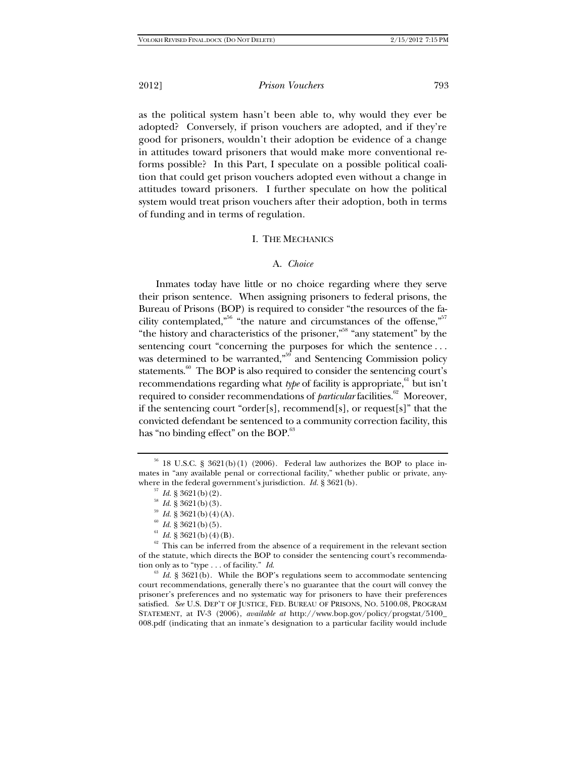as the political system hasn't been able to, why would they ever be adopted? Conversely, if prison vouchers are adopted, and if they're good for prisoners, wouldn't their adoption be evidence of a change in attitudes toward prisoners that would make more conventional reforms possible? In this Part, I speculate on a possible political coalition that could get prison vouchers adopted even without a change in attitudes toward prisoners. I further speculate on how the political system would treat prison vouchers after their adoption, both in terms of funding and in terms of regulation.

## I. THE MECHANICS

### A. *Choice*

Inmates today have little or no choice regarding where they serve their prison sentence. When assigning prisoners to federal prisons, the Bureau of Prisons (BOP) is required to consider "the resources of the facility contemplated,"[56] "the nature and circumstances of the offense,"[57] "the history and characteristics of the prisoner,"[58] "any statement" by the sentencing court "concerning the purposes for which the sentence . . . was determined to be warranted,"[59] and Sentencing Commission policy statements.[60] The BOP is also required to consider the sentencing court's recommendations regarding what *type* of facility is appropriate,[61] but isn't required to consider recommendations of *particular* facilities.[62] Moreover, if the sentencing court "order[s], recommend[s], or request[s]" that the convicted defendant be sentenced to a community correction facility, this has "no binding effect" on the BOP.[63]

---

[56] 18 U.S.C. § 3621(b)(1) (2006). Federal law authorizes the BOP to place inmates in "any available penal or correctional facility," whether public or private, anywhere in the federal government's jurisdiction. *Id.* § 3621(b).

[57] *Id.* § 3621(b)(2).

[58] *Id.* § 3621(b)(3).

[59] *Id.* § 3621(b)(4)(A).

[60] *Id.* § 3621(b)(5).

[61] *Id.* § 3621(b)(4)(B).

[62] This can be inferred from the absence of a requirement in the relevant section of the statute, which directs the BOP to consider the sentencing court's recommendation only as to "type . . . of facility." *Id.*

[63] *Id.* § 3621(b). While the BOP's regulations seem to accommodate sentencing court recommendations, generally there's no guarantee that the court will convey the prisoner's preferences and no systematic way for prisoners to have their preferences satisfied. *See* U.S. DEP'T OF JUSTICE, FED. BUREAU OF PRISONS, NO. 5100.08, PROGRAM STATEMENT, at IV-3 (2006), *available at* http://www.bop.gov/policy/progstat/5100_008.pdf (indicating that an inmate's designation to a particular facility would include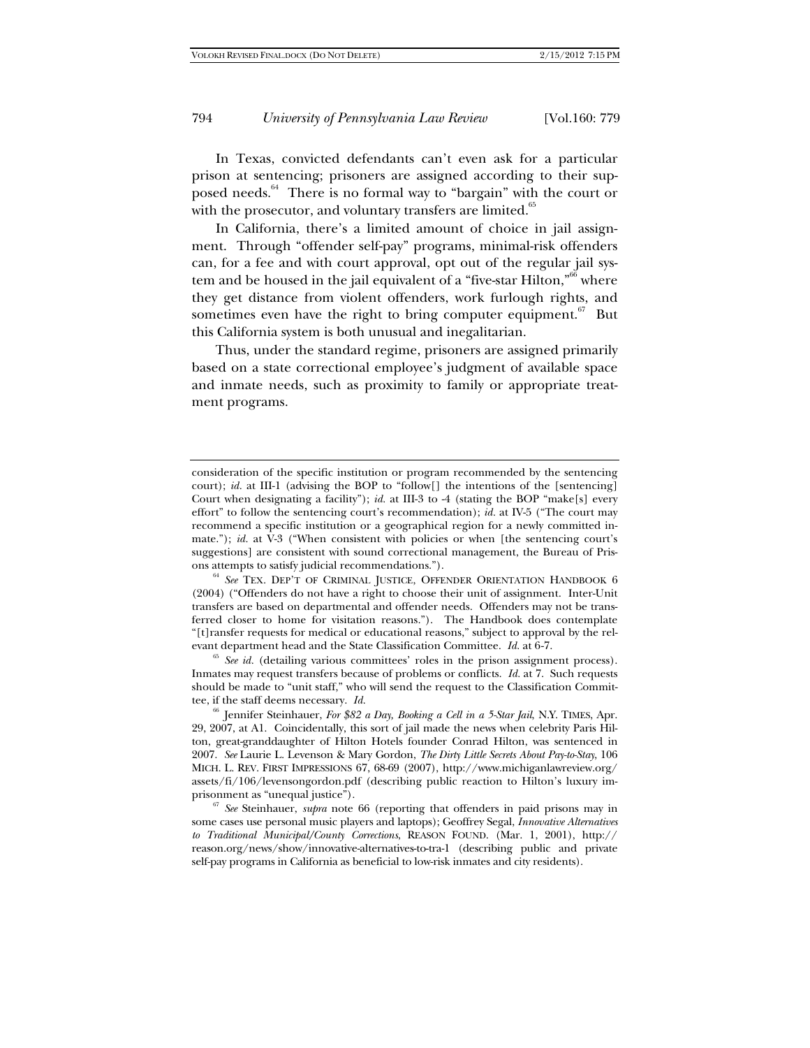In Texas, convicted defendants can't even ask for a particular prison at sentencing; prisoners are assigned according to their supposed needs.[64] There is no formal way to "bargain" with the court or with the prosecutor, and voluntary transfers are limited.[65]

In California, there's a limited amount of choice in jail assignment. Through "offender self-pay" programs, minimal-risk offenders can, for a fee and with court approval, opt out of the regular jail system and be housed in the jail equivalent of a "five-star Hilton,"[66] where they get distance from violent offenders, work furlough rights, and sometimes even have the right to bring computer equipment.[67] But this California system is both unusual and inegalitarian.

Thus, under the standard regime, prisoners are assigned primarily based on a state correctional employee's judgment of available space and inmate needs, such as proximity to family or appropriate treatment programs.

---

consideration of the specific institution or program recommended by the sentencing court); *id.* at III-1 (advising the BOP to "follow[] the intentions of the [sentencing] Court when designating a facility"); *id.* at III-3 to -4 (stating the BOP "make[s] every effort" to follow the sentencing court's recommendation); *id.* at IV-5 ("The court may recommend a specific institution or a geographical region for a newly committed inmate."); *id.* at V-3 ("When consistent with policies or when [the sentencing court's suggestions] are consistent with sound correctional management, the Bureau of Prisons attempts to satisfy judicial recommendations.").

[64] *See* TEX. DEP'T OF CRIMINAL JUSTICE, OFFENDER ORIENTATION HANDBOOK 6 (2004) ("Offenders do not have a right to choose their unit of assignment. Inter-Unit transfers are based on departmental and offender needs. Offenders may not be transferred closer to home for visitation reasons."). The Handbook does contemplate "[t]ransfer requests for medical or educational reasons," subject to approval by the relevant department head and the State Classification Committee. *Id.* at 6-7.

[65] *See id.* (detailing various committees' roles in the prison assignment process). Inmates may request transfers because of problems or conflicts. *Id.* at 7. Such requests should be made to "unit staff," who will send the request to the Classification Committee, if the staff deems necessary. *Id.*

[66] Jennifer Steinhauer, *For $82 a Day, Booking a Cell in a 5-Star Jail*, N.Y. TIMES, Apr. 29, 2007, at A1. Coincidentally, this sort of jail made the news when celebrity Paris Hilton, great-granddaughter of Hilton Hotels founder Conrad Hilton, was sentenced in 2007. *See* Laurie L. Levenson & Mary Gordon, *The Dirty Little Secrets About Pay-to-Stay*, 106 MICH. L. REV. FIRST IMPRESSIONS 67, 68-69 (2007), http://www.michiganlawreview.org/assets/fi/106/levensongordon.pdf (describing public reaction to Hilton's luxury imprisonment as "unequal justice").

[67] *See* Steinhauer, *supra* note 66 (reporting that offenders in paid prisons may in some cases use personal music players and laptops); Geoffrey Segal, *Innovative Alternatives to Traditional Municipal/County Corrections*, REASON FOUND. (Mar. 1, 2001), http://reason.org/news/show/innovative-alternatives-to-tra-1 (describing public and private self-pay programs in California as beneficial to low-risk inmates and city residents).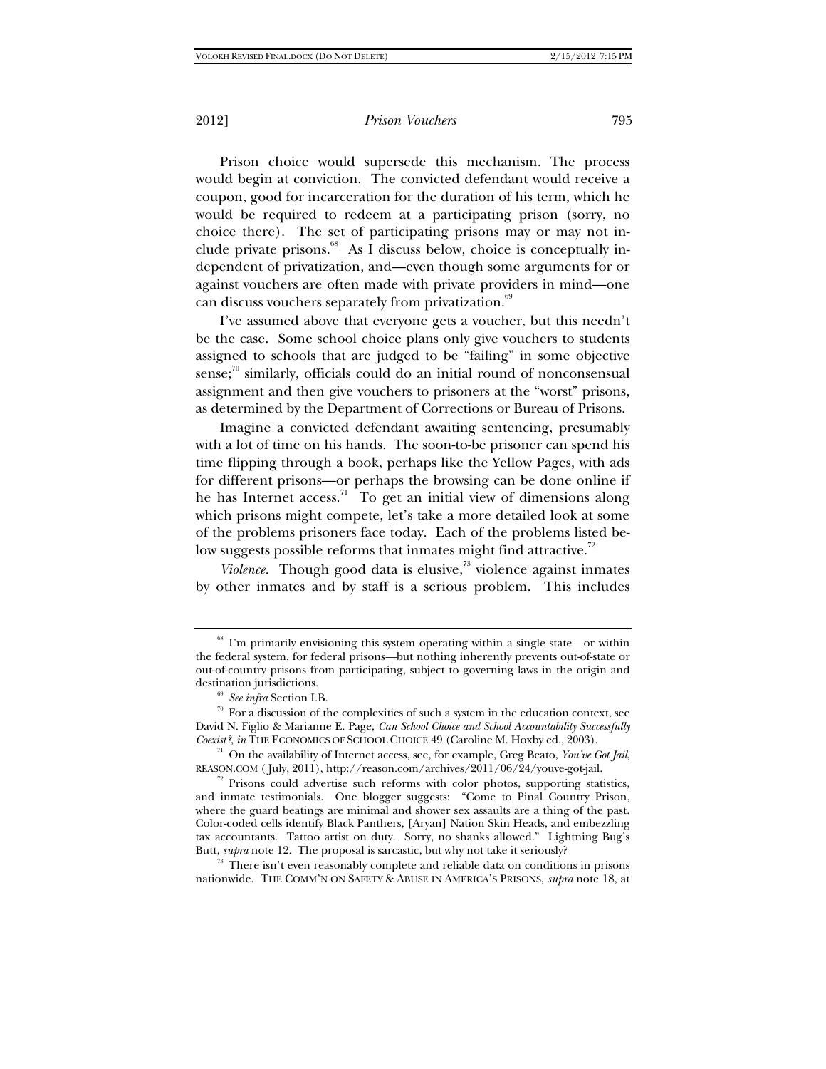Prison choice would supersede this mechanism. The process would begin at conviction. The convicted defendant would receive a coupon, good for incarceration for the duration of his term, which he would be required to redeem at a participating prison (sorry, no choice there). The set of participating prisons may or may not include private prisons.[68] As I discuss below, choice is conceptually independent of privatization, and—even though some arguments for or against vouchers are often made with private providers in mind—one can discuss vouchers separately from privatization.[69]

I've assumed above that everyone gets a voucher, but this needn't be the case. Some school choice plans only give vouchers to students assigned to schools that are judged to be "failing" in some objective sense;[70] similarly, officials could do an initial round of nonconsensual assignment and then give vouchers to prisoners at the "worst" prisons, as determined by the Department of Corrections or Bureau of Prisons.

Imagine a convicted defendant awaiting sentencing, presumably with a lot of time on his hands. The soon-to-be prisoner can spend his time flipping through a book, perhaps like the Yellow Pages, with ads for different prisons—or perhaps the browsing can be done online if he has Internet access.[71] To get an initial view of dimensions along which prisons might compete, let's take a more detailed look at some of the problems prisoners face today. Each of the problems listed below suggests possible reforms that inmates might find attractive.[72]

*Violence*. Though good data is elusive,[73] violence against inmates by other inmates and by staff is a serious problem. This includes

---

[68] I'm primarily envisioning this system operating within a single state—or within the federal system, for federal prisons—but nothing inherently prevents out-of-state or out-of-country prisons from participating, subject to governing laws in the origin and destination jurisdictions.

[69] *See infra* Section I.B.

[70] For a discussion of the complexities of such a system in the education context, see David N. Figlio & Marianne E. Page, *Can School Choice and School Accountability Successfully Coexist?*, *in* THE ECONOMICS OF SCHOOL CHOICE 49 (Caroline M. Hoxby ed., 2003).

[71] On the availability of Internet access, see, for example, Greg Beato, *You've Got Jail*, REASON.COM (July, 2011), http://reason.com/archives/2011/06/24/youve-got-jail.

[72] Prisons could advertise such reforms with color photos, supporting statistics, and inmate testimonials. One blogger suggests: "Come to Pinal Country Prison, where the guard beatings are minimal and shower sex assaults are a thing of the past. Color-coded cells identify Black Panthers, [Aryan] Nation Skin Heads, and embezzling tax accountants. Tattoo artist on duty. Sorry, no shanks allowed." Lightning Bug's Butt, *supra* note 12. The proposal is sarcastic, but why not take it seriously?

[73] There isn't even reasonably complete and reliable data on conditions in prisons nationwide. THE COMM'N ON SAFETY & ABUSE IN AMERICA'S PRISONS, *supra* note 18, at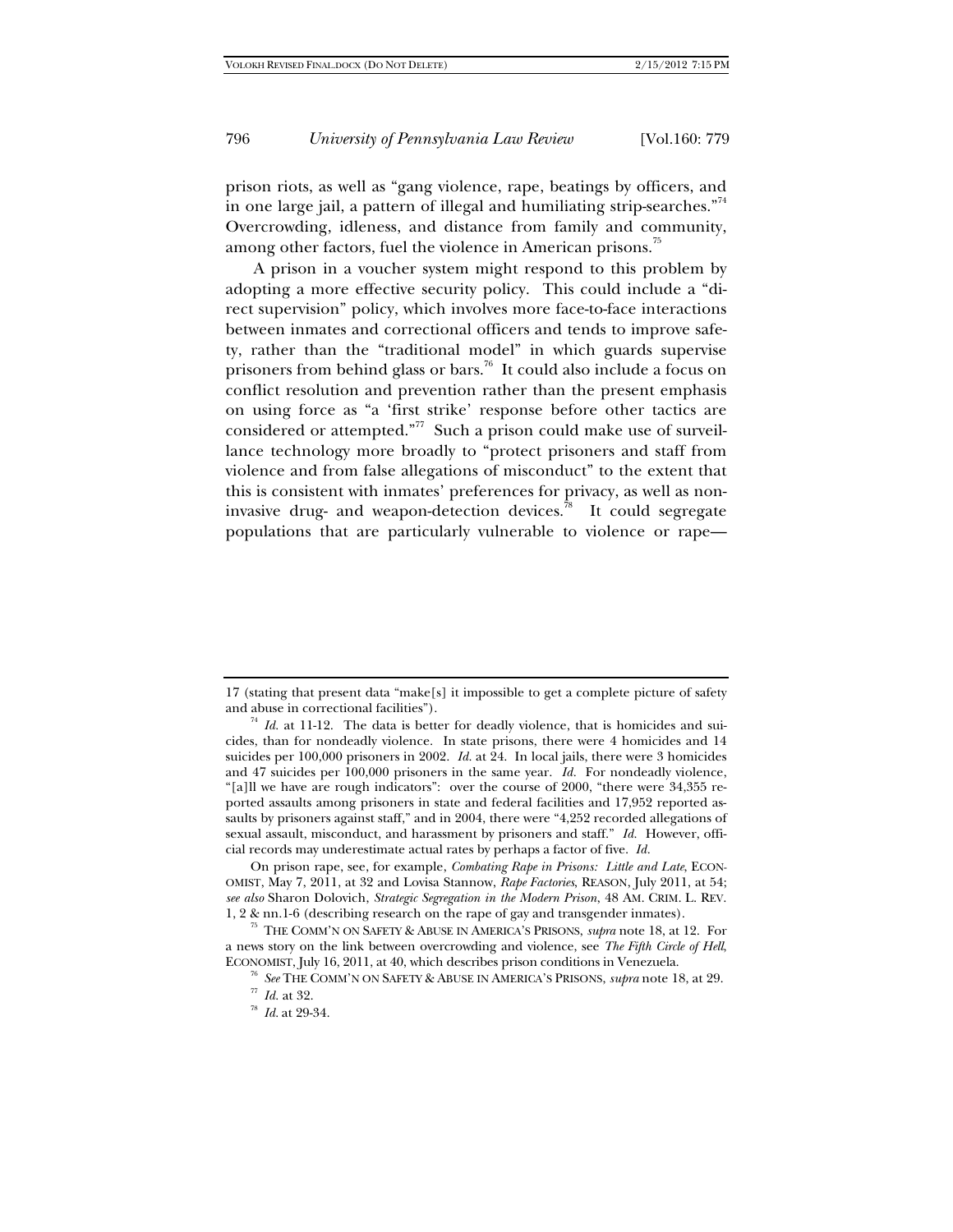prison riots, as well as "gang violence, rape, beatings by officers, and in one large jail, a pattern of illegal and humiliating strip-searches."[74] Overcrowding, idleness, and distance from family and community, among other factors, fuel the violence in American prisons.[75]

A prison in a voucher system might respond to this problem by adopting a more effective security policy. This could include a "direct supervision" policy, which involves more face-to-face interactions between inmates and correctional officers and tends to improve safety, rather than the "traditional model" in which guards supervise prisoners from behind glass or bars.[76] It could also include a focus on conflict resolution and prevention rather than the present emphasis on using force as "a 'first strike' response before other tactics are considered or attempted."[77] Such a prison could make use of surveillance technology more broadly to "protect prisoners and staff from violence and from false allegations of misconduct" to the extent that this is consistent with inmates' preferences for privacy, as well as non-invasive drug- and weapon-detection devices.[78] It could segregate populations that are particularly vulnerable to violence or rape—

---

17 (stating that present data "make[s] it impossible to get a complete picture of safety and abuse in correctional facilities").

[74] *Id.* at 11-12. The data is better for deadly violence, that is homicides and suicides, than for nondeadly violence. In state prisons, there were 4 homicides and 14 suicides per 100,000 prisoners in 2002. *Id.* at 24. In local jails, there were 3 homicides and 47 suicides per 100,000 prisoners in the same year. *Id.* For nondeadly violence, "[a]ll we have are rough indicators": over the course of 2000, "there were 34,355 reported assaults among prisoners in state and federal facilities and 17,952 reported assaults by prisoners against staff," and in 2004, there were "4,252 recorded allegations of sexual assault, misconduct, and harassment by prisoners and staff." *Id.* However, official records may underestimate actual rates by perhaps a factor of five. *Id.*

On prison rape, see, for example, *Combating Rape in Prisons: Little and Late*, ECONOMIST, May 7, 2011, at 32 and Lovisa Stannow, *Rape Factories*, REASON, July 2011, at 54; *see also* Sharon Dolovich, *Strategic Segregation in the Modern Prison*, 48 AM. CRIM. L. REV. 1, 2 & nn.1-6 (describing research on the rape of gay and transgender inmates).

[75] THE COMM'N ON SAFETY & ABUSE IN AMERICA'S PRISONS, *supra* note 18, at 12. For a news story on the link between overcrowding and violence, see *The Fifth Circle of Hell*, ECONOMIST, July 16, 2011, at 40, which describes prison conditions in Venezuela.

[76] *See* THE COMM'N ON SAFETY & ABUSE IN AMERICA'S PRISONS, *supra* note 18, at 29.

[77] *Id.* at 32.

[78] *Id.* at 29-34.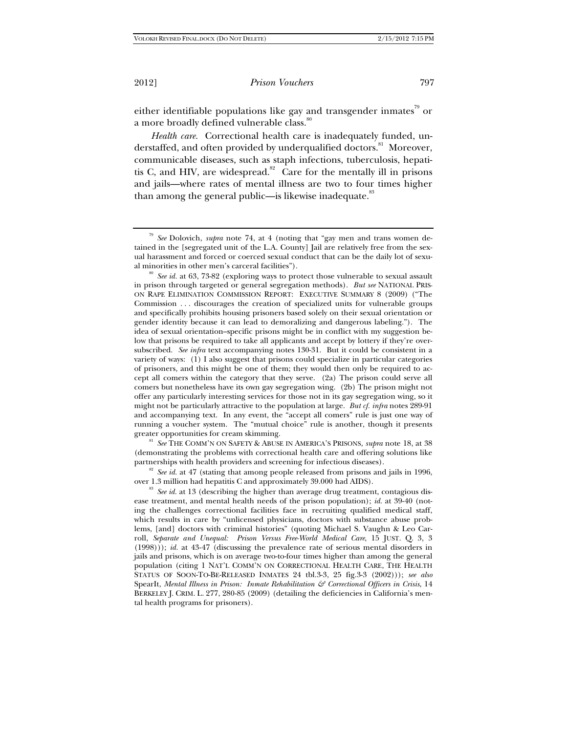either identifiable populations like gay and transgender inmates[79] or a more broadly defined vulnerable class.[80]

*Health care*. Correctional health care is inadequately funded, understaffed, and often provided by underqualified doctors.[81] Moreover, communicable diseases, such as staph infections, tuberculosis, hepatitis C, and HIV, are widespread.[82] Care for the mentally ill in prisons and jails—where rates of mental illness are two to four times higher than among the general public—is likewise inadequate.[83]

---

[79] *See* Dolovich, *supra* note 74, at 4 (noting that "gay men and trans women detained in the [segregated unit of the L.A. County] Jail are relatively free from the sexual harassment and forced or coerced sexual conduct that can be the daily lot of sexual minorities in other men's carceral facilities").

[80] *See id.* at 63, 73-82 (exploring ways to protect those vulnerable to sexual assault in prison through targeted or general segregation methods). *But see* NATIONAL PRISON RAPE ELIMINATION COMMISSION REPORT: EXECUTIVE SUMMARY 8 (2009) ("The Commission . . . discourages the creation of specialized units for vulnerable groups and specifically prohibits housing prisoners based solely on their sexual orientation or gender identity because it can lead to demoralizing and dangerous labeling."). The idea of sexual orientation–specific prisons might be in conflict with my suggestion below that prisons be required to take all applicants and accept by lottery if they're oversubscribed. *See infra* text accompanying notes 130-31. But it could be consistent in a variety of ways: (1) I also suggest that prisons could specialize in particular categories of prisoners, and this might be one of them; they would then only be required to accept all comers within the category that they serve. (2a) The prison could serve all comers but nonetheless have its own gay segregation wing. (2b) The prison might not offer any particularly interesting services for those not in its gay segregation wing, so it might not be particularly attractive to the population at large. *But cf. infra* notes 289-91 and accompanying text. In any event, the "accept all comers" rule is just one way of running a voucher system. The "mutual choice" rule is another, though it presents greater opportunities for cream skimming.

[81] *See* THE COMM'N ON SAFETY & ABUSE IN AMERICA'S PRISONS, *supra* note 18, at 38 (demonstrating the problems with correctional health care and offering solutions like partnerships with health providers and screening for infectious diseases).

[82] *See id.* at 47 (stating that among people released from prisons and jails in 1996, over 1.3 million had hepatitis C and approximately 39.000 had AIDS).

[83] *See id.* at 13 (describing the higher than average drug treatment, contagious disease treatment, and mental health needs of the prison population); *id.* at 39-40 (noting the challenges correctional facilities face in recruiting qualified medical staff, which results in care by "unlicensed physicians, doctors with substance abuse problems, [and] doctors with criminal histories" (quoting Michael S. Vaughn & Leo Carroll, *Separate and Unequal: Prison Versus Free-World Medical Care*, 15 JUST. Q. 3, 3 (1998))); *id.* at 43-47 (discussing the prevalence rate of serious mental disorders in jails and prisons, which is on average two-to-four times higher than among the general population (citing 1 NAT'L COMM'N ON CORRECTIONAL HEALTH CARE, THE HEALTH STATUS OF SOON-TO-BE-RELEASED INMATES 24 tbl.3-3, 25 fig.3-3 (2002))); *see also* SpearIt, *Mental Illness in Prison: Inmate Rehabilitation & Correctional Officers in Crisis*, 14 BERKELEY J. CRIM. L. 277, 280-85 (2009) (detailing the deficiencies in California's mental health programs for prisoners).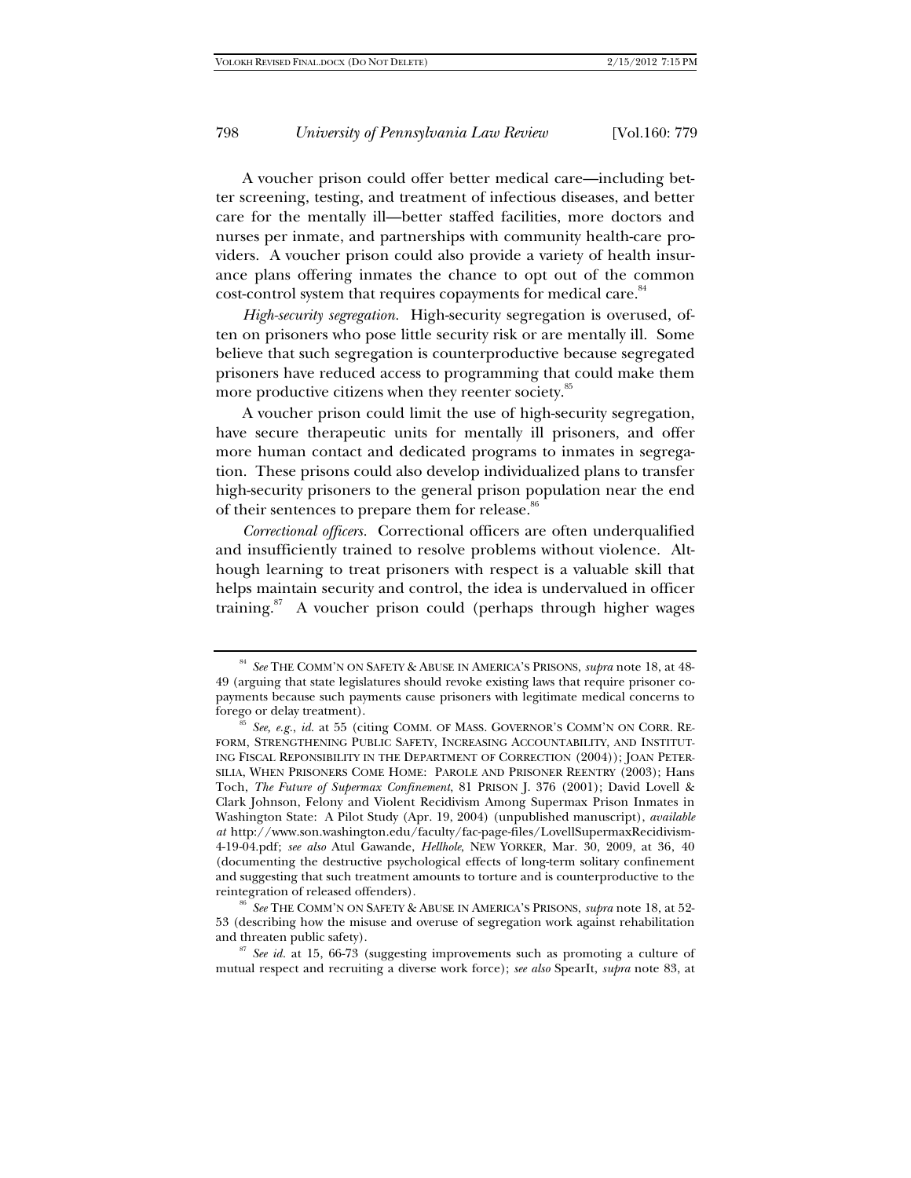A voucher prison could offer better medical care—including better screening, testing, and treatment of infectious diseases, and better care for the mentally ill—better staffed facilities, more doctors and nurses per inmate, and partnerships with community health-care providers. A voucher prison could also provide a variety of health insurance plans offering inmates the chance to opt out of the common cost-control system that requires copayments for medical care.[84]

*High-security segregation.* High-security segregation is overused, often on prisoners who pose little security risk or are mentally ill. Some believe that such segregation is counterproductive because segregated prisoners have reduced access to programming that could make them more productive citizens when they reenter society.[85]

A voucher prison could limit the use of high-security segregation, have secure therapeutic units for mentally ill prisoners, and offer more human contact and dedicated programs to inmates in segregation. These prisons could also develop individualized plans to transfer high-security prisoners to the general prison population near the end of their sentences to prepare them for release.[86]

*Correctional officers.* Correctional officers are often underqualified and insufficiently trained to resolve problems without violence. Although learning to treat prisoners with respect is a valuable skill that helps maintain security and control, the idea is undervalued in officer training.[87] A voucher prison could (perhaps through higher wages

---

[84] *See* THE COMM'N ON SAFETY & ABUSE IN AMERICA'S PRISONS, *supra* note 18, at 48-49 (arguing that state legislatures should revoke existing laws that require prisoner copayments because such payments cause prisoners with legitimate medical concerns to forego or delay treatment).

[85] *See, e.g.*, *id.* at 55 (citing COMM. OF MASS. GOVERNOR'S COMM'N ON CORR. REFORM, STRENGTHENING PUBLIC SAFETY, INCREASING ACCOUNTABILITY, AND INSTITUTING FISCAL REPONSIBILITY IN THE DEPARTMENT OF CORRECTION (2004)); JOAN PETERSILIA, WHEN PRISONERS COME HOME: PAROLE AND PRISONER REENTRY (2003); Hans Toch, *The Future of Supermax Confinement*, 81 PRISON J. 376 (2001); David Lovell & Clark Johnson, Felony and Violent Recidivism Among Supermax Prison Inmates in Washington State: A Pilot Study (Apr. 19, 2004) (unpublished manuscript), *available at* http://www.son.washington.edu/faculty/fac-page-files/LovellSupermaxRecidivism-4-19-04.pdf; *see also* Atul Gawande, *Hellhole*, NEW YORKER, Mar. 30, 2009, at 36, 40 (documenting the destructive psychological effects of long-term solitary confinement and suggesting that such treatment amounts to torture and is counterproductive to the reintegration of released offenders).

[86] *See* THE COMM'N ON SAFETY & ABUSE IN AMERICA'S PRISONS, *supra* note 18, at 52-53 (describing how the misuse and overuse of segregation work against rehabilitation and threaten public safety).

[87] *See id.* at 15, 66-73 (suggesting improvements such as promoting a culture of mutual respect and recruiting a diverse work force); *see also* SpearIt, *supra* note 83, at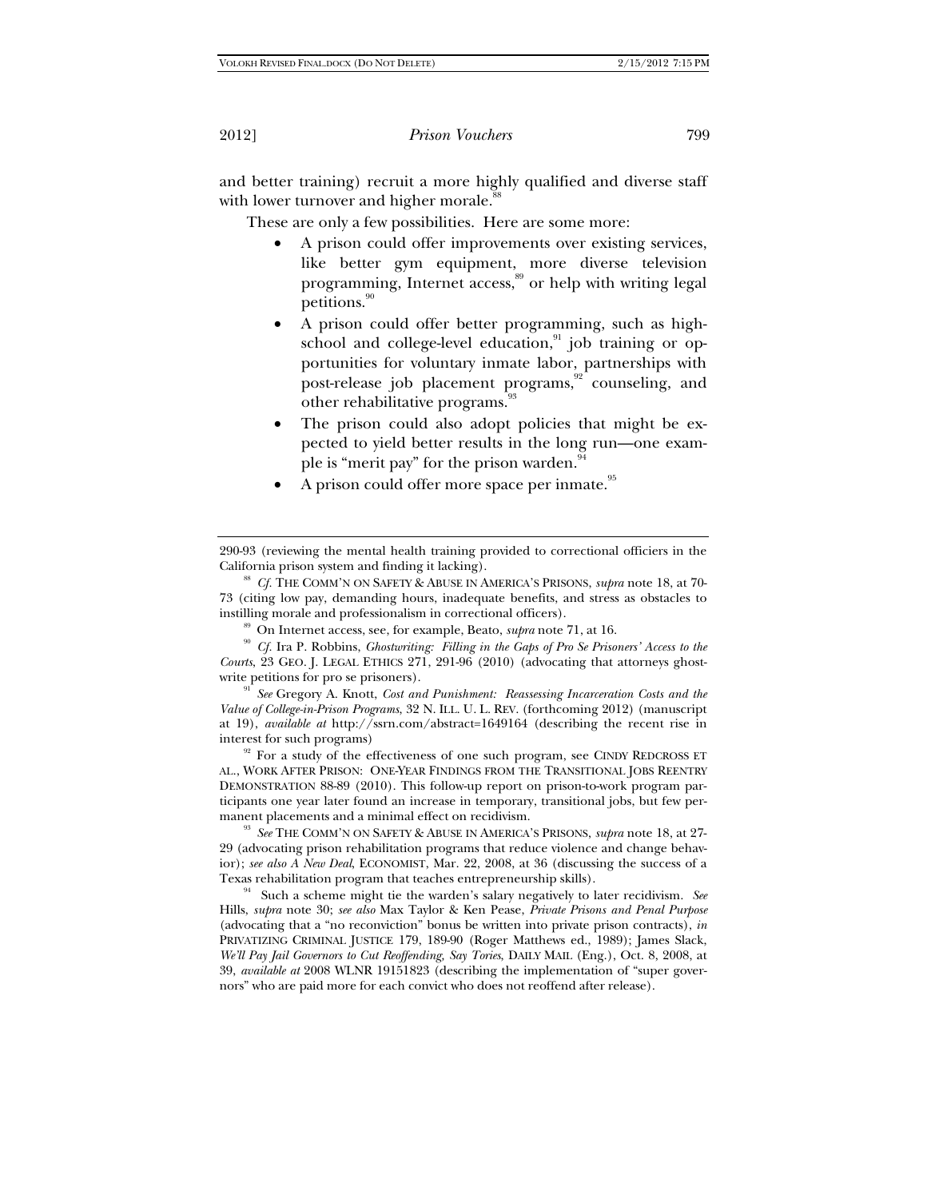and better training) recruit a more highly qualified and diverse staff with lower turnover and higher morale.[88]

These are only a few possibilities. Here are some more:

- A prison could offer improvements over existing services, like better gym equipment, more diverse television programming, Internet access,[89] or help with writing legal petitions.[90]
- A prison could offer better programming, such as high-school and college-level education,[91] job training or opportunities for voluntary inmate labor, partnerships with post-release job placement programs,[92] counseling, and other rehabilitative programs.[93]
- The prison could also adopt policies that might be expected to yield better results in the long run—one example is "merit pay" for the prison warden.[94]
- A prison could offer more space per inmate.[95]

---

290-93 (reviewing the mental health training provided to correctional officers in the California prison system and finding it lacking).

[88] *Cf.* THE COMM'N ON SAFETY & ABUSE IN AMERICA'S PRISONS, *supra* note 18, at 70-73 (citing low pay, demanding hours, inadequate benefits, and stress as obstacles to instilling morale and professionalism in correctional officers).

[89] On Internet access, see, for example, Beato, *supra* note 71, at 16.

[90] *Cf.* Ira P. Robbins, *Ghostwriting: Filling in the Gaps of Pro Se Prisoners' Access to the Courts*, 23 GEO. J. LEGAL ETHICS 271, 291-96 (2010) (advocating that attorneys ghost-write petitions for pro se prisoners).

[91] *See* Gregory A. Knott, *Cost and Punishment: Reassessing Incarceration Costs and the Value of College-in-Prison Programs*, 32 N. ILL. U. L. REV. (forthcoming 2012) (manuscript at 19), *available at* http://ssrn.com/abstract=1649164 (describing the recent rise in interest for such programs)

[92] For a study of the effectiveness of one such program, see CINDY REDCROSS ET AL., WORK AFTER PRISON: ONE-YEAR FINDINGS FROM THE TRANSITIONAL JOBS REENTRY DEMONSTRATION 88-89 (2010). This follow-up report on prison-to-work program participants one year later found an increase in temporary, transitional jobs, but few permanent placements and a minimal effect on recidivism.

[93] *See* THE COMM'N ON SAFETY & ABUSE IN AMERICA'S PRISONS, *supra* note 18, at 27-29 (advocating prison rehabilitation programs that reduce violence and change behavior); *see also A New Deal*, ECONOMIST, Mar. 22, 2008, at 36 (discussing the success of a Texas rehabilitation program that teaches entrepreneurship skills).

[94] Such a scheme might tie the warden's salary negatively to later recidivism. *See* Hills, *supra* note 30; *see also* Max Taylor & Ken Pease, *Private Prisons and Penal Purpose* (advocating that a "no reconviction" bonus be written into private prison contracts), *in* PRIVATIZING CRIMINAL JUSTICE 179, 189-90 (Roger Matthews ed., 1989); James Slack, *We'll Pay Jail Governors to Cut Reoffending, Say Tories*, DAILY MAIL (Eng.), Oct. 8, 2008, at 39, *available at* 2008 WLNR 19151823 (describing the implementation of "super governors" who are paid more for each convict who does not reoffend after release).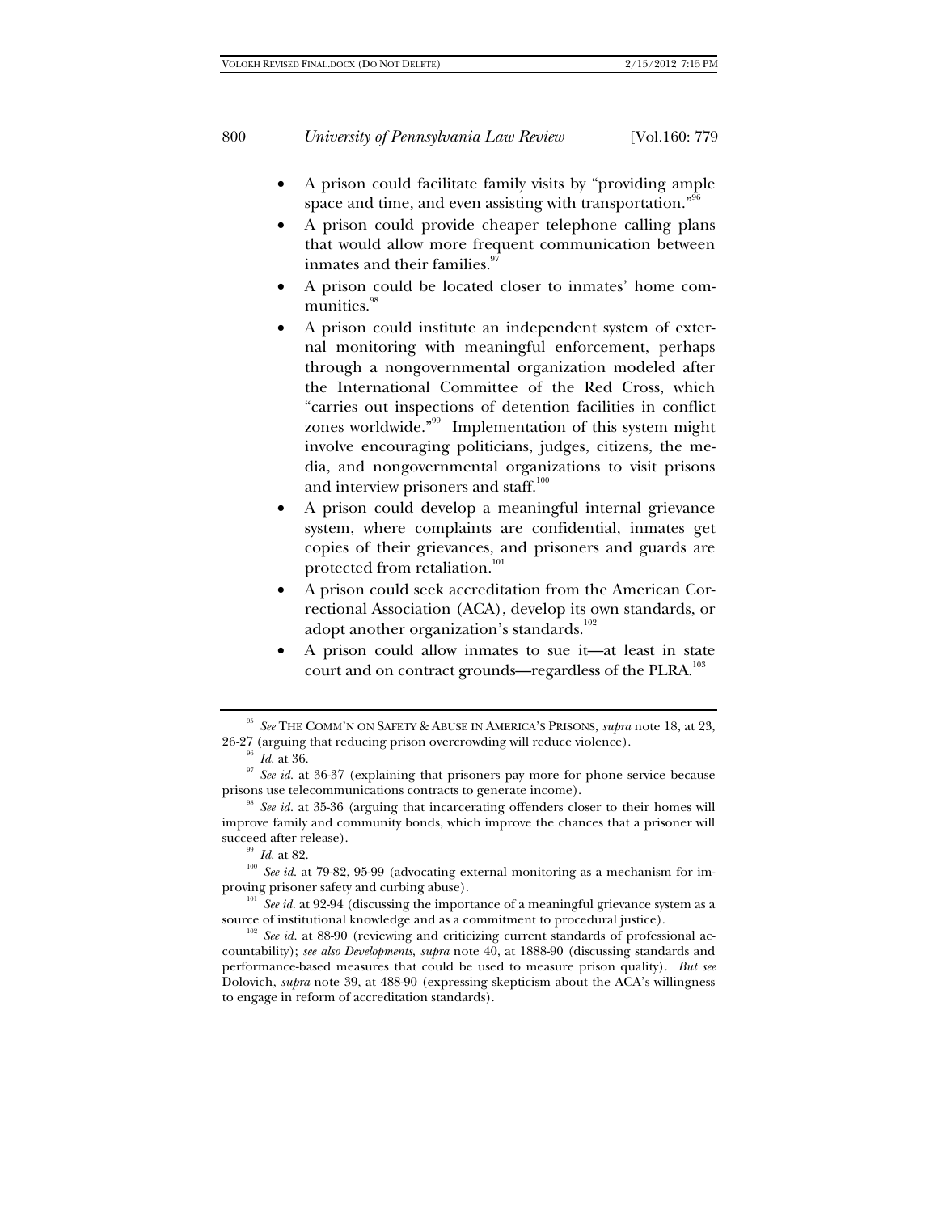- A prison could facilitate family visits by "providing ample space and time, and even assisting with transportation."[96]
- A prison could provide cheaper telephone calling plans that would allow more frequent communication between inmates and their families.[97]
- A prison could be located closer to inmates' home communities.[98]
- A prison could institute an independent system of external monitoring with meaningful enforcement, perhaps through a nongovernmental organization modeled after the International Committee of the Red Cross, which "carries out inspections of detention facilities in conflict zones worldwide."[99] Implementation of this system might involve encouraging politicians, judges, citizens, the media, and nongovernmental organizations to visit prisons and interview prisoners and staff.[100]
- A prison could develop a meaningful internal grievance system, where complaints are confidential, inmates get copies of their grievances, and prisoners and guards are protected from retaliation.[101]
- A prison could seek accreditation from the American Correctional Association (ACA), develop its own standards, or adopt another organization's standards.[102]
- A prison could allow inmates to sue it—at least in state court and on contract grounds—regardless of the PLRA.[103]

---

[95] *See* THE COMM'N ON SAFETY & ABUSE IN AMERICA'S PRISONS, *supra* note 18, at 23, 26-27 (arguing that reducing prison overcrowding will reduce violence).

[96] *Id.* at 36.

[97] *See id.* at 36-37 (explaining that prisoners pay more for phone service because prisons use telecommunications contracts to generate income).

[98] *See id.* at 35-36 (arguing that incarcerating offenders closer to their homes will improve family and community bonds, which improve the chances that a prisoner will succeed after release).

[99] *Id.* at 82.

[100] *See id.* at 79-82, 95-99 (advocating external monitoring as a mechanism for improving prisoner safety and curbing abuse).

[101] *See id.* at 92-94 (discussing the importance of a meaningful grievance system as a source of institutional knowledge and as a commitment to procedural justice).

[102] *See id.* at 88-90 (reviewing and criticizing current standards of professional accountability); *see also Developments*, *supra* note 40, at 1888-90 (discussing standards and performance-based measures that could be used to measure prison quality). *But see* Dolovich, *supra* note 39, at 488-90 (expressing skepticism about the ACA's willingness to engage in reform of accreditation standards).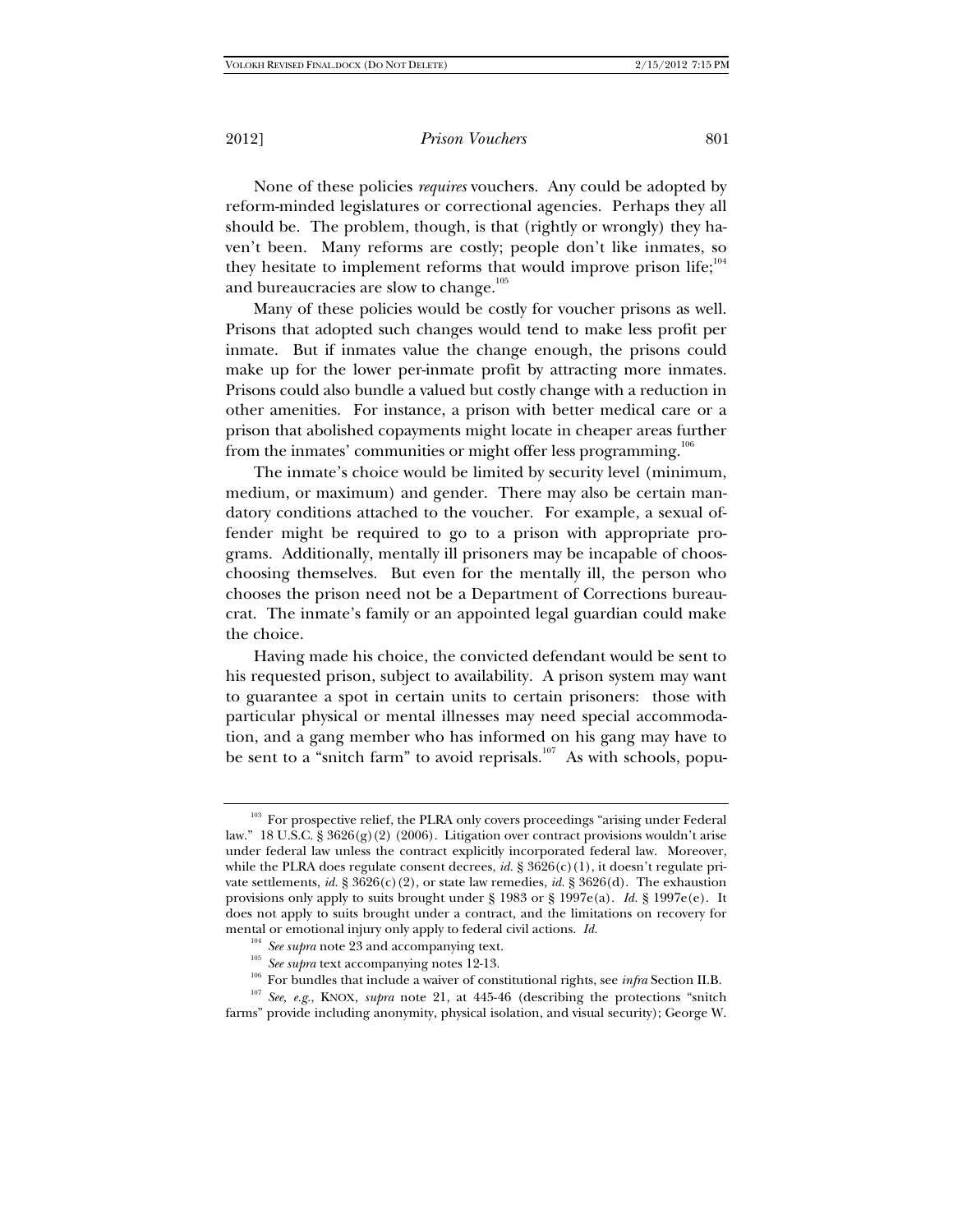None of these policies *requires* vouchers. Any could be adopted by reform-minded legislatures or correctional agencies. Perhaps they all should be. The problem, though, is that (rightly or wrongly) they haven't been. Many reforms are costly; people don't like inmates, so they hesitate to implement reforms that would improve prison life;[104] and bureaucracies are slow to change.[105]

Many of these policies would be costly for voucher prisons as well. Prisons that adopted such changes would tend to make less profit per inmate. But if inmates value the change enough, the prisons could make up for the lower per-inmate profit by attracting more inmates. Prisons could also bundle a valued but costly change with a reduction in other amenities. For instance, a prison with better medical care or a prison that abolished copayments might locate in cheaper areas further from the inmates' communities or might offer less programming.[106]

The inmate's choice would be limited by security level (minimum, medium, or maximum) and gender. There may also be certain mandatory conditions attached to the voucher. For example, a sexual offender might be required to go to a prison with appropriate programs. Additionally, mentally ill prisoners may be incapable of choosing themselves. But even for the mentally ill, the person who chooses the prison need not be a Department of Corrections bureaucrat. The inmate's family or an appointed legal guardian could make the choice.

Having made his choice, the convicted defendant would be sent to his requested prison, subject to availability. A prison system may want to guarantee a spot in certain units to certain prisoners: those with particular physical or mental illnesses may need special accommodation, and a gang member who has informed on his gang may have to be sent to a "snitch farm" to avoid reprisals.[107] As with schools, popu-

---

[103] For prospective relief, the PLRA only covers proceedings "arising under Federal law." 18 U.S.C. § 3626(g)(2) (2006). Litigation over contract provisions wouldn't arise under federal law unless the contract explicitly incorporated federal law. Moreover, while the PLRA does regulate consent decrees, *id.* § 3626(c)(1), it doesn't regulate private settlements, *id.* § 3626(c)(2), or state law remedies, *id.* § 3626(d). The exhaustion provisions only apply to suits brought under § 1983 or § 1997e(a). *Id.* § 1997e(e). It does not apply to suits brought under a contract, and the limitations on recovery for mental or emotional injury only apply to federal civil actions. *Id.*

[104] *See supra* note 23 and accompanying text.

[105] *See supra* text accompanying notes 12-13.

[106] For bundles that include a waiver of constitutional rights, see *infra* Section II.B.

[107] *See, e.g.*, KNOX, *supra* note 21, at 445-46 (describing the protections "snitch farms" provide including anonymity, physical isolation, and visual security); George W.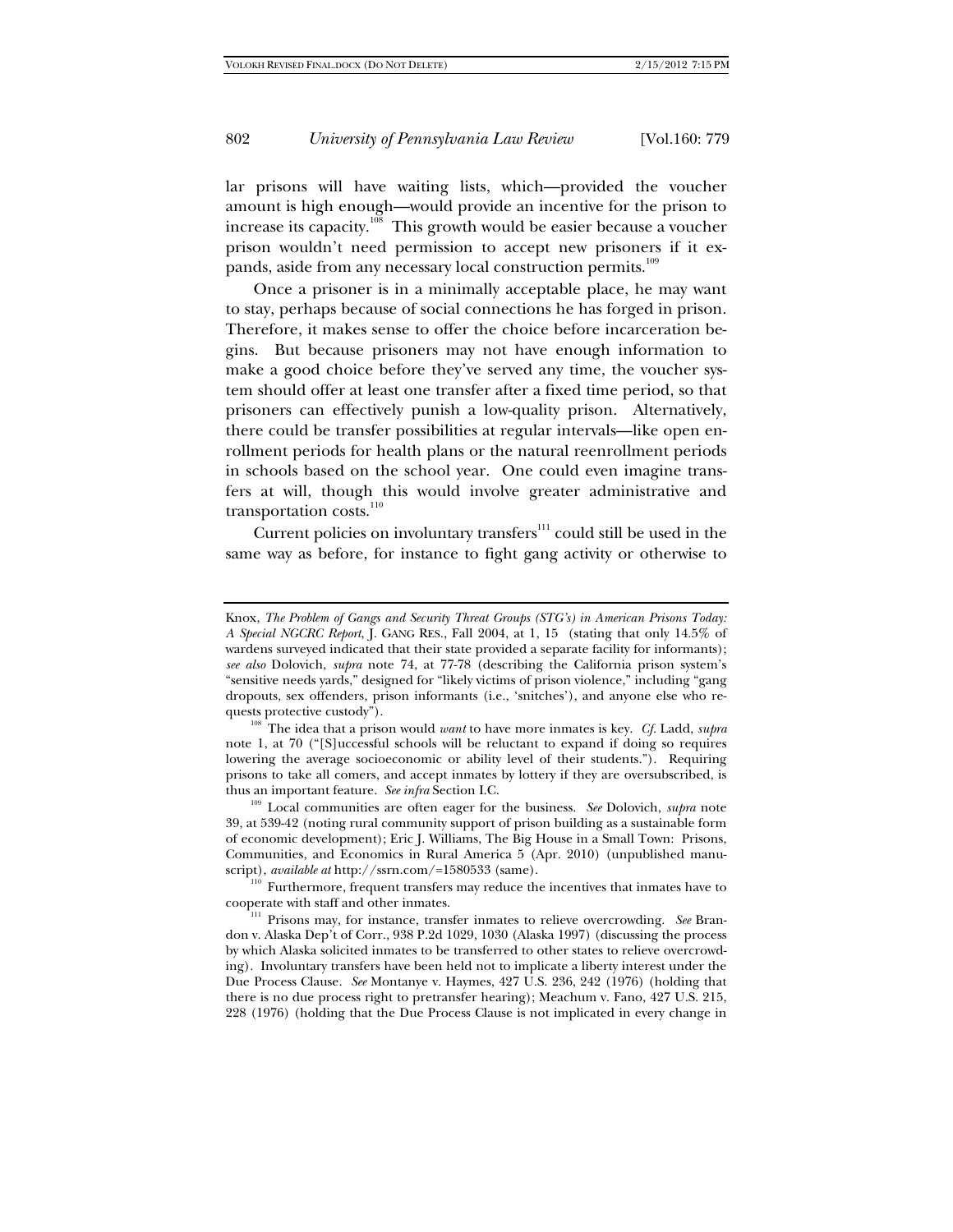lar prisons will have waiting lists, which—provided the voucher amount is high enough—would provide an incentive for the prison to increase its capacity.[108] This growth would be easier because a voucher prison wouldn't need permission to accept new prisoners if it expands, aside from any necessary local construction permits.[109]

Once a prisoner is in a minimally acceptable place, he may want to stay, perhaps because of social connections he has forged in prison. Therefore, it makes sense to offer the choice before incarceration begins. But because prisoners may not have enough information to make a good choice before they've served any time, the voucher system should offer at least one transfer after a fixed time period, so that prisoners can effectively punish a low-quality prison. Alternatively, there could be transfer possibilities at regular intervals—like open enrollment periods for health plans or the natural reenrollment periods in schools based on the school year. One could even imagine transfers at will, though this would involve greater administrative and transportation costs.[110]

Current policies on involuntary transfers[111] could still be used in the same way as before, for instance to fight gang activity or otherwise to

---

Knox, *The Problem of Gangs and Security Threat Groups (STG's) in American Prisons Today: A Special NGCRC Report*, J. GANG RES., Fall 2004, at 1, 15 (stating that only 14.5% of wardens surveyed indicated that their state provided a separate facility for informants); *see also* Dolovich, *supra* note 74, at 77-78 (describing the California prison system's "sensitive needs yards," designed for "likely victims of prison violence," including "gang dropouts, sex offenders, prison informants (i.e., 'snitches'), and anyone else who requests protective custody").

[108] The idea that a prison would *want* to have more inmates is key. *Cf.* Ladd, *supra* note 1, at 70 ("[S]uccessful schools will be reluctant to expand if doing so requires lowering the average socioeconomic or ability level of their students."). Requiring prisons to take all comers, and accept inmates by lottery if they are oversubscribed, is thus an important feature. *See infra* Section I.C.

[109] Local communities are often eager for the business. *See* Dolovich, *supra* note 39, at 539-42 (noting rural community support of prison building as a sustainable form of economic development); Eric J. Williams, The Big House in a Small Town: Prisons, Communities, and Economics in Rural America 5 (Apr. 2010) (unpublished manuscript), *available at* http://ssrn.com/=1580533 (same).

[110] Furthermore, frequent transfers may reduce the incentives that inmates have to cooperate with staff and other inmates.

[111] Prisons may, for instance, transfer inmates to relieve overcrowding. *See* Brandon v. Alaska Dep't of Corr., 938 P.2d 1029, 1030 (Alaska 1997) (discussing the process by which Alaska solicited inmates to be transferred to other states to relieve overcrowding). Involuntary transfers have been held not to implicate a liberty interest under the Due Process Clause. *See* Montanye v. Haymes, 427 U.S. 236, 242 (1976) (holding that there is no due process right to pretransfer hearing); Meachum v. Fano, 427 U.S. 215, 228 (1976) (holding that the Due Process Clause is not implicated in every change in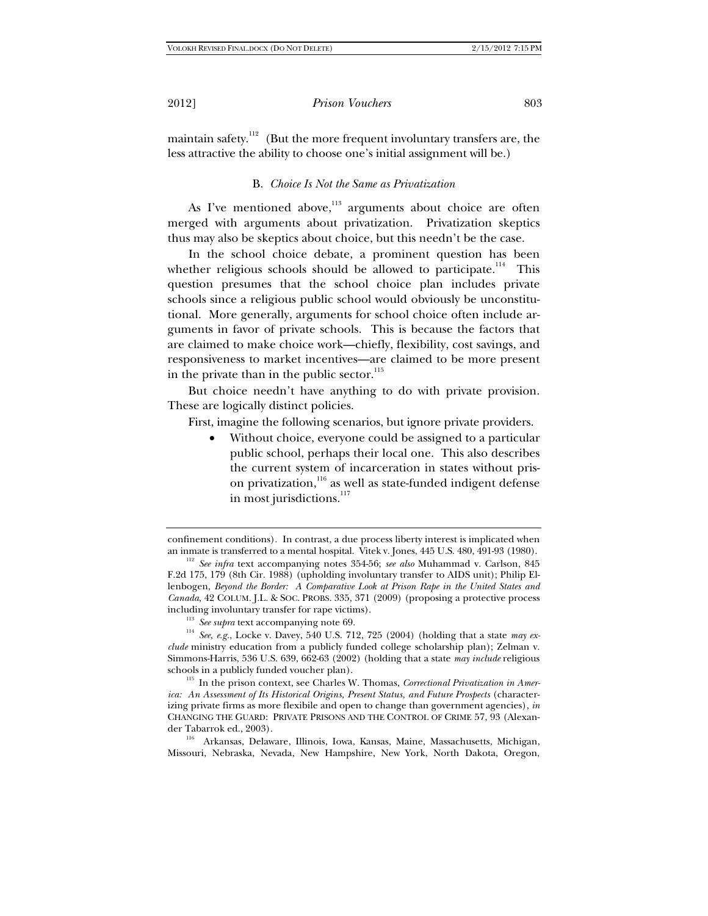maintain safety.[112] (But the more frequent involuntary transfers are, the less attractive the ability to choose one's initial assignment will be.)

### B. *Choice Is Not the Same as Privatization*

As I've mentioned above,[113] arguments about choice are often merged with arguments about privatization. Privatization skeptics thus may also be skeptics about choice, but this needn't be the case.

In the school choice debate, a prominent question has been whether religious schools should be allowed to participate.[114] This question presumes that the school choice plan includes private schools since a religious public school would obviously be unconstitutional. More generally, arguments for school choice often include arguments in favor of private schools. This is because the factors that are claimed to make choice work—chiefly, flexibility, cost savings, and responsiveness to market incentives—are claimed to be more present in the private than in the public sector.[115]

But choice needn't have anything to do with private provision. These are logically distinct policies.

First, imagine the following scenarios, but ignore private providers.

- Without choice, everyone could be assigned to a particular public school, perhaps their local one. This also describes the current system of incarceration in states without prison privatization,[116] as well as state-funded indigent defense in most jurisdictions.[117]

---

confinement conditions). In contrast, a due process liberty interest is implicated when an inmate is transferred to a mental hospital. Vitek v. Jones, 445 U.S. 480, 491-93 (1980).

[112] *See infra* text accompanying notes 354-56; *see also* Muhammad v. Carlson, 845 F.2d 175, 179 (8th Cir. 1988) (upholding involuntary transfer to AIDS unit); Philip Ellenbogen, *Beyond the Border: A Comparative Look at Prison Rape in the United States and Canada*, 42 COLUM. J.L. & SOC. PROBS. 335, 371 (2009) (proposing a protective process including involuntary transfer for rape victims).

[113] *See supra* text accompanying note 69.

[114] *See, e.g.*, Locke v. Davey, 540 U.S. 712, 725 (2004) (holding that a state *may exclude* ministry education from a publicly funded college scholarship plan); Zelman v. Simmons-Harris, 536 U.S. 639, 662-63 (2002) (holding that a state *may include* religious schools in a publicly funded voucher plan).

[115] In the prison context, see Charles W. Thomas, *Correctional Privatization in America: An Assessment of Its Historical Origins, Present Status, and Future Prospects* (characterizing private firms as more flexibile and open to change than government agencies), *in* CHANGING THE GUARD: PRIVATE PRISONS AND THE CONTROL OF CRIME 57, 93 (Alexander Tabarrok ed., 2003).

[116] Arkansas, Delaware, Illinois, Iowa, Kansas, Maine, Massachusetts, Michigan, Missouri, Nebraska, Nevada, New Hampshire, New York, North Dakota, Oregon,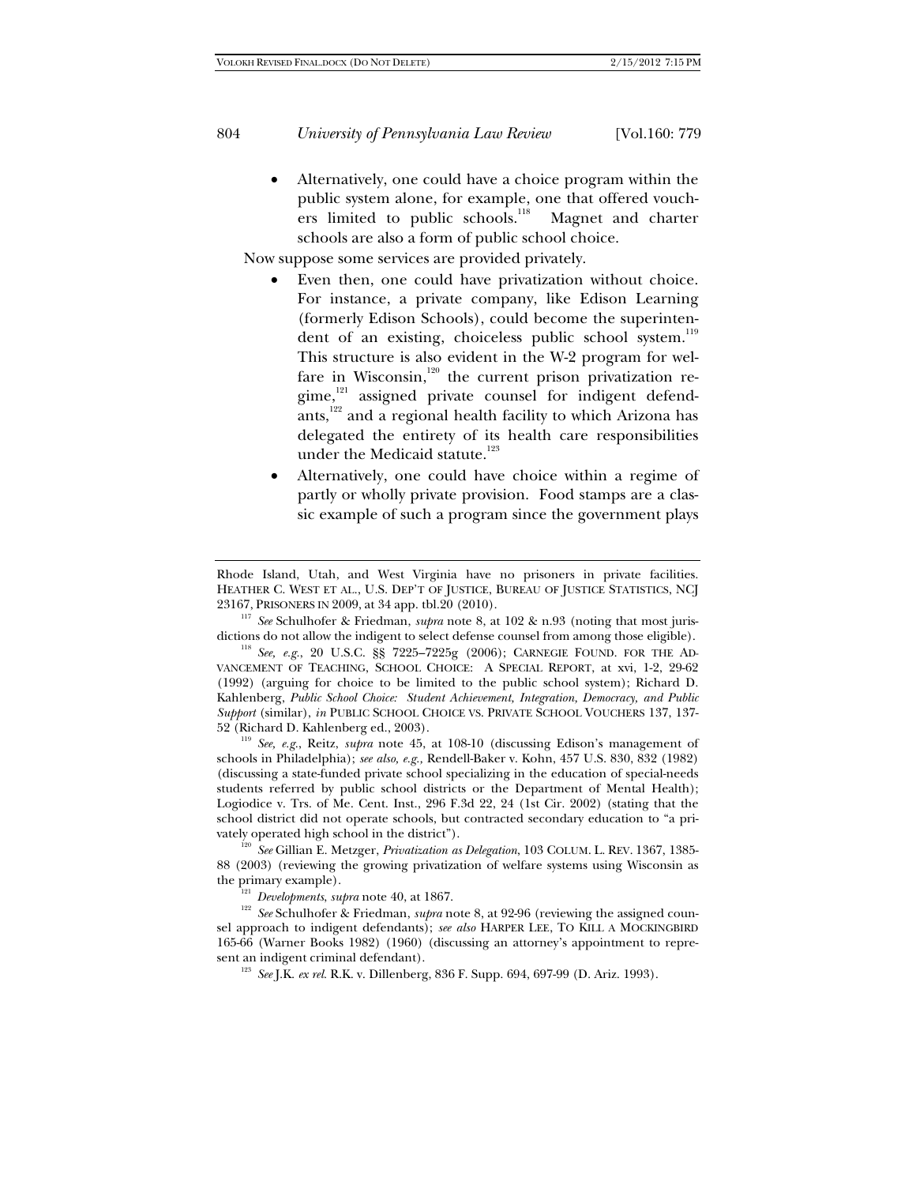- Alternatively, one could have a choice program within the public system alone, for example, one that offered vouchers limited to public schools.[118] Magnet and charter schools are also a form of public school choice.

Now suppose some services are provided privately.

- Even then, one could have privatization without choice. For instance, a private company, like Edison Learning (formerly Edison Schools), could become the superintendent of an existing, choiceless public school system.[119] This structure is also evident in the W-2 program for welfare in Wisconsin,[120] the current prison privatization regime,[121] assigned private counsel for indigent defendants,[122] and a regional health facility to which Arizona has delegated the entirety of its health care responsibilities under the Medicaid statute.[123]
- Alternatively, one could have choice within a regime of partly or wholly private provision. Food stamps are a classic example of such a program since the government plays

---

Rhode Island, Utah, and West Virginia have no prisoners in private facilities. HEATHER C. WEST ET AL., U.S. DEP'T OF JUSTICE, BUREAU OF JUSTICE STATISTICS, NCJ 23167, PRISONERS IN 2009, at 34 app. tbl.20 (2010).

[117] *See* Schulhofer & Friedman, *supra* note 8, at 102 & n.93 (noting that most jurisdictions do not allow the indigent to select defense counsel from among those eligible).

[118] *See, e.g.*, 20 U.S.C. §§ 7225–7225g (2006); CARNEGIE FOUND. FOR THE ADVANCEMENT OF TEACHING, SCHOOL CHOICE: A SPECIAL REPORT, at xvi, 1-2, 29-62 (1992) (arguing for choice to be limited to the public school system); Richard D. Kahlenberg, *Public School Choice: Student Achievement, Integration, Democracy, and Public Support* (similar), *in* PUBLIC SCHOOL CHOICE VS. PRIVATE SCHOOL VOUCHERS 137, 137-52 (Richard D. Kahlenberg ed., 2003).

[119] *See, e.g.*, Reitz, *supra* note 45, at 108-10 (discussing Edison's management of schools in Philadelphia); *see also, e.g.*, Rendell-Baker v. Kohn, 457 U.S. 830, 832 (1982) (discussing a state-funded private school specializing in the education of special-needs students referred by public school districts or the Department of Mental Health); Logiodice v. Trs. of Me. Cent. Inst., 296 F.3d 22, 24 (1st Cir. 2002) (stating that the school district did not operate schools, but contracted secondary education to "a privately operated high school in the district").

[120] *See* Gillian E. Metzger, *Privatization as Delegation*, 103 COLUM. L. REV. 1367, 1385-88 (2003) (reviewing the growing privatization of welfare systems using Wisconsin as the primary example).

[121] *Developments*, *supra* note 40, at 1867.

[122] *See* Schulhofer & Friedman, *supra* note 8, at 92-96 (reviewing the assigned counsel approach to indigent defendants); *see also* HARPER LEE, TO KILL A MOCKINGBIRD 165-66 (Warner Books 1982) (1960) (discussing an attorney's appointment to represent an indigent criminal defendant).

[123] *See* J.K. *ex rel.* R.K. v. Dillenberg, 836 F. Supp. 694, 697-99 (D. Ariz. 1993).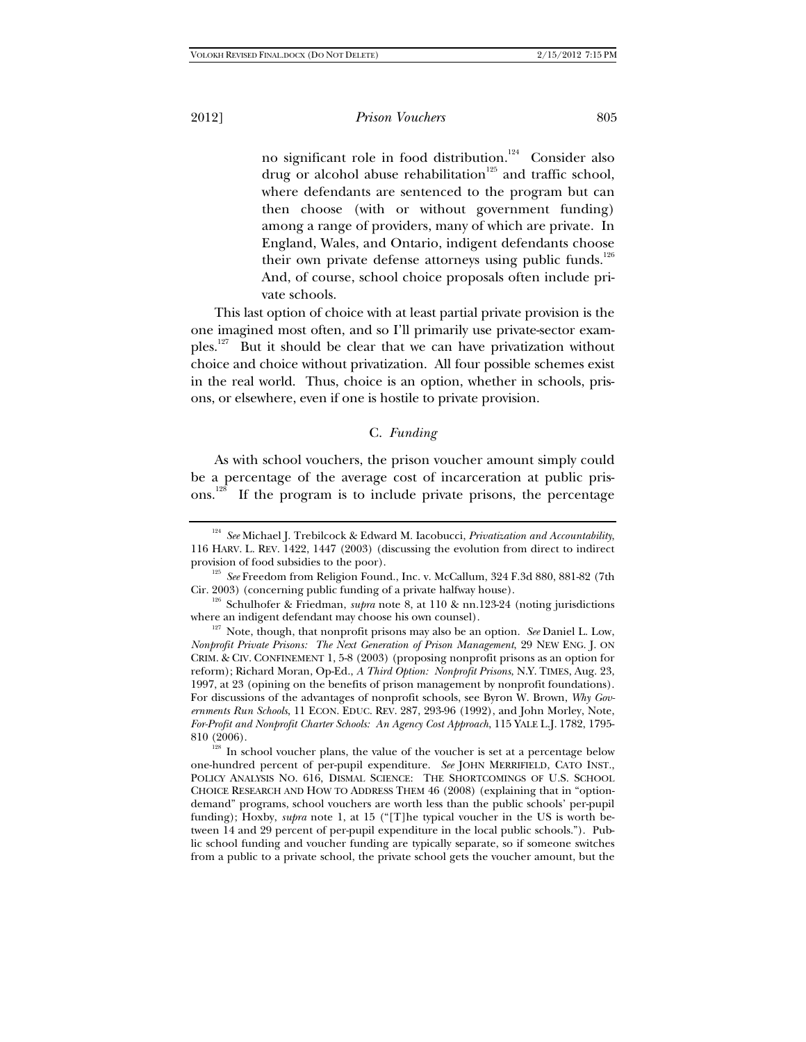> no significant role in food distribution.[124] Consider also drug or alcohol abuse rehabilitation[125] and traffic school, where defendants are sentenced to the program but can then choose (with or without government funding) among a range of providers, many of which are private. In England, Wales, and Ontario, indigent defendants choose their own private defense attorneys using public funds.[126] And, of course, school choice proposals often include private schools.

This last option of choice with at least partial private provision is the one imagined most often, and so I'll primarily use private-sector examples.[127] But it should be clear that we can have privatization without choice and choice without privatization. All four possible schemes exist in the real world. Thus, choice is an option, whether in schools, prisons, or elsewhere, even if one is hostile to private provision.

### C. *Funding*

As with school vouchers, the prison voucher amount simply could be a percentage of the average cost of incarceration at public prisons.[128] If the program is to include private prisons, the percentage

---

[124] *See* Michael J. Trebilcock & Edward M. Iacobucci, *Privatization and Accountability*, 116 HARV. L. REV. 1422, 1447 (2003) (discussing the evolution from direct to indirect provision of food subsidies to the poor).

[125] *See* Freedom from Religion Found., Inc. v. McCallum, 324 F.3d 880, 881-82 (7th Cir. 2003) (concerning public funding of a private halfway house).

[126] Schulhofer & Friedman, *supra* note 8, at 110 & nn.123-24 (noting jurisdictions where an indigent defendant may choose his own counsel).

[127] Note, though, that nonprofit prisons may also be an option. *See* Daniel L. Low, *Nonprofit Private Prisons: The Next Generation of Prison Management*, 29 NEW ENG. J. ON CRIM. & CIV. CONFINEMENT 1, 5-8 (2003) (proposing nonprofit prisons as an option for reform); Richard Moran, Op-Ed., *A Third Option: Nonprofit Prisons*, N.Y. TIMES, Aug. 23, 1997, at 23 (opining on the benefits of prison management by nonprofit foundations). For discussions of the advantages of nonprofit schools, see Byron W. Brown, *Why Governments Run Schools*, 11 ECON. EDUC. REV. 287, 293-96 (1992), and John Morley, Note, *For-Profit and Nonprofit Charter Schools: An Agency Cost Approach*, 115 YALE L.J. 1782, 1795-810 (2006).

[128] In school voucher plans, the value of the voucher is set at a percentage below one-hundred percent of per-pupil expenditure. *See* JOHN MERRIFIELD, CATO INST., POLICY ANALYSIS NO. 616, DISMAL SCIENCE: THE SHORTCOMINGS OF U.S. SCHOOL CHOICE RESEARCH AND HOW TO ADDRESS THEM 46 (2008) (explaining that in "option-demand" programs, school vouchers are worth less than the public schools' per-pupil funding); Hoxby, *supra* note 1, at 15 ("[T]he typical voucher in the US is worth between 14 and 29 percent of per-pupil expenditure in the local public schools."). Public school funding and voucher funding are typically separate, so if someone switches from a public to a private school, the private school gets the voucher amount, but the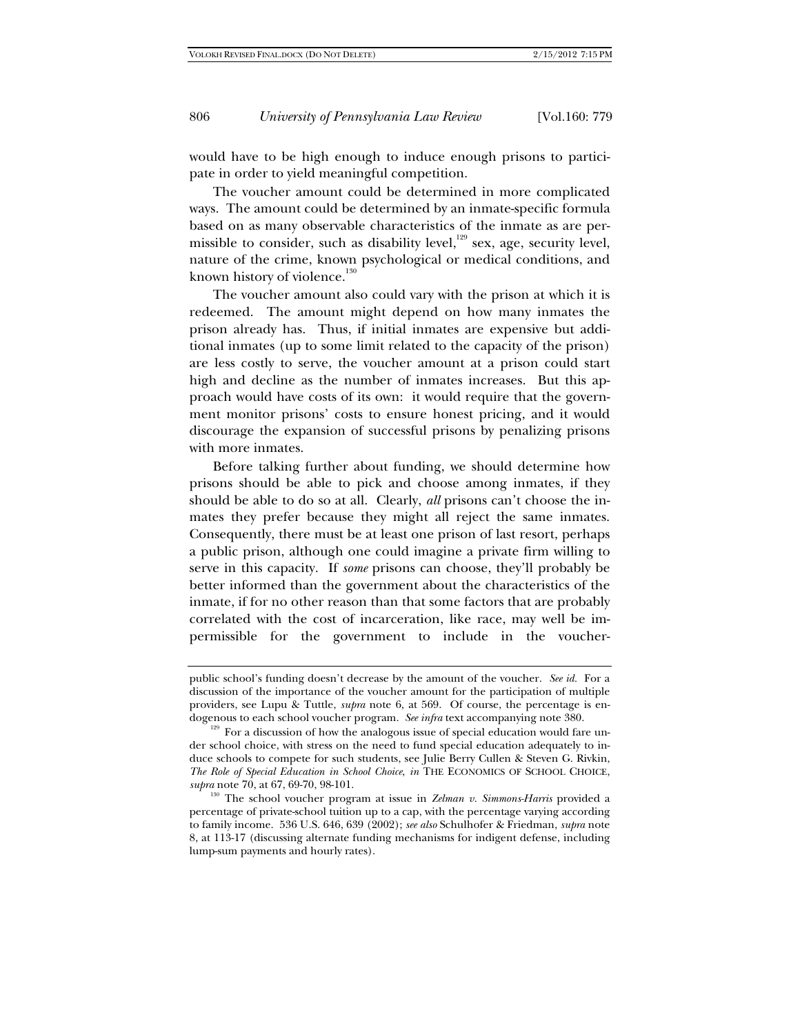would have to be high enough to induce enough prisons to participate in order to yield meaningful competition.

The voucher amount could be determined in more complicated ways. The amount could be determined by an inmate-specific formula based on as many observable characteristics of the inmate as are permissible to consider, such as disability level,[129] sex, age, security level, nature of the crime, known psychological or medical conditions, and known history of violence.[130]

The voucher amount also could vary with the prison at which it is redeemed. The amount might depend on how many inmates the prison already has. Thus, if initial inmates are expensive but additional inmates (up to some limit related to the capacity of the prison) are less costly to serve, the voucher amount at a prison could start high and decline as the number of inmates increases. But this approach would have costs of its own: it would require that the government monitor prisons' costs to ensure honest pricing, and it would discourage the expansion of successful prisons by penalizing prisons with more inmates.

Before talking further about funding, we should determine how prisons should be able to pick and choose among inmates, if they should be able to do so at all. Clearly, *all* prisons can't choose the inmates they prefer because they might all reject the same inmates. Consequently, there must be at least one prison of last resort, perhaps a public prison, although one could imagine a private firm willing to serve in this capacity. If *some* prisons can choose, they'll probably be better informed than the government about the characteristics of the inmate, if for no other reason than that some factors that are probably correlated with the cost of incarceration, like race, may well be impermissible for the government to include in the voucher-

---

public school's funding doesn't decrease by the amount of the voucher. *See id.* For a discussion of the importance of the voucher amount for the participation of multiple providers, see Lupu & Tuttle, *supra* note 6, at 569. Of course, the percentage is endogenous to each school voucher program. *See infra* text accompanying note 380.

[129] For a discussion of how the analogous issue of special education would fare under school choice, with stress on the need to fund special education adequately to induce schools to compete for such students, see Julie Berry Cullen & Steven G. Rivkin, *The Role of Special Education in School Choice*, *in* THE ECONOMICS OF SCHOOL CHOICE, *supra* note 70, at 67, 69-70, 98-101.

[130] The school voucher program at issue in *Zelman v. Simmons-Harris* provided a percentage of private-school tuition up to a cap, with the percentage varying according to family income. 536 U.S. 646, 639 (2002); *see also* Schulhofer & Friedman, *supra* note 8, at 113-17 (discussing alternate funding mechanisms for indigent defense, including lump-sum payments and hourly rates).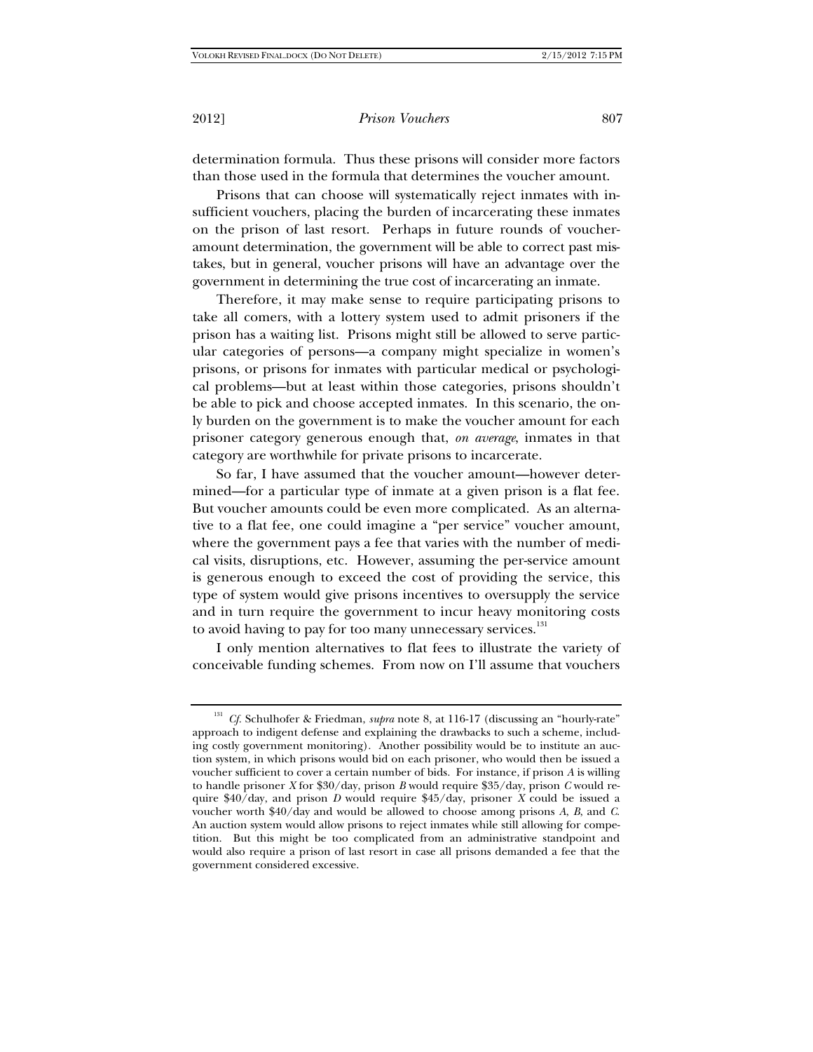determination formula. Thus these prisons will consider more factors than those used in the formula that determines the voucher amount.

Prisons that can choose will systematically reject inmates with insufficient vouchers, placing the burden of incarcerating these inmates on the prison of last resort. Perhaps in future rounds of voucher-amount determination, the government will be able to correct past mistakes, but in general, voucher prisons will have an advantage over the government in determining the true cost of incarcerating an inmate.

Therefore, it may make sense to require participating prisons to take all comers, with a lottery system used to admit prisoners if the prison has a waiting list. Prisons might still be allowed to serve particular categories of persons—a company might specialize in women's prisons, or prisons for inmates with particular medical or psychological problems—but at least within those categories, prisons shouldn't be able to pick and choose accepted inmates. In this scenario, the only burden on the government is to make the voucher amount for each prisoner category generous enough that, *on average*, inmates in that category are worthwhile for private prisons to incarcerate.

So far, I have assumed that the voucher amount—however determined—for a particular type of inmate at a given prison is a flat fee. But voucher amounts could be even more complicated. As an alternative to a flat fee, one could imagine a "per service" voucher amount, where the government pays a fee that varies with the number of medical visits, disruptions, etc. However, assuming the per-service amount is generous enough to exceed the cost of providing the service, this type of system would give prisons incentives to oversupply the service and in turn require the government to incur heavy monitoring costs to avoid having to pay for too many unnecessary services.[131]

I only mention alternatives to flat fees to illustrate the variety of conceivable funding schemes. From now on I'll assume that vouchers

---

[131] *Cf.* Schulhofer & Friedman, *supra* note 8, at 116-17 (discussing an "hourly-rate" approach to indigent defense and explaining the drawbacks to such a scheme, including costly government monitoring). Another possibility would be to institute an auction system, in which prisons would bid on each prisoner, who would then be issued a voucher sufficient to cover a certain number of bids. For instance, if prison *A* is willing to handle prisoner *X* for \$30/day, prison *B* would require \$35/day, prison *C* would require \$40/day, and prison *D* would require \$45/day, prisoner *X* could be issued a voucher worth \$40/day and would be allowed to choose among prisons *A*, *B*, and *C*. An auction system would allow prisons to reject inmates while still allowing for competition. But this might be too complicated from an administrative standpoint and would also require a prison of last resort in case all prisons demanded a fee that the government considered excessive.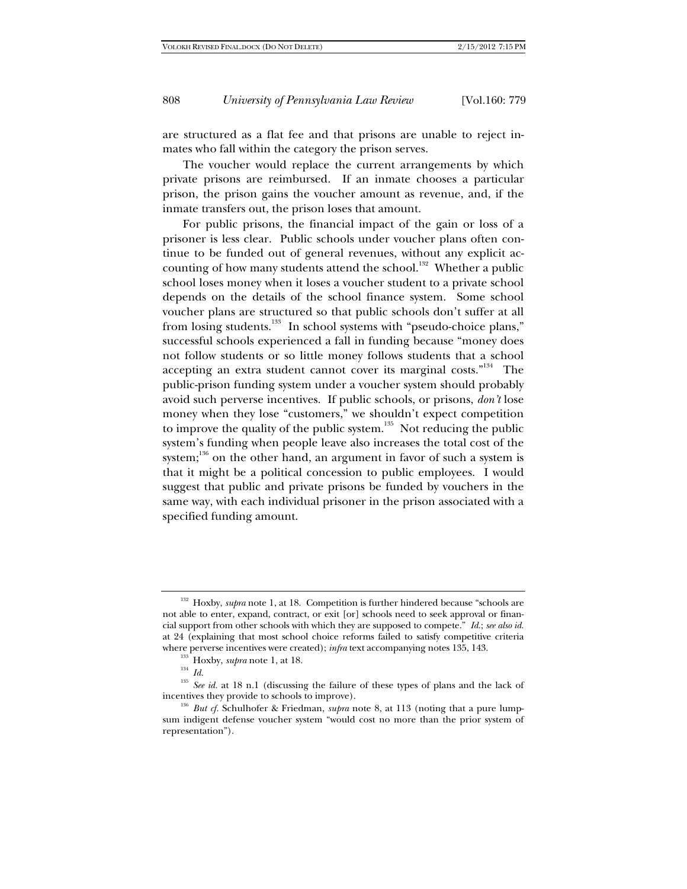are structured as a flat fee and that prisons are unable to reject inmates who fall within the category the prison serves.

The voucher would replace the current arrangements by which private prisons are reimbursed. If an inmate chooses a particular prison, the prison gains the voucher amount as revenue, and, if the inmate transfers out, the prison loses that amount.

For public prisons, the financial impact of the gain or loss of a prisoner is less clear. Public schools under voucher plans often continue to be funded out of general revenues, without any explicit accounting of how many students attend the school.[132] Whether a public school loses money when it loses a voucher student to a private school depends on the details of the school finance system. Some school voucher plans are structured so that public schools don't suffer at all from losing students.[133] In school systems with "pseudo-choice plans," successful schools experienced a fall in funding because "money does not follow students or so little money follows students that a school accepting an extra student cannot cover its marginal costs."[134] The public-prison funding system under a voucher system should probably avoid such perverse incentives. If public schools, or prisons, *don't* lose money when they lose "customers," we shouldn't expect competition to improve the quality of the public system.[135] Not reducing the public system's funding when people leave also increases the total cost of the system;[136] on the other hand, an argument in favor of such a system is that it might be a political concession to public employees. I would suggest that public and private prisons be funded by vouchers in the same way, with each individual prisoner in the prison associated with a specified funding amount.

---

[132] Hoxby, *supra* note 1, at 18. Competition is further hindered because "schools are not able to enter, expand, contract, or exit [or] schools need to seek approval or financial support from other schools with which they are supposed to compete." *Id.*; *see also id.* at 24 (explaining that most school choice reforms failed to satisfy competitive criteria where perverse incentives were created); *infra* text accompanying notes 135, 143.

[133] Hoxby, *supra* note 1, at 18.

[134] *Id.*

[135] *See id.* at 18 n.1 (discussing the failure of these types of plans and the lack of incentives they provide to schools to improve).

[136] *But cf.* Schulhofer & Friedman, *supra* note 8, at 113 (noting that a pure lump-sum indigent defense voucher system "would cost no more than the prior system of representation").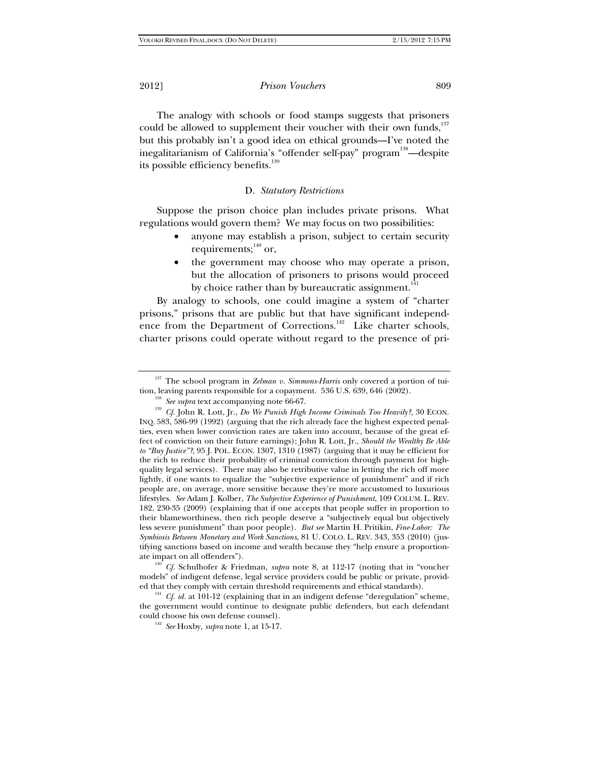The analogy with schools or food stamps suggests that prisoners could be allowed to supplement their voucher with their own funds,[137] but this probably isn't a good idea on ethical grounds—I've noted the inegalitarianism of California's "offender self-pay" program[138]—despite its possible efficiency benefits.[139]

### D. *Statutory Restrictions*

Suppose the prison choice plan includes private prisons. What regulations would govern them? We may focus on two possibilities:

- anyone may establish a prison, subject to certain security requirements;[140] or,
- the government may choose who may operate a prison, but the allocation of prisoners to prisons would proceed by choice rather than by bureaucratic assignment.[141]

By analogy to schools, one could imagine a system of "charter prisons," prisons that are public but that have significant independence from the Department of Corrections.[142] Like charter schools, charter prisons could operate without regard to the presence of pri-

---

[137] The school program in *Zelman v. Simmons-Harris* only covered a portion of tuition, leaving parents responsible for a copayment. 536 U.S. 639, 646 (2002).

[138] *See supra* text accompanying note 66-67.

[139] *Cf.* John R. Lott, Jr., *Do We Punish High Income Criminals Too Heavily?*, 30 ECON. INQ. 583, 586-99 (1992) (arguing that the rich already face the highest expected penalties, even when lower conviction rates are taken into account, because of the great effect of conviction on their future earnings); John R. Lott, Jr., *Should the Wealthy Be Able to "Buy Justice"?*, 95 J. POL. ECON. 1307, 1310 (1987) (arguing that it may be efficient for the rich to reduce their probability of criminal conviction through payment for high-quality legal services). There may also be retributive value in letting the rich off more lightly, if one wants to equalize the "subjective experience of punishment" and if rich people are, on average, more sensitive because they're more accustomed to luxurious lifestyles. *See* Adam J. Kolber, *The Subjective Experience of Punishment*, 109 COLUM. L. REV. 182, 230-35 (2009) (explaining that if one accepts that people suffer in proportion to their blameworthiness, then rich people deserve a "subjectively equal but objectively less severe punishment" than poor people). *But see* Martin H. Pritikin, *Fine-Labor: The Symbiosis Between Monetary and Work Sanctions*, 81 U. COLO. L. REV. 343, 353 (2010) (justifying sanctions based on income and wealth because they "help ensure a proportionate impact on all offenders").

[140] *Cf.* Schulhofer & Friedman, *supra* note 8, at 112-17 (noting that in "voucher models" of indigent defense, legal service providers could be public or private, provided that they comply with certain threshold requirements and ethical standards).

[141] *Cf. id.* at 101-12 (explaining that in an indigent defense "deregulation" scheme, the government would continue to designate public defenders, but each defendant could choose his own defense counsel).

[142] *See* Hoxby, *supra* note 1, at 15-17.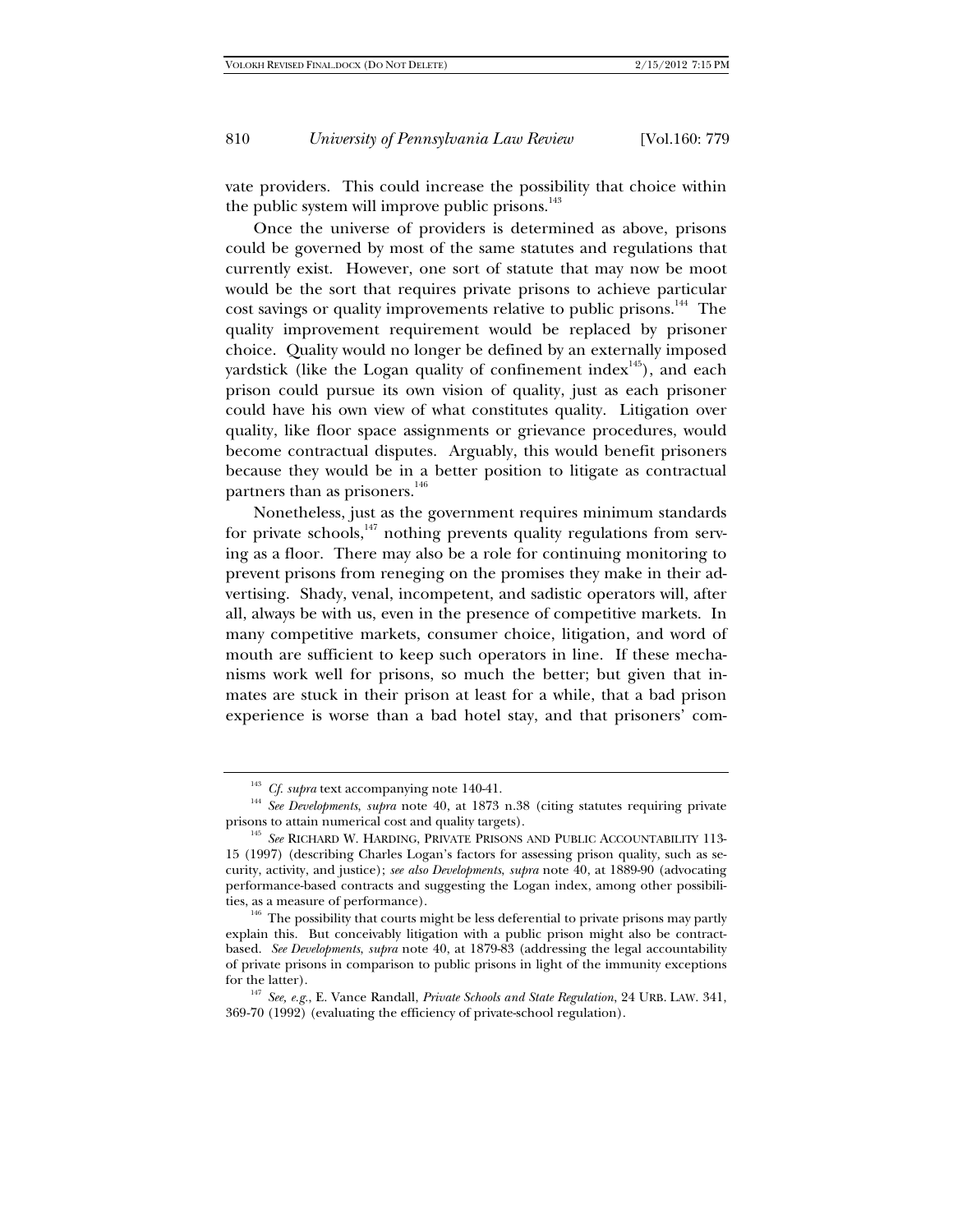vate providers. This could increase the possibility that choice within the public system will improve public prisons.[143]

Once the universe of providers is determined as above, prisons could be governed by most of the same statutes and regulations that currently exist. However, one sort of statute that may now be moot would be the sort that requires private prisons to achieve particular cost savings or quality improvements relative to public prisons.[144] The quality improvement requirement would be replaced by prisoner choice. Quality would no longer be defined by an externally imposed yardstick (like the Logan quality of confinement index[145]), and each prison could pursue its own vision of quality, just as each prisoner could have his own view of what constitutes quality. Litigation over quality, like floor space assignments or grievance procedures, would become contractual disputes. Arguably, this would benefit prisoners because they would be in a better position to litigate as contractual partners than as prisoners.[146]

Nonetheless, just as the government requires minimum standards for private schools,[147] nothing prevents quality regulations from serving as a floor. There may also be a role for continuing monitoring to prevent prisons from reneging on the promises they make in their advertising. Shady, venal, incompetent, and sadistic operators will, after all, always be with us, even in the presence of competitive markets. In many competitive markets, consumer choice, litigation, and word of mouth are sufficient to keep such operators in line. If these mechanisms work well for prisons, so much the better; but given that inmates are stuck in their prison at least for a while, that a bad prison experience is worse than a bad hotel stay, and that prisoners' com-

---

[143] *Cf. supra* text accompanying note 140-41.

[144] *See Developments*, *supra* note 40, at 1873 n.38 (citing statutes requiring private prisons to attain numerical cost and quality targets).

[145] *See* RICHARD W. HARDING, PRIVATE PRISONS AND PUBLIC ACCOUNTABILITY 113-15 (1997) (describing Charles Logan's factors for assessing prison quality, such as security, activity, and justice); *see also Developments*, *supra* note 40, at 1889-90 (advocating performance-based contracts and suggesting the Logan index, among other possibilities, as a measure of performance).

[146] The possibility that courts might be less deferential to private prisons may partly explain this. But conceivably litigation with a public prison might also be contract-based. *See Developments*, *supra* note 40, at 1879-83 (addressing the legal accountability of private prisons in comparison to public prisons in light of the immunity exceptions for the latter).

[147] *See, e.g.*, E. Vance Randall, *Private Schools and State Regulation*, 24 URB. LAW. 341, 369-70 (1992) (evaluating the efficiency of private-school regulation).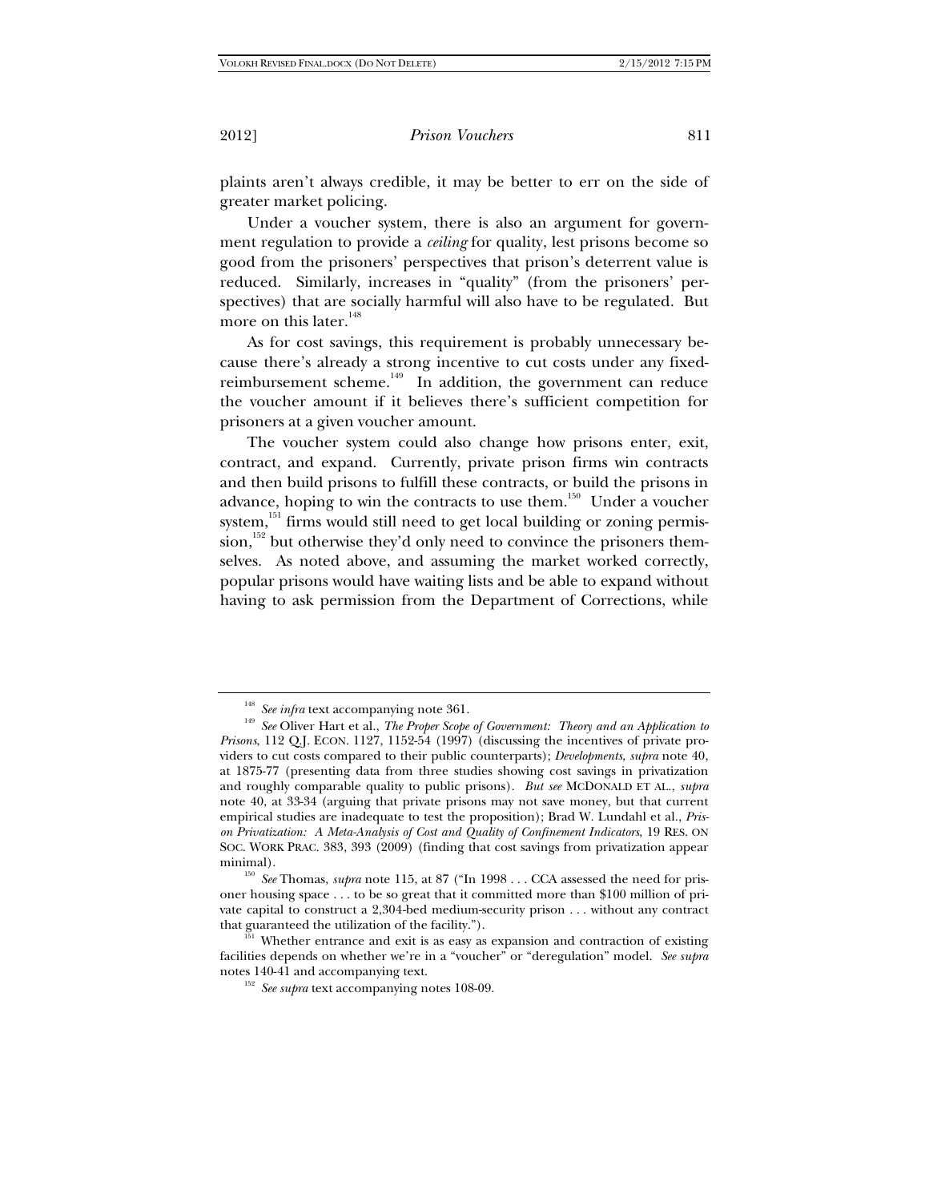plaints aren't always credible, it may be better to err on the side of greater market policing.

Under a voucher system, there is also an argument for government regulation to provide a *ceiling* for quality, lest prisons become so good from the prisoners' perspectives that prison's deterrent value is reduced. Similarly, increases in "quality" (from the prisoners' perspectives) that are socially harmful will also have to be regulated. But more on this later.[148]

As for cost savings, this requirement is probably unnecessary because there's already a strong incentive to cut costs under any fixed-reimbursement scheme.[149] In addition, the government can reduce the voucher amount if it believes there's sufficient competition for prisoners at a given voucher amount.

The voucher system could also change how prisons enter, exit, contract, and expand. Currently, private prison firms win contracts and then build prisons to fulfill these contracts, or build the prisons in advance, hoping to win the contracts to use them.[150] Under a voucher system,[151] firms would still need to get local building or zoning permission,[152] but otherwise they'd only need to convince the prisoners themselves. As noted above, and assuming the market worked correctly, popular prisons would have waiting lists and be able to expand without having to ask permission from the Department of Corrections, while

---

[148] *See infra* text accompanying note 361.

[149] *See* Oliver Hart et al., *The Proper Scope of Government: Theory and an Application to Prisons*, 112 Q.J. ECON. 1127, 1152-54 (1997) (discussing the incentives of private providers to cut costs compared to their public counterparts); *Developments*, *supra* note 40, at 1875-77 (presenting data from three studies showing cost savings in privatization and roughly comparable quality to public prisons). *But see* MCDONALD ET AL., *supra* note 40, at 33-34 (arguing that private prisons may not save money, but that current empirical studies are inadequate to test the proposition); Brad W. Lundahl et al., *Prison Privatization: A Meta-Analysis of Cost and Quality of Confinement Indicators*, 19 RES. ON SOC. WORK PRAC. 383, 393 (2009) (finding that cost savings from privatization appear minimal).

[150] *See* Thomas, *supra* note 115, at 87 ("In 1998 . . . CCA assessed the need for prisoner housing space . . . to be so great that it committed more than $100 million of private capital to construct a 2,304-bed medium-security prison . . . without any contract that guaranteed the utilization of the facility.").

[151] Whether entrance and exit is as easy as expansion and contraction of existing facilities depends on whether we're in a "voucher" or "deregulation" model. *See supra* notes 140-41 and accompanying text.

[152] *See supra* text accompanying notes 108-09.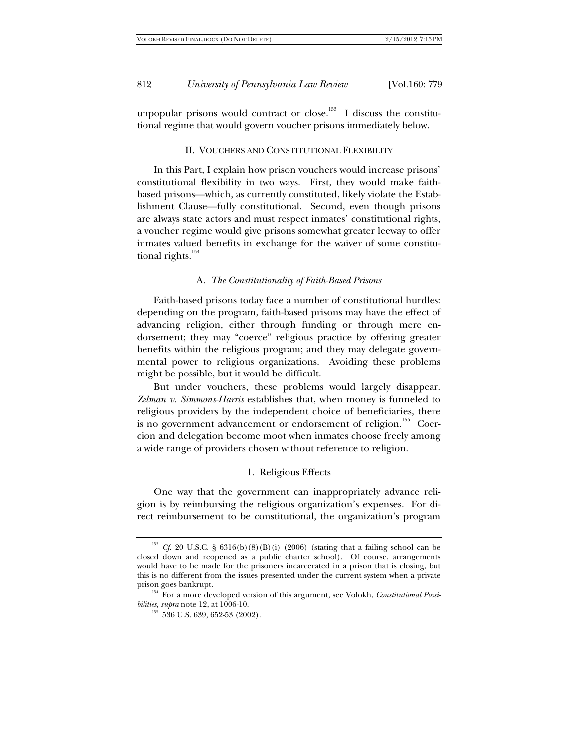unpopular prisons would contract or close.[153] I discuss the constitutional regime that would govern voucher prisons immediately below.

## II. VOUCHERS AND CONSTITUTIONAL FLEXIBILITY

In this Part, I explain how prison vouchers would increase prisons' constitutional flexibility in two ways. First, they would make faith-based prisons—which, as currently constituted, likely violate the Establishment Clause—fully constitutional. Second, even though prisons are always state actors and must respect inmates' constitutional rights, a voucher regime would give prisons somewhat greater leeway to offer inmates valued benefits in exchange for the waiver of some constitutional rights.[154]

### A. *The Constitutionality of Faith-Based Prisons*

Faith-based prisons today face a number of constitutional hurdles: depending on the program, faith-based prisons may have the effect of advancing religion, either through funding or through mere endorsement; they may "coerce" religious practice by offering greater benefits within the religious program; and they may delegate governmental power to religious organizations. Avoiding these problems might be possible, but it would be difficult.

But under vouchers, these problems would largely disappear. *Zelman v. Simmons-Harris* establishes that, when money is funneled to religious providers by the independent choice of beneficiaries, there is no government advancement or endorsement of religion.[155] Coercion and delegation become moot when inmates choose freely among a wide range of providers chosen without reference to religion.

#### 1. Religious Effects

One way that the government can inappropriately advance religion is by reimbursing the religious organization's expenses. For direct reimbursement to be constitutional, the organization's program

---

[153] *Cf.* 20 U.S.C. § 6316(b)(8)(B)(i) (2006) (stating that a failing school can be closed down and reopened as a public charter school). Of course, arrangements would have to be made for the prisoners incarcerated in a prison that is closing, but this is no different from the issues presented under the current system when a private prison goes bankrupt.

[154] For a more developed version of this argument, see Volokh, *Constitutional Possibilities*, *supra* note 12, at 1006-10.

[155] 536 U.S. 639, 652-53 (2002).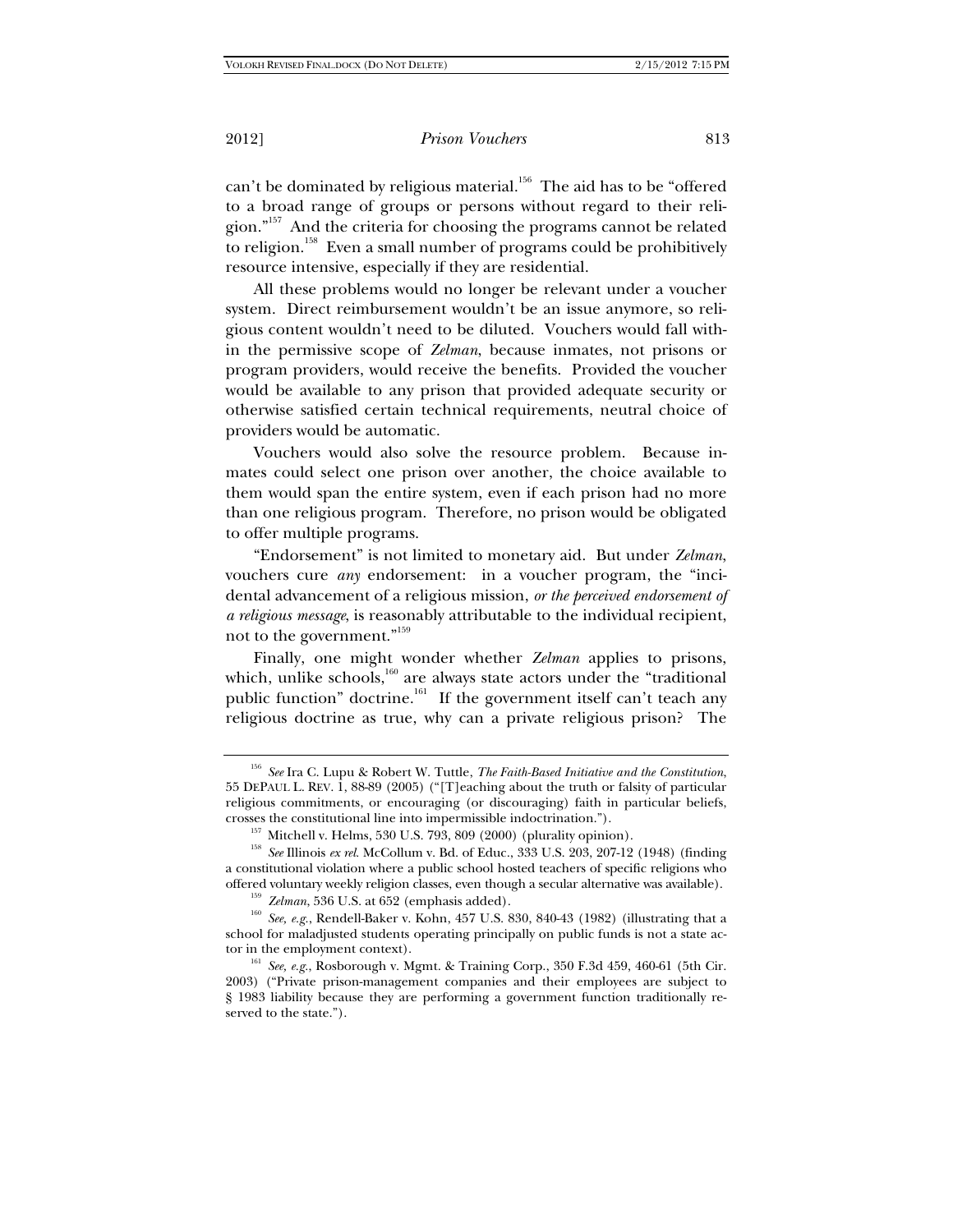can't be dominated by religious material.[156] The aid has to be "offered to a broad range of groups or persons without regard to their religion."[157] And the criteria for choosing the programs cannot be related to religion.[158] Even a small number of programs could be prohibitively resource intensive, especially if they are residential.

All these problems would no longer be relevant under a voucher system. Direct reimbursement wouldn't be an issue anymore, so religious content wouldn't need to be diluted. Vouchers would fall within the permissive scope of *Zelman*, because inmates, not prisons or program providers, would receive the benefits. Provided the voucher would be available to any prison that provided adequate security or otherwise satisfied certain technical requirements, neutral choice of providers would be automatic.

Vouchers would also solve the resource problem. Because inmates could select one prison over another, the choice available to them would span the entire system, even if each prison had no more than one religious program. Therefore, no prison would be obligated to offer multiple programs.

"Endorsement" is not limited to monetary aid. But under *Zelman*, vouchers cure *any* endorsement: in a voucher program, the "incidental advancement of a religious mission, *or the perceived endorsement of a religious message*, is reasonably attributable to the individual recipient, not to the government."[159]

Finally, one might wonder whether *Zelman* applies to prisons, which, unlike schools,[160] are always state actors under the "traditional public function" doctrine.[161] If the government itself can't teach any religious doctrine as true, why can a private religious prison? The

---

[156] *See* Ira C. Lupu & Robert W. Tuttle, *The Faith-Based Initiative and the Constitution*, 55 DEPAUL L. REV. 1, 88-89 (2005) ("[T]eaching about the truth or falsity of particular religious commitments, or encouraging (or discouraging) faith in particular beliefs, crosses the constitutional line into impermissible indoctrination.").

[157] Mitchell v. Helms, 530 U.S. 793, 809 (2000) (plurality opinion).

[158] *See* Illinois *ex rel.* McCollum v. Bd. of Educ., 333 U.S. 203, 207-12 (1948) (finding a constitutional violation where a public school hosted teachers of specific religions who offered voluntary weekly religion classes, even though a secular alternative was available).

[159] *Zelman*, 536 U.S. at 652 (emphasis added).

[160] *See, e.g.*, Rendell-Baker v. Kohn, 457 U.S. 830, 840-43 (1982) (illustrating that a school for maladjusted students operating principally on public funds is not a state actor in the employment context).

[161] *See, e.g.*, Rosborough v. Mgmt. & Training Corp., 350 F.3d 459, 460-61 (5th Cir. 2003) ("Private prison-management companies and their employees are subject to § 1983 liability because they are performing a government function traditionally reserved to the state.").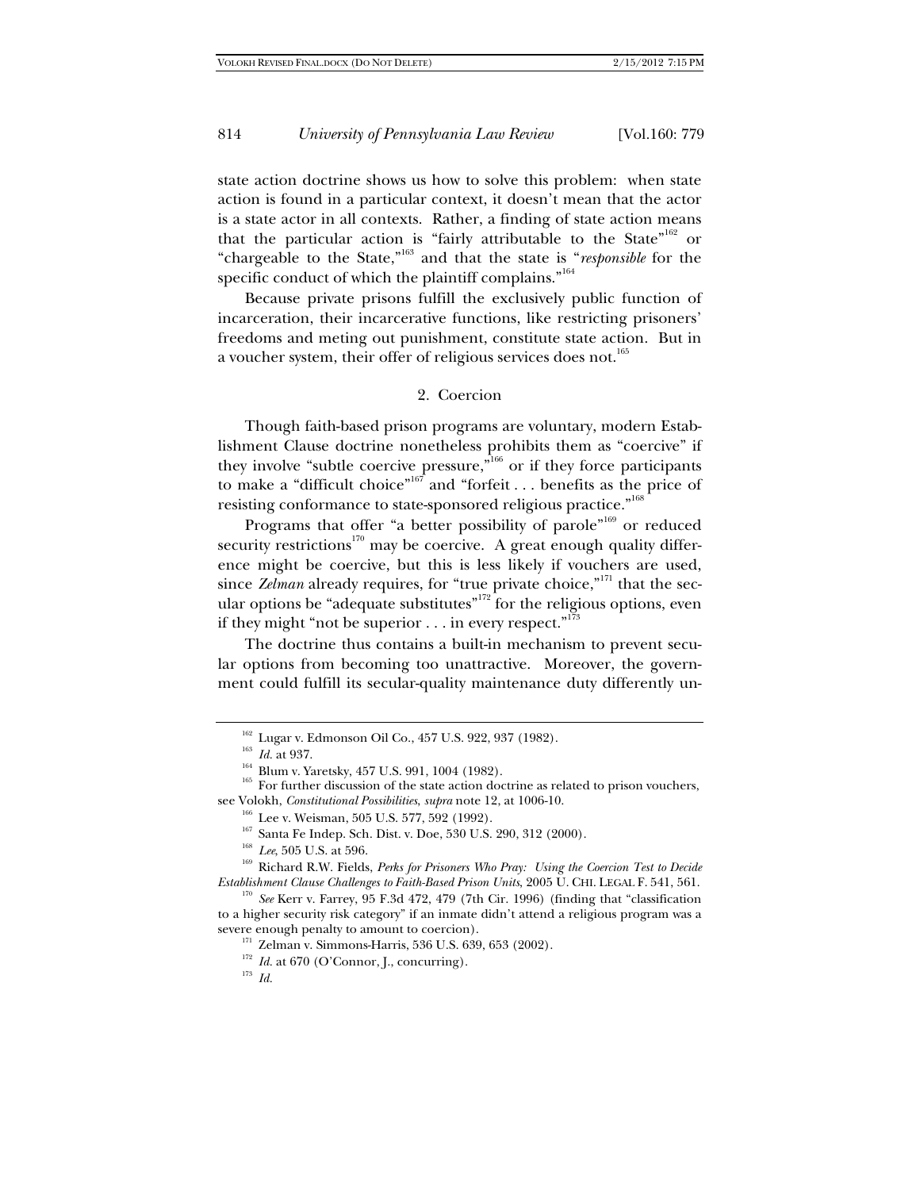state action doctrine shows us how to solve this problem: when state action is found in a particular context, it doesn't mean that the actor is a state actor in all contexts. Rather, a finding of state action means that the particular action is "fairly attributable to the State"[162] or "chargeable to the State,"[163] and that the state is "*responsible* for the specific conduct of which the plaintiff complains."[164]

Because private prisons fulfill the exclusively public function of incarceration, their incarcerative functions, like restricting prisoners' freedoms and meting out punishment, constitute state action. But in a voucher system, their offer of religious services does not.[165]

### 2. Coercion

Though faith-based prison programs are voluntary, modern Establishment Clause doctrine nonetheless prohibits them as "coercive" if they involve "subtle coercive pressure,"[166] or if they force participants to make a "difficult choice"[167] and "forfeit . . . benefits as the price of resisting conformance to state-sponsored religious practice."[168]

Programs that offer "a better possibility of parole"[169] or reduced security restrictions[170] may be coercive. A great enough quality difference might be coercive, but this is less likely if vouchers are used, since *Zelman* already requires, for "true private choice,"[171] that the secular options be "adequate substitutes"[172] for the religious options, even if they might "not be superior . . . in every respect."[173]

The doctrine thus contains a built-in mechanism to prevent secular options from becoming too unattractive. Moreover, the government could fulfill its secular-quality maintenance duty differently un-

---

[162] Lugar v. Edmonson Oil Co., 457 U.S. 922, 937 (1982).

[163] *Id.* at 937.

[164] Blum v. Yaretsky, 457 U.S. 991, 1004 (1982).

[165] For further discussion of the state action doctrine as related to prison vouchers, see Volokh, *Constitutional Possibilities*, *supra* note 12, at 1006-10.

[166] Lee v. Weisman, 505 U.S. 577, 592 (1992).

[167] Santa Fe Indep. Sch. Dist. v. Doe, 530 U.S. 290, 312 (2000).

[168] *Lee*, 505 U.S. at 596.

[169] Richard R.W. Fields, *Perks for Prisoners Who Pray: Using the Coercion Test to Decide Establishment Clause Challenges to Faith-Based Prison Units*, 2005 U. CHI. LEGAL F. 541, 561.

[170] *See* Kerr v. Farrey, 95 F.3d 472, 479 (7th Cir. 1996) (finding that "classification to a higher security risk category" if an inmate didn't attend a religious program was a severe enough penalty to amount to coercion).

[171] Zelman v. Simmons-Harris, 536 U.S. 639, 653 (2002).

[172] *Id.* at 670 (O'Connor, J., concurring).

[173] *Id.*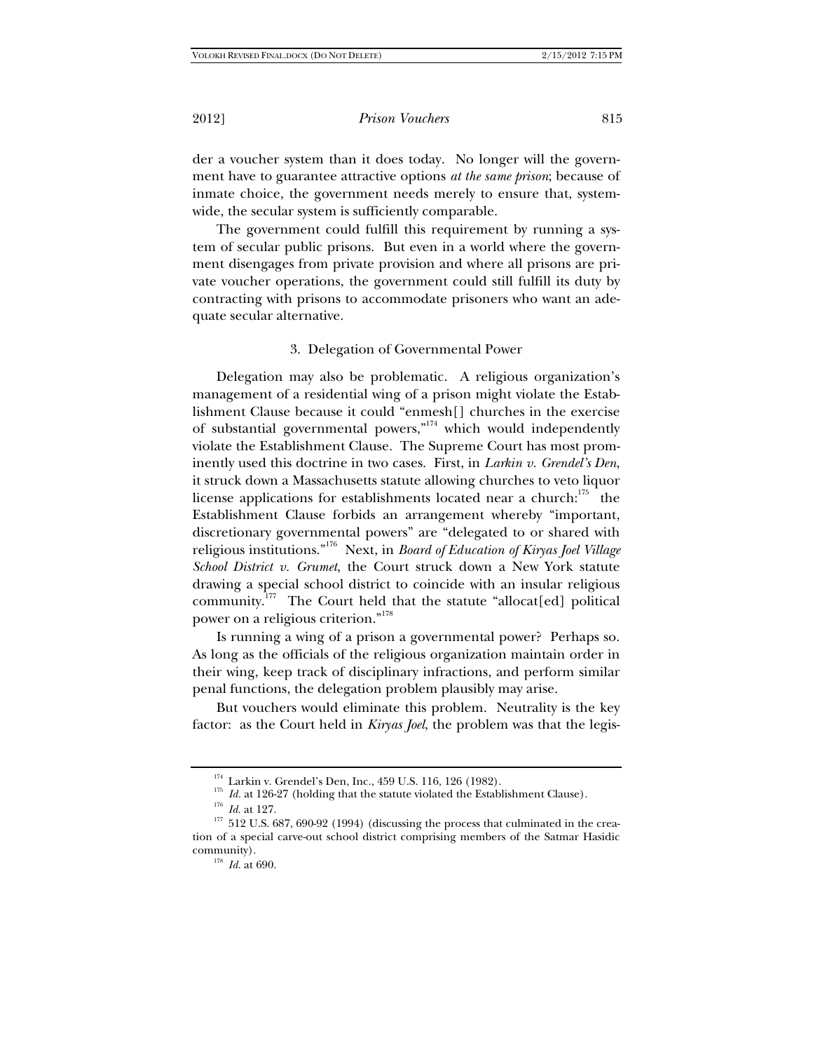der a voucher system than it does today. No longer will the government have to guarantee attractive options *at the same prison*; because of inmate choice, the government needs merely to ensure that, system-wide, the secular system is sufficiently comparable.

The government could fulfill this requirement by running a system of secular public prisons. But even in a world where the government disengages from private provision and where all prisons are private voucher operations, the government could still fulfill its duty by contracting with prisons to accommodate prisoners who want an adequate secular alternative.

### 3. Delegation of Governmental Power

Delegation may also be problematic. A religious organization's management of a residential wing of a prison might violate the Establishment Clause because it could "enmesh[] churches in the exercise of substantial governmental powers,"[174] which would independently violate the Establishment Clause. The Supreme Court has most prominently used this doctrine in two cases. First, in *Larkin v. Grendel's Den*, it struck down a Massachusetts statute allowing churches to veto liquor license applications for establishments located near a church:[175] the Establishment Clause forbids an arrangement whereby "important, discretionary governmental powers" are "delegated to or shared with religious institutions."[176] Next, in *Board of Education of Kiryas Joel Village School District v. Grumet*, the Court struck down a New York statute drawing a special school district to coincide with an insular religious community.[177] The Court held that the statute "allocat[ed] political power on a religious criterion."[178]

Is running a wing of a prison a governmental power? Perhaps so. As long as the officials of the religious organization maintain order in their wing, keep track of disciplinary infractions, and perform similar penal functions, the delegation problem plausibly may arise.

But vouchers would eliminate this problem. Neutrality is the key factor: as the Court held in *Kiryas Joel*, the problem was that the legis-

---

[174] Larkin v. Grendel's Den, Inc., 459 U.S. 116, 126 (1982).

[175] *Id.* at 126-27 (holding that the statute violated the Establishment Clause).

[176] *Id.* at 127.

[177] 512 U.S. 687, 690-92 (1994) (discussing the process that culminated in the creation of a special carve-out school district comprising members of the Satmar Hasidic community).

[178] *Id.* at 690.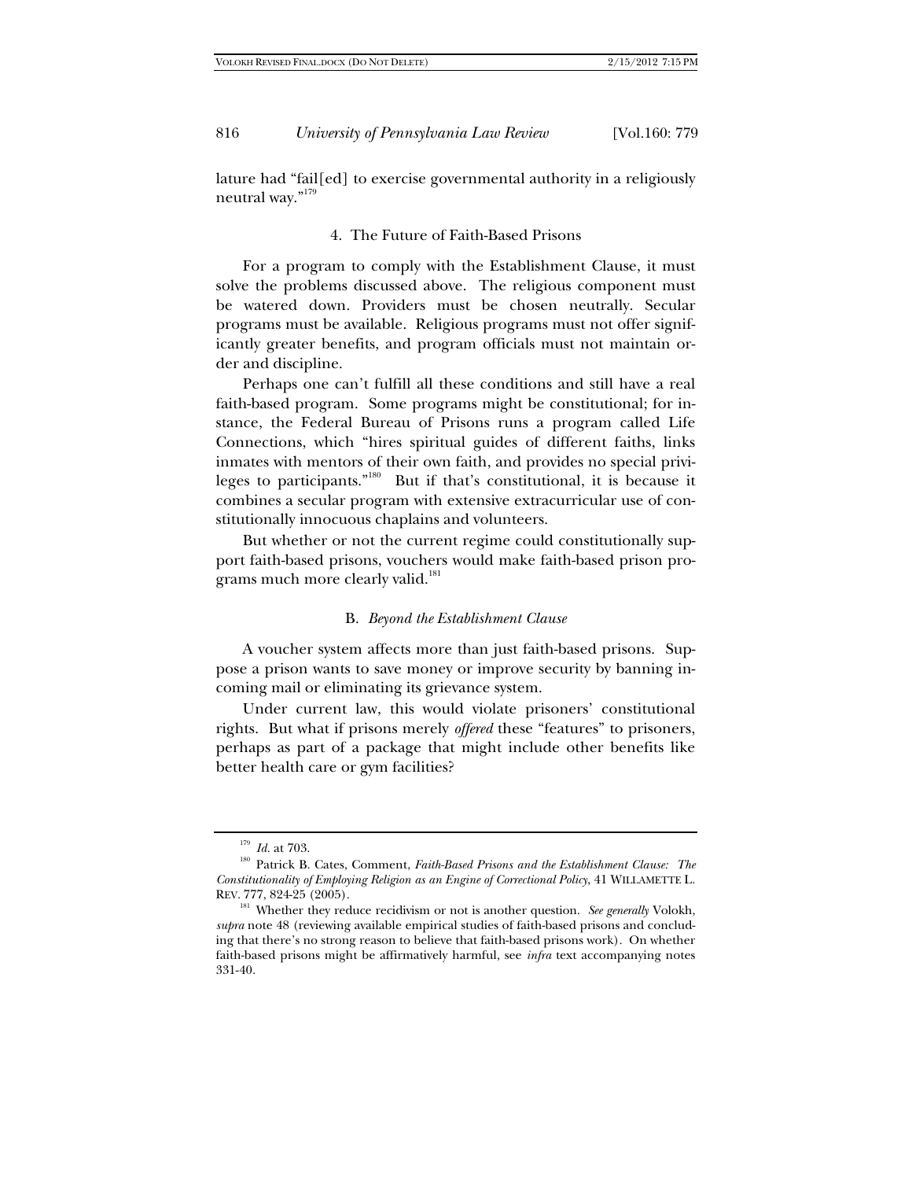lature had "fail[ed] to exercise governmental authority in a religiously neutral way."[179]

#### 4. The Future of Faith-Based Prisons

For a program to comply with the Establishment Clause, it must solve the problems discussed above. The religious component must be watered down. Providers must be chosen neutrally. Secular programs must be available. Religious programs must not offer significantly greater benefits, and program officials must not maintain order and discipline.

Perhaps one can't fulfill all these conditions and still have a real faith-based program. Some programs might be constitutional; for instance, the Federal Bureau of Prisons runs a program called Life Connections, which "hires spiritual guides of different faiths, links inmates with mentors of their own faith, and provides no special privileges to participants."[180] But if that's constitutional, it is because it combines a secular program with extensive extracurricular use of constitutionally innocuous chaplains and volunteers.

But whether or not the current regime could constitutionally support faith-based prisons, vouchers would make faith-based prison programs much more clearly valid.[181]

### B. *Beyond the Establishment Clause*

A voucher system affects more than just faith-based prisons. Suppose a prison wants to save money or improve security by banning incoming mail or eliminating its grievance system.

Under current law, this would violate prisoners' constitutional rights. But what if prisons merely *offered* these "features" to prisoners, perhaps as part of a package that might include other benefits like better health care or gym facilities?

---

[179] *Id.* at 703.

[180] Patrick B. Cates, Comment, *Faith-Based Prisons and the Establishment Clause: The Constitutionality of Employing Religion as an Engine of Correctional Policy*, 41 WILLAMETTE L. REV. 777, 824-25 (2005).

[181] Whether they reduce recidivism or not is another question. *See generally* Volokh, *supra* note 48 (reviewing available empirical studies of faith-based prisons and concluding that there's no strong reason to believe that faith-based prisons work). On whether faith-based prisons might be affirmatively harmful, see *infra* text accompanying notes 331-40.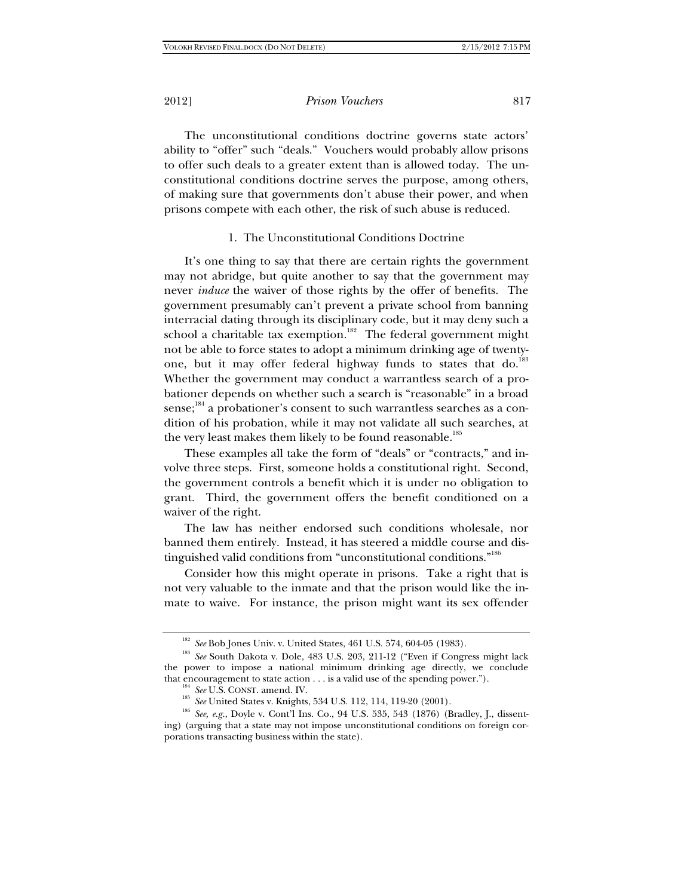The unconstitutional conditions doctrine governs state actors' ability to "offer" such "deals." Vouchers would probably allow prisons to offer such deals to a greater extent than is allowed today. The unconstitutional conditions doctrine serves the purpose, among others, of making sure that governments don't abuse their power, and when prisons compete with each other, the risk of such abuse is reduced.

### 1. The Unconstitutional Conditions Doctrine

It's one thing to say that there are certain rights the government may not abridge, but quite another to say that the government may never *induce* the waiver of those rights by the offer of benefits. The government presumably can't prevent a private school from banning interracial dating through its disciplinary code, but it may deny such a school a charitable tax exemption.[182] The federal government might not be able to force states to adopt a minimum drinking age of twenty-one, but it may offer federal highway funds to states that do.[183] Whether the government may conduct a warrantless search of a probationer depends on whether such a search is "reasonable" in a broad sense;[184] a probationer's consent to such warrantless searches as a condition of his probation, while it may not validate all such searches, at the very least makes them likely to be found reasonable.[185]

These examples all take the form of "deals" or "contracts," and involve three steps. First, someone holds a constitutional right. Second, the government controls a benefit which it is under no obligation to grant. Third, the government offers the benefit conditioned on a waiver of the right.

The law has neither endorsed such conditions wholesale, nor banned them entirely. Instead, it has steered a middle course and distinguished valid conditions from "unconstitutional conditions."[186]

Consider how this might operate in prisons. Take a right that is not very valuable to the inmate and that the prison would like the inmate to waive. For instance, the prison might want its sex offender

---

[182] *See* Bob Jones Univ. v. United States, 461 U.S. 574, 604-05 (1983).

[183] *See* South Dakota v. Dole, 483 U.S. 203, 211-12 ("Even if Congress might lack the power to impose a national minimum drinking age directly, we conclude that encouragement to state action . . . is a valid use of the spending power.").

[184] *See* U.S. CONST. amend. IV.

[185] *See* United States v. Knights, 534 U.S. 112, 114, 119-20 (2001).

[186] *See, e.g.*, Doyle v. Cont'l Ins. Co., 94 U.S. 535, 543 (1876) (Bradley, J., dissenting) (arguing that a state may not impose unconstitutional conditions on foreign corporations transacting business within the state).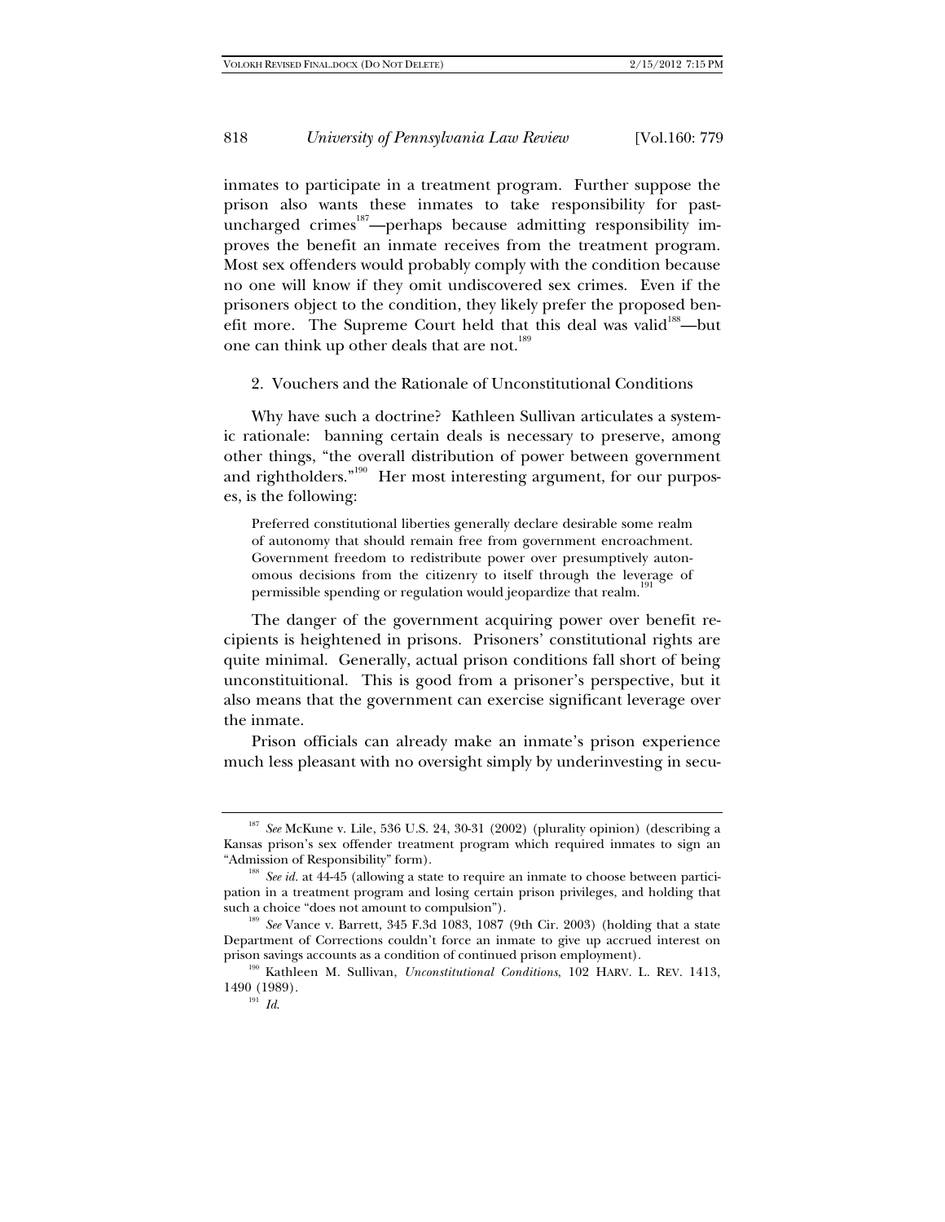inmates to participate in a treatment program. Further suppose the prison also wants these inmates to take responsibility for past-uncharged crimes[187]—perhaps because admitting responsibility improves the benefit an inmate receives from the treatment program. Most sex offenders would probably comply with the condition because no one will know if they omit undiscovered sex crimes. Even if the prisoners object to the condition, they likely prefer the proposed benefit more. The Supreme Court held that this deal was valid[188]—but one can think up other deals that are not.[189]

### 2. Vouchers and the Rationale of Unconstitutional Conditions

Why have such a doctrine? Kathleen Sullivan articulates a systemic rationale: banning certain deals is necessary to preserve, among other things, "the overall distribution of power between government and rightholders."[190] Her most interesting argument, for our purposes, is the following:

> Preferred constitutional liberties generally declare desirable some realm of autonomy that should remain free from government encroachment. Government freedom to redistribute power over presumptively autonomous decisions from the citizenry to itself through the leverage of permissible spending or regulation would jeopardize that realm.[191]

The danger of the government acquiring power over benefit recipients is heightened in prisons. Prisoners' constitutional rights are quite minimal. Generally, actual prison conditions fall short of being unconstituitional. This is good from a prisoner's perspective, but it also means that the government can exercise significant leverage over the inmate.

Prison officials can already make an inmate's prison experience much less pleasant with no oversight simply by underinvesting in secu-

---

[187] *See* McKune v. Lile, 536 U.S. 24, 30-31 (2002) (plurality opinion) (describing a Kansas prison's sex offender treatment program which required inmates to sign an "Admission of Responsibility" form).

[188] *See id.* at 44-45 (allowing a state to require an inmate to choose between participation in a treatment program and losing certain prison privileges, and holding that such a choice "does not amount to compulsion").

[189] *See* Vance v. Barrett, 345 F.3d 1083, 1087 (9th Cir. 2003) (holding that a state Department of Corrections couldn't force an inmate to give up accrued interest on prison savings accounts as a condition of continued prison employment).

[190] Kathleen M. Sullivan, *Unconstitutional Conditions*, 102 HARV. L. REV. 1413, 1490 (1989).

[191] *Id.*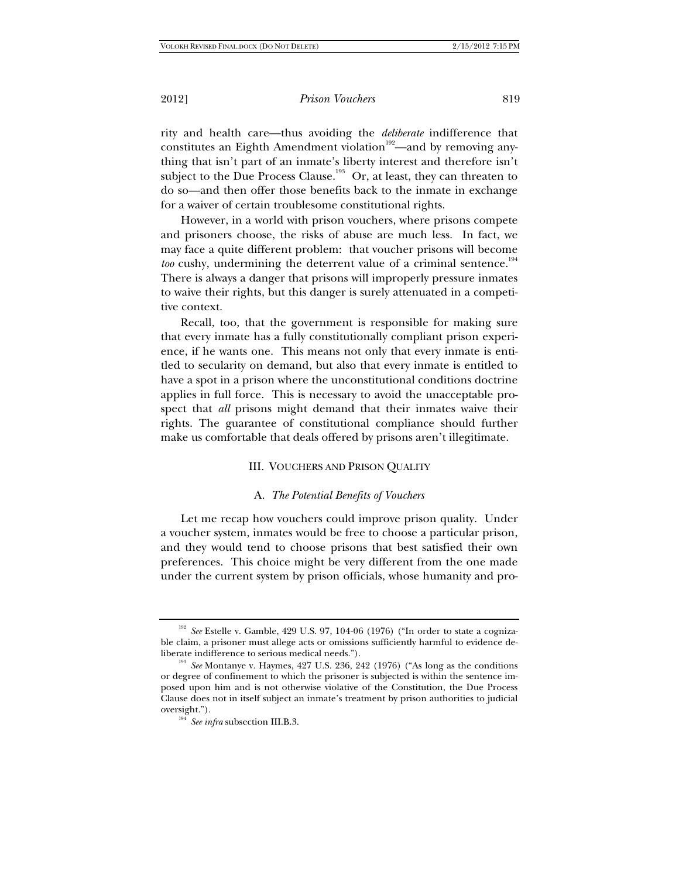rity and health care—thus avoiding the *deliberate* indifference that constitutes an Eighth Amendment violation[192]—and by removing anything that isn't part of an inmate's liberty interest and therefore isn't subject to the Due Process Clause.[193] Or, at least, they can threaten to do so—and then offer those benefits back to the inmate in exchange for a waiver of certain troublesome constitutional rights.

However, in a world with prison vouchers, where prisons compete and prisoners choose, the risks of abuse are much less. In fact, we may face a quite different problem: that voucher prisons will become *too* cushy, undermining the deterrent value of a criminal sentence.[194] There is always a danger that prisons will improperly pressure inmates to waive their rights, but this danger is surely attenuated in a competitive context.

Recall, too, that the government is responsible for making sure that every inmate has a fully constitutionally compliant prison experience, if he wants one. This means not only that every inmate is entitled to secularity on demand, but also that every inmate is entitled to have a spot in a prison where the unconstitutional conditions doctrine applies in full force. This is necessary to avoid the unacceptable prospect that *all* prisons might demand that their inmates waive their rights. The guarantee of constitutional compliance should further make us comfortable that deals offered by prisons aren't illegitimate.

## III. VOUCHERS AND PRISON QUALITY

### A. *The Potential Benefits of Vouchers*

Let me recap how vouchers could improve prison quality. Under a voucher system, inmates would be free to choose a particular prison, and they would tend to choose prisons that best satisfied their own preferences. This choice might be very different from the one made under the current system by prison officials, whose humanity and pro-

---

[192] *See* Estelle v. Gamble, 429 U.S. 97, 104-06 (1976) ("In order to state a cognizable claim, a prisoner must allege acts or omissions sufficiently harmful to evidence deliberate indifference to serious medical needs.").

[193] *See* Montanye v. Haymes, 427 U.S. 236, 242 (1976) ("As long as the conditions or degree of confinement to which the prisoner is subjected is within the sentence imposed upon him and is not otherwise violative of the Constitution, the Due Process Clause does not in itself subject an inmate's treatment by prison authorities to judicial oversight.").

[194] *See infra* subsection III.B.3.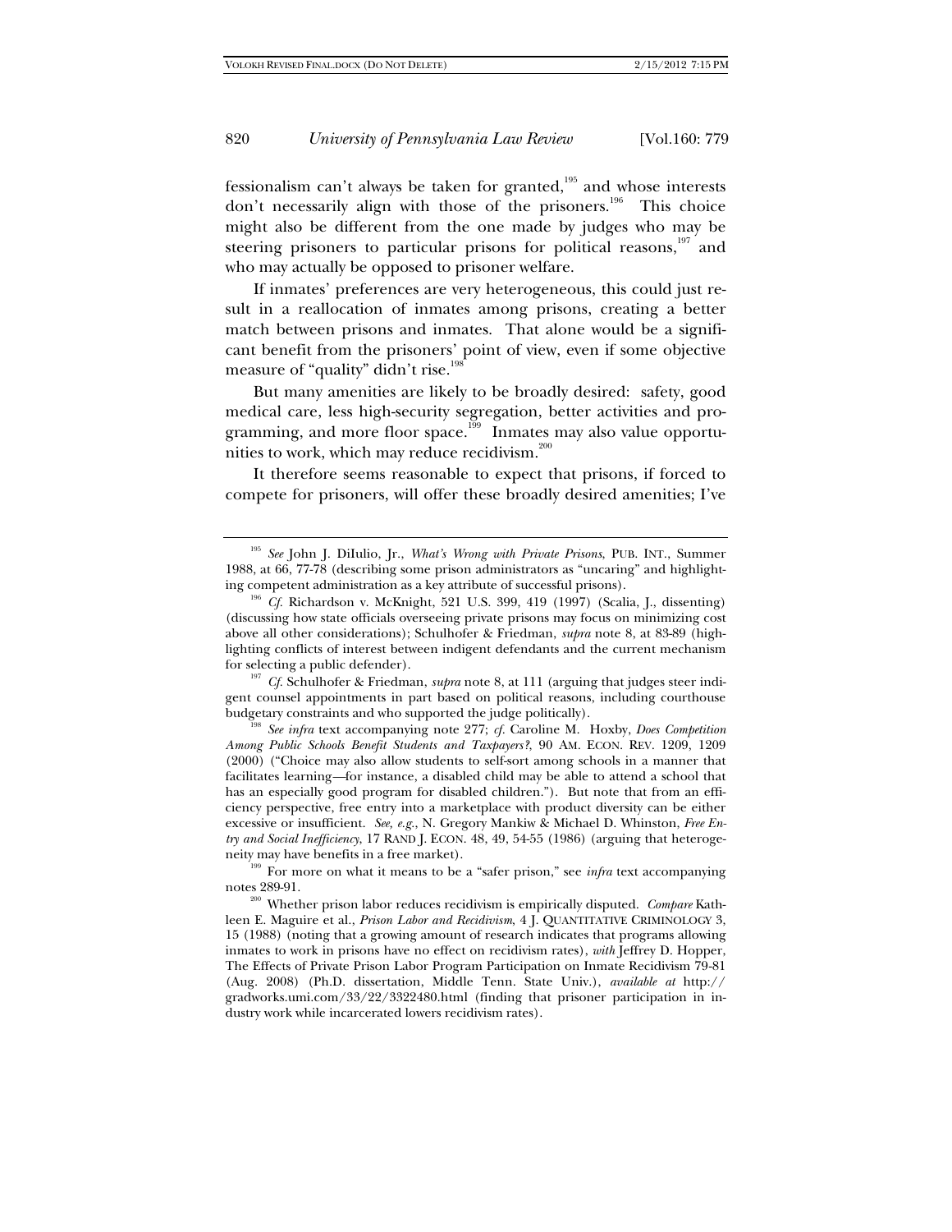fessionalism can't always be taken for granted,[195] and whose interests don't necessarily align with those of the prisoners.[196] This choice might also be different from the one made by judges who may be steering prisoners to particular prisons for political reasons,[197] and who may actually be opposed to prisoner welfare.

If inmates' preferences are very heterogeneous, this could just result in a reallocation of inmates among prisons, creating a better match between prisons and inmates. That alone would be a significant benefit from the prisoners' point of view, even if some objective measure of "quality" didn't rise.[198]

But many amenities are likely to be broadly desired: safety, good medical care, less high-security segregation, better activities and programming, and more floor space.[199] Inmates may also value opportunities to work, which may reduce recidivism.[200]

It therefore seems reasonable to expect that prisons, if forced to compete for prisoners, will offer these broadly desired amenities; I've

---

[195] *See* John J. DiIulio, Jr., *What's Wrong with Private Prisons*, PUB. INT., Summer 1988, at 66, 77-78 (describing some prison administrators as "uncaring" and highlighting competent administration as a key attribute of successful prisons).

[196] *Cf.* Richardson v. McKnight, 521 U.S. 399, 419 (1997) (Scalia, J., dissenting) (discussing how state officials overseeing private prisons may focus on minimizing cost above all other considerations); Schulhofer & Friedman, *supra* note 8, at 83-89 (highlighting conflicts of interest between indigent defendants and the current mechanism for selecting a public defender).

[197] *Cf.* Schulhofer & Friedman, *supra* note 8, at 111 (arguing that judges steer indigent counsel appointments in part based on political reasons, including courthouse budgetary constraints and who supported the judge politically).

[198] *See infra* text accompanying note 277; *cf.* Caroline M. Hoxby, *Does Competition Among Public Schools Benefit Students and Taxpayers?*, 90 AM. ECON. REV. 1209, 1209 (2000) ("Choice may also allow students to self-sort among schools in a manner that facilitates learning—for instance, a disabled child may be able to attend a school that has an especially good program for disabled children."). But note that from an efficiency perspective, free entry into a marketplace with product diversity can be either excessive or insufficient. *See, e.g.*, N. Gregory Mankiw & Michael D. Whinston, *Free Entry and Social Inefficiency*, 17 RAND J. ECON. 48, 49, 54-55 (1986) (arguing that heterogeneity may have benefits in a free market).

[199] For more on what it means to be a "safer prison," see *infra* text accompanying notes 289-91.

[200] Whether prison labor reduces recidivism is empirically disputed. *Compare* Kathleen E. Maguire et al., *Prison Labor and Recidivism*, 4 J. QUANTITATIVE CRIMINOLOGY 3, 15 (1988) (noting that a growing amount of research indicates that programs allowing inmates to work in prisons have no effect on recidivism rates), *with* Jeffrey D. Hopper, The Effects of Private Prison Labor Program Participation on Inmate Recidivism 79-81 (Aug. 2008) (Ph.D. dissertation, Middle Tenn. State Univ.), *available at* http://gradworks.umi.com/33/22/3322480.html (finding that prisoner participation in industry work while incarcerated lowers recidivism rates).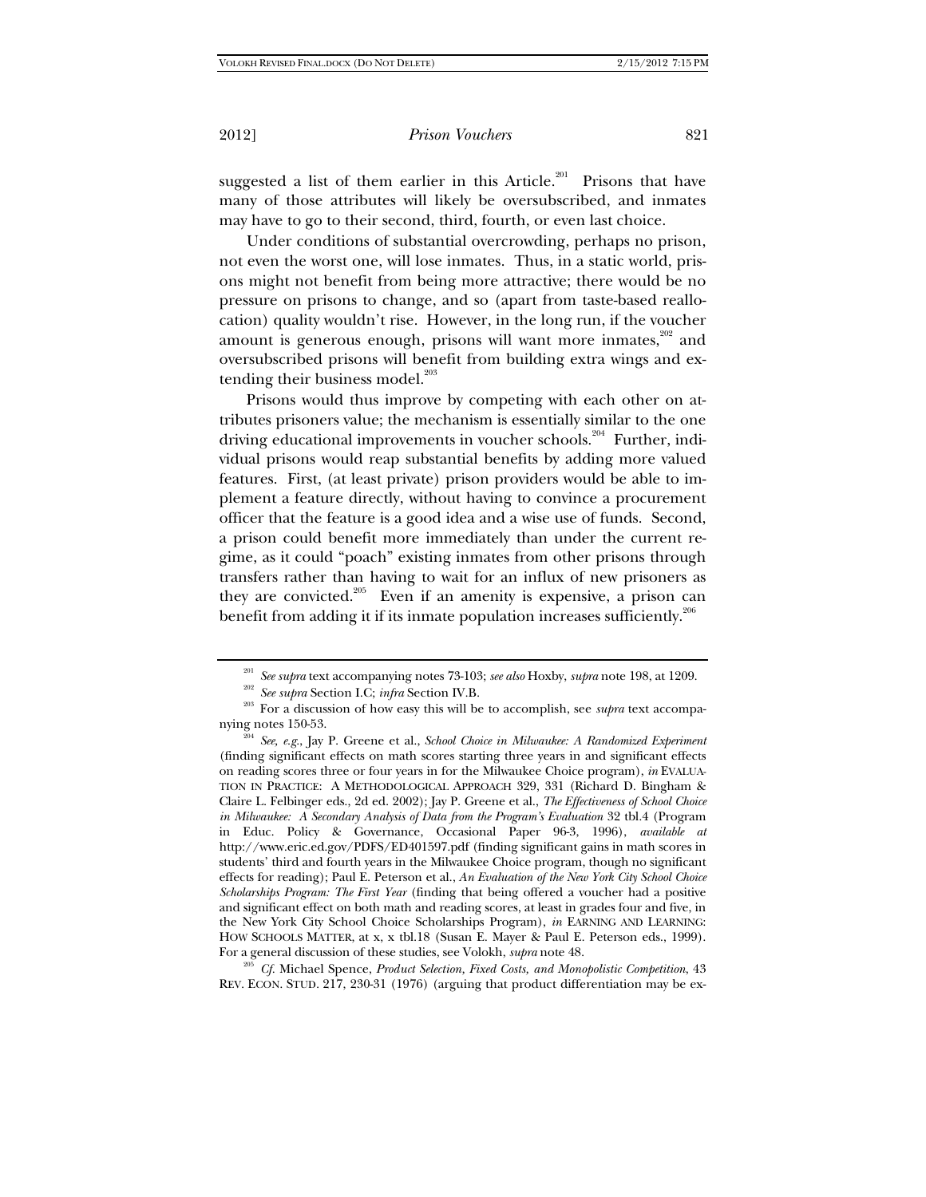suggested a list of them earlier in this Article.[201] Prisons that have many of those attributes will likely be oversubscribed, and inmates may have to go to their second, third, fourth, or even last choice.

Under conditions of substantial overcrowding, perhaps no prison, not even the worst one, will lose inmates. Thus, in a static world, prisons might not benefit from being more attractive; there would be no pressure on prisons to change, and so (apart from taste-based reallocation) quality wouldn't rise. However, in the long run, if the voucher amount is generous enough, prisons will want more inmates,[202] and oversubscribed prisons will benefit from building extra wings and extending their business model.[203]

Prisons would thus improve by competing with each other on attributes prisoners value; the mechanism is essentially similar to the one driving educational improvements in voucher schools.[204] Further, individual prisons would reap substantial benefits by adding more valued features. First, (at least private) prison providers would be able to implement a feature directly, without having to convince a procurement officer that the feature is a good idea and a wise use of funds. Second, a prison could benefit more immediately than under the current regime, as it could "poach" existing inmates from other prisons through transfers rather than having to wait for an influx of new prisoners as they are convicted.[205] Even if an amenity is expensive, a prison can benefit from adding it if its inmate population increases sufficiently.[206]

---

[201] *See supra* text accompanying notes 73-103; *see also* Hoxby, *supra* note 198, at 1209.

[202] *See supra* Section I.C; *infra* Section IV.B.

[203] For a discussion of how easy this will be to accomplish, see *supra* text accompanying notes 150-53.

[204] *See, e.g.*, Jay P. Greene et al., *School Choice in Milwaukee: A Randomized Experiment* (finding significant effects on math scores starting three years in and significant effects on reading scores three or four years in for the Milwaukee Choice program), *in* EVALUATION IN PRACTICE: A METHODOLOGICAL APPROACH 329, 331 (Richard D. Bingham & Claire L. Felbinger eds., 2d ed. 2002); Jay P. Greene et al., *The Effectiveness of School Choice in Milwaukee: A Secondary Analysis of Data from the Program's Evaluation* 32 tbl.4 (Program in Educ. Policy & Governance, Occasional Paper 96-3, 1996), *available at* http://www.eric.ed.gov/PDFS/ED401597.pdf (finding significant gains in math scores in students' third and fourth years in the Milwaukee Choice program, though no significant effects for reading); Paul E. Peterson et al., *An Evaluation of the New York City School Choice Scholarships Program: The First Year* (finding that being offered a voucher had a positive and significant effect on both math and reading scores, at least in grades four and five, in the New York City School Choice Scholarships Program), *in* EARNING AND LEARNING: HOW SCHOOLS MATTER, at x, x tbl.18 (Susan E. Mayer & Paul E. Peterson eds., 1999). For a general discussion of these studies, see Volokh, *supra* note 48.

[205] *Cf.* Michael Spence, *Product Selection, Fixed Costs, and Monopolistic Competition*, 43 REV. ECON. STUD. 217, 230-31 (1976) (arguing that product differentiation may be ex-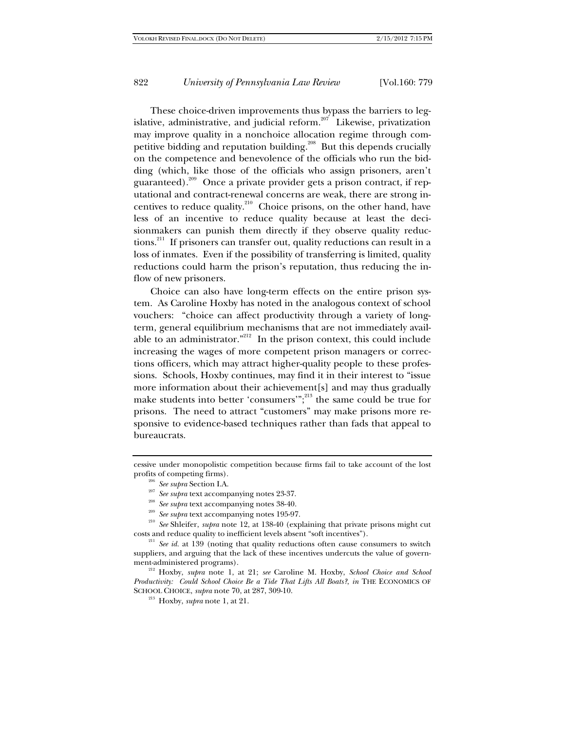These choice-driven improvements thus bypass the barriers to legislative, administrative, and judicial reform.[207] Likewise, privatization may improve quality in a nonchoice allocation regime through competitive bidding and reputation building.[208] But this depends crucially on the competence and benevolence of the officials who run the bidding (which, like those of the officials who assign prisoners, aren't guaranteed).[209] Once a private provider gets a prison contract, if reputational and contract-renewal concerns are weak, there are strong incentives to reduce quality.[210] Choice prisons, on the other hand, have less of an incentive to reduce quality because at least the decisionmakers can punish them directly if they observe quality reductions.[211] If prisoners can transfer out, quality reductions can result in a loss of inmates. Even if the possibility of transferring is limited, quality reductions could harm the prison's reputation, thus reducing the inflow of new prisoners.

Choice can also have long-term effects on the entire prison system. As Caroline Hoxby has noted in the analogous context of school vouchers: "choice can affect productivity through a variety of long-term, general equilibrium mechanisms that are not immediately available to an administrator."[212] In the prison context, this could include increasing the wages of more competent prison managers or corrections officers, which may attract higher-quality people to these professions. Schools, Hoxby continues, may find it in their interest to "issue more information about their achievement[s] and may thus gradually make students into better 'consumers'";[213] the same could be true for prisons. The need to attract "customers" may make prisons more responsive to evidence-based techniques rather than fads that appeal to bureaucrats.

---

cessive under monopolistic competition because firms fail to take account of the lost profits of competing firms).

[206] *See supra* Section I.A.

[207] *See supra* text accompanying notes 23-37.

[208] *See supra* text accompanying notes 38-40.

[209] *See supra* text accompanying notes 195-97.

[210] *See* Shleifer*, supra* note 12, at 138-40 (explaining that private prisons might cut costs and reduce quality to inefficient levels absent "soft incentives").

[211] *See id.* at 139 (noting that quality reductions often cause consumers to switch suppliers, and arguing that the lack of these incentives undercuts the value of government-administered programs).

[212] Hoxby, *supra* note 1, at 21; *see* Caroline M. Hoxby, *School Choice and School Productivity: Could School Choice Be a Tide That Lifts All Boats?*, *in* THE ECONOMICS OF SCHOOL CHOICE, *supra* note 70, at 287, 309-10.

[213] Hoxby, *supra* note 1, at 21.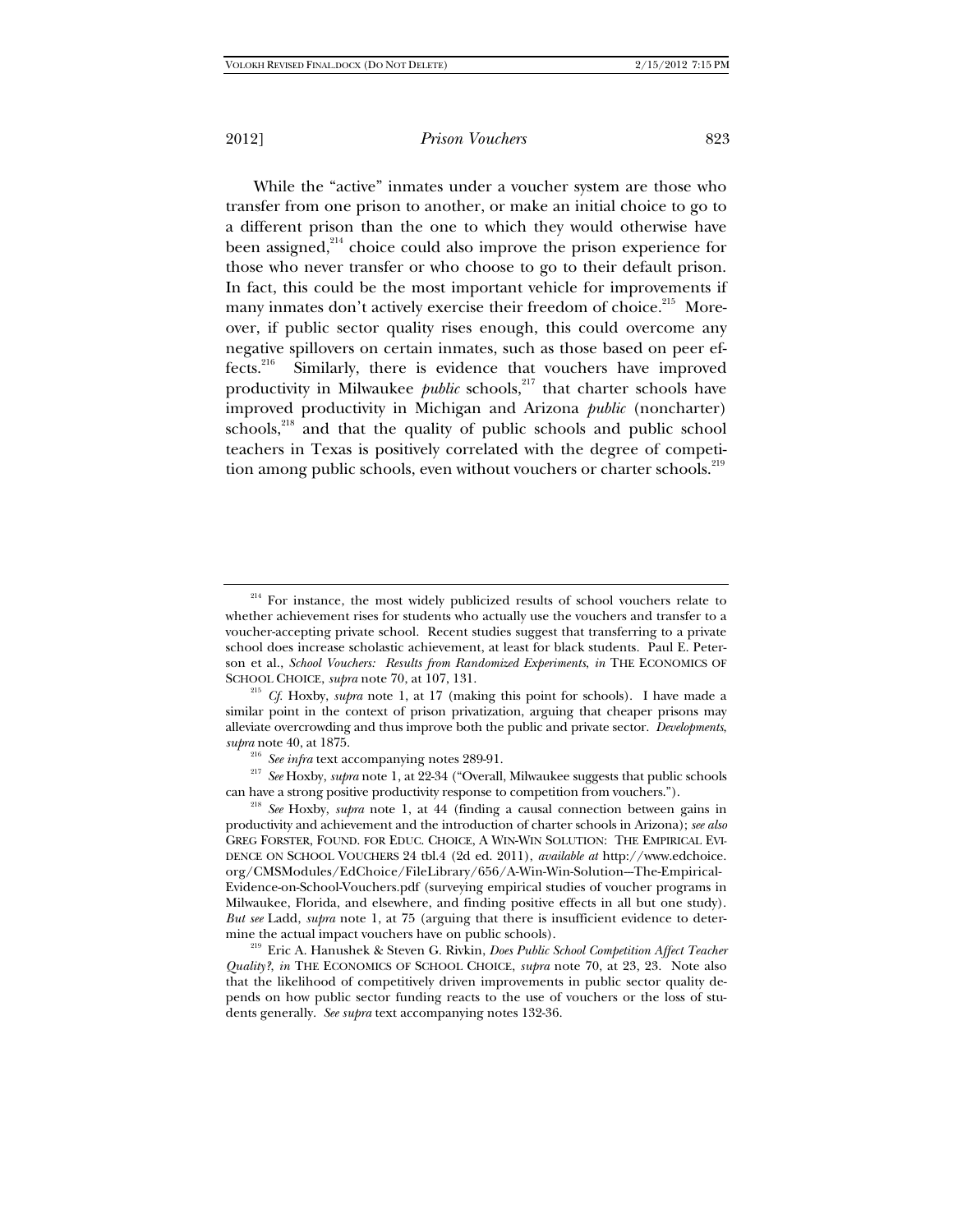While the "active" inmates under a voucher system are those who transfer from one prison to another, or make an initial choice to go to a different prison than the one to which they would otherwise have been assigned,[214] choice could also improve the prison experience for those who never transfer or who choose to go to their default prison. In fact, this could be the most important vehicle for improvements if many inmates don't actively exercise their freedom of choice.[215] Moreover, if public sector quality rises enough, this could overcome any negative spillovers on certain inmates, such as those based on peer effects.[216] Similarly, there is evidence that vouchers have improved productivity in Milwaukee *public* schools,[217] that charter schools have improved productivity in Michigan and Arizona *public* (noncharter) schools,[218] and that the quality of public schools and public school teachers in Texas is positively correlated with the degree of competition among public schools, even without vouchers or charter schools.[219]

---

[214] For instance, the most widely publicized results of school vouchers relate to whether achievement rises for students who actually use the vouchers and transfer to a voucher-accepting private school. Recent studies suggest that transferring to a private school does increase scholastic achievement, at least for black students. Paul E. Peterson et al., *School Vouchers: Results from Randomized Experiments*, *in* THE ECONOMICS OF SCHOOL CHOICE, *supra* note 70, at 107, 131.

[215] *Cf.* Hoxby, *supra* note 1, at 17 (making this point for schools). I have made a similar point in the context of prison privatization, arguing that cheaper prisons may alleviate overcrowding and thus improve both the public and private sector. *Developments*, *supra* note 40, at 1875.

[216] *See infra* text accompanying notes 289-91.

[217] *See* Hoxby, *supra* note 1, at 22-34 ("Overall, Milwaukee suggests that public schools can have a strong positive productivity response to competition from vouchers.").

[218] *See* Hoxby, *supra* note 1, at 44 (finding a causal connection between gains in productivity and achievement and the introduction of charter schools in Arizona); *see also* GREG FORSTER, FOUND. FOR EDUC. CHOICE, A WIN-WIN SOLUTION: THE EMPIRICAL EVIDENCE ON SCHOOL VOUCHERS 24 tbl.4 (2d ed. 2011), *available at* http://www.edchoice.org/CMSModules/EdChoice/FileLibrary/656/A-Win-Win-Solution---The-Empirical-Evidence-on-School-Vouchers.pdf (surveying empirical studies of voucher programs in Milwaukee, Florida, and elsewhere, and finding positive effects in all but one study). *But see* Ladd, *supra* note 1, at 75 (arguing that there is insufficient evidence to determine the actual impact vouchers have on public schools).

[219] Eric A. Hanushek & Steven G. Rivkin, *Does Public School Competition Affect Teacher Quality?*, *in* THE ECONOMICS OF SCHOOL CHOICE, *supra* note 70, at 23, 23. Note also that the likelihood of competitively driven improvements in public sector quality depends on how public sector funding reacts to the use of vouchers or the loss of students generally. *See supra* text accompanying notes 132-36.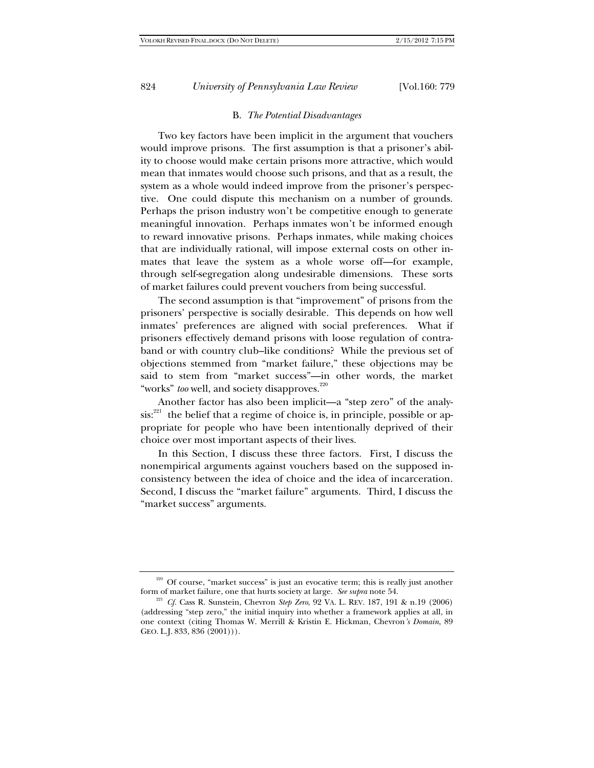### B. *The Potential Disadvantages*

Two key factors have been implicit in the argument that vouchers would improve prisons. The first assumption is that a prisoner's ability to choose would make certain prisons more attractive, which would mean that inmates would choose such prisons, and that as a result, the system as a whole would indeed improve from the prisoner's perspective. One could dispute this mechanism on a number of grounds. Perhaps the prison industry won't be competitive enough to generate meaningful innovation. Perhaps inmates won't be informed enough to reward innovative prisons. Perhaps inmates, while making choices that are individually rational, will impose external costs on other inmates that leave the system as a whole worse off—for example, through self-segregation along undesirable dimensions. These sorts of market failures could prevent vouchers from being successful.

The second assumption is that "improvement" of prisons from the prisoners' perspective is socially desirable. This depends on how well inmates' preferences are aligned with social preferences. What if prisoners effectively demand prisons with loose regulation of contraband or with country club–like conditions? While the previous set of objections stemmed from "market failure," these objections may be said to stem from "market success"—in other words, the market "works" *too* well, and society disapproves.[220]

Another factor has also been implicit—a "step zero" of the analysis:[221] the belief that a regime of choice is, in principle, possible or appropriate for people who have been intentionally deprived of their choice over most important aspects of their lives.

In this Section, I discuss these three factors. First, I discuss the nonempirical arguments against vouchers based on the supposed inconsistency between the idea of choice and the idea of incarceration. Second, I discuss the "market failure" arguments. Third, I discuss the "market success" arguments.

---

[220] Of course, "market success" is just an evocative term; this is really just another form of market failure, one that hurts society at large. *See supra* note 54.

[221] *Cf.* Cass R. Sunstein, Chevron *Step Zero*, 92 VA. L. REV. 187, 191 & n.19 (2006) (addressing "step zero," the initial inquiry into whether a framework applies at all, in one context (citing Thomas W. Merrill & Kristin E. Hickman, Chevron*'s Domain*, 89 GEO. L.J. 833, 836 (2001))).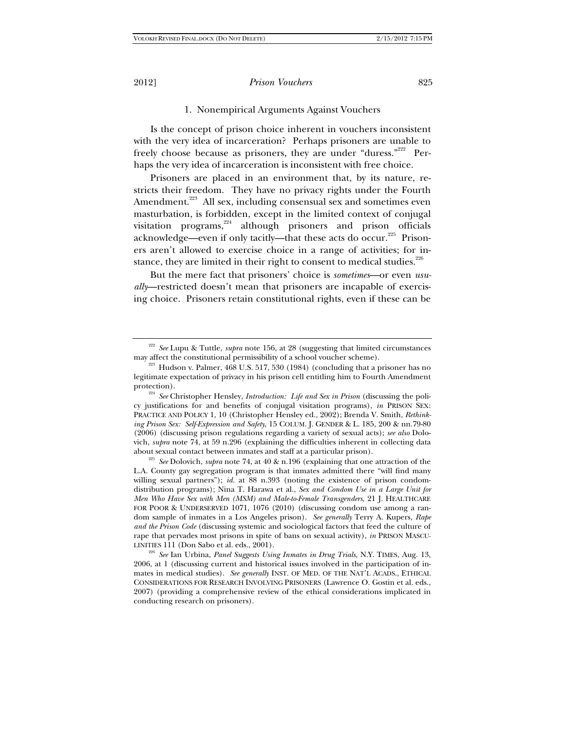### 1. Nonempirical Arguments Against Vouchers

Is the concept of prison choice inherent in vouchers inconsistent with the very idea of incarceration? Perhaps prisoners are unable to freely choose because as prisoners, they are under "duress."[222] Perhaps the very idea of incarceration is inconsistent with free choice.

Prisoners are placed in an environment that, by its nature, restricts their freedom. They have no privacy rights under the Fourth Amendment.[223] All sex, including consensual sex and sometimes even masturbation, is forbidden, except in the limited context of conjugal visitation programs,[224] although prisoners and prison officials acknowledge—even if only tacitly—that these acts do occur.[225] Prisoners aren't allowed to exercise choice in a range of activities; for instance, they are limited in their right to consent to medical studies.[226]

But the mere fact that prisoners' choice is *sometimes*—or even *usually*—restricted doesn't mean that prisoners are incapable of exercising choice. Prisoners retain constitutional rights, even if these can be

---

[222] *See* Lupu & Tuttle, *supra* note 156, at 28 (suggesting that limited circumstances may affect the constitutional permissibility of a school voucher scheme).

[223] Hudson v. Palmer, 468 U.S. 517, 530 (1984) (concluding that a prisoner has no legitimate expectation of privacy in his prison cell entitling him to Fourth Amendment protection).

[224] *See* Christopher Hensley, *Introduction: Life and Sex in Prison* (discussing the policy justifications for and benefits of conjugal visitation programs), *in* PRISON SEX: PRACTICE AND POLICY 1, 10 (Christopher Hensley ed., 2002); Brenda V. Smith, *Rethinking Prison Sex: Self-Expression and Safety*, 15 COLUM. J. GENDER & L. 185, 200 & nn.79-80 (2006) (discussing prison regulations regarding a variety of sexual acts); *see also* Dolovich, *supra* note 74, at 59 n.296 (explaining the difficulties inherent in collecting data about sexual contact between inmates and staff at a particular prison).

[225] *See* Dolovich, *supra* note 74, at 40 & n.196 (explaining that one attraction of the L.A. County gay segregation program is that inmates admitted there "will find many willing sexual partners"); *id.* at 88 n.393 (noting the existence of prison condom-distribution programs); Nina T. Harawa et al., *Sex and Condom Use in a Large Unit for Men Who Have Sex with Men (MSM) and Male-to-Female Transgenders*, 21 J. HEALTHCARE FOR POOR & UNDERSERVED 1071, 1076 (2010) (discussing condom use among a random sample of inmates in a Los Angeles prison). *See generally* Terry A. Kupers, *Rape and the Prison Code* (discussing systemic and sociological factors that feed the culture of rape that pervades most prisons in spite of bans on sexual activity), *in* PRISON MASCULINITIES 111 (Don Sabo et al. eds., 2001).

[226] *See* Ian Urbina, *Panel Suggests Using Inmates in Drug Trials*, N.Y. TIMES, Aug. 13, 2006, at 1 (discussing current and historical issues involved in the participation of inmates in medical studies). *See generally* INST. OF MED. OF THE NAT'L ACADS., ETHICAL CONSIDERATIONS FOR RESEARCH INVOLVING PRISONERS (Lawrence O. Gostin et al. eds., 2007) (providing a comprehensive review of the ethical considerations implicated in conducting research on prisoners).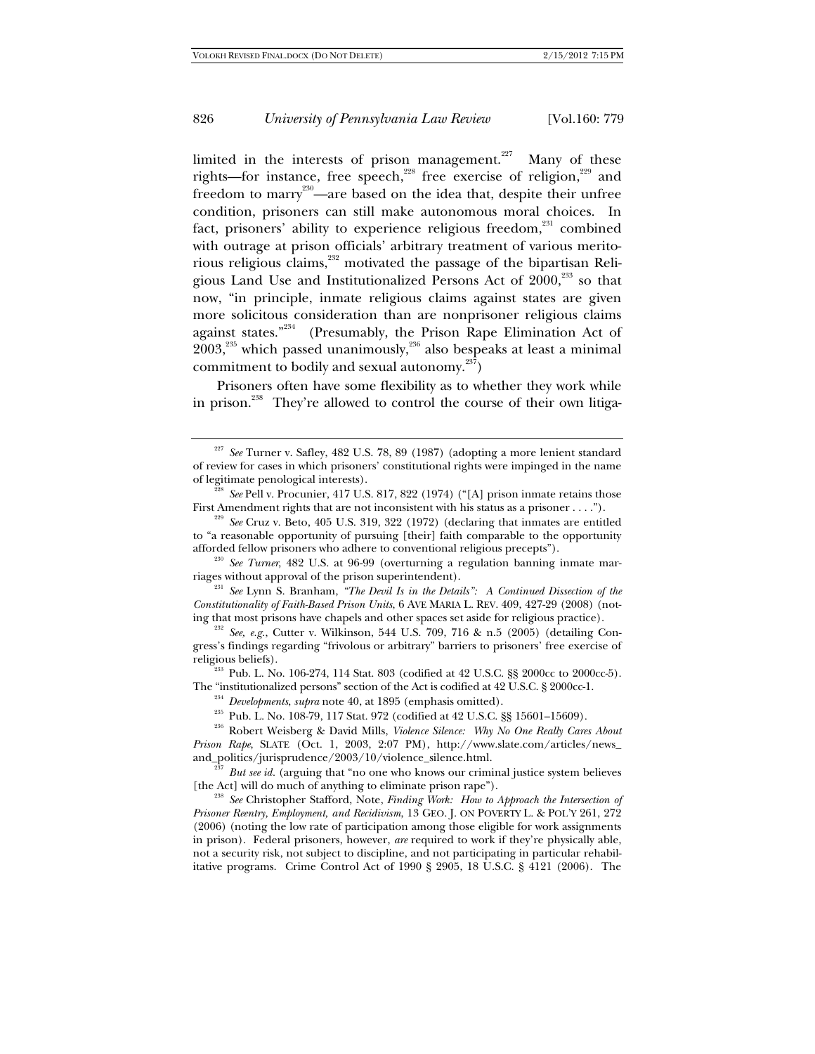limited in the interests of prison management.[227] Many of these rights—for instance, free speech,[228] free exercise of religion,[229] and freedom to marry[230]—are based on the idea that, despite their unfree condition, prisoners can still make autonomous moral choices. In fact, prisoners' ability to experience religious freedom,[231] combined with outrage at prison officials' arbitrary treatment of various meritorious religious claims,[232] motivated the passage of the bipartisan Religious Land Use and Institutionalized Persons Act of 2000,[233] so that now, "in principle, inmate religious claims against states are given more solicitous consideration than are nonprisoner religious claims against states."[234] (Presumably, the Prison Rape Elimination Act of 2003,[235] which passed unanimously,[236] also bespeaks at least a minimal commitment to bodily and sexual autonomy.[237])

Prisoners often have some flexibility as to whether they work while in prison.[238] They're allowed to control the course of their own litiga-

---

[227] *See* Turner v. Safley, 482 U.S. 78, 89 (1987) (adopting a more lenient standard of review for cases in which prisoners' constitutional rights were impinged in the name of legitimate penological interests).

[228] *See* Pell v. Procunier, 417 U.S. 817, 822 (1974) ("[A] prison inmate retains those First Amendment rights that are not inconsistent with his status as a prisoner . . . .").

[229] *See* Cruz v. Beto, 405 U.S. 319, 322 (1972) (declaring that inmates are entitled to "a reasonable opportunity of pursuing [their] faith comparable to the opportunity afforded fellow prisoners who adhere to conventional religious precepts").

[230] *See Turner*, 482 U.S. at 96-99 (overturning a regulation banning inmate marriages without approval of the prison superintendent).

[231] *See* Lynn S. Branham, *"The Devil Is in the Details": A Continued Dissection of the Constitutionality of Faith-Based Prison Units*, 6 AVE MARIA L. REV. 409, 427-29 (2008) (noting that most prisons have chapels and other spaces set aside for religious practice).

[232] *See, e.g.*, Cutter v. Wilkinson, 544 U.S. 709, 716 & n.5 (2005) (detailing Congress's findings regarding "frivolous or arbitrary" barriers to prisoners' free exercise of religious beliefs).

[233] Pub. L. No. 106-274, 114 Stat. 803 (codified at 42 U.S.C. §§ 2000cc to 2000cc-5). The "institutionalized persons" section of the Act is codified at 42 U.S.C. § 2000cc-1.

[234] *Developments*, *supra* note 40, at 1895 (emphasis omitted).

[235] Pub. L. No. 108-79, 117 Stat. 972 (codified at 42 U.S.C. §§ 15601–15609).

[236] Robert Weisberg & David Mills, *Violence Silence: Why No One Really Cares About Prison Rape*, SLATE (Oct. 1, 2003, 2:07 PM), http://www.slate.com/articles/news_and_politics/jurisprudence/2003/10/violence_silence.html.

[237] *But see id.* (arguing that "no one who knows our criminal justice system believes [the Act] will do much of anything to eliminate prison rape").

[238] *See* Christopher Stafford, Note, *Finding Work: How to Approach the Intersection of Prisoner Reentry, Employment, and Recidivism*, 13 GEO. J. ON POVERTY L. & POL'Y 261, 272 (2006) (noting the low rate of participation among those eligible for work assignments in prison). Federal prisoners, however, *are* required to work if they're physically able, not a security risk, not subject to discipline, and not participating in particular rehabilitative programs. Crime Control Act of 1990 § 2905, 18 U.S.C. § 4121 (2006). The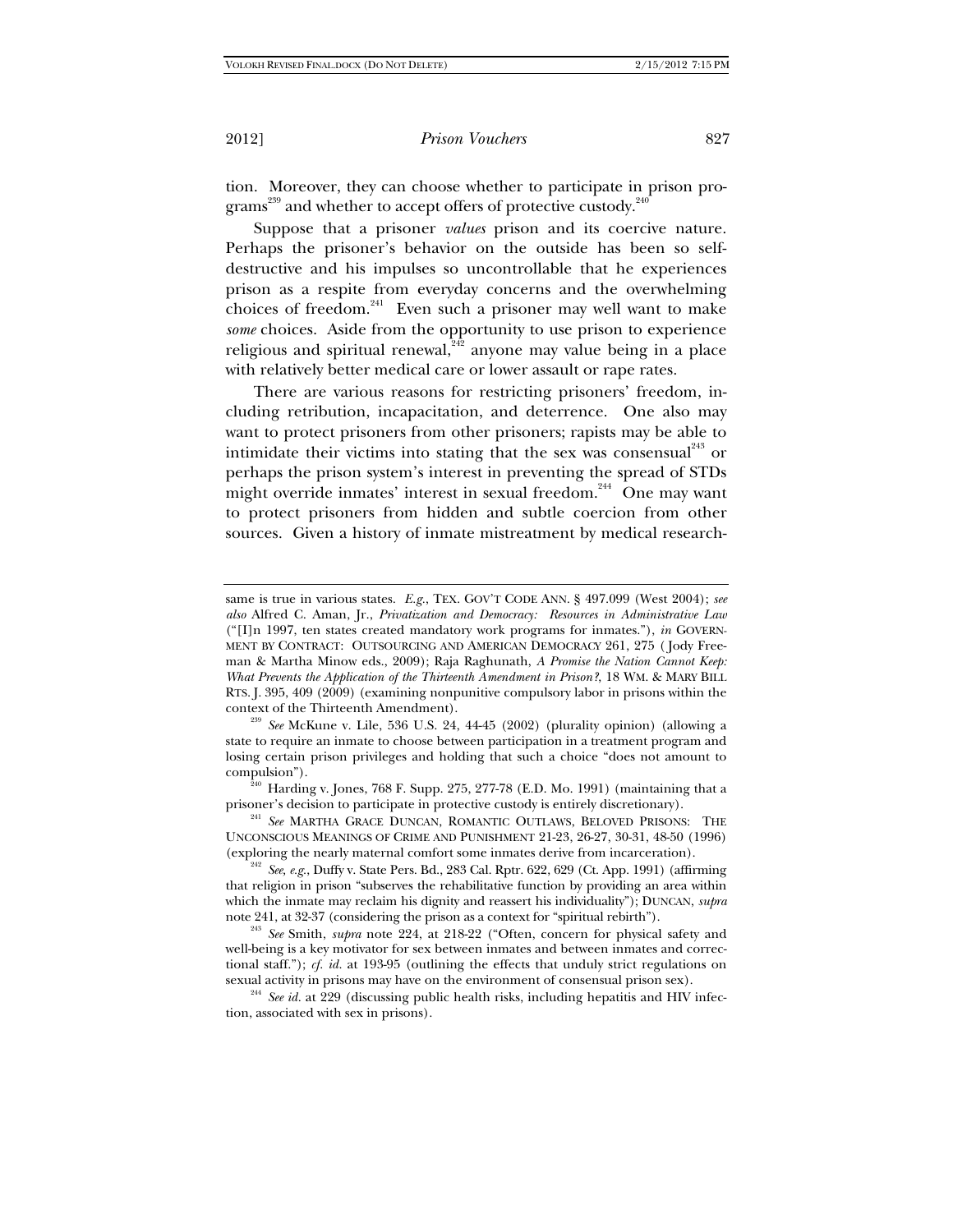tion. Moreover, they can choose whether to participate in prison programs[239] and whether to accept offers of protective custody.[240]

Suppose that a prisoner *values* prison and its coercive nature. Perhaps the prisoner's behavior on the outside has been so self-destructive and his impulses so uncontrollable that he experiences prison as a respite from everyday concerns and the overwhelming choices of freedom.[241] Even such a prisoner may well want to make *some* choices. Aside from the opportunity to use prison to experience religious and spiritual renewal,[242] anyone may value being in a place with relatively better medical care or lower assault or rape rates.

There are various reasons for restricting prisoners' freedom, including retribution, incapacitation, and deterrence. One also may want to protect prisoners from other prisoners; rapists may be able to intimidate their victims into stating that the sex was consensual[243] or perhaps the prison system's interest in preventing the spread of STDs might override inmates' interest in sexual freedom.[244] One may want to protect prisoners from hidden and subtle coercion from other sources. Given a history of inmate mistreatment by medical research-

---

same is true in various states. *E.g.*, TEX. GOV'T CODE ANN. § 497.099 (West 2004); *see also* Alfred C. Aman, Jr., *Privatization and Democracy: Resources in Administrative Law* ("[I]n 1997, ten states created mandatory work programs for inmates."), *in* GOVERNMENT BY CONTRACT: OUTSOURCING AND AMERICAN DEMOCRACY 261, 275 (Jody Freeman & Martha Minow eds., 2009); Raja Raghunath, *A Promise the Nation Cannot Keep: What Prevents the Application of the Thirteenth Amendment in Prison?*, 18 WM. & MARY BILL RTS. J. 395, 409 (2009) (examining nonpunitive compulsory labor in prisons within the context of the Thirteenth Amendment).

[239] *See* McKune v. Lile, 536 U.S. 24, 44-45 (2002) (plurality opinion) (allowing a state to require an inmate to choose between participation in a treatment program and losing certain prison privileges and holding that such a choice "does not amount to compulsion").

[240] Harding v. Jones, 768 F. Supp. 275, 277-78 (E.D. Mo. 1991) (maintaining that a prisoner's decision to participate in protective custody is entirely discretionary).

[241] *See* MARTHA GRACE DUNCAN, ROMANTIC OUTLAWS, BELOVED PRISONS: THE UNCONSCIOUS MEANINGS OF CRIME AND PUNISHMENT 21-23, 26-27, 30-31, 48-50 (1996) (exploring the nearly maternal comfort some inmates derive from incarceration).

[242] *See, e.g.*, Duffy v. State Pers. Bd., 283 Cal. Rptr. 622, 629 (Ct. App. 1991) (affirming that religion in prison "subserves the rehabilitative function by providing an area within which the inmate may reclaim his dignity and reassert his individuality"); DUNCAN, *supra* note 241, at 32-37 (considering the prison as a context for "spiritual rebirth").

[243] *See* Smith, *supra* note 224, at 218-22 ("Often, concern for physical safety and well-being is a key motivator for sex between inmates and between inmates and correctional staff."); *cf. id.* at 193-95 (outlining the effects that unduly strict regulations on sexual activity in prisons may have on the environment of consensual prison sex).

[244] *See id.* at 229 (discussing public health risks, including hepatitis and HIV infection, associated with sex in prisons).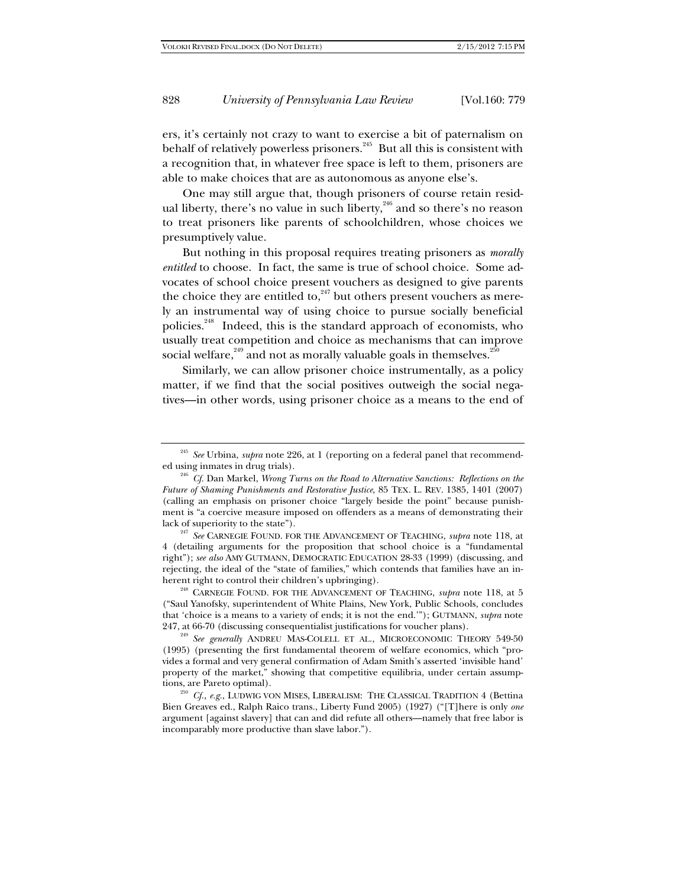ers, it's certainly not crazy to want to exercise a bit of paternalism on behalf of relatively powerless prisoners.[245] But all this is consistent with a recognition that, in whatever free space is left to them, prisoners are able to make choices that are as autonomous as anyone else's.

One may still argue that, though prisoners of course retain residual liberty, there's no value in such liberty,[246] and so there's no reason to treat prisoners like parents of schoolchildren, whose choices we presumptively value.

But nothing in this proposal requires treating prisoners as *morally entitled* to choose. In fact, the same is true of school choice. Some advocates of school choice present vouchers as designed to give parents the choice they are entitled to,[247] but others present vouchers as merely an instrumental way of using choice to pursue socially beneficial policies.[248] Indeed, this is the standard approach of economists, who usually treat competition and choice as mechanisms that can improve social welfare,[249] and not as morally valuable goals in themselves.[250]

Similarly, we can allow prisoner choice instrumentally, as a policy matter, if we find that the social positives outweigh the social negatives—in other words, using prisoner choice as a means to the end of

---

[245] *See* Urbina, *supra* note 226, at 1 (reporting on a federal panel that recommended using inmates in drug trials).

[246] *Cf.* Dan Markel, *Wrong Turns on the Road to Alternative Sanctions: Reflections on the Future of Shaming Punishments and Restorative Justice*, 85 TEX. L. REV. 1385, 1401 (2007) (calling an emphasis on prisoner choice "largely beside the point" because punishment is "a coercive measure imposed on offenders as a means of demonstrating their lack of superiority to the state").

[247] *See* CARNEGIE FOUND. FOR THE ADVANCEMENT OF TEACHING, *supra* note 118, at 4 (detailing arguments for the proposition that school choice is a "fundamental right"); *see also* AMY GUTMANN, DEMOCRATIC EDUCATION 28-33 (1999) (discussing, and rejecting, the ideal of the "state of families," which contends that families have an inherent right to control their children's upbringing).

[248] CARNEGIE FOUND. FOR THE ADVANCEMENT OF TEACHING, *supra* note 118, at 5 ("Saul Yanofsky, superintendent of White Plains, New York, Public Schools, concludes that 'choice is a means to a variety of ends; it is not the end.'"); GUTMANN, *supra* note 247, at 66-70 (discussing consequentialist justifications for voucher plans).

[249] *See generally* ANDREU MAS-COLELL ET AL., MICROECONOMIC THEORY 549-50 (1995) (presenting the first fundamental theorem of welfare economics, which "provides a formal and very general confirmation of Adam Smith's asserted 'invisible hand' property of the market," showing that competitive equilibria, under certain assumptions, are Pareto optimal).

[250] *Cf., e.g.*, LUDWIG VON MISES, LIBERALISM: THE CLASSICAL TRADITION 4 (Bettina Bien Greaves ed., Ralph Raico trans., Liberty Fund 2005) (1927) ("[T]here is only *one* argument [against slavery] that can and did refute all others—namely that free labor is incomparably more productive than slave labor.").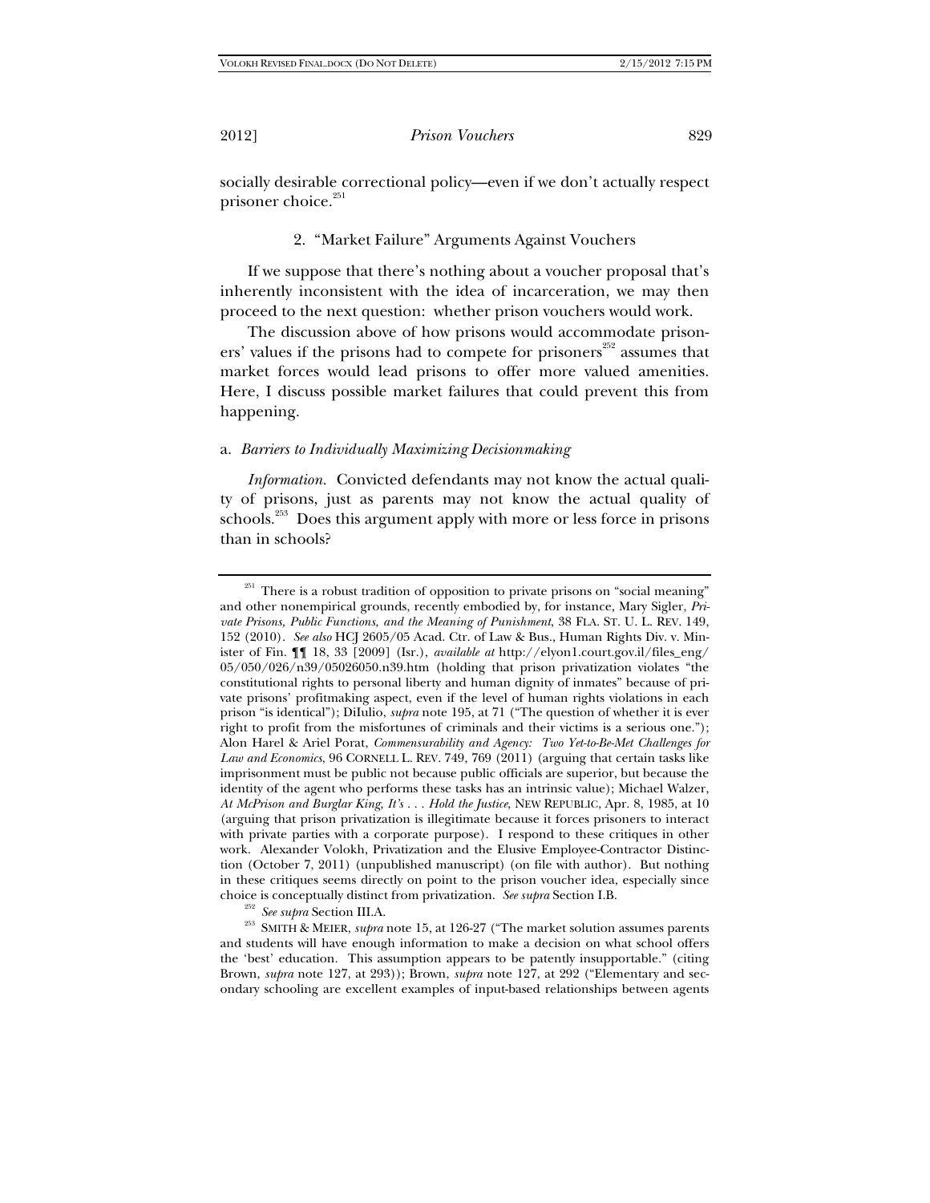socially desirable correctional policy—even if we don't actually respect prisoner choice.[251]

### 2. "Market Failure" Arguments Against Vouchers

If we suppose that there's nothing about a voucher proposal that's inherently inconsistent with the idea of incarceration, we may then proceed to the next question: whether prison vouchers would work.

The discussion above of how prisons would accommodate prisoners' values if the prisons had to compete for prisoners[252] assumes that market forces would lead prisons to offer more valued amenities. Here, I discuss possible market failures that could prevent this from happening.

#### a. *Barriers to Individually Maximizing Decisionmaking*

*Information.* Convicted defendants may not know the actual quality of prisons, just as parents may not know the actual quality of schools.[253] Does this argument apply with more or less force in prisons than in schools?

---

[251] There is a robust tradition of opposition to private prisons on "social meaning" and other nonempirical grounds, recently embodied by, for instance, Mary Sigler, *Private Prisons, Public Functions, and the Meaning of Punishment*, 38 FLA. ST. U. L. REV. 149, 152 (2010). *See also* HCJ 2605/05 Acad. Ctr. of Law & Bus., Human Rights Div. v. Minister of Fin. ¶¶ 18, 33 [2009] (Isr.), *available at* http://elyon1.court.gov.il/files_eng/05/050/026/n39/05026050.n39.htm (holding that prison privatization violates "the constitutional rights to personal liberty and human dignity of inmates" because of private prisons' profitmaking aspect, even if the level of human rights violations in each prison "is identical"); DiIulio, *supra* note 195, at 71 ("The question of whether it is ever right to profit from the misfortunes of criminals and their victims is a serious one."); Alon Harel & Ariel Porat, *Commensurability and Agency: Two Yet-to-Be-Met Challenges for Law and Economics*, 96 CORNELL L. REV. 749, 769 (2011) (arguing that certain tasks like imprisonment must be public not because public officials are superior, but because the identity of the agent who performs these tasks has an intrinsic value); Michael Walzer, *At McPrison and Burglar King, It's . . . Hold the Justice*, NEW REPUBLIC, Apr. 8, 1985, at 10 (arguing that prison privatization is illegitimate because it forces prisoners to interact with private parties with a corporate purpose). I respond to these critiques in other work. Alexander Volokh, Privatization and the Elusive Employee-Contractor Distinction (October 7, 2011) (unpublished manuscript) (on file with author). But nothing in these critiques seems directly on point to the prison voucher idea, especially since choice is conceptually distinct from privatization. *See supra* Section I.B.

[252] *See supra* Section III.A.

[253] SMITH & MEIER, *supra* note 15, at 126-27 ("The market solution assumes parents and students will have enough information to make a decision on what school offers the 'best' education. This assumption appears to be patently insupportable." (citing Brown, *supra* note 127, at 293)); Brown, *supra* note 127, at 292 ("Elementary and secondary schooling are excellent examples of input-based relationships between agents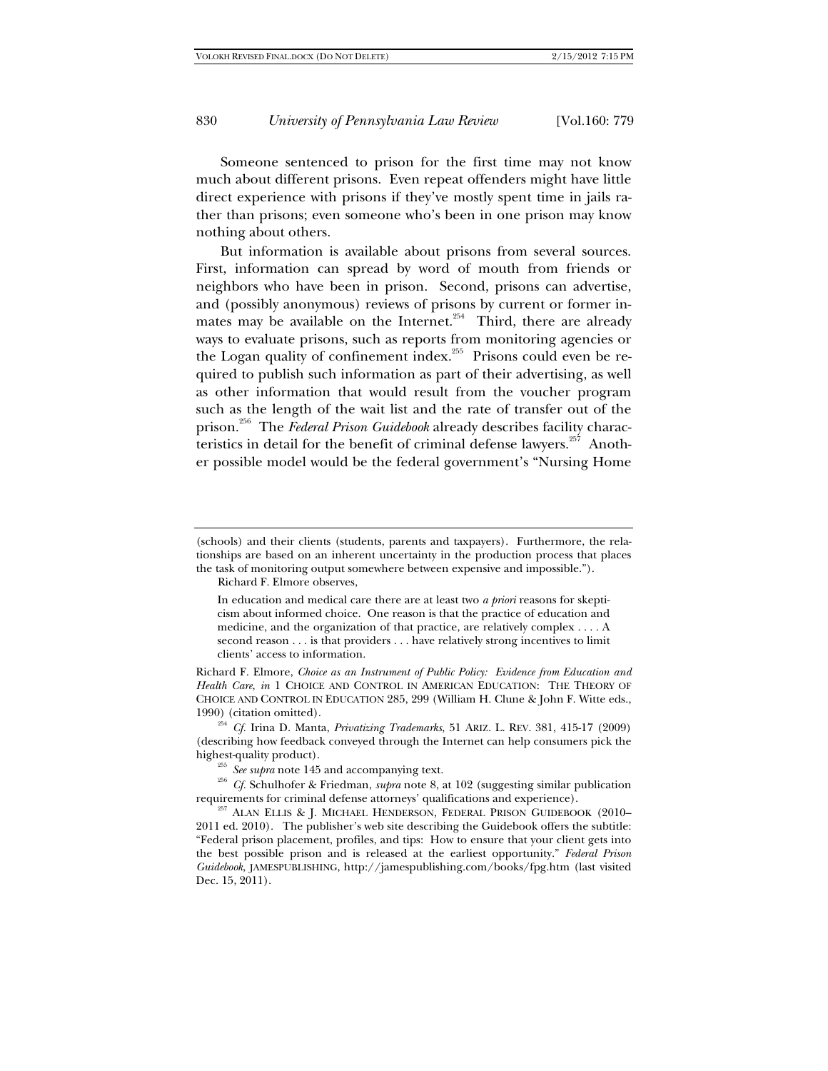Someone sentenced to prison for the first time may not know much about different prisons. Even repeat offenders might have little direct experience with prisons if they've mostly spent time in jails rather than prisons; even someone who's been in one prison may know nothing about others.

But information is available about prisons from several sources. First, information can spread by word of mouth from friends or neighbors who have been in prison. Second, prisons can advertise, and (possibly anonymous) reviews of prisons by current or former inmates may be available on the Internet.[254] Third, there are already ways to evaluate prisons, such as reports from monitoring agencies or the Logan quality of confinement index.[255] Prisons could even be required to publish such information as part of their advertising, as well as other information that would result from the voucher program such as the length of the wait list and the rate of transfer out of the prison.[256] The *Federal Prison Guidebook* already describes facility characteristics in detail for the benefit of criminal defense lawyers.[257] Another possible model would be the federal government's "Nursing Home

---

(schools) and their clients (students, parents and taxpayers). Furthermore, the relationships are based on an inherent uncertainty in the production process that places the task of monitoring output somewhere between expensive and impossible.").

Richard F. Elmore observes,

> In education and medical care there are at least two *a priori* reasons for skepticism about informed choice. One reason is that the practice of education and medicine, and the organization of that practice, are relatively complex . . . . A second reason . . . is that providers . . . have relatively strong incentives to limit clients' access to information.

Richard F. Elmore, *Choice as an Instrument of Public Policy: Evidence from Education and Health Care, in* 1 CHOICE AND CONTROL IN AMERICAN EDUCATION: THE THEORY OF CHOICE AND CONTROL IN EDUCATION 285, 299 (William H. Clune & John F. Witte eds., 1990) (citation omitted).

[254] *Cf.* Irina D. Manta, *Privatizing Trademarks*, 51 ARIZ. L. REV. 381, 415-17 (2009) (describing how feedback conveyed through the Internet can help consumers pick the highest-quality product).

[255] *See supra* note 145 and accompanying text.

[256] *Cf.* Schulhofer & Friedman, *supra* note 8, at 102 (suggesting similar publication requirements for criminal defense attorneys' qualifications and experience).

[257] ALAN ELLIS & J. MICHAEL HENDERSON, FEDERAL PRISON GUIDEBOOK (2010–2011 ed. 2010). The publisher's web site describing the Guidebook offers the subtitle: "Federal prison placement, profiles, and tips: How to ensure that your client gets into the best possible prison and is released at the earliest opportunity." *Federal Prison Guidebook*, JAMESPUBLISHING, http://jamespublishing.com/books/fpg.htm (last visited Dec. 15, 2011).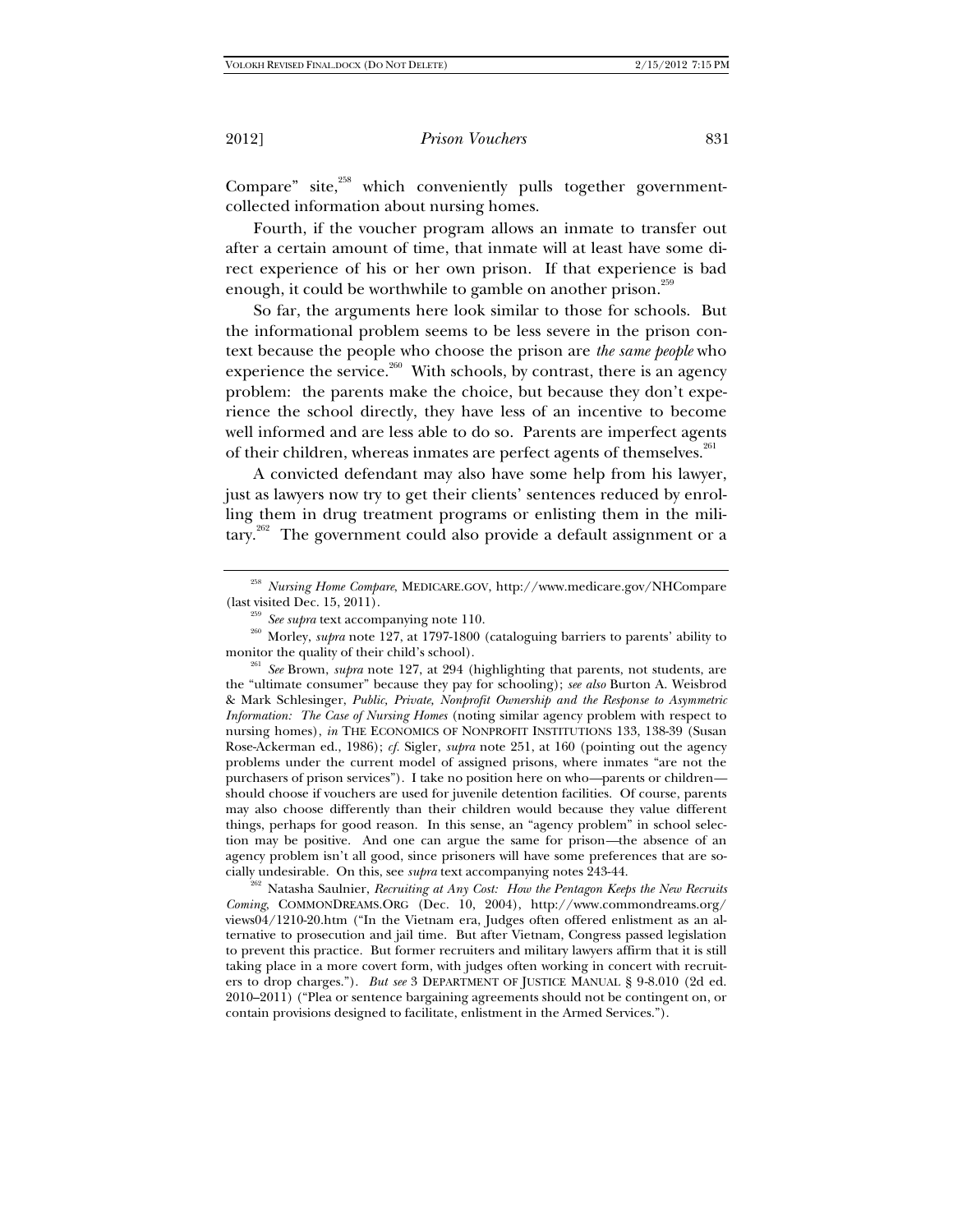Compare" site,[258] which conveniently pulls together government-collected information about nursing homes.

Fourth, if the voucher program allows an inmate to transfer out after a certain amount of time, that inmate will at least have some direct experience of his or her own prison. If that experience is bad enough, it could be worthwhile to gamble on another prison.[259]

So far, the arguments here look similar to those for schools. But the informational problem seems to be less severe in the prison context because the people who choose the prison are *the same people* who experience the service.[260] With schools, by contrast, there is an agency problem: the parents make the choice, but because they don't experience the school directly, they have less of an incentive to become well informed and are less able to do so. Parents are imperfect agents of their children, whereas inmates are perfect agents of themselves.[261]

A convicted defendant may also have some help from his lawyer, just as lawyers now try to get their clients' sentences reduced by enrolling them in drug treatment programs or enlisting them in the military.[262] The government could also provide a default assignment or a

---

[258] *Nursing Home Compare*, MEDICARE.GOV, http://www.medicare.gov/NHCompare (last visited Dec. 15, 2011).

[259] *See supra* text accompanying note 110.

[260] Morley, *supra* note 127, at 1797-1800 (cataloguing barriers to parents' ability to monitor the quality of their child's school).

[261] *See* Brown, *supra* note 127, at 294 (highlighting that parents, not students, are the "ultimate consumer" because they pay for schooling); *see also* Burton A. Weisbrod & Mark Schlesinger, *Public, Private, Nonprofit Ownership and the Response to Asymmetric Information: The Case of Nursing Homes* (noting similar agency problem with respect to nursing homes), *in* THE ECONOMICS OF NONPROFIT INSTITUTIONS 133, 138-39 (Susan Rose-Ackerman ed., 1986); *cf.* Sigler, *supra* note 251, at 160 (pointing out the agency problems under the current model of assigned prisons, where inmates "are not the purchasers of prison services"). I take no position here on who—parents or children—should choose if vouchers are used for juvenile detention facilities. Of course, parents may also choose differently than their children would because they value different things, perhaps for good reason. In this sense, an "agency problem" in school selection may be positive. And one can argue the same for prison—the absence of an agency problem isn't all good, since prisoners will have some preferences that are socially undesirable. On this, see *supra* text accompanying notes 243-44.

[262] Natasha Saulnier, *Recruiting at Any Cost: How the Pentagon Keeps the New Recruits Coming*, COMMONDREAMS.ORG (Dec. 10, 2004), http://www.commondreams.org/views04/1210-20.htm ("In the Vietnam era, Judges often offered enlistment as an alternative to prosecution and jail time. But after Vietnam, Congress passed legislation to prevent this practice. But former recruiters and military lawyers affirm that it is still taking place in a more covert form, with judges often working in concert with recruiters to drop charges."). *But see* 3 DEPARTMENT OF JUSTICE MANUAL § 9-8.010 (2d ed. 2010–2011) ("Plea or sentence bargaining agreements should not be contingent on, or contain provisions designed to facilitate, enlistment in the Armed Services.").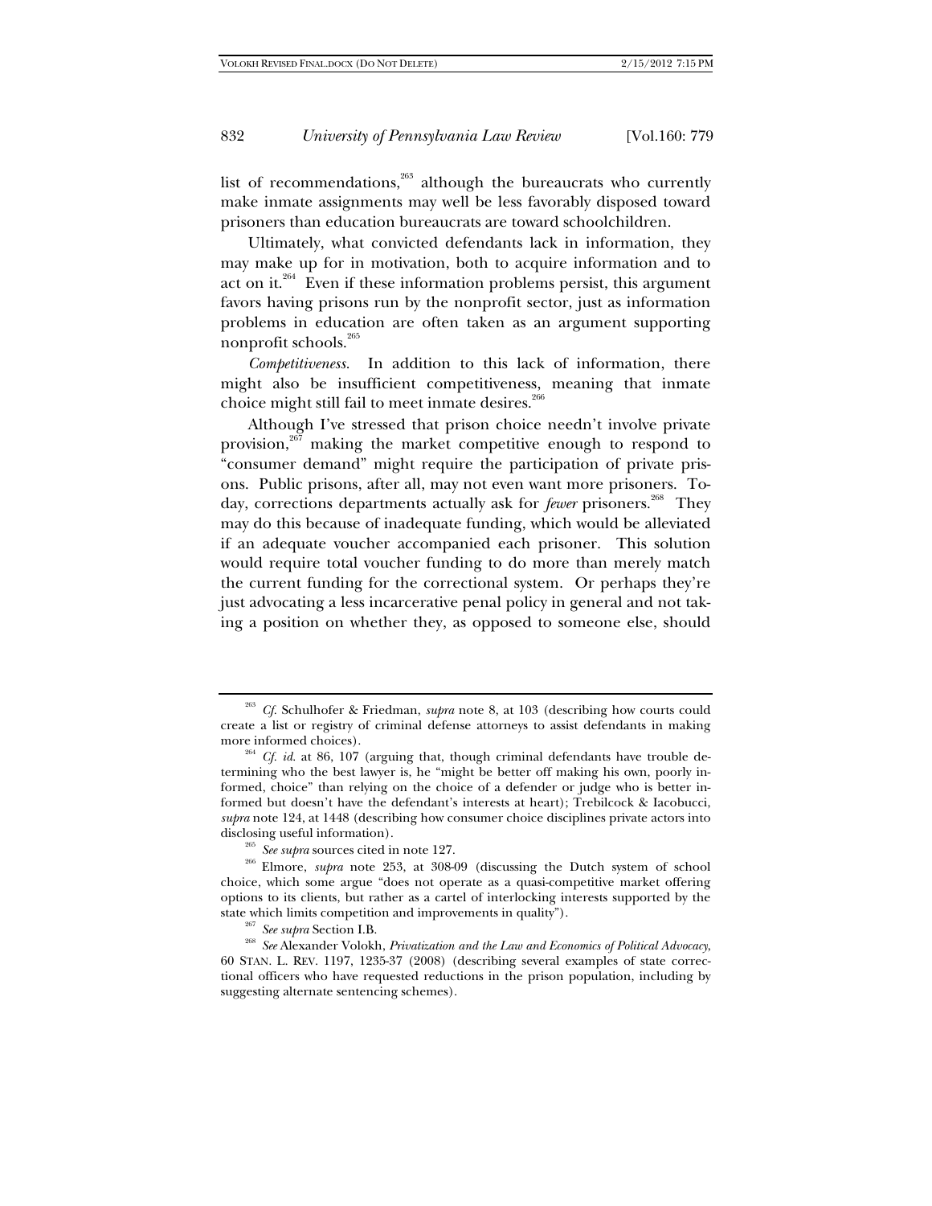list of recommendations,[263] although the bureaucrats who currently make inmate assignments may well be less favorably disposed toward prisoners than education bureaucrats are toward schoolchildren.

Ultimately, what convicted defendants lack in information, they may make up for in motivation, both to acquire information and to act on it.[264] Even if these information problems persist, this argument favors having prisons run by the nonprofit sector, just as information problems in education are often taken as an argument supporting nonprofit schools.[265]

*Competitiveness*. In addition to this lack of information, there might also be insufficient competitiveness, meaning that inmate choice might still fail to meet inmate desires.[266]

Although I've stressed that prison choice needn't involve private provision,[267] making the market competitive enough to respond to "consumer demand" might require the participation of private prisons. Public prisons, after all, may not even want more prisoners. Today, corrections departments actually ask for *fewer* prisoners.[268] They may do this because of inadequate funding, which would be alleviated if an adequate voucher accompanied each prisoner. This solution would require total voucher funding to do more than merely match the current funding for the correctional system. Or perhaps they're just advocating a less incarcerative penal policy in general and not taking a position on whether they, as opposed to someone else, should

---

[263] *Cf.* Schulhofer & Friedman, *supra* note 8, at 103 (describing how courts could create a list or registry of criminal defense attorneys to assist defendants in making more informed choices).

[264] *Cf. id.* at 86, 107 (arguing that, though criminal defendants have trouble determining who the best lawyer is, he "might be better off making his own, poorly informed, choice" than relying on the choice of a defender or judge who is better informed but doesn't have the defendant's interests at heart); Trebilcock & Iacobucci, *supra* note 124, at 1448 (describing how consumer choice disciplines private actors into disclosing useful information).

[265] *See supra* sources cited in note 127.

[266] Elmore, *supra* note 253, at 308-09 (discussing the Dutch system of school choice, which some argue "does not operate as a quasi-competitive market offering options to its clients, but rather as a cartel of interlocking interests supported by the state which limits competition and improvements in quality").

[267] *See supra* Section I.B.

[268] *See* Alexander Volokh, *Privatization and the Law and Economics of Political Advocacy*, 60 STAN. L. REV. 1197, 1235-37 (2008) (describing several examples of state correctional officers who have requested reductions in the prison population, including by suggesting alternate sentencing schemes).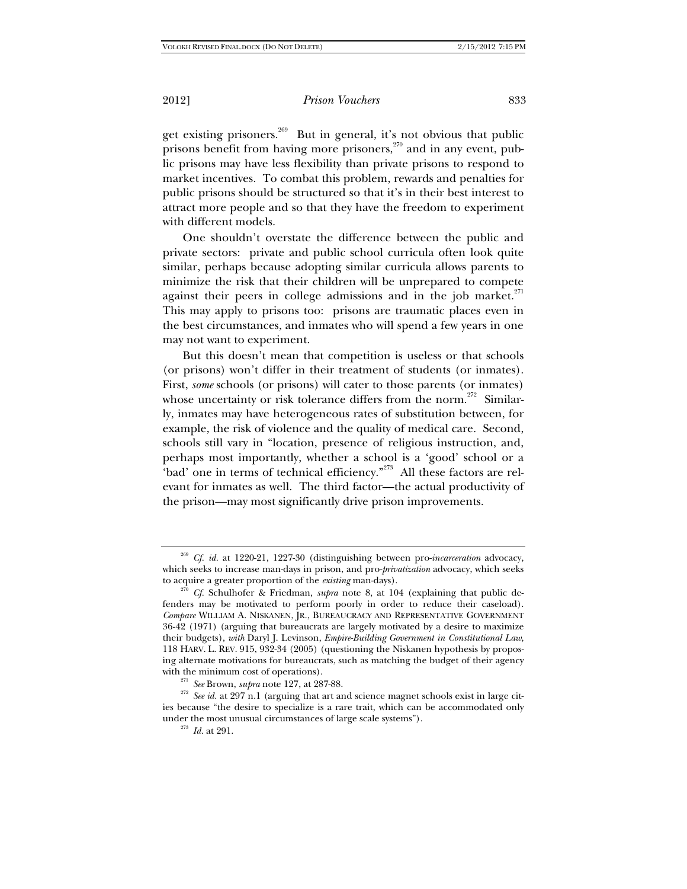get existing prisoners.[269] But in general, it's not obvious that public prisons benefit from having more prisoners,[270] and in any event, public prisons may have less flexibility than private prisons to respond to market incentives. To combat this problem, rewards and penalties for public prisons should be structured so that it's in their best interest to attract more people and so that they have the freedom to experiment with different models.

One shouldn't overstate the difference between the public and private sectors: private and public school curricula often look quite similar, perhaps because adopting similar curricula allows parents to minimize the risk that their children will be unprepared to compete against their peers in college admissions and in the job market.[271] This may apply to prisons too: prisons are traumatic places even in the best circumstances, and inmates who will spend a few years in one may not want to experiment.

But this doesn't mean that competition is useless or that schools (or prisons) won't differ in their treatment of students (or inmates). First, *some* schools (or prisons) will cater to those parents (or inmates) whose uncertainty or risk tolerance differs from the norm.[272] Similarly, inmates may have heterogeneous rates of substitution between, for example, the risk of violence and the quality of medical care. Second, schools still vary in "location, presence of religious instruction, and, perhaps most importantly, whether a school is a 'good' school or a 'bad' one in terms of technical efficiency."[273] All these factors are relevant for inmates as well. The third factor—the actual productivity of the prison—may most significantly drive prison improvements.

---

[269] *Cf. id.* at 1220-21, 1227-30 (distinguishing between pro-*incarceration* advocacy, which seeks to increase man-days in prison, and pro-*privatization* advocacy, which seeks to acquire a greater proportion of the *existing* man-days).

[270] *Cf.* Schulhofer & Friedman, *supra* note 8, at 104 (explaining that public defenders may be motivated to perform poorly in order to reduce their caseload). *Compare* WILLIAM A. NISKANEN, JR., BUREAUCRACY AND REPRESENTATIVE GOVERNMENT 36-42 (1971) (arguing that bureaucrats are largely motivated by a desire to maximize their budgets), *with* Daryl J. Levinson, *Empire-Building Government in Constitutional Law*, 118 HARV. L. REV. 915, 932-34 (2005) (questioning the Niskanen hypothesis by proposing alternate motivations for bureaucrats, such as matching the budget of their agency with the minimum cost of operations).

[271] *See* Brown, *supra* note 127, at 287-88.

[272] *See id.* at 297 n.1 (arguing that art and science magnet schools exist in large cities because "the desire to specialize is a rare trait, which can be accommodated only under the most unusual circumstances of large scale systems").

[273] *Id.* at 291.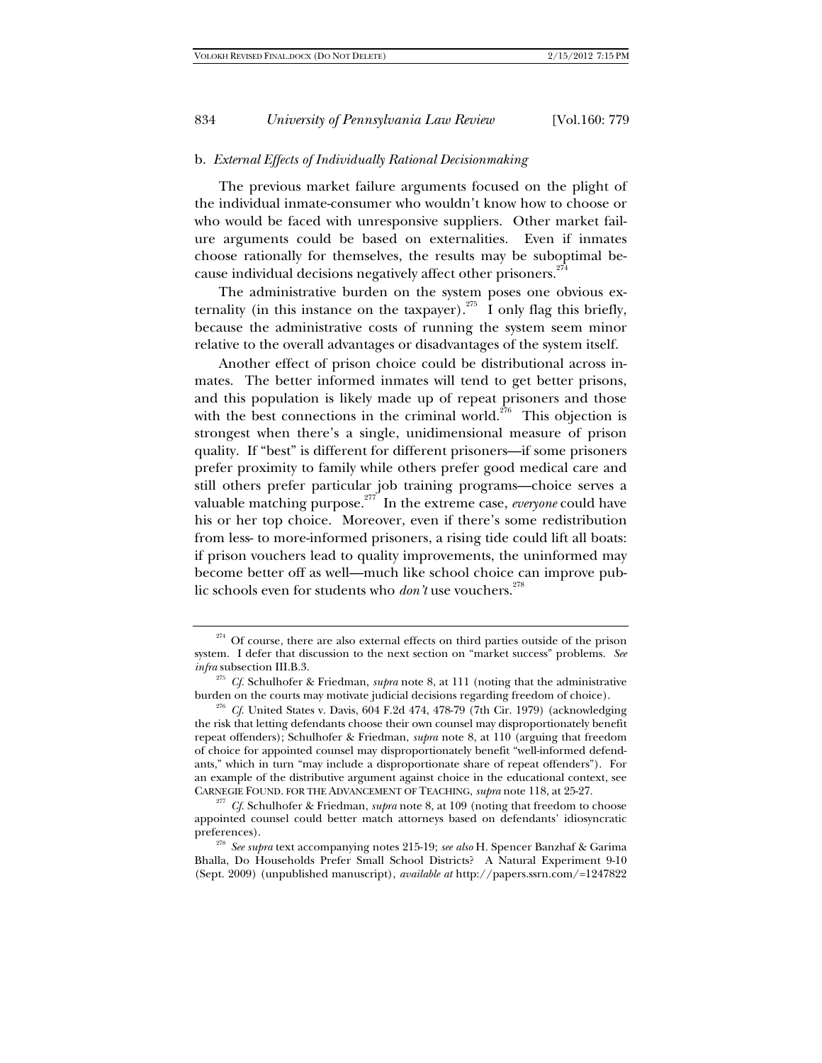b. *External Effects of Individually Rational Decisionmaking*

The previous market failure arguments focused on the plight of the individual inmate-consumer who wouldn't know how to choose or who would be faced with unresponsive suppliers. Other market failure arguments could be based on externalities. Even if inmates choose rationally for themselves, the results may be suboptimal because individual decisions negatively affect other prisoners.[274]

The administrative burden on the system poses one obvious externality (in this instance on the taxpayer).[275] I only flag this briefly, because the administrative costs of running the system seem minor relative to the overall advantages or disadvantages of the system itself.

Another effect of prison choice could be distributional across inmates. The better informed inmates will tend to get better prisons, and this population is likely made up of repeat prisoners and those with the best connections in the criminal world.[276] This objection is strongest when there's a single, unidimensional measure of prison quality. If "best" is different for different prisoners—if some prisoners prefer proximity to family while others prefer good medical care and still others prefer particular job training programs—choice serves a valuable matching purpose.[277] In the extreme case, *everyone* could have his or her top choice. Moreover, even if there's some redistribution from less- to more-informed prisoners, a rising tide could lift all boats: if prison vouchers lead to quality improvements, the uninformed may become better off as well—much like school choice can improve public schools even for students who *don't* use vouchers.[278]

---

[274] Of course, there are also external effects on third parties outside of the prison system. I defer that discussion to the next section on "market success" problems. *See infra* subsection III.B.3.

[275] *Cf.* Schulhofer & Friedman, *supra* note 8, at 111 (noting that the administrative burden on the courts may motivate judicial decisions regarding freedom of choice).

[276] *Cf.* United States v. Davis, 604 F.2d 474, 478-79 (7th Cir. 1979) (acknowledging the risk that letting defendants choose their own counsel may disproportionately benefit repeat offenders); Schulhofer & Friedman, *supra* note 8, at 110 (arguing that freedom of choice for appointed counsel may disproportionately benefit "well-informed defendants," which in turn "may include a disproportionate share of repeat offenders"). For an example of the distributive argument against choice in the educational context, see CARNEGIE FOUND. FOR THE ADVANCEMENT OF TEACHING, *supra* note 118, at 25-27.

[277] *Cf.* Schulhofer & Friedman, *supra* note 8, at 109 (noting that freedom to choose appointed counsel could better match attorneys based on defendants' idiosyncratic preferences).

[278] *See supra* text accompanying notes 215-19; *see also* H. Spencer Banzhaf & Garima Bhalla, Do Households Prefer Small School Districts? A Natural Experiment 9-10 (Sept. 2009) (unpublished manuscript), *available at* http://papers.ssrn.com/=1247822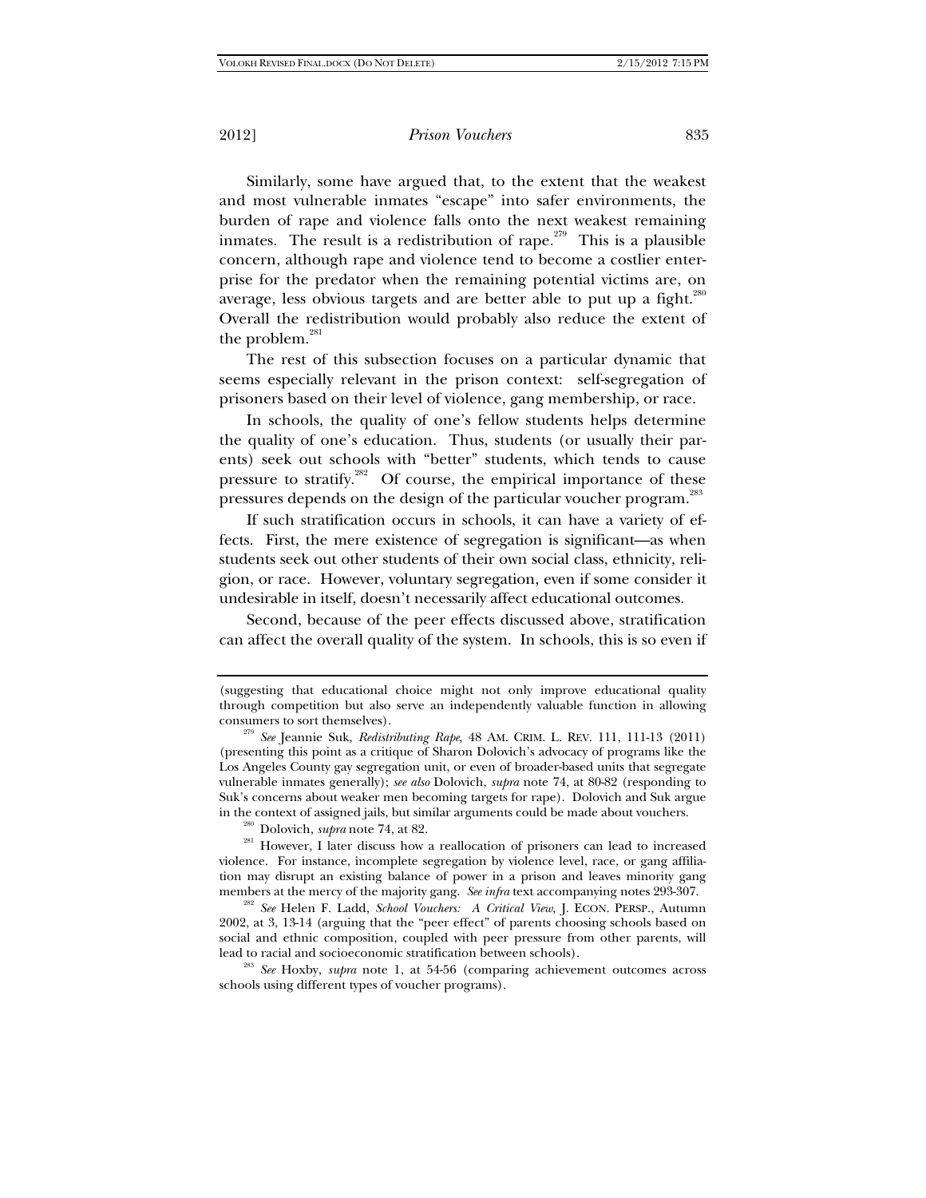Similarly, some have argued that, to the extent that the weakest and most vulnerable inmates "escape" into safer environments, the burden of rape and violence falls onto the next weakest remaining inmates. The result is a redistribution of rape.[279] This is a plausible concern, although rape and violence tend to become a costlier enterprise for the predator when the remaining potential victims are, on average, less obvious targets and are better able to put up a fight.[280] Overall the redistribution would probably also reduce the extent of the problem.[281]

The rest of this subsection focuses on a particular dynamic that seems especially relevant in the prison context: self-segregation of prisoners based on their level of violence, gang membership, or race.

In schools, the quality of one's fellow students helps determine the quality of one's education. Thus, students (or usually their parents) seek out schools with "better" students, which tends to cause pressure to stratify.[282] Of course, the empirical importance of these pressures depends on the design of the particular voucher program.[283]

If such stratification occurs in schools, it can have a variety of effects. First, the mere existence of segregation is significant—as when students seek out other students of their own social class, ethnicity, religion, or race. However, voluntary segregation, even if some consider it undesirable in itself, doesn't necessarily affect educational outcomes.

Second, because of the peer effects discussed above, stratification can affect the overall quality of the system. In schools, this is so even if

---

(suggesting that educational choice might not only improve educational quality through competition but also serve an independently valuable function in allowing consumers to sort themselves).

[279] *See* Jeannie Suk, *Redistributing Rape*, 48 AM. CRIM. L. REV. 111, 111-13 (2011) (presenting this point as a critique of Sharon Dolovich's advocacy of programs like the Los Angeles County gay segregation unit, or even of broader-based units that segregate vulnerable inmates generally); *see also* Dolovich, *supra* note 74, at 80-82 (responding to Suk's concerns about weaker men becoming targets for rape). Dolovich and Suk argue in the context of assigned jails, but similar arguments could be made about vouchers.

[280] Dolovich, *supra* note 74, at 82.

[281] However, I later discuss how a reallocation of prisoners can lead to increased violence. For instance, incomplete segregation by violence level, race, or gang affiliation may disrupt an existing balance of power in a prison and leaves minority gang members at the mercy of the majority gang. *See infra* text accompanying notes 293-307.

[282] *See* Helen F. Ladd, *School Vouchers: A Critical View*, J. ECON. PERSP., Autumn 2002, at 3, 13-14 (arguing that the "peer effect" of parents choosing schools based on social and ethnic composition, coupled with peer pressure from other parents, will lead to racial and socioeconomic stratification between schools).

[283] *See* Hoxby, *supra* note 1, at 54-56 (comparing achievement outcomes across schools using different types of voucher programs).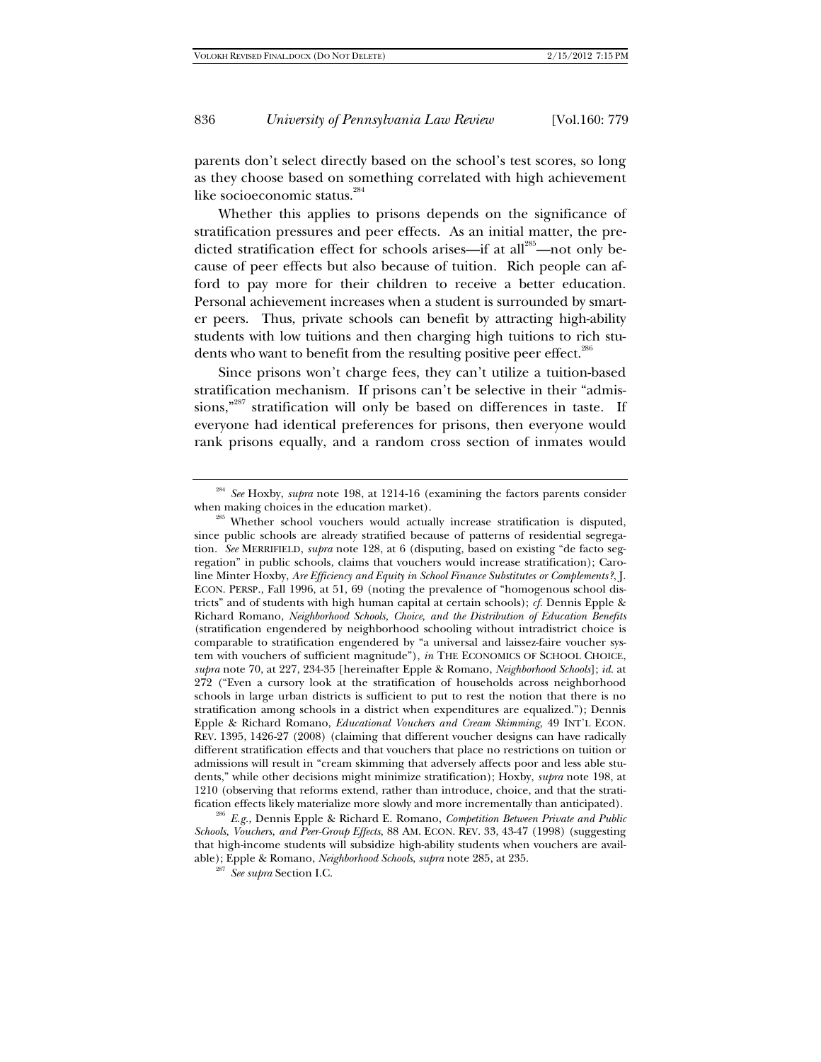parents don't select directly based on the school's test scores, so long as they choose based on something correlated with high achievement like socioeconomic status.[284]

Whether this applies to prisons depends on the significance of stratification pressures and peer effects. As an initial matter, the predicted stratification effect for schools arises—if at all[285]—not only because of peer effects but also because of tuition. Rich people can afford to pay more for their children to receive a better education. Personal achievement increases when a student is surrounded by smarter peers. Thus, private schools can benefit by attracting high-ability students with low tuitions and then charging high tuitions to rich students who want to benefit from the resulting positive peer effect.[286]

Since prisons won't charge fees, they can't utilize a tuition-based stratification mechanism. If prisons can't be selective in their "admissions,"[287] stratification will only be based on differences in taste. If everyone had identical preferences for prisons, then everyone would rank prisons equally, and a random cross section of inmates would

---

[284] *See* Hoxby, *supra* note 198, at 1214-16 (examining the factors parents consider when making choices in the education market).

[285] Whether school vouchers would actually increase stratification is disputed, since public schools are already stratified because of patterns of residential segregation. *See* MERRIFIELD, *supra* note 128, at 6 (disputing, based on existing "de facto segregation" in public schools, claims that vouchers would increase stratification); Caroline Minter Hoxby, *Are Efficiency and Equity in School Finance Substitutes or Complements?*, J. ECON. PERSP., Fall 1996, at 51, 69 (noting the prevalence of "homogenous school districts" and of students with high human capital at certain schools); *cf.* Dennis Epple & Richard Romano, *Neighborhood Schools, Choice, and the Distribution of Education Benefits* (stratification engendered by neighborhood schooling without intradistrict choice is comparable to stratification engendered by "a universal and laissez-faire voucher system with vouchers of sufficient magnitude"), *in* THE ECONOMICS OF SCHOOL CHOICE, *supra* note 70, at 227, 234-35 [hereinafter Epple & Romano, *Neighborhood Schools*]; *id.* at 272 ("Even a cursory look at the stratification of households across neighborhood schools in large urban districts is sufficient to put to rest the notion that there is no stratification among schools in a district when expenditures are equalized."); Dennis Epple & Richard Romano, *Educational Vouchers and Cream Skimming*, 49 INT'L ECON. REV. 1395, 1426-27 (2008) (claiming that different voucher designs can have radically different stratification effects and that vouchers that place no restrictions on tuition or admissions will result in "cream skimming that adversely affects poor and less able students," while other decisions might minimize stratification); Hoxby, *supra* note 198, at 1210 (observing that reforms extend, rather than introduce, choice, and that the stratification effects likely materialize more slowly and more incrementally than anticipated).

[286] *E.g.*, Dennis Epple & Richard E. Romano, *Competition Between Private and Public Schools, Vouchers, and Peer-Group Effects*, 88 AM. ECON. REV. 33, 43-47 (1998) (suggesting that high-income students will subsidize high-ability students when vouchers are available); Epple & Romano, *Neighborhood Schools*, *supra* note 285, at 235.

[287] *See supra* Section I.C.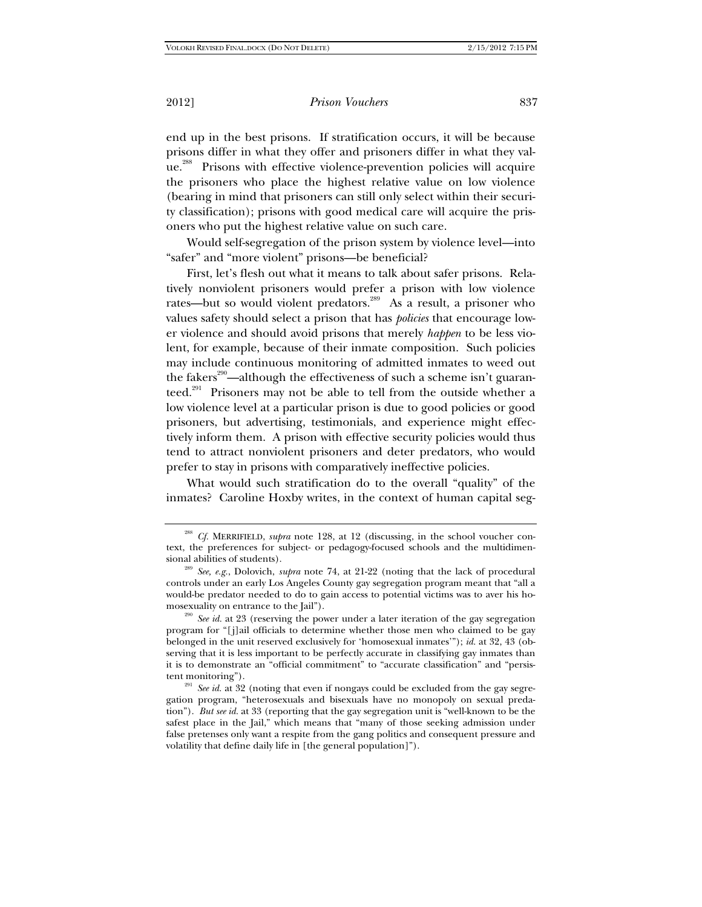end up in the best prisons. If stratification occurs, it will be because prisons differ in what they offer and prisoners differ in what they value.[288] Prisons with effective violence-prevention policies will acquire the prisoners who place the highest relative value on low violence (bearing in mind that prisoners can still only select within their security classification); prisons with good medical care will acquire the prisoners who put the highest relative value on such care.

Would self-segregation of the prison system by violence level—into "safer" and "more violent" prisons—be beneficial?

First, let's flesh out what it means to talk about safer prisons. Relatively nonviolent prisoners would prefer a prison with low violence rates—but so would violent predators.[289] As a result, a prisoner who values safety should select a prison that has *policies* that encourage lower violence and should avoid prisons that merely *happen* to be less violent, for example, because of their inmate composition. Such policies may include continuous monitoring of admitted inmates to weed out the fakers[290]—although the effectiveness of such a scheme isn't guaranteed.[291] Prisoners may not be able to tell from the outside whether a low violence level at a particular prison is due to good policies or good prisoners, but advertising, testimonials, and experience might effectively inform them. A prison with effective security policies would thus tend to attract nonviolent prisoners and deter predators, who would prefer to stay in prisons with comparatively ineffective policies.

What would such stratification do to the overall "quality" of the inmates? Caroline Hoxby writes, in the context of human capital seg-

---

[288] *Cf.* MERRIFIELD, *supra* note 128, at 12 (discussing, in the school voucher context, the preferences for subject- or pedagogy-focused schools and the multidimensional abilities of students).

[289] *See, e.g.*, Dolovich, *supra* note 74, at 21-22 (noting that the lack of procedural controls under an early Los Angeles County gay segregation program meant that "all a would-be predator needed to do to gain access to potential victims was to aver his homosexuality on entrance to the Jail").

[290] *See id.* at 23 (reserving the power under a later iteration of the gay segregation program for "[j]ail officials to determine whether those men who claimed to be gay belonged in the unit reserved exclusively for 'homosexual inmates'"); *id.* at 32, 43 (observing that it is less important to be perfectly accurate in classifying gay inmates than it is to demonstrate an "official commitment" to "accurate classification" and "persistent monitoring").

[291] *See id.* at 32 (noting that even if nongays could be excluded from the gay segregation program, "heterosexuals and bisexuals have no monopoly on sexual predation"). *But see id.* at 33 (reporting that the gay segregation unit is "well-known to be the safest place in the Jail," which means that "many of those seeking admission under false pretenses only want a respite from the gang politics and consequent pressure and volatility that define daily life in [the general population]").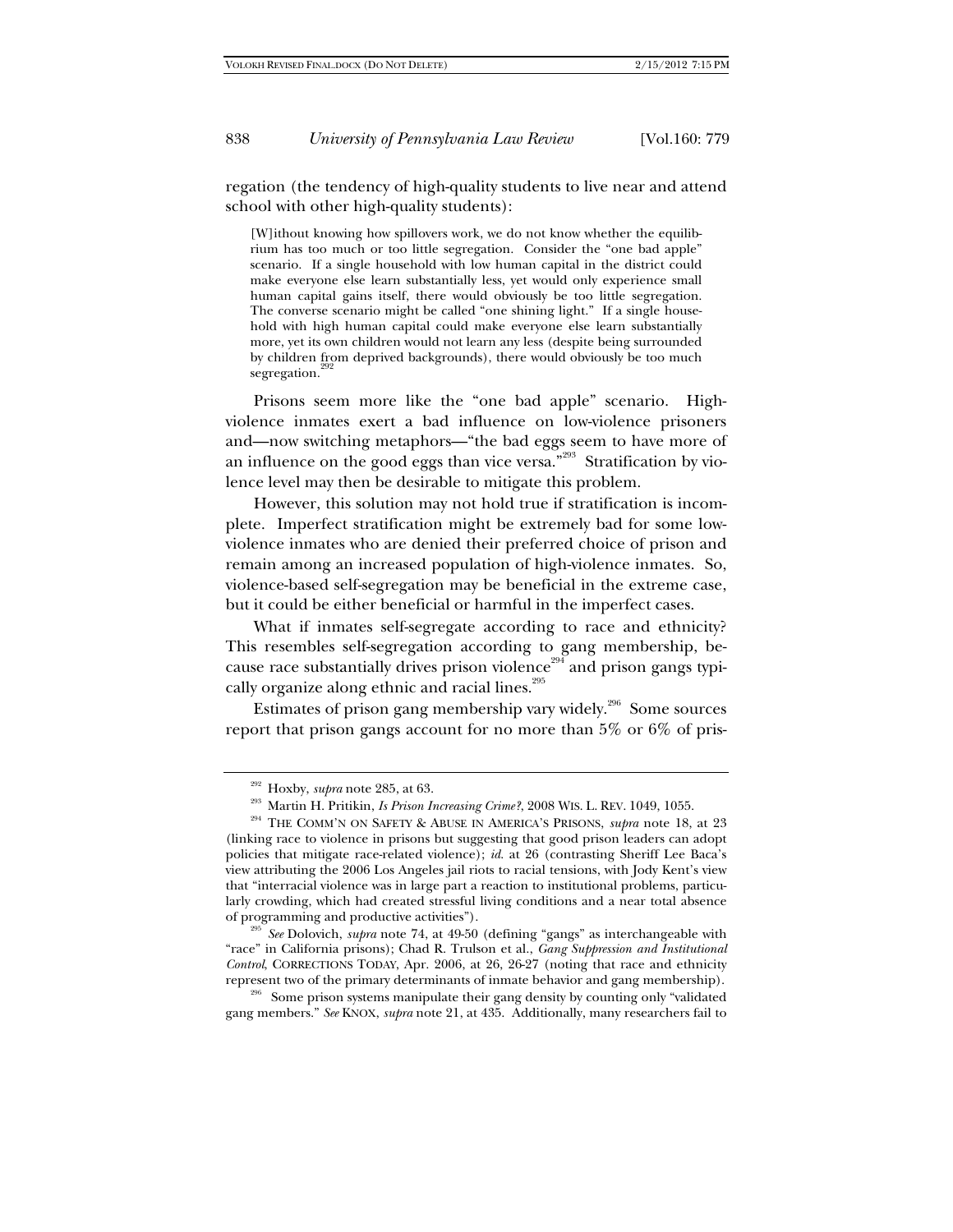regation (the tendency of high-quality students to live near and attend school with other high-quality students):

> [W]ithout knowing how spillovers work, we do not know whether the equilibrium has too much or too little segregation. Consider the "one bad apple" scenario. If a single household with low human capital in the district could make everyone else learn substantially less, yet would only experience small human capital gains itself, there would obviously be too little segregation. The converse scenario might be called "one shining light." If a single household with high human capital could make everyone else learn substantially more, yet its own children would not learn any less (despite being surrounded by children from deprived backgrounds), there would obviously be too much segregation.[292]

Prisons seem more like the "one bad apple" scenario. High-violence inmates exert a bad influence on low-violence prisoners and—now switching metaphors—"the bad eggs seem to have more of an influence on the good eggs than vice versa."[293] Stratification by violence level may then be desirable to mitigate this problem.

However, this solution may not hold true if stratification is incomplete. Imperfect stratification might be extremely bad for some low-violence inmates who are denied their preferred choice of prison and remain among an increased population of high-violence inmates. So, violence-based self-segregation may be beneficial in the extreme case, but it could be either beneficial or harmful in the imperfect cases.

What if inmates self-segregate according to race and ethnicity? This resembles self-segregation according to gang membership, because race substantially drives prison violence[294] and prison gangs typically organize along ethnic and racial lines.[295]

Estimates of prison gang membership vary widely.[296] Some sources report that prison gangs account for no more than 5% or 6% of pris-

---

[292] Hoxby, *supra* note 285, at 63.

[293] Martin H. Pritikin, *Is Prison Increasing Crime?*, 2008 WIS. L. REV. 1049, 1055.

[294] THE COMM'N ON SAFETY & ABUSE IN AMERICA'S PRISONS, *supra* note 18, at 23 (linking race to violence in prisons but suggesting that good prison leaders can adopt policies that mitigate race-related violence); *id.* at 26 (contrasting Sheriff Lee Baca's view attributing the 2006 Los Angeles jail riots to racial tensions, with Jody Kent's view that "interracial violence was in large part a reaction to institutional problems, particularly crowding, which had created stressful living conditions and a near total absence of programming and productive activities").

[295] *See* Dolovich, *supra* note 74, at 49-50 (defining "gangs" as interchangeable with "race" in California prisons); Chad R. Trulson et al., *Gang Suppression and Institutional Control*, CORRECTIONS TODAY, Apr. 2006, at 26, 26-27 (noting that race and ethnicity represent two of the primary determinants of inmate behavior and gang membership).

[296] Some prison systems manipulate their gang density by counting only "validated gang members." *See* KNOX, *supra* note 21, at 435. Additionally, many researchers fail to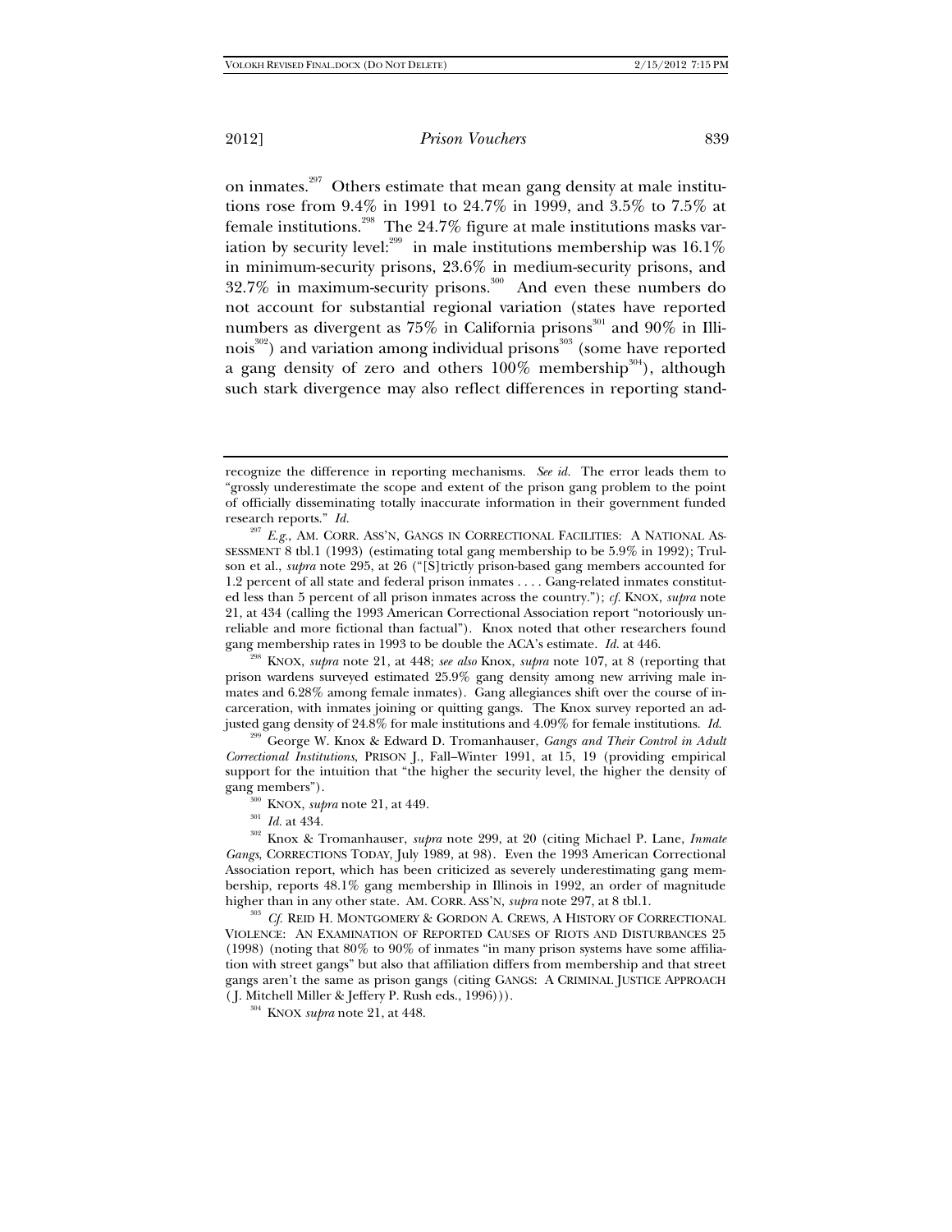on inmates.[297] Others estimate that mean gang density at male institutions rose from 9.4% in 1991 to 24.7% in 1999, and 3.5% to 7.5% at female institutions.[298] The 24.7% figure at male institutions masks variation by security level:[299] in male institutions membership was 16.1% in minimum-security prisons, 23.6% in medium-security prisons, and 32.7% in maximum-security prisons.[300] And even these numbers do not account for substantial regional variation (states have reported numbers as divergent as 75% in California prisons[301] and 90% in Illinois[302]) and variation among individual prisons[303] (some have reported a gang density of zero and others 100% membership[304]), although such stark divergence may also reflect differences in reporting stand-

---

recognize the difference in reporting mechanisms. *See id.* The error leads them to "grossly underestimate the scope and extent of the prison gang problem to the point of officially disseminating totally inaccurate information in their government funded research reports." *Id.*

[297] *E.g.*, AM. CORR. ASS'N, GANGS IN CORRECTIONAL FACILITIES: A NATIONAL ASSESSMENT 8 tbl.1 (1993) (estimating total gang membership to be 5.9% in 1992); Trulson et al., *supra* note 295, at 26 ("[S]trictly prison-based gang members accounted for 1.2 percent of all state and federal prison inmates . . . . Gang-related inmates constituted less than 5 percent of all prison inmates across the country."); *cf.* KNOX, *supra* note 21, at 434 (calling the 1993 American Correctional Association report "notoriously unreliable and more fictional than factual"). Knox noted that other researchers found gang membership rates in 1993 to be double the ACA's estimate. *Id.* at 446.

[298] KNOX, *supra* note 21, at 448; *see also* Knox, *supra* note 107, at 8 (reporting that prison wardens surveyed estimated 25.9% gang density among new arriving male inmates and 6.28% among female inmates). Gang allegiances shift over the course of incarceration, with inmates joining or quitting gangs. The Knox survey reported an adjusted gang density of 24.8% for male institutions and 4.09% for female institutions. *Id.*

[299] George W. Knox & Edward D. Tromanhauser, *Gangs and Their Control in Adult Correctional Institutions*, PRISON J., Fall–Winter 1991, at 15, 19 (providing empirical support for the intuition that "the higher the security level, the higher the density of gang members").

[300] KNOX, *supra* note 21, at 449.

[301] *Id.* at 434.

[302] Knox & Tromanhauser, *supra* note 299, at 20 (citing Michael P. Lane, *Inmate Gangs*, CORRECTIONS TODAY, July 1989, at 98). Even the 1993 American Correctional Association report, which has been criticized as severely underestimating gang membership, reports 48.1% gang membership in Illinois in 1992, an order of magnitude higher than in any other state. AM. CORR. ASS'N, *supra* note 297, at 8 tbl.1.

[303] *Cf.* REID H. MONTGOMERY & GORDON A. CREWS, A HISTORY OF CORRECTIONAL VIOLENCE: AN EXAMINATION OF REPORTED CAUSES OF RIOTS AND DISTURBANCES 25 (1998) (noting that 80% to 90% of inmates "in many prison systems have some affiliation with street gangs" but also that affiliation differs from membership and that street gangs aren't the same as prison gangs (citing GANGS: A CRIMINAL JUSTICE APPROACH (J. Mitchell Miller & Jeffery P. Rush eds., 1996))).

[304] KNOX *supra* note 21, at 448.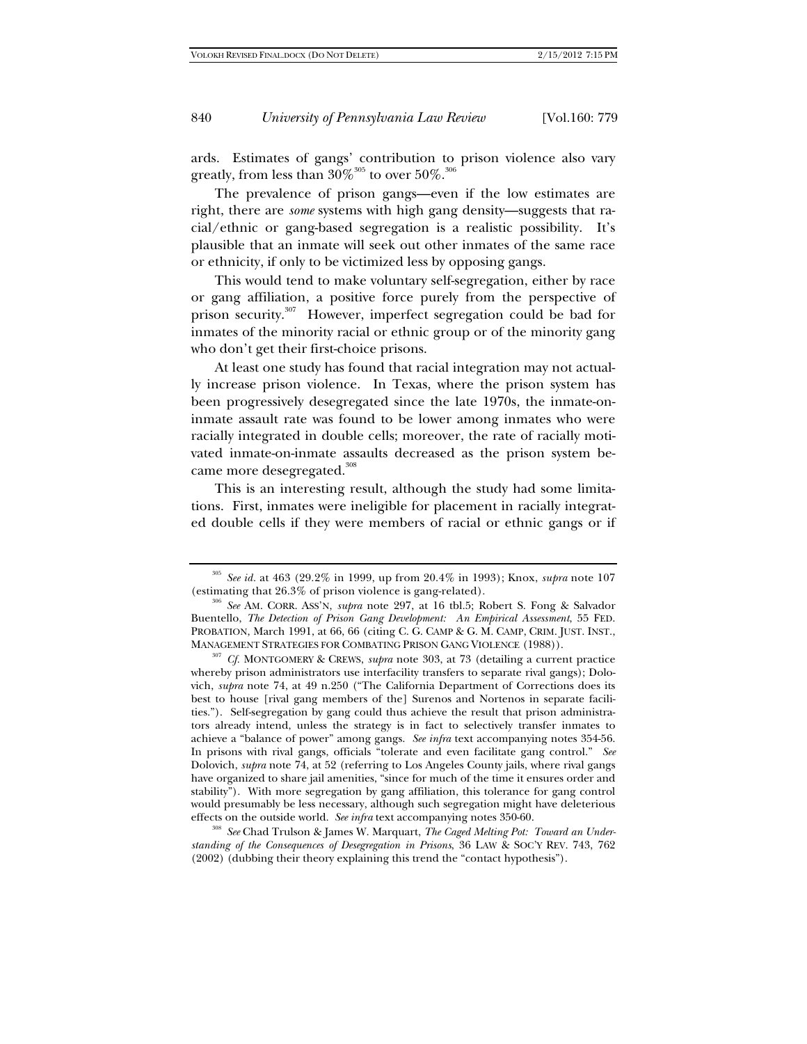ards. Estimates of gangs' contribution to prison violence also vary greatly, from less than 30%[305] to over 50%.[306]

The prevalence of prison gangs—even if the low estimates are right, there are *some* systems with high gang density—suggests that racial/ethnic or gang-based segregation is a realistic possibility. It's plausible that an inmate will seek out other inmates of the same race or ethnicity, if only to be victimized less by opposing gangs.

This would tend to make voluntary self-segregation, either by race or gang affiliation, a positive force purely from the perspective of prison security.[307] However, imperfect segregation could be bad for inmates of the minority racial or ethnic group or of the minority gang who don't get their first-choice prisons.

At least one study has found that racial integration may not actually increase prison violence. In Texas, where the prison system has been progressively desegregated since the late 1970s, the inmate-on-inmate assault rate was found to be lower among inmates who were racially integrated in double cells; moreover, the rate of racially motivated inmate-on-inmate assaults decreased as the prison system became more desegregated.[308]

This is an interesting result, although the study had some limitations. First, inmates were ineligible for placement in racially integrated double cells if they were members of racial or ethnic gangs or if

---

[305] *See id.* at 463 (29.2% in 1999, up from 20.4% in 1993); Knox, *supra* note 107 (estimating that 26.3% of prison violence is gang-related).

[306] *See* AM. CORR. ASS'N, *supra* note 297, at 16 tbl.5; Robert S. Fong & Salvador Buentello, *The Detection of Prison Gang Development: An Empirical Assessment*, 55 FED. PROBATION, March 1991, at 66, 66 (citing C. G. CAMP & G. M. CAMP, CRIM. JUST. INST., MANAGEMENT STRATEGIES FOR COMBATING PRISON GANG VIOLENCE (1988)).

[307] *Cf.* MONTGOMERY & CREWS, *supra* note 303, at 73 (detailing a current practice whereby prison administrators use interfacility transfers to separate rival gangs); Dolovich, *supra* note 74, at 49 n.250 ("The California Department of Corrections does its best to house [rival gang members of the] Surenos and Nortenos in separate facilities."). Self-segregation by gang could thus achieve the result that prison administrators already intend, unless the strategy is in fact to selectively transfer inmates to achieve a "balance of power" among gangs. *See infra* text accompanying notes 354-56. In prisons with rival gangs, officials "tolerate and even facilitate gang control." *See* Dolovich, *supra* note 74, at 52 (referring to Los Angeles County jails, where rival gangs have organized to share jail amenities, "since for much of the time it ensures order and stability"). With more segregation by gang affiliation, this tolerance for gang control would presumably be less necessary, although such segregation might have deleterious effects on the outside world. *See infra* text accompanying notes 350-60.

[308] *See* Chad Trulson & James W. Marquart, *The Caged Melting Pot: Toward an Understanding of the Consequences of Desegregation in Prisons*, 36 LAW & SOC'Y REV. 743, 762 (2002) (dubbing their theory explaining this trend the "contact hypothesis").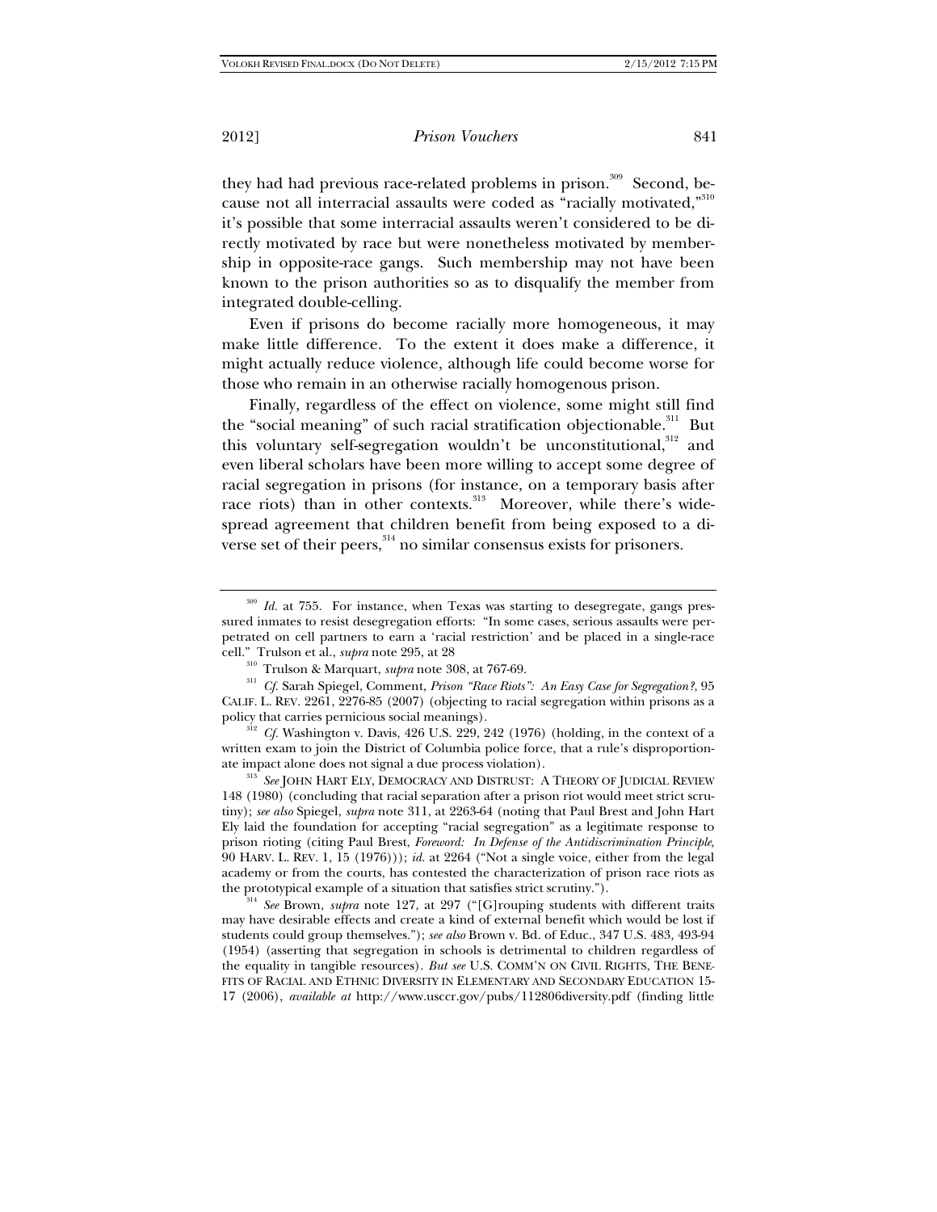they had had previous race-related problems in prison.[309] Second, because not all interracial assaults were coded as "racially motivated,"[310] it's possible that some interracial assaults weren't considered to be directly motivated by race but were nonetheless motivated by membership in opposite-race gangs. Such membership may not have been known to the prison authorities so as to disqualify the member from integrated double-celling.

Even if prisons do become racially more homogeneous, it may make little difference. To the extent it does make a difference, it might actually reduce violence, although life could become worse for those who remain in an otherwise racially homogenous prison.

Finally, regardless of the effect on violence, some might still find the "social meaning" of such racial stratification objectionable.[311] But this voluntary self-segregation wouldn't be unconstitutional,[312] and even liberal scholars have been more willing to accept some degree of racial segregation in prisons (for instance, on a temporary basis after race riots) than in other contexts.[313] Moreover, while there's widespread agreement that children benefit from being exposed to a diverse set of their peers,[314] no similar consensus exists for prisoners.

---

[309] *Id.* at 755. For instance, when Texas was starting to desegregate, gangs pressured inmates to resist desegregation efforts: "In some cases, serious assaults were perpetrated on cell partners to earn a 'racial restriction' and be placed in a single-race cell." Trulson et al., *supra* note 295, at 28

[310] Trulson & Marquart, *supra* note 308, at 767-69.

[311] *Cf.* Sarah Spiegel, Comment, *Prison "Race Riots": An Easy Case for Segregation?*, 95 CALIF. L. REV. 2261, 2276-85 (2007) (objecting to racial segregation within prisons as a policy that carries pernicious social meanings).

[312] *Cf.* Washington v. Davis, 426 U.S. 229, 242 (1976) (holding, in the context of a written exam to join the District of Columbia police force, that a rule's disproportionate impact alone does not signal a due process violation).

[313] *See* JOHN HART ELY, DEMOCRACY AND DISTRUST: A THEORY OF JUDICIAL REVIEW 148 (1980) (concluding that racial separation after a prison riot would meet strict scrutiny); *see also* Spiegel, *supra* note 311, at 2263-64 (noting that Paul Brest and John Hart Ely laid the foundation for accepting "racial segregation" as a legitimate response to prison rioting (citing Paul Brest, *Foreword: In Defense of the Antidiscrimination Principle*, 90 HARV. L. REV. 1, 15 (1976))); *id.* at 2264 ("Not a single voice, either from the legal academy or from the courts, has contested the characterization of prison race riots as the prototypical example of a situation that satisfies strict scrutiny.").

[314] *See* Brown, *supra* note 127, at 297 ("[G]rouping students with different traits may have desirable effects and create a kind of external benefit which would be lost if students could group themselves."); *see also* Brown v. Bd. of Educ., 347 U.S. 483, 493-94 (1954) (asserting that segregation in schools is detrimental to children regardless of the equality in tangible resources). *But see* U.S. COMM'N ON CIVIL RIGHTS, THE BENEFITS OF RACIAL AND ETHNIC DIVERSITY IN ELEMENTARY AND SECONDARY EDUCATION 15-17 (2006), *available at* http://www.usccr.gov/pubs/112806diversity.pdf (finding little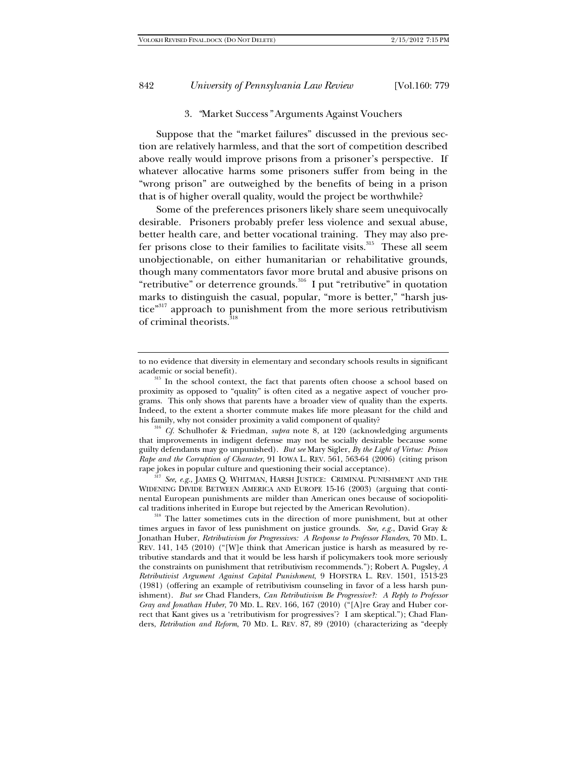### 3. "Market Success" Arguments Against Vouchers

Suppose that the "market failures" discussed in the previous section are relatively harmless, and that the sort of competition described above really would improve prisons from a prisoner's perspective. If whatever allocative harms some prisoners suffer from being in the "wrong prison" are outweighed by the benefits of being in a prison that is of higher overall quality, would the project be worthwhile?

Some of the preferences prisoners likely share seem unequivocally desirable. Prisoners probably prefer less violence and sexual abuse, better health care, and better vocational training. They may also prefer prisons close to their families to facilitate visits.[315] These all seem unobjectionable, on either humanitarian or rehabilitative grounds, though many commentators favor more brutal and abusive prisons on "retributive" or deterrence grounds.[316] I put "retributive" in quotation marks to distinguish the casual, popular, "more is better," "harsh justice"[317] approach to punishment from the more serious retributivism of criminal theorists.[318]

---

to no evidence that diversity in elementary and secondary schools results in significant academic or social benefit).

[315] In the school context, the fact that parents often choose a school based on proximity as opposed to "quality" is often cited as a negative aspect of voucher programs. This only shows that parents have a broader view of quality than the experts. Indeed, to the extent a shorter commute makes life more pleasant for the child and his family, why not consider proximity a valid component of quality?

[316] *Cf.* Schulhofer & Friedman, *supra* note 8, at 120 (acknowledging arguments that improvements in indigent defense may not be socially desirable because some guilty defendants may go unpunished). *But see* Mary Sigler, *By the Light of Virtue: Prison Rape and the Corruption of Character*, 91 IOWA L. REV. 561, 563-64 (2006) (citing prison rape jokes in popular culture and questioning their social acceptance).

[317] *See, e.g.*, JAMES Q. WHITMAN, HARSH JUSTICE: CRIMINAL PUNISHMENT AND THE WIDENING DIVIDE BETWEEN AMERICA AND EUROPE 15-16 (2003) (arguing that continental European punishments are milder than American ones because of sociopolitical traditions inherited in Europe but rejected by the American Revolution).

[318] The latter sometimes cuts in the direction of more punishment, but at other times argues in favor of less punishment on justice grounds. *See, e.g.*, David Gray & Jonathan Huber, *Retributivism for Progressives: A Response to Professor Flanders*, 70 MD. L. REV. 141, 145 (2010) ("[W]e think that American justice is harsh as measured by retributive standards and that it would be less harsh if policymakers took more seriously the constraints on punishment that retributivism recommends."); Robert A. Pugsley, *A Retributivist Argument Against Capital Punishment*, 9 HOFSTRA L. REV. 1501, 1513-23 (1981) (offering an example of retributivism counseling in favor of a less harsh punishment). *But see* Chad Flanders, *Can Retributivism Be Progressive?: A Reply to Professor Gray and Jonathan Huber*, 70 MD. L. REV. 166, 167 (2010) ("[A]re Gray and Huber correct that Kant gives us a 'retributivism for progressives'? I am skeptical."); Chad Flanders, *Retribution and Reform*, 70 MD. L. REV. 87, 89 (2010) (characterizing as "deeply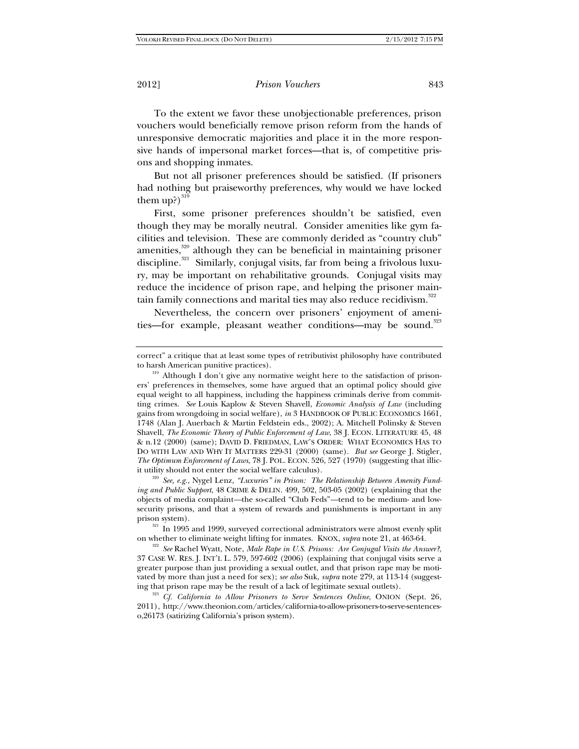To the extent we favor these unobjectionable preferences, prison vouchers would beneficially remove prison reform from the hands of unresponsive democratic majorities and place it in the more responsive hands of impersonal market forces—that is, of competitive prisons and shopping inmates.

But not all prisoner preferences should be satisfied. (If prisoners had nothing but praiseworthy preferences, why would we have locked them up?)[319]

First, some prisoner preferences shouldn't be satisfied, even though they may be morally neutral. Consider amenities like gym facilities and television. These are commonly derided as "country club" amenities,[320] although they can be beneficial in maintaining prisoner discipline.[321] Similarly, conjugal visits, far from being a frivolous luxury, may be important on rehabilitative grounds. Conjugal visits may reduce the incidence of prison rape, and helping the prisoner maintain family connections and marital ties may also reduce recidivism.[322]

Nevertheless, the concern over prisoners' enjoyment of amenities—for example, pleasant weather conditions—may be sound.[323]

---

correct" a critique that at least some types of retributivist philosophy have contributed to harsh American punitive practices).

[319] Although I don't give any normative weight here to the satisfaction of prisoners' preferences in themselves, some have argued that an optimal policy should give equal weight to all happiness, including the happiness criminals derive from committing crimes. *See* Louis Kaplow & Steven Shavell, *Economic Analysis of Law* (including gains from wrongdoing in social welfare), *in* 3 HANDBOOK OF PUBLIC ECONOMICS 1661, 1748 (Alan J. Auerbach & Martin Feldstein eds., 2002); A. Mitchell Polinsky & Steven Shavell, *The Economic Theory of Public Enforcement of Law*, 38 J. ECON. LITERATURE 45, 48 & n.12 (2000) (same); DAVID D. FRIEDMAN, LAW'S ORDER: WHAT ECONOMICS HAS TO DO WITH LAW AND WHY IT MATTERS 229-31 (2000) (same). *But see* George J. Stigler, *The Optimum Enforcement of Laws*, 78 J. POL. ECON. 526, 527 (1970) (suggesting that illicit utility should not enter the social welfare calculus).

[320] *See, e.g.*, Nygel Lenz, *"Luxuries" in Prison: The Relationship Between Amenity Funding and Public Support*, 48 CRIME & DELIN. 499, 502, 503-05 (2002) (explaining that the objects of media complaint—the so-called "Club Feds"—tend to be medium- and low-security prisons, and that a system of rewards and punishments is important in any prison system).

[321] In 1995 and 1999, surveyed correctional administrators were almost evenly split on whether to eliminate weight lifting for inmates. KNOX, *supra* note 21, at 463-64.

[322] *See* Rachel Wyatt, Note, *Male Rape in U.S. Prisons: Are Conjugal Visits the Answer?*, 37 CASE W. RES. J. INT'L L. 579, 597-602 (2006) (explaining that conjugal visits serve a greater purpose than just providing a sexual outlet, and that prison rape may be motivated by more than just a need for sex); *see also* Suk, *supra* note 279, at 113-14 (suggesting that prison rape may be the result of a lack of legitimate sexual outlets).

[323] *Cf. California to Allow Prisoners to Serve Sentences Online*, ONION (Sept. 26, 2011), http://www.theonion.com/articles/california-to-allow-prisoners-to-serve-sentences-o,26173 (satirizing California's prison system).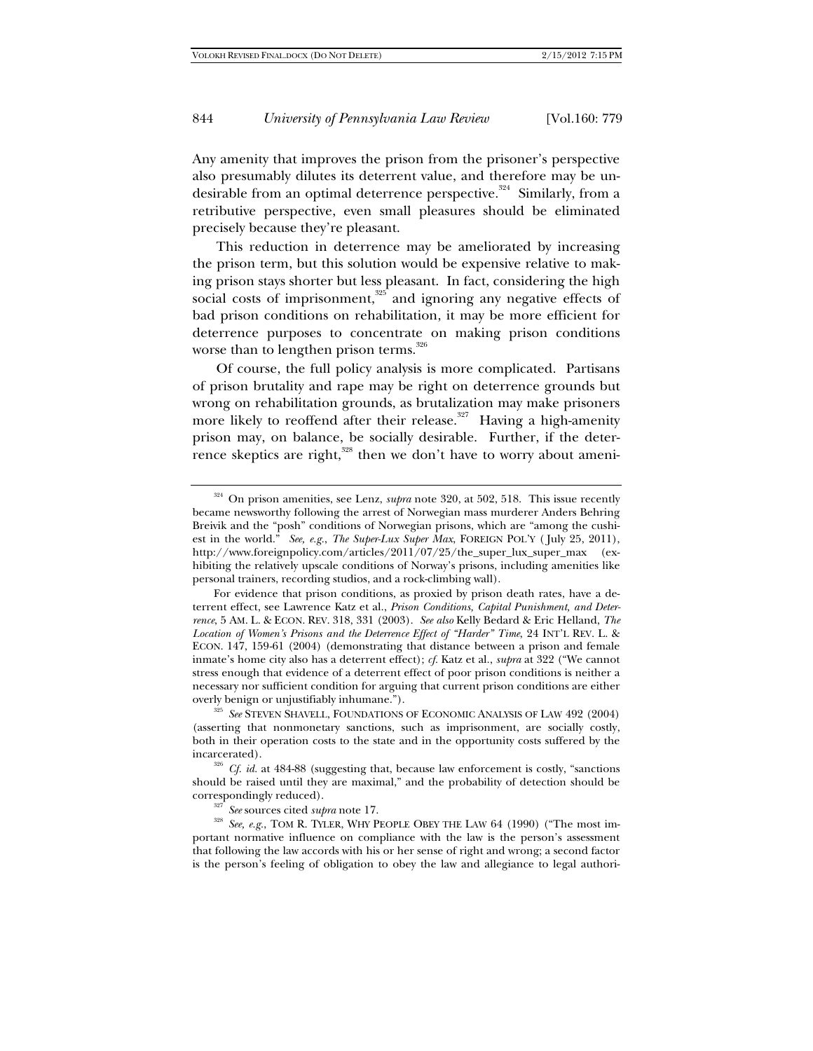Any amenity that improves the prison from the prisoner's perspective also presumably dilutes its deterrent value, and therefore may be undesirable from an optimal deterrence perspective.[324] Similarly, from a retributive perspective, even small pleasures should be eliminated precisely because they're pleasant.

This reduction in deterrence may be ameliorated by increasing the prison term, but this solution would be expensive relative to making prison stays shorter but less pleasant. In fact, considering the high social costs of imprisonment,[325] and ignoring any negative effects of bad prison conditions on rehabilitation, it may be more efficient for deterrence purposes to concentrate on making prison conditions worse than to lengthen prison terms.[326]

Of course, the full policy analysis is more complicated. Partisans of prison brutality and rape may be right on deterrence grounds but wrong on rehabilitation grounds, as brutalization may make prisoners more likely to reoffend after their release.[327] Having a high-amenity prison may, on balance, be socially desirable. Further, if the deterrence skeptics are right,[328] then we don't have to worry about ameni-

---

[324] On prison amenities, see Lenz, *supra* note 320, at 502, 518. This issue recently became newsworthy following the arrest of Norwegian mass murderer Anders Behring Breivik and the "posh" conditions of Norwegian prisons, which are "among the cushiest in the world." *See, e.g.*, *The Super-Lux Super Max*, FOREIGN POL'Y (July 25, 2011), http://www.foreignpolicy.com/articles/2011/07/25/the_super_lux_super_max (exhibiting the relatively upscale conditions of Norway's prisons, including amenities like personal trainers, recording studios, and a rock-climbing wall).

For evidence that prison conditions, as proxied by prison death rates, have a deterrent effect, see Lawrence Katz et al., *Prison Conditions, Capital Punishment, and Deterrence*, 5 AM. L. & ECON. REV. 318, 331 (2003). *See also* Kelly Bedard & Eric Helland, *The Location of Women's Prisons and the Deterrence Effect of "Harder" Time*, 24 INT'L REV. L. & ECON. 147, 159-61 (2004) (demonstrating that distance between a prison and female inmate's home city also has a deterrent effect); *cf.* Katz et al., *supra* at 322 ("We cannot stress enough that evidence of a deterrent effect of poor prison conditions is neither a necessary nor sufficient condition for arguing that current prison conditions are either overly benign or unjustifiably inhumane.").

[325] *See* STEVEN SHAVELL, FOUNDATIONS OF ECONOMIC ANALYSIS OF LAW 492 (2004) (asserting that nonmonetary sanctions, such as imprisonment, are socially costly, both in their operation costs to the state and in the opportunity costs suffered by the incarcerated).

[326] *Cf. id.* at 484-88 (suggesting that, because law enforcement is costly, "sanctions should be raised until they are maximal," and the probability of detection should be correspondingly reduced).

[327] *See* sources cited *supra* note 17.

[328] *See, e.g.*, TOM R. TYLER, WHY PEOPLE OBEY THE LAW 64 (1990) ("The most important normative influence on compliance with the law is the person's assessment that following the law accords with his or her sense of right and wrong; a second factor is the person's feeling of obligation to obey the law and allegiance to legal authori-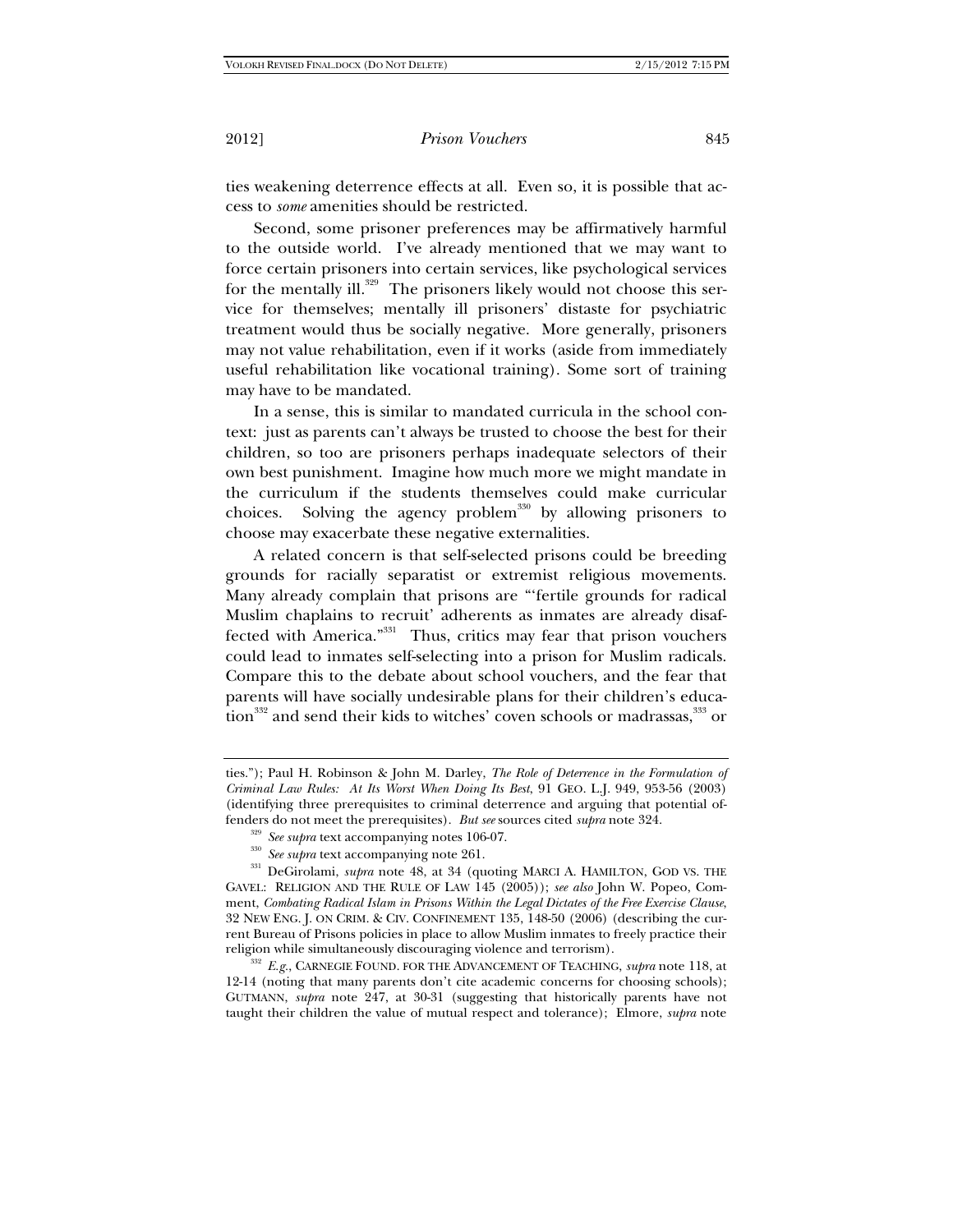ties weakening deterrence effects at all. Even so, it is possible that access to *some* amenities should be restricted.

Second, some prisoner preferences may be affirmatively harmful to the outside world. I've already mentioned that we may want to force certain prisoners into certain services, like psychological services for the mentally ill.[329] The prisoners likely would not choose this service for themselves; mentally ill prisoners' distaste for psychiatric treatment would thus be socially negative. More generally, prisoners may not value rehabilitation, even if it works (aside from immediately useful rehabilitation like vocational training). Some sort of training may have to be mandated.

In a sense, this is similar to mandated curricula in the school context: just as parents can't always be trusted to choose the best for their children, so too are prisoners perhaps inadequate selectors of their own best punishment. Imagine how much more we might mandate in the curriculum if the students themselves could make curricular choices. Solving the agency problem[330] by allowing prisoners to choose may exacerbate these negative externalities.

A related concern is that self-selected prisons could be breeding grounds for racially separatist or extremist religious movements. Many already complain that prisons are "'fertile grounds for radical Muslim chaplains to recruit' adherents as inmates are already disaffected with America."[331] Thus, critics may fear that prison vouchers could lead to inmates self-selecting into a prison for Muslim radicals. Compare this to the debate about school vouchers, and the fear that parents will have socially undesirable plans for their children's education[332] and send their kids to witches' coven schools or madrassas,[333] or

---

ties."); Paul H. Robinson & John M. Darley, *The Role of Deterrence in the Formulation of Criminal Law Rules: At Its Worst When Doing Its Best*, 91 GEO. L.J. 949, 953-56 (2003) (identifying three prerequisites to criminal deterrence and arguing that potential offenders do not meet the prerequisites). *But see* sources cited *supra* note 324.

[329] *See supra* text accompanying notes 106-07.

[330] *See supra* text accompanying note 261.

[331] DeGirolami, *supra* note 48, at 34 (quoting MARCI A. HAMILTON, GOD VS. THE GAVEL: RELIGION AND THE RULE OF LAW 145 (2005)); *see also* John W. Popeo, Comment, *Combating Radical Islam in Prisons Within the Legal Dictates of the Free Exercise Clause*, 32 NEW ENG. J. ON CRIM. & CIV. CONFINEMENT 135, 148-50 (2006) (describing the current Bureau of Prisons policies in place to allow Muslim inmates to freely practice their religion while simultaneously discouraging violence and terrorism).

[332] *E.g.*, CARNEGIE FOUND. FOR THE ADVANCEMENT OF TEACHING, *supra* note 118, at 12-14 (noting that many parents don't cite academic concerns for choosing schools); GUTMANN, *supra* note 247, at 30-31 (suggesting that historically parents have not taught their children the value of mutual respect and tolerance); Elmore, *supra* note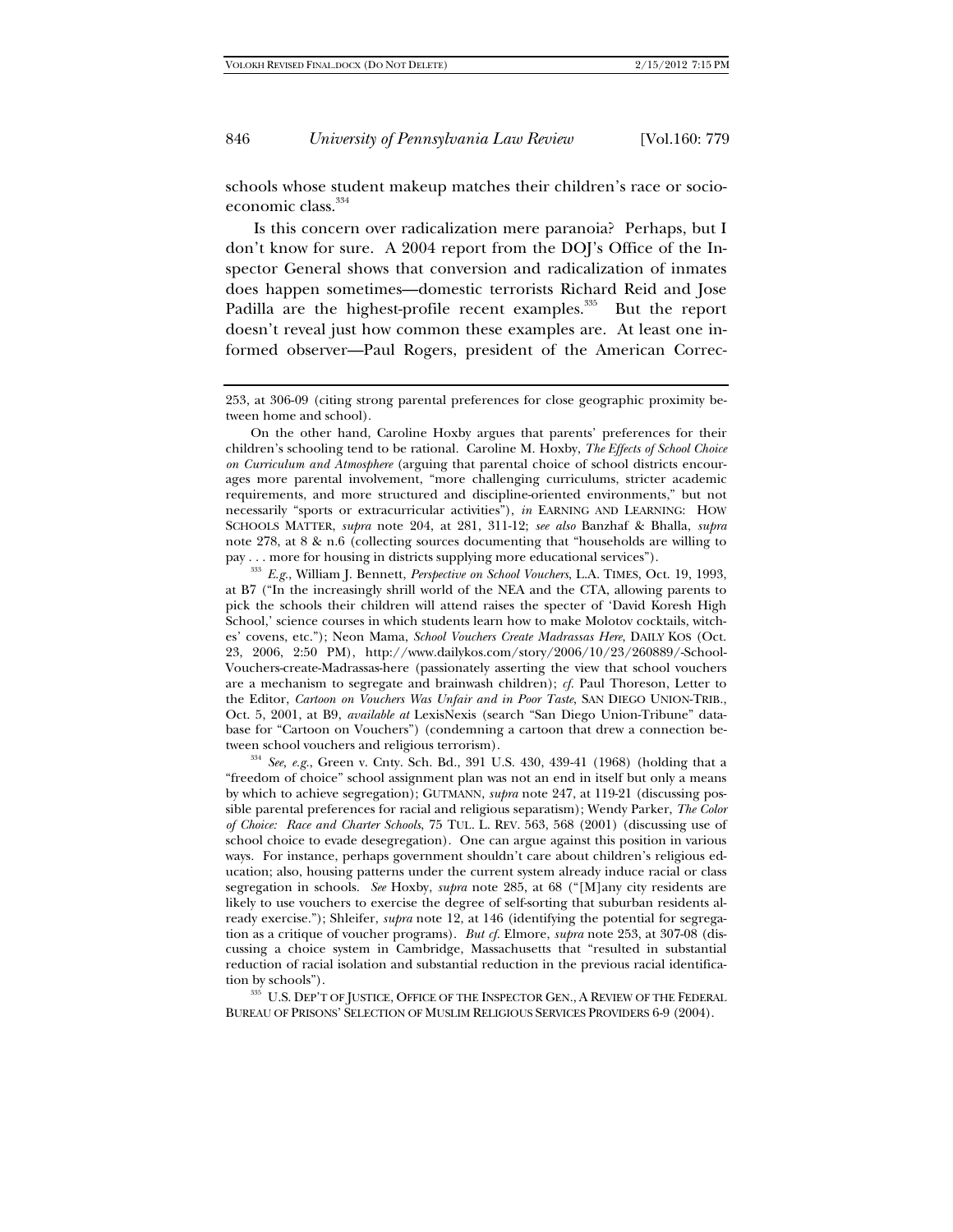schools whose student makeup matches their children's race or socioeconomic class.[334]

Is this concern over radicalization mere paranoia? Perhaps, but I don't know for sure. A 2004 report from the DOJ's Office of the Inspector General shows that conversion and radicalization of inmates does happen sometimes—domestic terrorists Richard Reid and Jose Padilla are the highest-profile recent examples.[335] But the report doesn't reveal just how common these examples are. At least one informed observer—Paul Rogers, president of the American Correc-

---

253, at 306-09 (citing strong parental preferences for close geographic proximity between home and school).

On the other hand, Caroline Hoxby argues that parents' preferences for their children's schooling tend to be rational. Caroline M. Hoxby, *The Effects of School Choice on Curriculum and Atmosphere* (arguing that parental choice of school districts encourages more parental involvement, "more challenging curriculums, stricter academic requirements, and more structured and discipline-oriented environments," but not necessarily "sports or extracurricular activities"), *in* EARNING AND LEARNING: HOW SCHOOLS MATTER, *supra* note 204, at 281, 311-12; *see also* Banzhaf & Bhalla, *supra* note 278, at 8 & n.6 (collecting sources documenting that "households are willing to pay . . . more for housing in districts supplying more educational services").

[333] *E.g.*, William J. Bennett, *Perspective on School Vouchers*, L.A. TIMES, Oct. 19, 1993, at B7 ("In the increasingly shrill world of the NEA and the CTA, allowing parents to pick the schools their children will attend raises the specter of 'David Koresh High School,' science courses in which students learn how to make Molotov cocktails, witches' covens, etc."); Neon Mama, *School Vouchers Create Madrassas Here*, DAILY KOS (Oct. 23, 2006, 2:50 PM), http://www.dailykos.com/story/2006/10/23/260889/-School-Vouchers-create-Madrassas-here (passionately asserting the view that school vouchers are a mechanism to segregate and brainwash children); *cf.* Paul Thoreson, Letter to the Editor, *Cartoon on Vouchers Was Unfair and in Poor Taste*, SAN DIEGO UNION-TRIB., Oct. 5, 2001, at B9, *available at* LexisNexis (search "San Diego Union-Tribune" database for "Cartoon on Vouchers") (condemning a cartoon that drew a connection between school vouchers and religious terrorism).

[334] *See, e.g.*, Green v. Cnty. Sch. Bd., 391 U.S. 430, 439-41 (1968) (holding that a "freedom of choice" school assignment plan was not an end in itself but only a means by which to achieve segregation); GUTMANN, *supra* note 247, at 119-21 (discussing possible parental preferences for racial and religious separatism); Wendy Parker, *The Color of Choice: Race and Charter Schools*, 75 TUL. L. REV. 563, 568 (2001) (discussing use of school choice to evade desegregation). One can argue against this position in various ways. For instance, perhaps government shouldn't care about children's religious education; also, housing patterns under the current system already induce racial or class segregation in schools. *See* Hoxby, *supra* note 285, at 68 ("[M]any city residents are likely to use vouchers to exercise the degree of self-sorting that suburban residents already exercise."); Shleifer, *supra* note 12, at 146 (identifying the potential for segregation as a critique of voucher programs). *But cf.* Elmore, *supra* note 253, at 307-08 (discussing a choice system in Cambridge, Massachusetts that "resulted in substantial reduction of racial isolation and substantial reduction in the previous racial identification by schools").

[335] U.S. DEP'T OF JUSTICE, OFFICE OF THE INSPECTOR GEN., A REVIEW OF THE FEDERAL BUREAU OF PRISONS' SELECTION OF MUSLIM RELIGIOUS SERVICES PROVIDERS 6-9 (2004).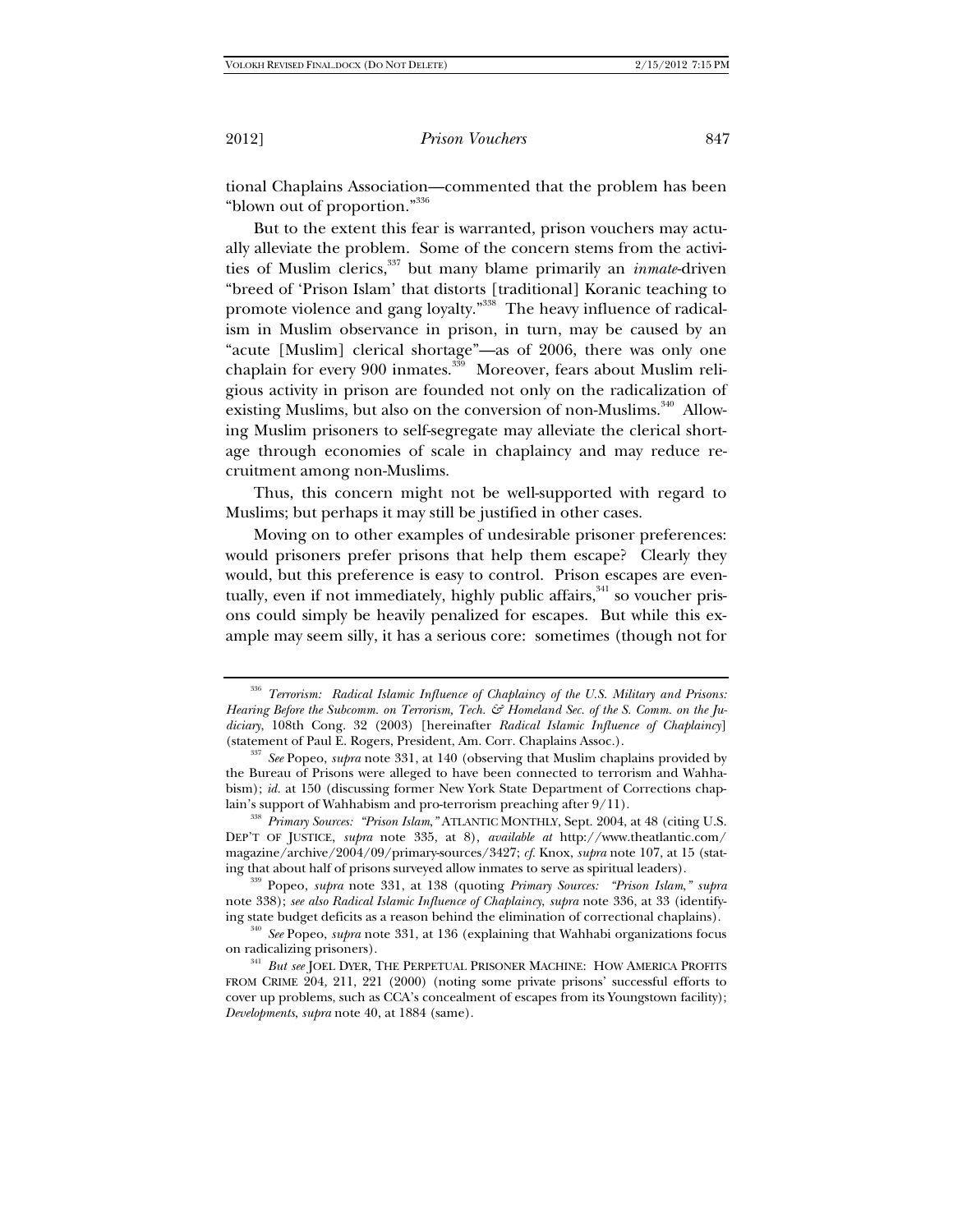tional Chaplains Association—commented that the problem has been "blown out of proportion."[336]

But to the extent this fear is warranted, prison vouchers may actually alleviate the problem. Some of the concern stems from the activities of Muslim clerics,[337] but many blame primarily an *inmate*-driven "breed of 'Prison Islam' that distorts [traditional] Koranic teaching to promote violence and gang loyalty."[338] The heavy influence of radicalism in Muslim observance in prison, in turn, may be caused by an "acute [Muslim] clerical shortage"—as of 2006, there was only one chaplain for every 900 inmates.[339] Moreover, fears about Muslim religious activity in prison are founded not only on the radicalization of existing Muslims, but also on the conversion of non-Muslims.[340] Allowing Muslim prisoners to self-segregate may alleviate the clerical shortage through economies of scale in chaplaincy and may reduce recruitment among non-Muslims.

Thus, this concern might not be well-supported with regard to Muslims; but perhaps it may still be justified in other cases.

Moving on to other examples of undesirable prisoner preferences: would prisoners prefer prisons that help them escape? Clearly they would, but this preference is easy to control. Prison escapes are eventually, even if not immediately, highly public affairs,[341] so voucher prisons could simply be heavily penalized for escapes. But while this example may seem silly, it has a serious core: sometimes (though not for

---

[336] *Terrorism: Radical Islamic Influence of Chaplaincy of the U.S. Military and Prisons: Hearing Before the Subcomm. on Terrorism, Tech. & Homeland Sec. of the S. Comm. on the Judiciary*, 108th Cong. 32 (2003) [hereinafter *Radical Islamic Influence of Chaplaincy*] (statement of Paul E. Rogers, President, Am. Corr. Chaplains Assoc.).

[337] *See* Popeo, *supra* note 331, at 140 (observing that Muslim chaplains provided by the Bureau of Prisons were alleged to have been connected to terrorism and Wahhabism); *id.* at 150 (discussing former New York State Department of Corrections chaplain's support of Wahhabism and pro-terrorism preaching after 9/11).

[338] *Primary Sources: "Prison Islam*,*"* ATLANTIC MONTHLY, Sept. 2004, at 48 (citing U.S. DEP'T OF JUSTICE, *supra* note 335, at 8), *available at* http://www.theatlantic.com/magazine/archive/2004/09/primary-sources/3427; *cf.* Knox, *supra* note 107, at 15 (stating that about half of prisons surveyed allow inmates to serve as spiritual leaders).

[339] Popeo, *supra* note 331, at 138 (quoting *Primary Sources: "Prison Islam*,*" supra* note 338); *see also Radical Islamic Influence of Chaplaincy*, *supra* note 336, at 33 (identifying state budget deficits as a reason behind the elimination of correctional chaplains).

[340] *See* Popeo, *supra* note 331, at 136 (explaining that Wahhabi organizations focus on radicalizing prisoners).

[341] *But see* JOEL DYER, THE PERPETUAL PRISONER MACHINE: HOW AMERICA PROFITS FROM CRIME 204, 211, 221 (2000) (noting some private prisons' successful efforts to cover up problems, such as CCA's concealment of escapes from its Youngstown facility); *Developments*, *supra* note 40, at 1884 (same).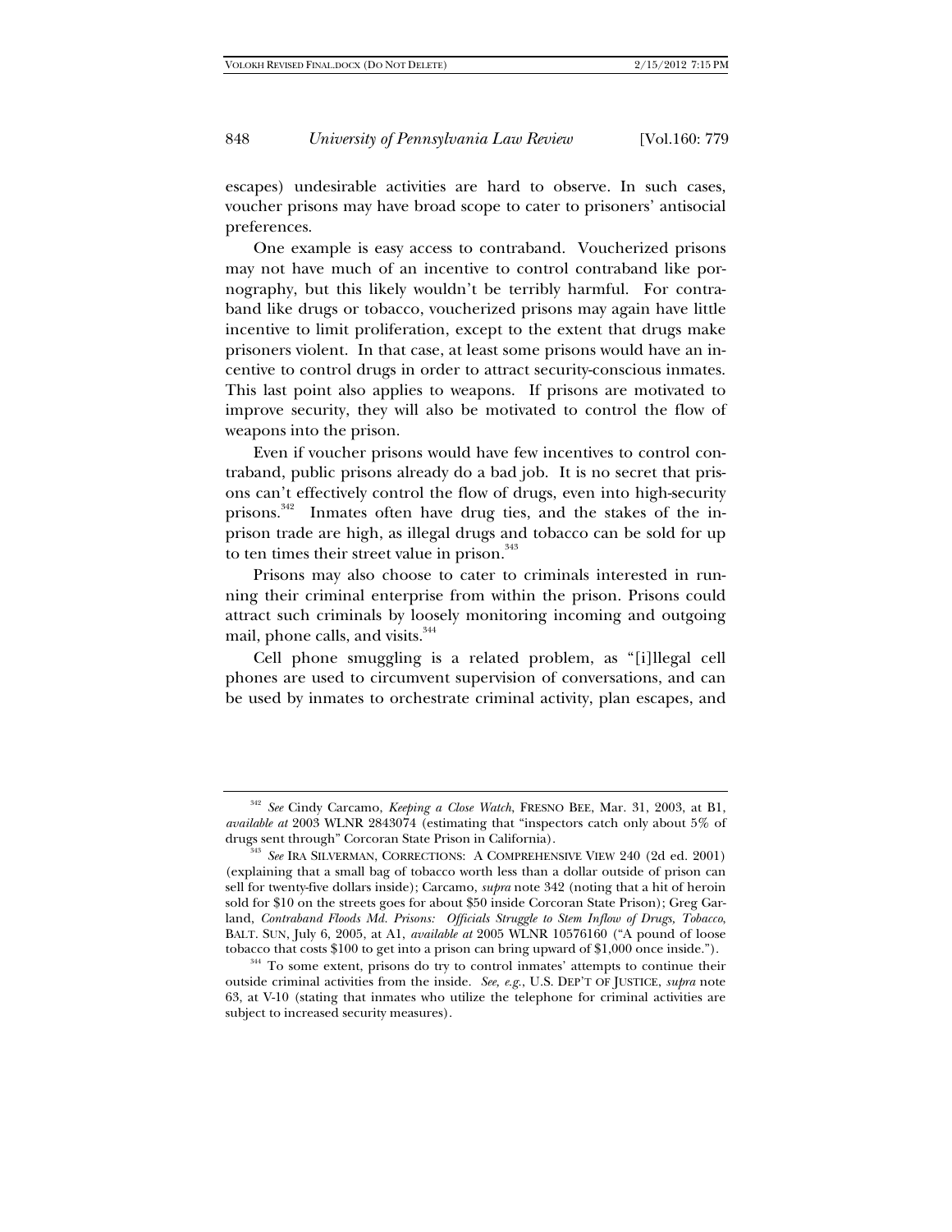escapes) undesirable activities are hard to observe. In such cases, voucher prisons may have broad scope to cater to prisoners' antisocial preferences.

One example is easy access to contraband. Voucherized prisons may not have much of an incentive to control contraband like pornography, but this likely wouldn't be terribly harmful. For contraband like drugs or tobacco, voucherized prisons may again have little incentive to limit proliferation, except to the extent that drugs make prisoners violent. In that case, at least some prisons would have an incentive to control drugs in order to attract security-conscious inmates. This last point also applies to weapons. If prisons are motivated to improve security, they will also be motivated to control the flow of weapons into the prison.

Even if voucher prisons would have few incentives to control contraband, public prisons already do a bad job. It is no secret that prisons can't effectively control the flow of drugs, even into high-security prisons.[342] Inmates often have drug ties, and the stakes of the in-prison trade are high, as illegal drugs and tobacco can be sold for up to ten times their street value in prison.[343]

Prisons may also choose to cater to criminals interested in running their criminal enterprise from within the prison. Prisons could attract such criminals by loosely monitoring incoming and outgoing mail, phone calls, and visits.[344]

Cell phone smuggling is a related problem, as "[i]llegal cell phones are used to circumvent supervision of conversations, and can be used by inmates to orchestrate criminal activity, plan escapes, and

---

[342] *See* Cindy Carcamo, *Keeping a Close Watch*, FRESNO BEE, Mar. 31, 2003, at B1, *available at* 2003 WLNR 2843074 (estimating that "inspectors catch only about 5% of drugs sent through" Corcoran State Prison in California).

[343] *See* IRA SILVERMAN, CORRECTIONS: A COMPREHENSIVE VIEW 240 (2d ed. 2001) (explaining that a small bag of tobacco worth less than a dollar outside of prison can sell for twenty-five dollars inside); Carcamo, *supra* note 342 (noting that a hit of heroin sold for $10 on the streets goes for about $50 inside Corcoran State Prison); Greg Garland, *Contraband Floods Md. Prisons: Officials Struggle to Stem Inflow of Drugs, Tobacco*, BALT. SUN, July 6, 2005, at A1, *available at* 2005 WLNR 10576160 ("A pound of loose tobacco that costs $100 to get into a prison can bring upward of $1,000 once inside.").

[344] To some extent, prisons do try to control inmates' attempts to continue their outside criminal activities from the inside. *See, e.g.*, U.S. DEP'T OF JUSTICE, *supra* note 63, at V-10 (stating that inmates who utilize the telephone for criminal activities are subject to increased security measures).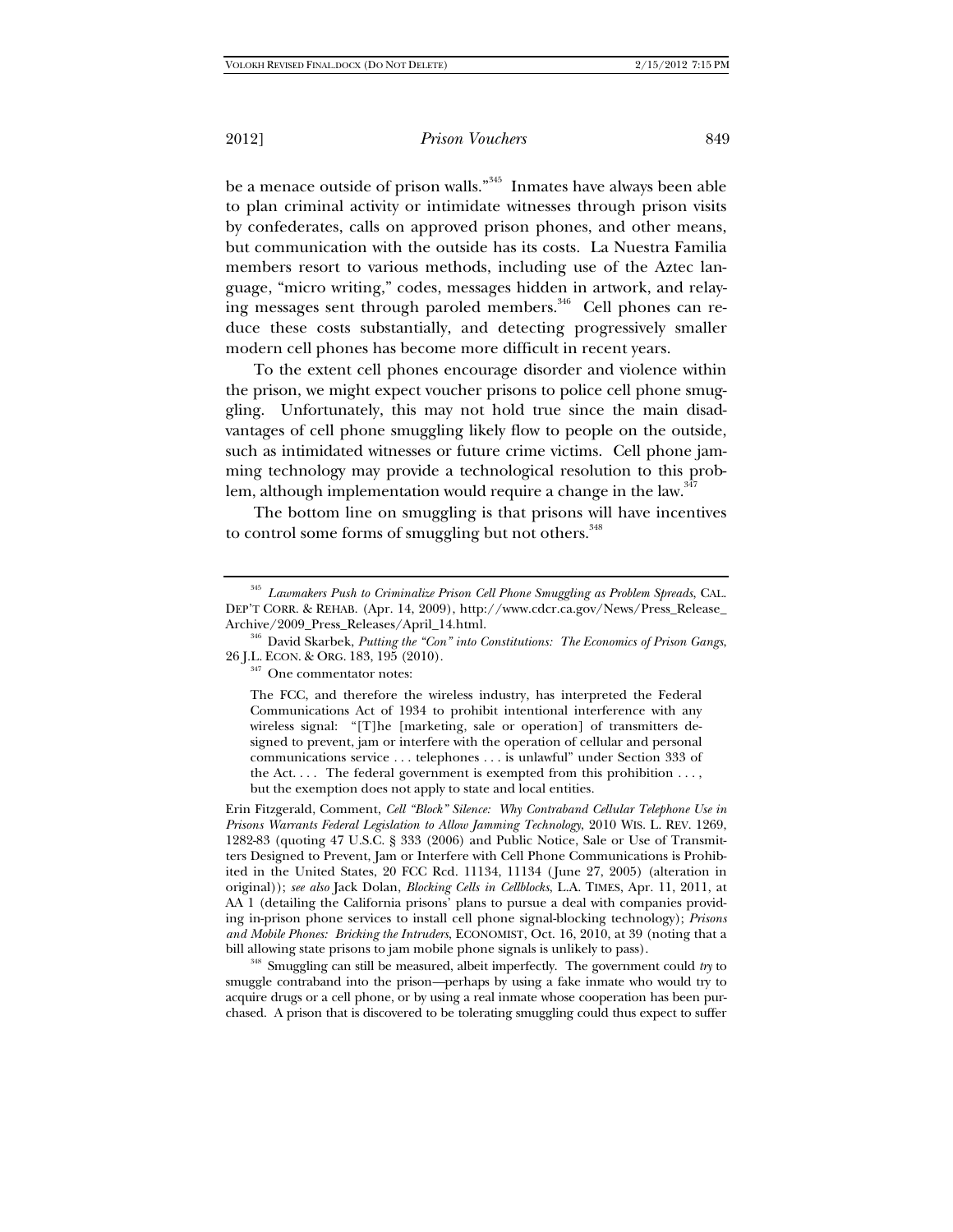be a menace outside of prison walls."[345] Inmates have always been able to plan criminal activity or intimidate witnesses through prison visits by confederates, calls on approved prison phones, and other means, but communication with the outside has its costs. La Nuestra Familia members resort to various methods, including use of the Aztec language, "micro writing," codes, messages hidden in artwork, and relaying messages sent through paroled members.[346] Cell phones can reduce these costs substantially, and detecting progressively smaller modern cell phones has become more difficult in recent years.

To the extent cell phones encourage disorder and violence within the prison, we might expect voucher prisons to police cell phone smuggling. Unfortunately, this may not hold true since the main disadvantages of cell phone smuggling likely flow to people on the outside, such as intimidated witnesses or future crime victims. Cell phone jamming technology may provide a technological resolution to this problem, although implementation would require a change in the law.[347]

The bottom line on smuggling is that prisons will have incentives to control some forms of smuggling but not others.[348]

---

[345] *Lawmakers Push to Criminalize Prison Cell Phone Smuggling as Problem Spreads*, CAL. DEP'T CORR. & REHAB. (Apr. 14, 2009), http://www.cdcr.ca.gov/News/Press_Release_Archive/2009_Press_Releases/April_14.html.

[346] David Skarbek, *Putting the "Con" into Constitutions: The Economics of Prison Gangs*, 26 J.L. ECON. & ORG. 183, 195 (2010).

[347] One commentator notes:

> The FCC, and therefore the wireless industry, has interpreted the Federal Communications Act of 1934 to prohibit intentional interference with any wireless signal: "[T]he [marketing, sale or operation] of transmitters designed to prevent, jam or interfere with the operation of cellular and personal communications service . . . telephones . . . is unlawful" under Section 333 of the Act. . . . The federal government is exempted from this prohibition . . . , but the exemption does not apply to state and local entities.

Erin Fitzgerald, Comment, *Cell "Block" Silence: Why Contraband Cellular Telephone Use in Prisons Warrants Federal Legislation to Allow Jamming Technology*, 2010 WIS. L. REV. 1269, 1282-83 (quoting 47 U.S.C. § 333 (2006) and Public Notice, Sale or Use of Transmitters Designed to Prevent, Jam or Interfere with Cell Phone Communications is Prohibited in the United States, 20 FCC Rcd. 11134, 11134 (June 27, 2005) (alteration in original)); *see also* Jack Dolan, *Blocking Cells in Cellblocks*, L.A. TIMES, Apr. 11, 2011, at AA 1 (detailing the California prisons' plans to pursue a deal with companies providing in-prison phone services to install cell phone signal-blocking technology); *Prisons and Mobile Phones: Bricking the Intruders*, ECONOMIST, Oct. 16, 2010, at 39 (noting that a bill allowing state prisons to jam mobile phone signals is unlikely to pass).

[348] Smuggling can still be measured, albeit imperfectly. The government could *try* to smuggle contraband into the prison—perhaps by using a fake inmate who would try to acquire drugs or a cell phone, or by using a real inmate whose cooperation has been purchased. A prison that is discovered to be tolerating smuggling could thus expect to suffer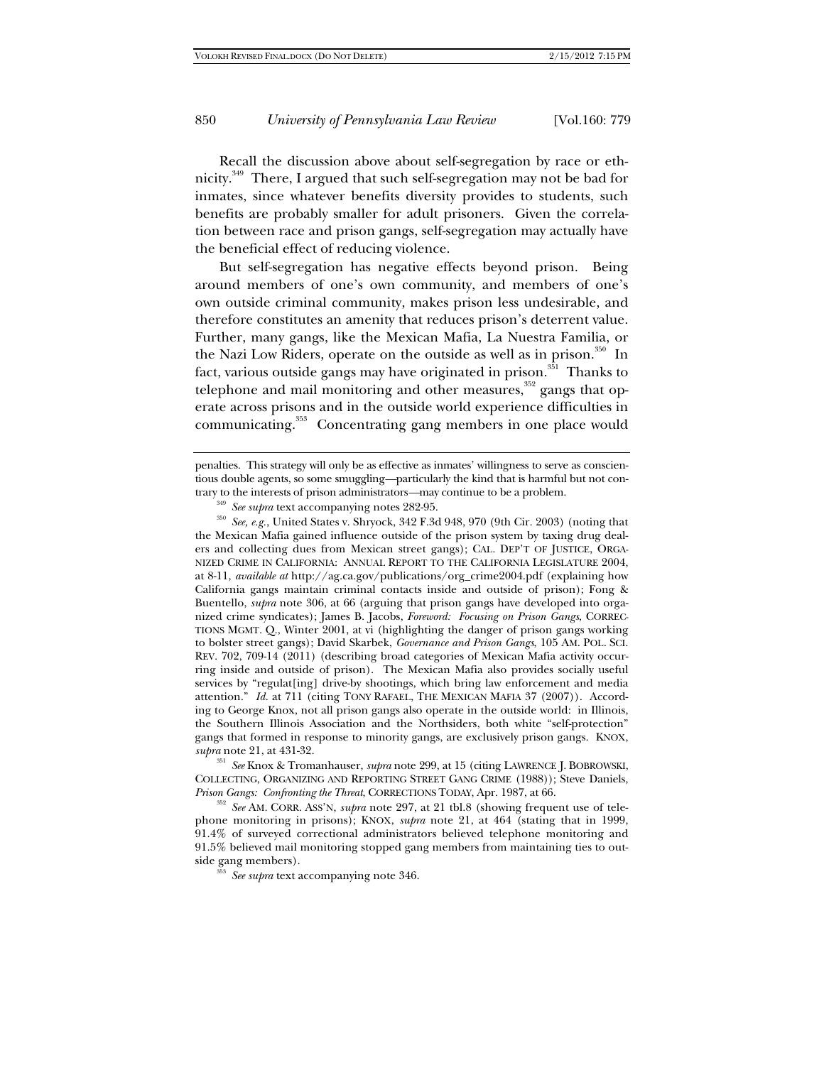Recall the discussion above about self-segregation by race or ethnicity.[349] There, I argued that such self-segregation may not be bad for inmates, since whatever benefits diversity provides to students, such benefits are probably smaller for adult prisoners. Given the correlation between race and prison gangs, self-segregation may actually have the beneficial effect of reducing violence.

But self-segregation has negative effects beyond prison. Being around members of one's own community, and members of one's own outside criminal community, makes prison less undesirable, and therefore constitutes an amenity that reduces prison's deterrent value. Further, many gangs, like the Mexican Mafia, La Nuestra Familia, or the Nazi Low Riders, operate on the outside as well as in prison.[350] In fact, various outside gangs may have originated in prison.[351] Thanks to telephone and mail monitoring and other measures,[352] gangs that operate across prisons and in the outside world experience difficulties in communicating.[353] Concentrating gang members in one place would

---

penalties. This strategy will only be as effective as inmates' willingness to serve as conscientious double agents, so some smuggling—particularly the kind that is harmful but not contrary to the interests of prison administrators—may continue to be a problem.

[349] *See supra* text accompanying notes 282-95.

[350] *See, e.g.*, United States v. Shryock, 342 F.3d 948, 970 (9th Cir. 2003) (noting that the Mexican Mafia gained influence outside of the prison system by taxing drug dealers and collecting dues from Mexican street gangs); CAL. DEP'T OF JUSTICE, ORGANIZED CRIME IN CALIFORNIA: ANNUAL REPORT TO THE CALIFORNIA LEGISLATURE 2004, at 8-11, *available at* http://ag.ca.gov/publications/org_crime2004.pdf (explaining how California gangs maintain criminal contacts inside and outside of prison); Fong & Buentello, *supra* note 306, at 66 (arguing that prison gangs have developed into organized crime syndicates); James B. Jacobs, *Foreword: Focusing on Prison Gangs*, CORRECTIONS MGMT. Q., Winter 2001, at vi (highlighting the danger of prison gangs working to bolster street gangs); David Skarbek, *Governance and Prison Gangs*, 105 AM. POL. SCI. REV. 702, 709-14 (2011) (describing broad categories of Mexican Mafia activity occurring inside and outside of prison). The Mexican Mafia also provides socially useful services by "regulat[ing] drive-by shootings, which bring law enforcement and media attention." *Id.* at 711 (citing TONY RAFAEL, THE MEXICAN MAFIA 37 (2007)). According to George Knox, not all prison gangs also operate in the outside world: in Illinois, the Southern Illinois Association and the Northsiders, both white "self-protection" gangs that formed in response to minority gangs, are exclusively prison gangs. KNOX, *supra* note 21, at 431-32.

[351] *See* Knox & Tromanhauser, *supra* note 299, at 15 (citing LAWRENCE J. BOBROWSKI, COLLECTING, ORGANIZING AND REPORTING STREET GANG CRIME (1988)); Steve Daniels, *Prison Gangs: Confronting the Threat*, CORRECTIONS TODAY, Apr. 1987, at 66.

[352] *See* AM. CORR. ASS'N, *supra* note 297, at 21 tbl.8 (showing frequent use of telephone monitoring in prisons); KNOX, *supra* note 21, at 464 (stating that in 1999, 91.4% of surveyed correctional administrators believed telephone monitoring and 91.5% believed mail monitoring stopped gang members from maintaining ties to outside gang members).

[353] *See supra* text accompanying note 346.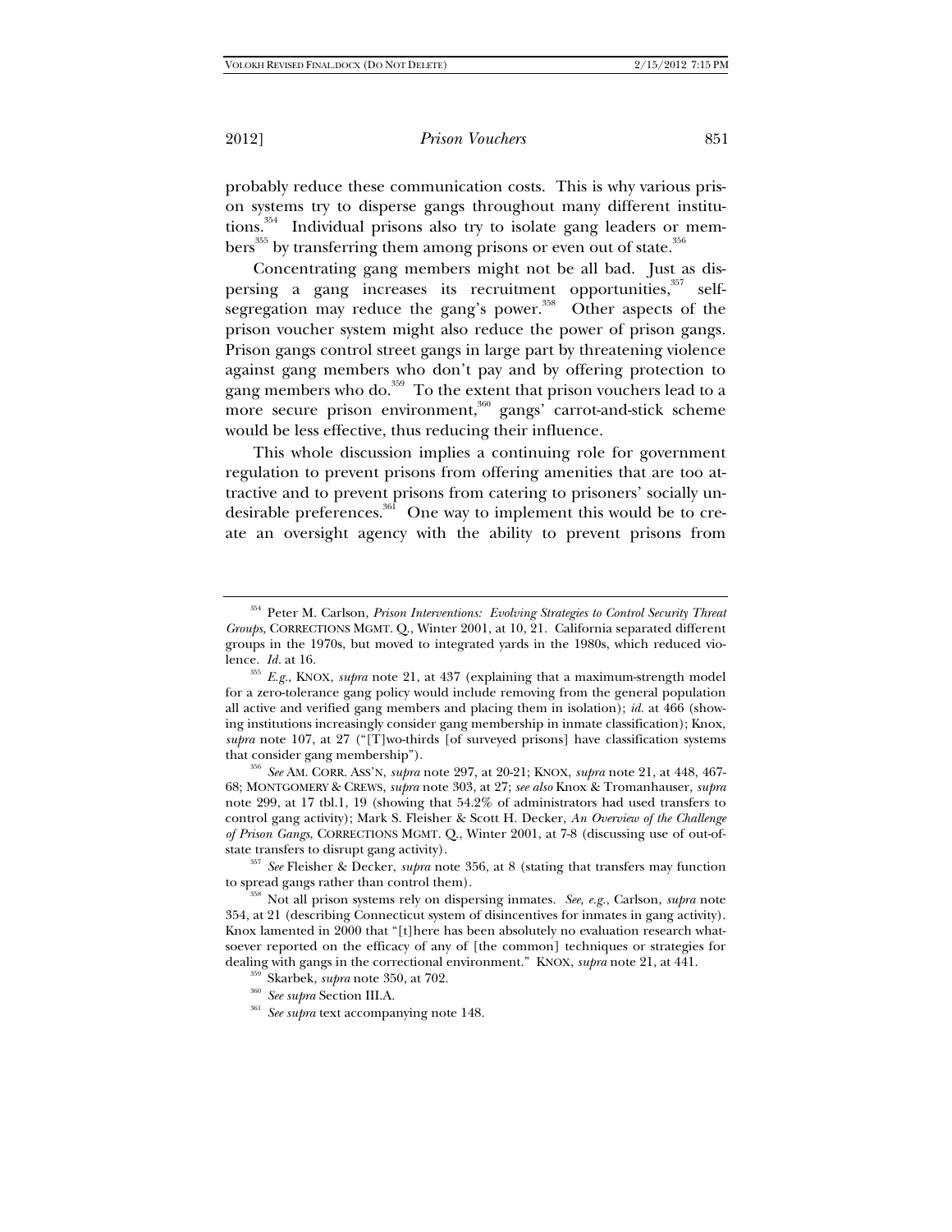probably reduce these communication costs. This is why various prison systems try to disperse gangs throughout many different institutions.[354] Individual prisons also try to isolate gang leaders or members[355] by transferring them among prisons or even out of state.[356]

Concentrating gang members might not be all bad. Just as dispersing a gang increases its recruitment opportunities,[357] self-segregation may reduce the gang's power.[358] Other aspects of the prison voucher system might also reduce the power of prison gangs. Prison gangs control street gangs in large part by threatening violence against gang members who don't pay and by offering protection to gang members who do.[359] To the extent that prison vouchers lead to a more secure prison environment,[360] gangs' carrot-and-stick scheme would be less effective, thus reducing their influence.

This whole discussion implies a continuing role for government regulation to prevent prisons from offering amenities that are too attractive and to prevent prisons from catering to prisoners' socially undesirable preferences.[361] One way to implement this would be to create an oversight agency with the ability to prevent prisons from

---

[354] Peter M. Carlson, *Prison Interventions: Evolving Strategies to Control Security Threat Groups*, CORRECTIONS MGMT. Q., Winter 2001, at 10, 21. California separated different groups in the 1970s, but moved to integrated yards in the 1980s, which reduced violence. *Id.* at 16.

[355] *E.g.*, KNOX, *supra* note 21, at 437 (explaining that a maximum-strength model for a zero-tolerance gang policy would include removing from the general population all active and verified gang members and placing them in isolation); *id.* at 466 (showing institutions increasingly consider gang membership in inmate classification); Knox, *supra* note 107, at 27 ("[T]wo-thirds [of surveyed prisons] have classification systems that consider gang membership").

[356] *See* AM. CORR. ASS'N, *supra* note 297, at 20-21; KNOX, *supra* note 21, at 448, 467-68; MONTGOMERY & CREWS, *supra* note 303, at 27; *see also* Knox & Tromanhauser, *supra* note 299, at 17 tbl.1, 19 (showing that 54.2% of administrators had used transfers to control gang activity); Mark S. Fleisher & Scott H. Decker, *An Overview of the Challenge of Prison Gangs*, CORRECTIONS MGMT. Q., Winter 2001, at 7-8 (discussing use of out-of-state transfers to disrupt gang activity).

[357] *See* Fleisher & Decker, *supra* note 356, at 8 (stating that transfers may function to spread gangs rather than control them).

[358] Not all prison systems rely on dispersing inmates. *See, e.g.*, Carlson, *supra* note 354, at 21 (describing Connecticut system of disincentives for inmates in gang activity). Knox lamented in 2000 that "[t]here has been absolutely no evaluation research whatsoever reported on the efficacy of any of [the common] techniques or strategies for dealing with gangs in the correctional environment." KNOX, *supra* note 21, at 441.

[359] Skarbek, *supra* note 350, at 702.

[360] *See supra* Section III.A.

[361] *See supra* text accompanying note 148.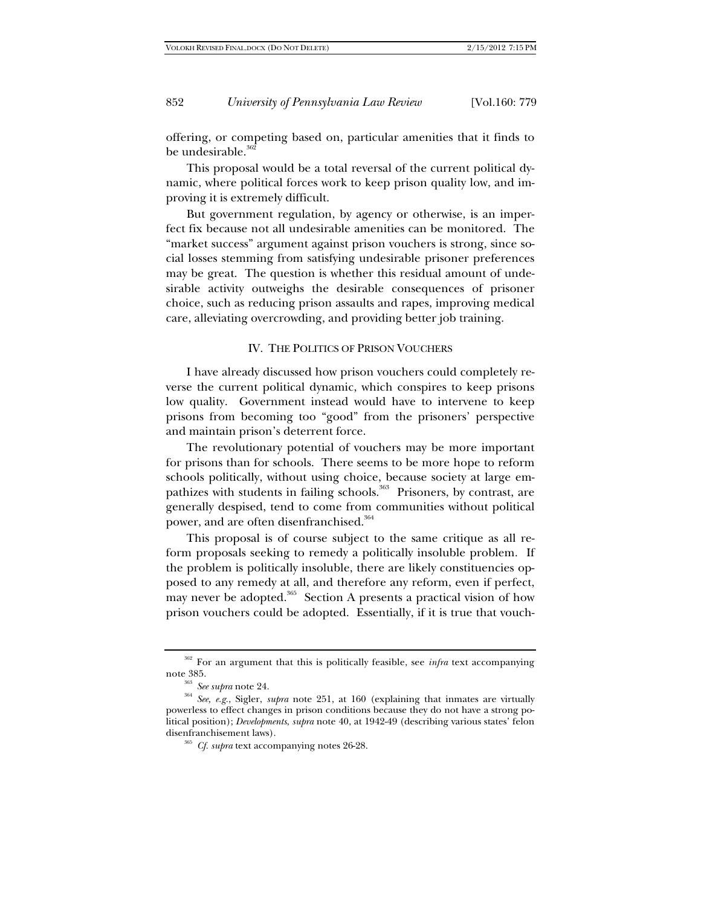offering, or competing based on, particular amenities that it finds to be undesirable.[362]

This proposal would be a total reversal of the current political dynamic, where political forces work to keep prison quality low, and improving it is extremely difficult.

But government regulation, by agency or otherwise, is an imperfect fix because not all undesirable amenities can be monitored. The "market success" argument against prison vouchers is strong, since social losses stemming from satisfying undesirable prisoner preferences may be great. The question is whether this residual amount of undesirable activity outweighs the desirable consequences of prisoner choice, such as reducing prison assaults and rapes, improving medical care, alleviating overcrowding, and providing better job training.

## IV. THE POLITICS OF PRISON VOUCHERS

I have already discussed how prison vouchers could completely reverse the current political dynamic, which conspires to keep prisons low quality. Government instead would have to intervene to keep prisons from becoming too "good" from the prisoners' perspective and maintain prison's deterrent force.

The revolutionary potential of vouchers may be more important for prisons than for schools. There seems to be more hope to reform schools politically, without using choice, because society at large empathizes with students in failing schools.[363] Prisoners, by contrast, are generally despised, tend to come from communities without political power, and are often disenfranchised.[364]

This proposal is of course subject to the same critique as all reform proposals seeking to remedy a politically insoluble problem. If the problem is politically insoluble, there are likely constituencies opposed to any remedy at all, and therefore any reform, even if perfect, may never be adopted.[365] Section A presents a practical vision of how prison vouchers could be adopted. Essentially, if it is true that vouch-

---

[362] For an argument that this is politically feasible, see *infra* text accompanying note 385.

[363] *See supra* note 24.

[364] *See, e.g.*, Sigler, *supra* note 251, at 160 (explaining that inmates are virtually powerless to effect changes in prison conditions because they do not have a strong political position); *Developments*, *supra* note 40, at 1942-49 (describing various states' felon disenfranchisement laws).

[365] *Cf. supra* text accompanying notes 26-28.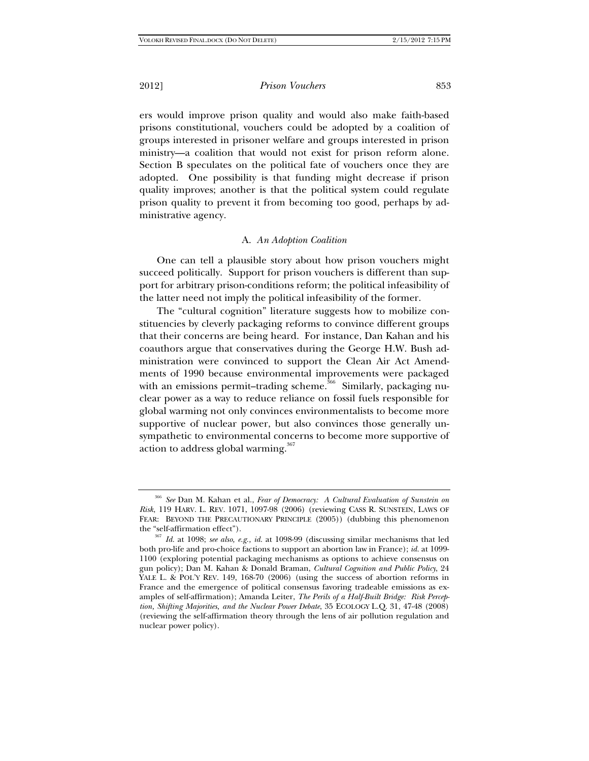ers would improve prison quality and would also make faith-based prisons constitutional, vouchers could be adopted by a coalition of groups interested in prisoner welfare and groups interested in prison ministry—a coalition that would not exist for prison reform alone. Section B speculates on the political fate of vouchers once they are adopted. One possibility is that funding might decrease if prison quality improves; another is that the political system could regulate prison quality to prevent it from becoming too good, perhaps by administrative agency.

### A. *An Adoption Coalition*

One can tell a plausible story about how prison vouchers might succeed politically. Support for prison vouchers is different than support for arbitrary prison-conditions reform; the political infeasibility of the latter need not imply the political infeasibility of the former.

The "cultural cognition" literature suggests how to mobilize constituencies by cleverly packaging reforms to convince different groups that their concerns are being heard. For instance, Dan Kahan and his coauthors argue that conservatives during the George H.W. Bush administration were convinced to support the Clean Air Act Amendments of 1990 because environmental improvements were packaged with an emissions permit–trading scheme.[366] Similarly, packaging nuclear power as a way to reduce reliance on fossil fuels responsible for global warming not only convinces environmentalists to become more supportive of nuclear power, but also convinces those generally unsympathetic to environmental concerns to become more supportive of action to address global warming.[367]

---

[366] *See* Dan M. Kahan et al., *Fear of Democracy: A Cultural Evaluation of Sunstein on Risk*, 119 HARV. L. REV. 1071, 1097-98 (2006) (reviewing CASS R. SUNSTEIN, LAWS OF FEAR: BEYOND THE PRECAUTIONARY PRINCIPLE (2005)) (dubbing this phenomenon the "self-affirmation effect").

[367] *Id.* at 1098; *see also, e.g., id.* at 1098-99 (discussing similar mechanisms that led both pro-life and pro-choice factions to support an abortion law in France); *id.* at 1099-1100 (exploring potential packaging mechanisms as options to achieve consensus on gun policy); Dan M. Kahan & Donald Braman, *Cultural Cognition and Public Policy*, 24 YALE L. & POL'Y REV. 149, 168-70 (2006) (using the success of abortion reforms in France and the emergence of political consensus favoring tradeable emissions as examples of self-affirmation); Amanda Leiter, *The Perils of a Half-Built Bridge: Risk Perception, Shifting Majorities, and the Nuclear Power Debate*, 35 ECOLOGY L.Q. 31, 47-48 (2008) (reviewing the self-affirmation theory through the lens of air pollution regulation and nuclear power policy).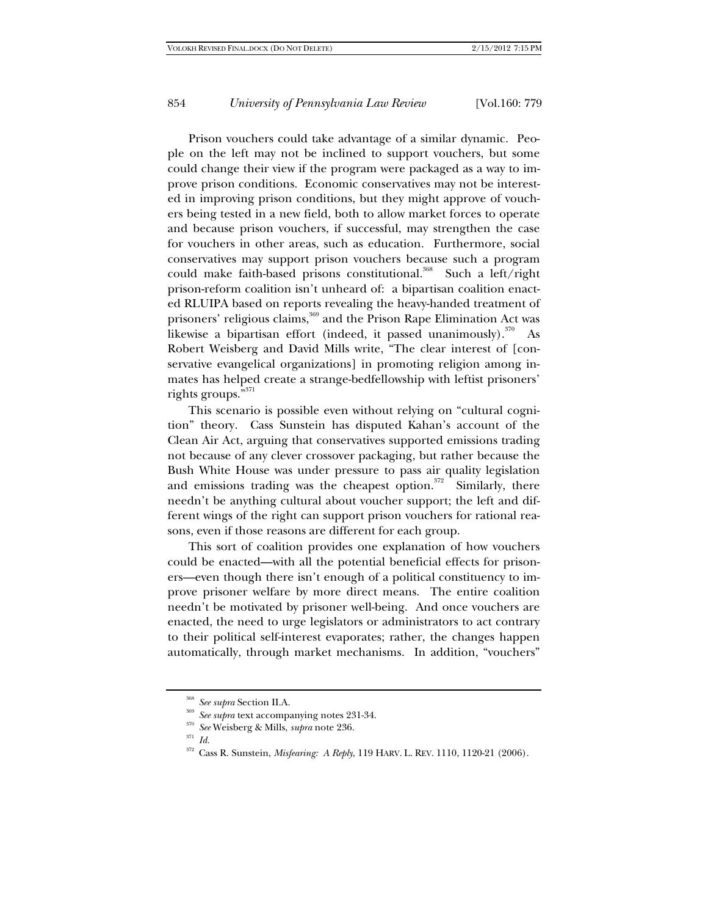Prison vouchers could take advantage of a similar dynamic. People on the left may not be inclined to support vouchers, but some could change their view if the program were packaged as a way to improve prison conditions. Economic conservatives may not be interested in improving prison conditions, but they might approve of vouchers being tested in a new field, both to allow market forces to operate and because prison vouchers, if successful, may strengthen the case for vouchers in other areas, such as education. Furthermore, social conservatives may support prison vouchers because such a program could make faith-based prisons constitutional.[368] Such a left/right prison-reform coalition isn't unheard of: a bipartisan coalition enacted RLUIPA based on reports revealing the heavy-handed treatment of prisoners' religious claims,[369] and the Prison Rape Elimination Act was likewise a bipartisan effort (indeed, it passed unanimously).[370] As Robert Weisberg and David Mills write, "The clear interest of [conservative evangelical organizations] in promoting religion among inmates has helped create a strange-bedfellowship with leftist prisoners' rights groups."[371]

This scenario is possible even without relying on "cultural cognition" theory. Cass Sunstein has disputed Kahan's account of the Clean Air Act, arguing that conservatives supported emissions trading not because of any clever crossover packaging, but rather because the Bush White House was under pressure to pass air quality legislation and emissions trading was the cheapest option.[372] Similarly, there needn't be anything cultural about voucher support; the left and different wings of the right can support prison vouchers for rational reasons, even if those reasons are different for each group.

This sort of coalition provides one explanation of how vouchers could be enacted—with all the potential beneficial effects for prisoners—even though there isn't enough of a political constituency to improve prisoner welfare by more direct means. The entire coalition needn't be motivated by prisoner well-being. And once vouchers are enacted, the need to urge legislators or administrators to act contrary to their political self-interest evaporates; rather, the changes happen automatically, through market mechanisms. In addition, "vouchers"

---

[368] *See supra* Section II.A.

[369] *See supra* text accompanying notes 231-34.

[370] *See* Weisberg & Mills, *supra* note 236.

[371] *Id.*

[372] Cass R. Sunstein, *Misfearing: A Reply*, 119 HARV. L. REV. 1110, 1120-21 (2006).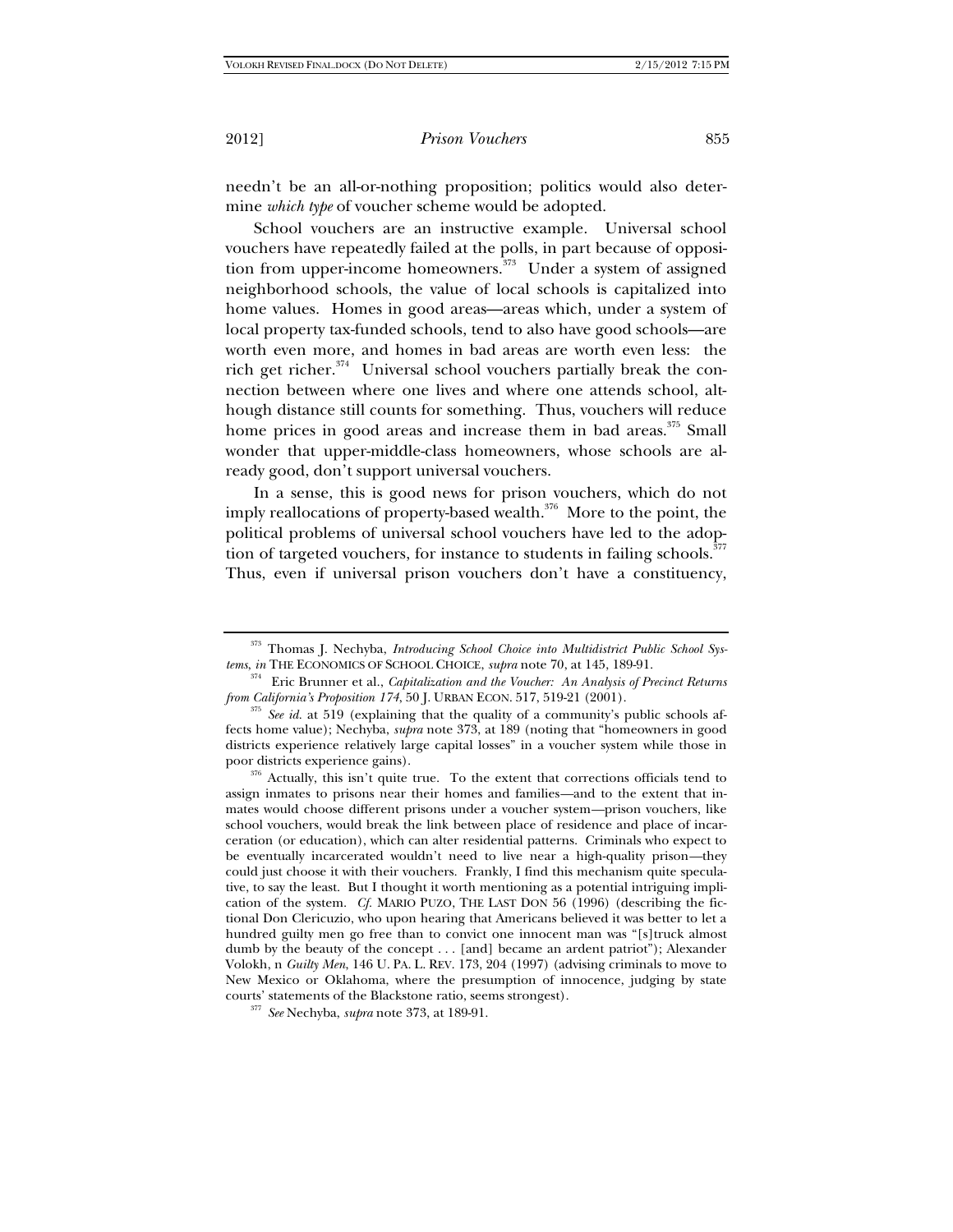needn't be an all-or-nothing proposition; politics would also determine *which type* of voucher scheme would be adopted.

School vouchers are an instructive example. Universal school vouchers have repeatedly failed at the polls, in part because of opposition from upper-income homeowners.[373] Under a system of assigned neighborhood schools, the value of local schools is capitalized into home values. Homes in good areas—areas which, under a system of local property tax-funded schools, tend to also have good schools—are worth even more, and homes in bad areas are worth even less: the rich get richer.[374] Universal school vouchers partially break the connection between where one lives and where one attends school, although distance still counts for something. Thus, vouchers will reduce home prices in good areas and increase them in bad areas.[375] Small wonder that upper-middle-class homeowners, whose schools are already good, don't support universal vouchers.

In a sense, this is good news for prison vouchers, which do not imply reallocations of property-based wealth.[376] More to the point, the political problems of universal school vouchers have led to the adoption of targeted vouchers, for instance to students in failing schools.[377] Thus, even if universal prison vouchers don't have a constituency,

---

[373] Thomas J. Nechyba, *Introducing School Choice into Multidistrict Public School Systems*, *in* THE ECONOMICS OF SCHOOL CHOICE, *supra* note 70, at 145, 189-91.

[374] Eric Brunner et al., *Capitalization and the Voucher: An Analysis of Precinct Returns from California's Proposition 174*, 50 J. URBAN ECON. 517, 519-21 (2001).

[375] *See id.* at 519 (explaining that the quality of a community's public schools affects home value); Nechyba, *supra* note 373, at 189 (noting that "homeowners in good districts experience relatively large capital losses" in a voucher system while those in poor districts experience gains).

[376] Actually, this isn't quite true. To the extent that corrections officials tend to assign inmates to prisons near their homes and families—and to the extent that inmates would choose different prisons under a voucher system—prison vouchers, like school vouchers, would break the link between place of residence and place of incarceration (or education), which can alter residential patterns. Criminals who expect to be eventually incarcerated wouldn't need to live near a high-quality prison—they could just choose it with their vouchers. Frankly, I find this mechanism quite speculative, to say the least. But I thought it worth mentioning as a potential intriguing implication of the system. *Cf.* MARIO PUZO, THE LAST DON 56 (1996) (describing the fictional Don Clericuzio, who upon hearing that Americans believed it was better to let a hundred guilty men go free than to convict one innocent man was "[s]truck almost dumb by the beauty of the concept . . . [and] became an ardent patriot"); Alexander Volokh, n *Guilty Men*, 146 U. PA. L. REV. 173, 204 (1997) (advising criminals to move to New Mexico or Oklahoma, where the presumption of innocence, judging by state courts' statements of the Blackstone ratio, seems strongest).

[377] *See* Nechyba, *supra* note 373, at 189-91.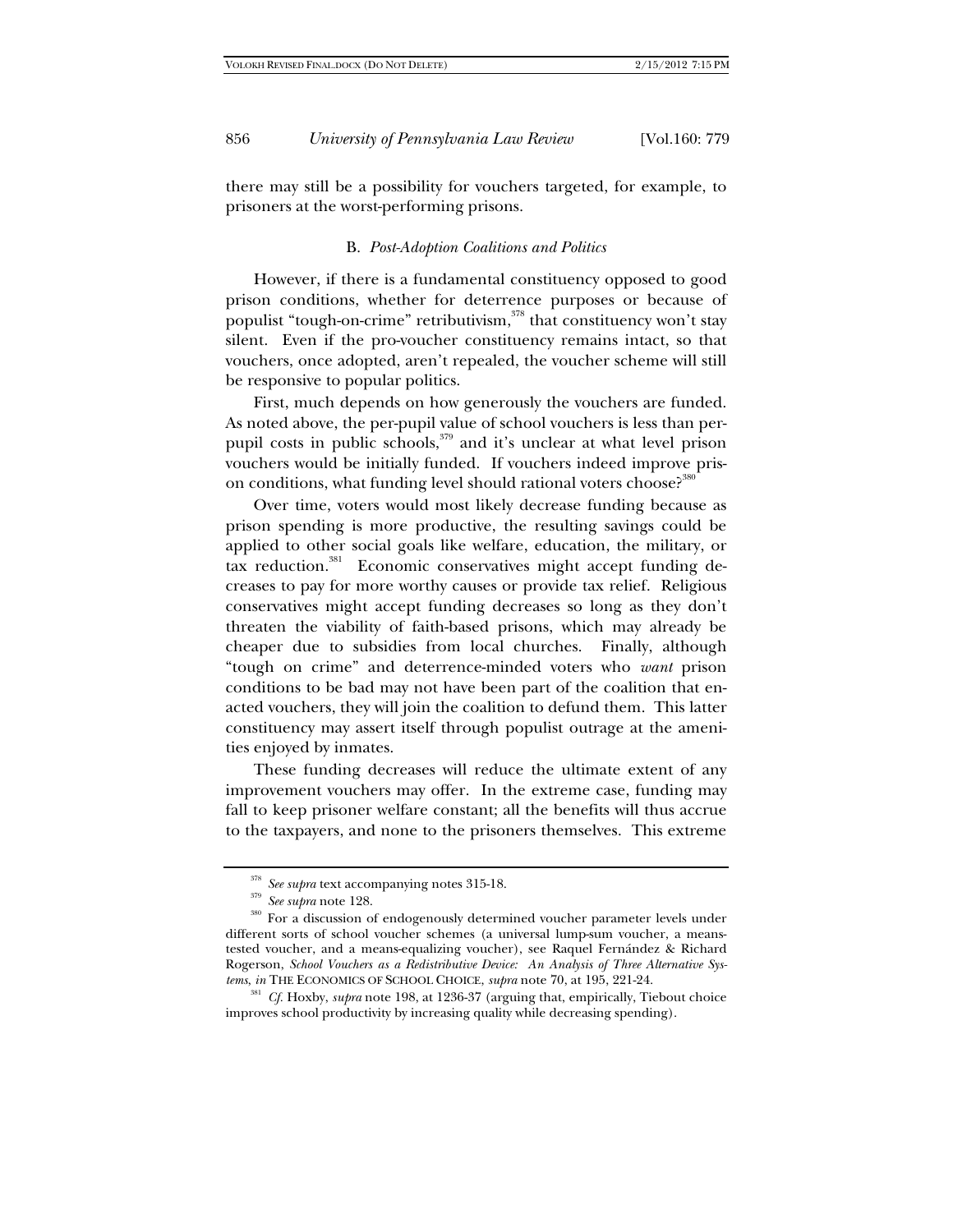there may still be a possibility for vouchers targeted, for example, to prisoners at the worst-performing prisons.

### B. *Post-Adoption Coalitions and Politics*

However, if there is a fundamental constituency opposed to good prison conditions, whether for deterrence purposes or because of populist "tough-on-crime" retributivism,[378] that constituency won't stay silent. Even if the pro-voucher constituency remains intact, so that vouchers, once adopted, aren't repealed, the voucher scheme will still be responsive to popular politics.

First, much depends on how generously the vouchers are funded. As noted above, the per-pupil value of school vouchers is less than per-pupil costs in public schools,[379] and it's unclear at what level prison vouchers would be initially funded. If vouchers indeed improve prison conditions, what funding level should rational voters choose?[380]

Over time, voters would most likely decrease funding because as prison spending is more productive, the resulting savings could be applied to other social goals like welfare, education, the military, or tax reduction.[381] Economic conservatives might accept funding decreases to pay for more worthy causes or provide tax relief. Religious conservatives might accept funding decreases so long as they don't threaten the viability of faith-based prisons, which may already be cheaper due to subsidies from local churches. Finally, although "tough on crime" and deterrence-minded voters who *want* prison conditions to be bad may not have been part of the coalition that enacted vouchers, they will join the coalition to defund them. This latter constituency may assert itself through populist outrage at the amenities enjoyed by inmates.

These funding decreases will reduce the ultimate extent of any improvement vouchers may offer. In the extreme case, funding may fall to keep prisoner welfare constant; all the benefits will thus accrue to the taxpayers, and none to the prisoners themselves. This extreme

---

[378] *See supra* text accompanying notes 315-18.

[379] *See supra* note 128.

[380] For a discussion of endogenously determined voucher parameter levels under different sorts of school voucher schemes (a universal lump-sum voucher, a means-tested voucher, and a means-equalizing voucher), see Raquel Fernández & Richard Rogerson, *School Vouchers as a Redistributive Device: An Analysis of Three Alternative Systems*, *in* THE ECONOMICS OF SCHOOL CHOICE, *supra* note 70, at 195, 221-24.

[381] *Cf.* Hoxby, *supra* note 198, at 1236-37 (arguing that, empirically, Tiebout choice improves school productivity by increasing quality while decreasing spending).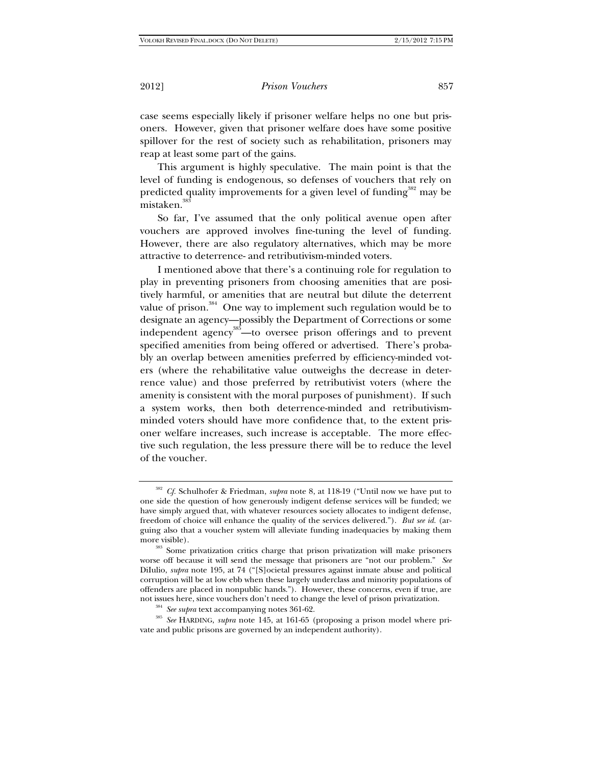case seems especially likely if prisoner welfare helps no one but prisoners. However, given that prisoner welfare does have some positive spillover for the rest of society such as rehabilitation, prisoners may reap at least some part of the gains.

This argument is highly speculative. The main point is that the level of funding is endogenous, so defenses of vouchers that rely on predicted quality improvements for a given level of funding[382] may be mistaken.[383]

So far, I've assumed that the only political avenue open after vouchers are approved involves fine-tuning the level of funding. However, there are also regulatory alternatives, which may be more attractive to deterrence- and retributivism-minded voters.

I mentioned above that there's a continuing role for regulation to play in preventing prisoners from choosing amenities that are positively harmful, or amenities that are neutral but dilute the deterrent value of prison.[384] One way to implement such regulation would be to designate an agency—possibly the Department of Corrections or some independent agency[385]—to oversee prison offerings and to prevent specified amenities from being offered or advertised. There's probably an overlap between amenities preferred by efficiency-minded voters (where the rehabilitative value outweighs the decrease in deterrence value) and those preferred by retributivist voters (where the amenity is consistent with the moral purposes of punishment). If such a system works, then both deterrence-minded and retributivism-minded voters should have more confidence that, to the extent prisoner welfare increases, such increase is acceptable. The more effective such regulation, the less pressure there will be to reduce the level of the voucher.

---

[382] *Cf.* Schulhofer & Friedman, *supra* note 8, at 118-19 ("Until now we have put to one side the question of how generously indigent defense services will be funded; we have simply argued that, with whatever resources society allocates to indigent defense, freedom of choice will enhance the quality of the services delivered."). *But see id.* (arguing also that a voucher system will alleviate funding inadequacies by making them more visible).

[383] Some privatization critics charge that prison privatization will make prisoners worse off because it will send the message that prisoners are "not our problem." *See* DiIulio, *supra* note 195, at 74 ("[S]ocietal pressures against inmate abuse and political corruption will be at low ebb when these largely underclass and minority populations of offenders are placed in nonpublic hands."). However, these concerns, even if true, are not issues here, since vouchers don't need to change the level of prison privatization.

[384] *See supra* text accompanying notes 361-62.

[385] *See* HARDING, *supra* note 145, at 161-65 (proposing a prison model where private and public prisons are governed by an independent authority).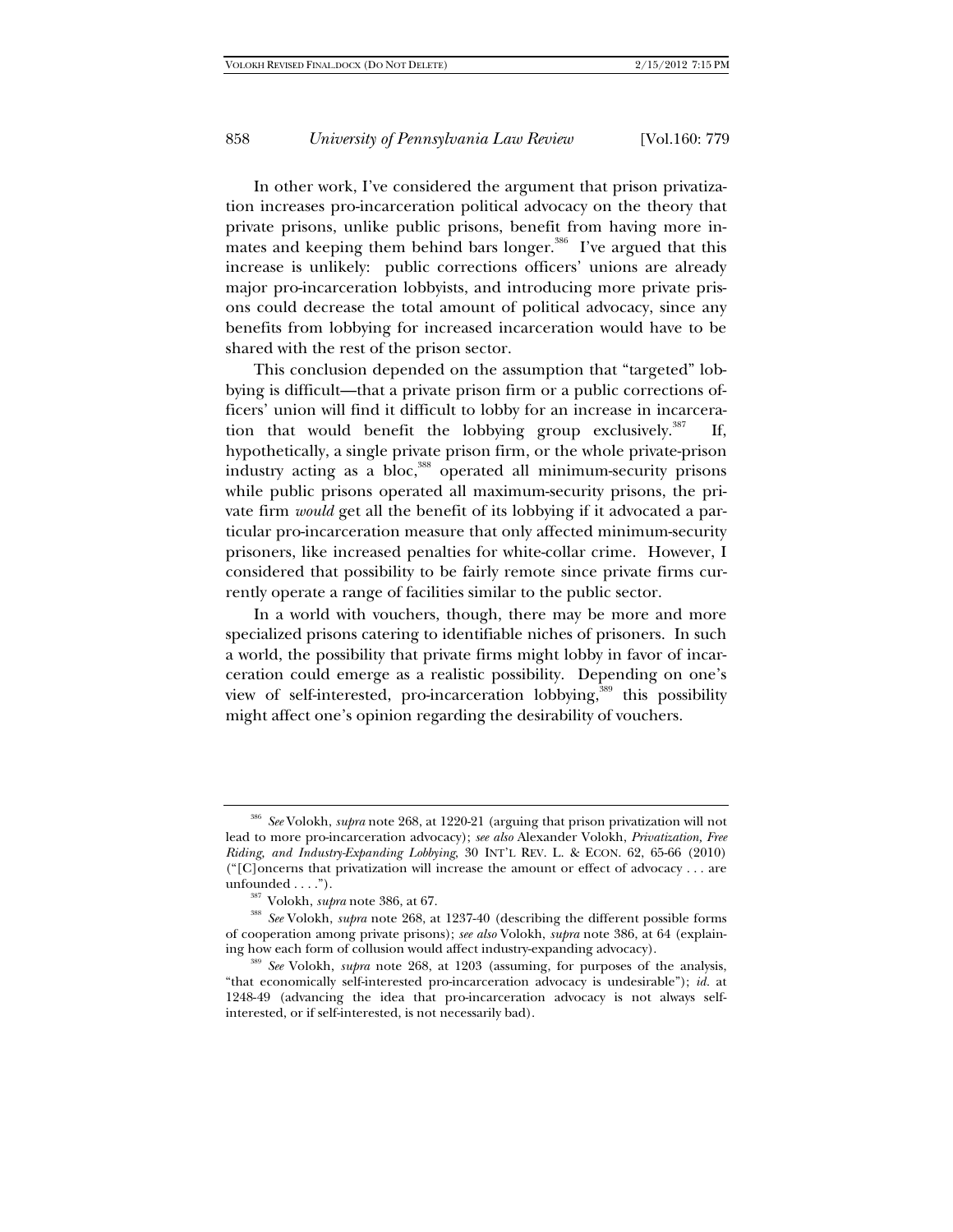In other work, I've considered the argument that prison privatization increases pro-incarceration political advocacy on the theory that private prisons, unlike public prisons, benefit from having more inmates and keeping them behind bars longer.[386] I've argued that this increase is unlikely: public corrections officers' unions are already major pro-incarceration lobbyists, and introducing more private prisons could decrease the total amount of political advocacy, since any benefits from lobbying for increased incarceration would have to be shared with the rest of the prison sector.

This conclusion depended on the assumption that "targeted" lobbying is difficult—that a private prison firm or a public corrections officers' union will find it difficult to lobby for an increase in incarceration that would benefit the lobbying group exclusively.[387] If, hypothetically, a single private prison firm, or the whole private-prison industry acting as a bloc,[388] operated all minimum-security prisons while public prisons operated all maximum-security prisons, the private firm *would* get all the benefit of its lobbying if it advocated a particular pro-incarceration measure that only affected minimum-security prisoners, like increased penalties for white-collar crime. However, I considered that possibility to be fairly remote since private firms currently operate a range of facilities similar to the public sector.

In a world with vouchers, though, there may be more and more specialized prisons catering to identifiable niches of prisoners. In such a world, the possibility that private firms might lobby in favor of incarceration could emerge as a realistic possibility. Depending on one's view of self-interested, pro-incarceration lobbying,[389] this possibility might affect one's opinion regarding the desirability of vouchers.

---

[386] *See* Volokh, *supra* note 268, at 1220-21 (arguing that prison privatization will not lead to more pro-incarceration advocacy); *see also* Alexander Volokh, *Privatization, Free Riding, and Industry-Expanding Lobbying*, 30 INT'L REV. L. & ECON. 62, 65-66 (2010) ("[C]oncerns that privatization will increase the amount or effect of advocacy . . . are unfounded . . . .").

[387] Volokh, *supra* note 386, at 67.

[388] *See* Volokh, *supra* note 268, at 1237-40 (describing the different possible forms of cooperation among private prisons); *see also* Volokh, *supra* note 386, at 64 (explaining how each form of collusion would affect industry-expanding advocacy).

[389] *See* Volokh, *supra* note 268, at 1203 (assuming, for purposes of the analysis, "that economically self-interested pro-incarceration advocacy is undesirable"); *id.* at 1248-49 (advancing the idea that pro-incarceration advocacy is not always self-interested, or if self-interested, is not necessarily bad).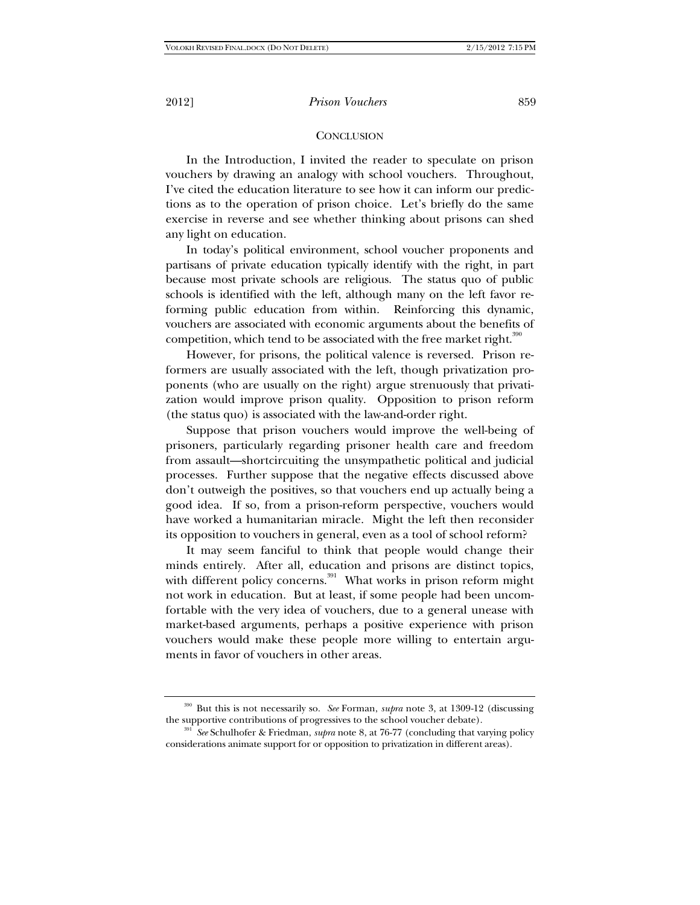## CONCLUSION

In the Introduction, I invited the reader to speculate on prison vouchers by drawing an analogy with school vouchers. Throughout, I've cited the education literature to see how it can inform our predictions as to the operation of prison choice. Let's briefly do the same exercise in reverse and see whether thinking about prisons can shed any light on education.

In today's political environment, school voucher proponents and partisans of private education typically identify with the right, in part because most private schools are religious. The status quo of public schools is identified with the left, although many on the left favor reforming public education from within. Reinforcing this dynamic, vouchers are associated with economic arguments about the benefits of competition, which tend to be associated with the free market right.[390]

However, for prisons, the political valence is reversed. Prison reformers are usually associated with the left, though privatization proponents (who are usually on the right) argue strenuously that privatization would improve prison quality. Opposition to prison reform (the status quo) is associated with the law-and-order right.

Suppose that prison vouchers would improve the well-being of prisoners, particularly regarding prisoner health care and freedom from assault—shortcircuiting the unsympathetic political and judicial processes. Further suppose that the negative effects discussed above don't outweigh the positives, so that vouchers end up actually being a good idea. If so, from a prison-reform perspective, vouchers would have worked a humanitarian miracle. Might the left then reconsider its opposition to vouchers in general, even as a tool of school reform?

It may seem fanciful to think that people would change their minds entirely. After all, education and prisons are distinct topics, with different policy concerns.[391] What works in prison reform might not work in education. But at least, if some people had been uncomfortable with the very idea of vouchers, due to a general unease with market-based arguments, perhaps a positive experience with prison vouchers would make these people more willing to entertain arguments in favor of vouchers in other areas.

---

[390] But this is not necessarily so. *See* Forman, *supra* note 3, at 1309-12 (discussing the supportive contributions of progressives to the school voucher debate).

[391] *See* Schulhofer & Friedman, *supra* note 8, at 76-77 (concluding that varying policy considerations animate support for or opposition to privatization in different areas).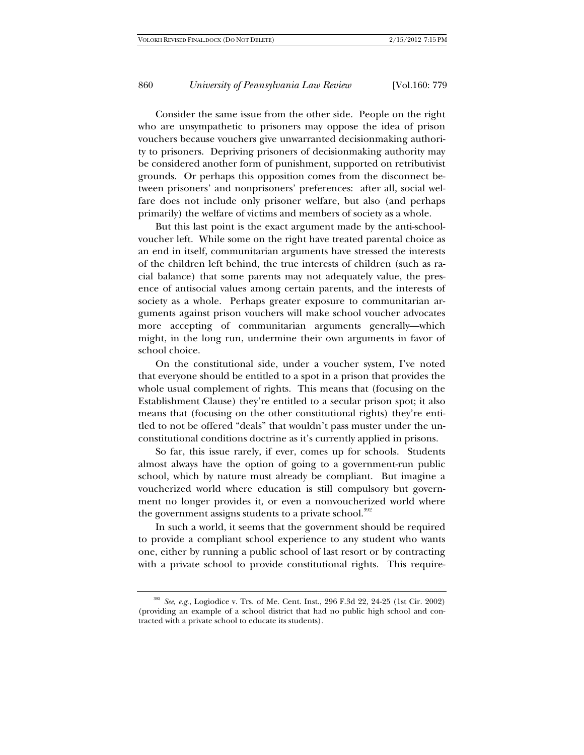Consider the same issue from the other side. People on the right who are unsympathetic to prisoners may oppose the idea of prison vouchers because vouchers give unwarranted decisionmaking authority to prisoners. Depriving prisoners of decisionmaking authority may be considered another form of punishment, supported on retributivist grounds. Or perhaps this opposition comes from the disconnect between prisoners' and nonprisoners' preferences: after all, social welfare does not include only prisoner welfare, but also (and perhaps primarily) the welfare of victims and members of society as a whole.

But this last point is the exact argument made by the anti-school-voucher left. While some on the right have treated parental choice as an end in itself, communitarian arguments have stressed the interests of the children left behind, the true interests of children (such as racial balance) that some parents may not adequately value, the presence of antisocial values among certain parents, and the interests of society as a whole. Perhaps greater exposure to communitarian arguments against prison vouchers will make school voucher advocates more accepting of communitarian arguments generally—which might, in the long run, undermine their own arguments in favor of school choice.

On the constitutional side, under a voucher system, I've noted that everyone should be entitled to a spot in a prison that provides the whole usual complement of rights. This means that (focusing on the Establishment Clause) they're entitled to a secular prison spot; it also means that (focusing on the other constitutional rights) they're entitled to not be offered "deals" that wouldn't pass muster under the unconstitutional conditions doctrine as it's currently applied in prisons.

So far, this issue rarely, if ever, comes up for schools. Students almost always have the option of going to a government-run public school, which by nature must already be compliant. But imagine a voucherized world where education is still compulsory but government no longer provides it, or even a nonvoucherized world where the government assigns students to a private school.[392]

In such a world, it seems that the government should be required to provide a compliant school experience to any student who wants one, either by running a public school of last resort or by contracting with a private school to provide constitutional rights. This require-

---

[392] *See, e.g.*, Logiodice v. Trs. of Me. Cent. Inst., 296 F.3d 22, 24-25 (1st Cir. 2002) (providing an example of a school district that had no public high school and contracted with a private school to educate its students).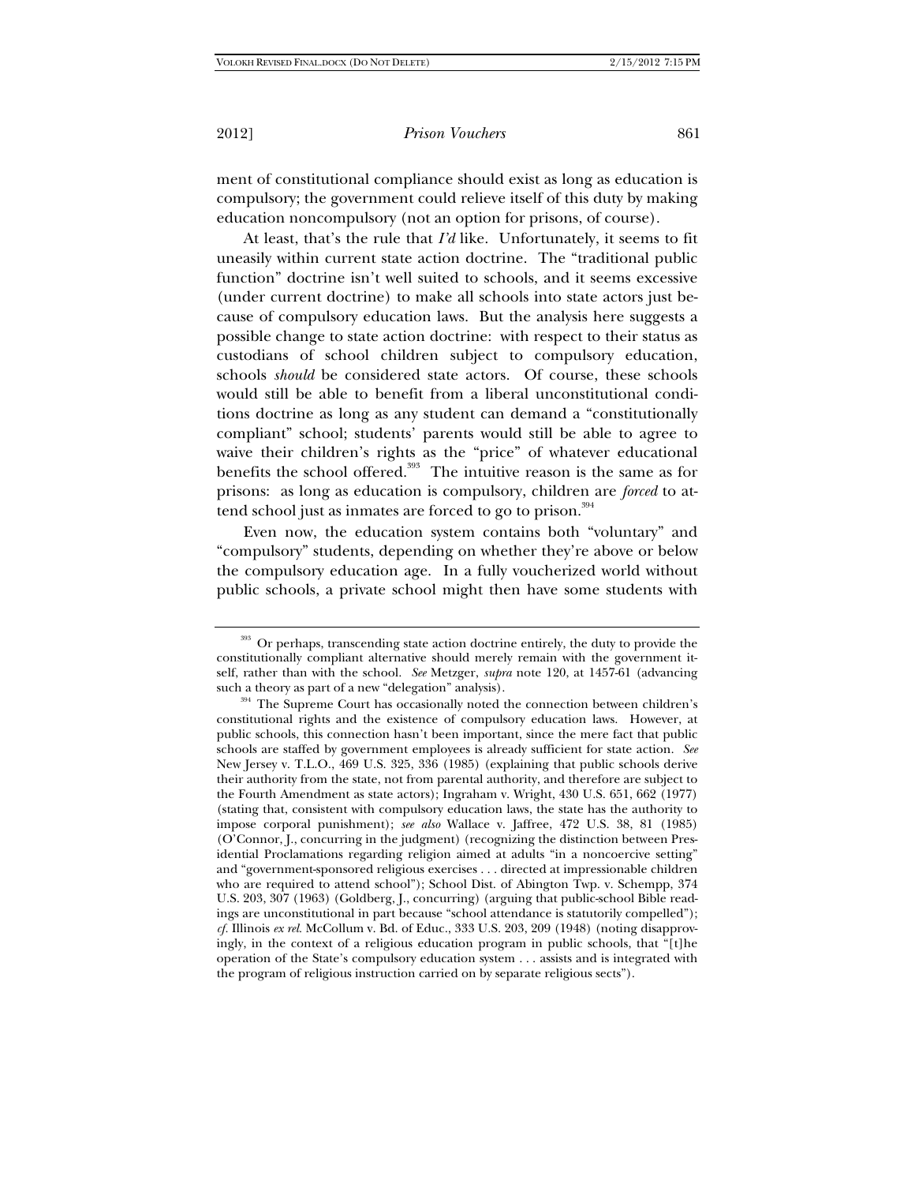ment of constitutional compliance should exist as long as education is compulsory; the government could relieve itself of this duty by making education noncompulsory (not an option for prisons, of course).

At least, that's the rule that *I'd* like. Unfortunately, it seems to fit uneasily within current state action doctrine. The "traditional public function" doctrine isn't well suited to schools, and it seems excessive (under current doctrine) to make all schools into state actors just because of compulsory education laws. But the analysis here suggests a possible change to state action doctrine: with respect to their status as custodians of school children subject to compulsory education, schools *should* be considered state actors. Of course, these schools would still be able to benefit from a liberal unconstitutional conditions doctrine as long as any student can demand a "constitutionally compliant" school; students' parents would still be able to agree to waive their children's rights as the "price" of whatever educational benefits the school offered.[393] The intuitive reason is the same as for prisons: as long as education is compulsory, children are *forced* to attend school just as inmates are forced to go to prison.[394]

Even now, the education system contains both "voluntary" and "compulsory" students, depending on whether they're above or below the compulsory education age. In a fully voucherized world without public schools, a private school might then have some students with

---

[393] Or perhaps, transcending state action doctrine entirely, the duty to provide the constitutionally compliant alternative should merely remain with the government itself, rather than with the school. *See* Metzger, *supra* note 120, at 1457-61 (advancing such a theory as part of a new "delegation" analysis).

[394] The Supreme Court has occasionally noted the connection between children's constitutional rights and the existence of compulsory education laws. However, at public schools, this connection hasn't been important, since the mere fact that public schools are staffed by government employees is already sufficient for state action. *See* New Jersey v. T.L.O., 469 U.S. 325, 336 (1985) (explaining that public schools derive their authority from the state, not from parental authority, and therefore are subject to the Fourth Amendment as state actors); Ingraham v. Wright, 430 U.S. 651, 662 (1977) (stating that, consistent with compulsory education laws, the state has the authority to impose corporal punishment); *see also* Wallace v. Jaffree, 472 U.S. 38, 81 (1985) (O'Connor, J., concurring in the judgment) (recognizing the distinction between Presidential Proclamations regarding religion aimed at adults "in a noncoercive setting" and "government-sponsored religious exercises . . . directed at impressionable children who are required to attend school"); School Dist. of Abington Twp. v. Schempp, 374 U.S. 203, 307 (1963) (Goldberg, J., concurring) (arguing that public-school Bible readings are unconstitutional in part because "school attendance is statutorily compelled"); *cf.* Illinois *ex rel.* McCollum v. Bd. of Educ., 333 U.S. 203, 209 (1948) (noting disapprovingly, in the context of a religious education program in public schools, that "[t]he operation of the State's compulsory education system . . . assists and is integrated with the program of religious instruction carried on by separate religious sects").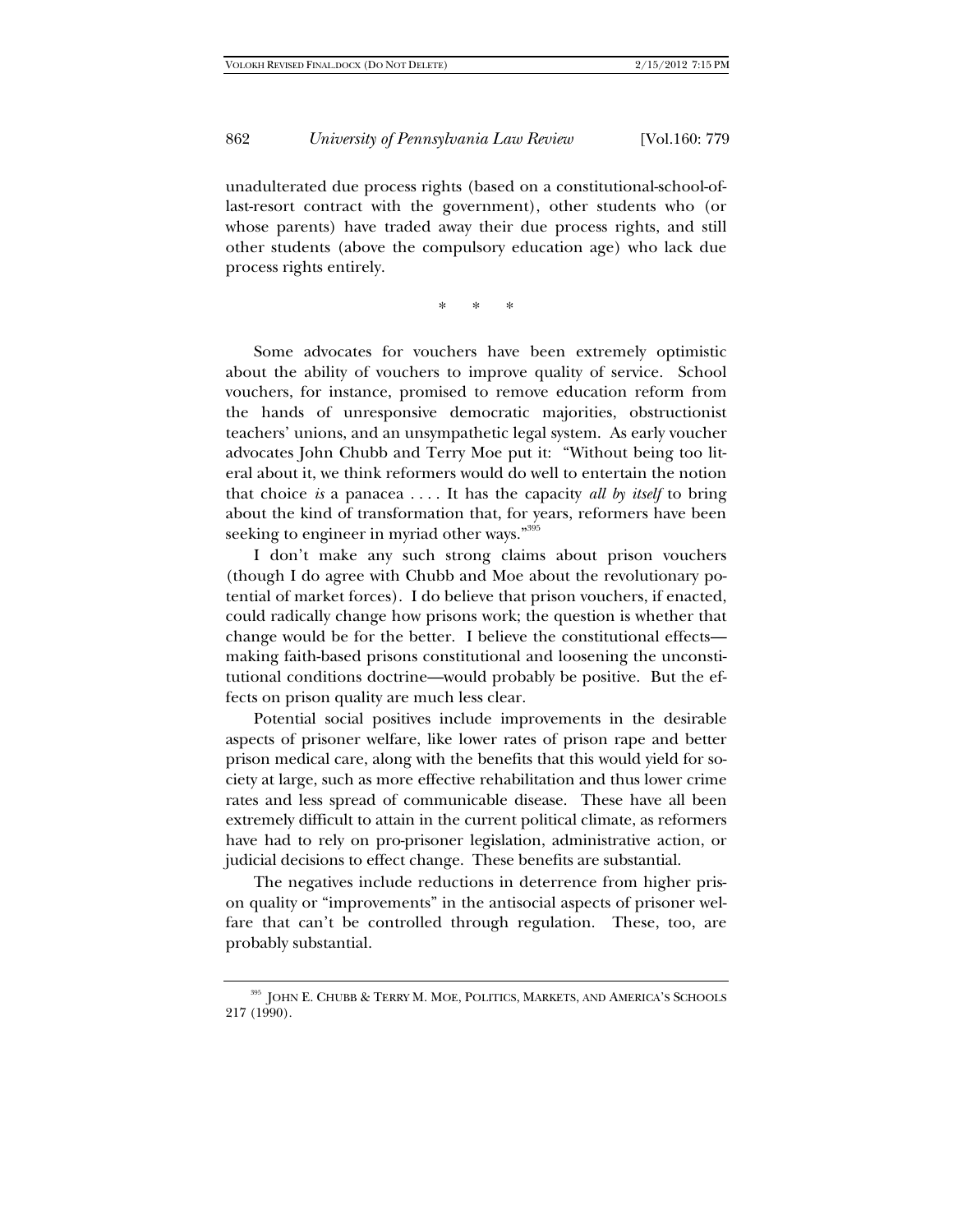unadulterated due process rights (based on a constitutional-school-of-last-resort contract with the government), other students who (or whose parents) have traded away their due process rights, and still other students (above the compulsory education age) who lack due process rights entirely.

\* \* \*

Some advocates for vouchers have been extremely optimistic about the ability of vouchers to improve quality of service. School vouchers, for instance, promised to remove education reform from the hands of unresponsive democratic majorities, obstructionist teachers' unions, and an unsympathetic legal system. As early voucher advocates John Chubb and Terry Moe put it: "Without being too literal about it, we think reformers would do well to entertain the notion that choice *is* a panacea . . . . It has the capacity *all by itself* to bring about the kind of transformation that, for years, reformers have been seeking to engineer in myriad other ways."[395]

I don't make any such strong claims about prison vouchers (though I do agree with Chubb and Moe about the revolutionary potential of market forces). I do believe that prison vouchers, if enacted, could radically change how prisons work; the question is whether that change would be for the better. I believe the constitutional effects—making faith-based prisons constitutional and loosening the unconstitutional conditions doctrine—would probably be positive. But the effects on prison quality are much less clear.

Potential social positives include improvements in the desirable aspects of prisoner welfare, like lower rates of prison rape and better prison medical care, along with the benefits that this would yield for society at large, such as more effective rehabilitation and thus lower crime rates and less spread of communicable disease. These have all been extremely difficult to attain in the current political climate, as reformers have had to rely on pro-prisoner legislation, administrative action, or judicial decisions to effect change. These benefits are substantial.

The negatives include reductions in deterrence from higher prison quality or "improvements" in the antisocial aspects of prisoner welfare that can't be controlled through regulation. These, too, are probably substantial.

---

[395] JOHN E. CHUBB & TERRY M. MOE, POLITICS, MARKETS, AND AMERICA'S SCHOOLS 217 (1990).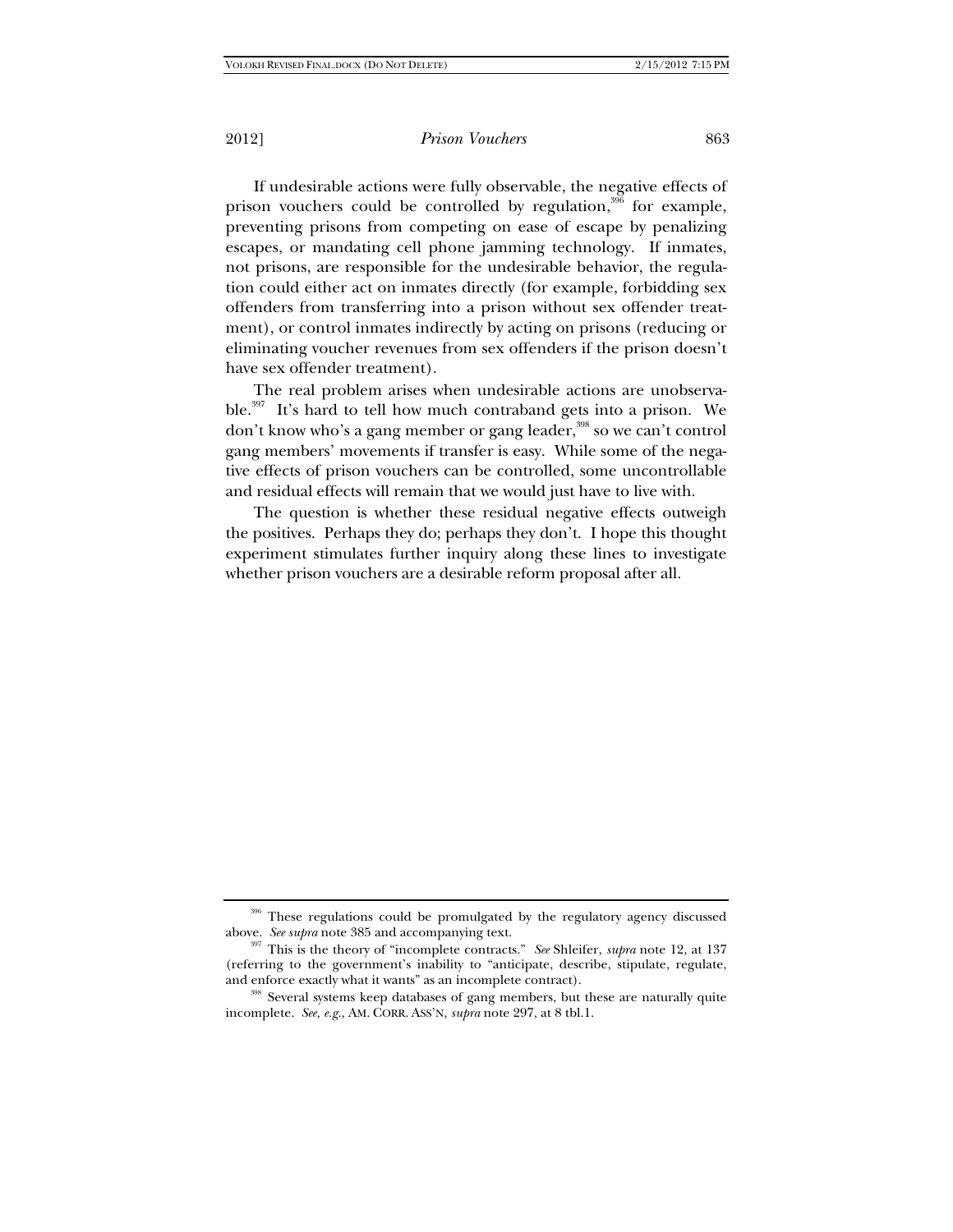If undesirable actions were fully observable, the negative effects of prison vouchers could be controlled by regulation,[396] for example, preventing prisons from competing on ease of escape by penalizing escapes, or mandating cell phone jamming technology. If inmates, not prisons, are responsible for the undesirable behavior, the regulation could either act on inmates directly (for example, forbidding sex offenders from transferring into a prison without sex offender treatment), or control inmates indirectly by acting on prisons (reducing or eliminating voucher revenues from sex offenders if the prison doesn't have sex offender treatment).

The real problem arises when undesirable actions are unobservable.[397] It's hard to tell how much contraband gets into a prison. We don't know who's a gang member or gang leader,[398] so we can't control gang members' movements if transfer is easy. While some of the negative effects of prison vouchers can be controlled, some uncontrollable and residual effects will remain that we would just have to live with.

The question is whether these residual negative effects outweigh the positives. Perhaps they do; perhaps they don't. I hope this thought experiment stimulates further inquiry along these lines to investigate whether prison vouchers are a desirable reform proposal after all.

---

[396] These regulations could be promulgated by the regulatory agency discussed above. *See supra* note 385 and accompanying text.

[397] This is the theory of "incomplete contracts." *See* Shleifer, *supra* note 12, at 137 (referring to the government's inability to "anticipate, describe, stipulate, regulate, and enforce exactly what it wants" as an incomplete contract).

[398] Several systems keep databases of gang members, but these are naturally quite incomplete. *See, e.g.*, AM. CORR. ASS'N, *supra* note 297, at 8 tbl.1.